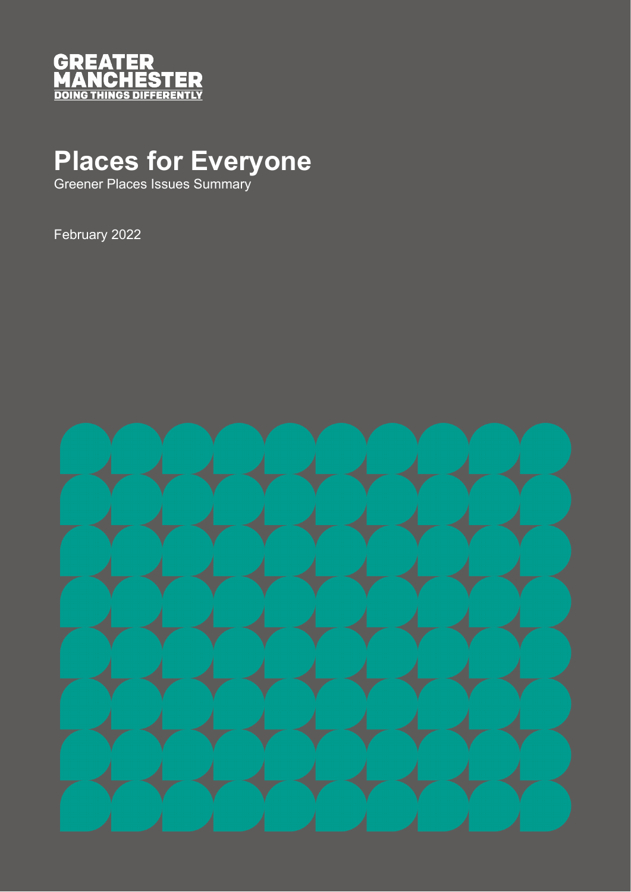GREATER MANCHESTER
DOING THINGS DIFFERENTLY

# Places for Everyone

Greener Places Issues Summary

February 2022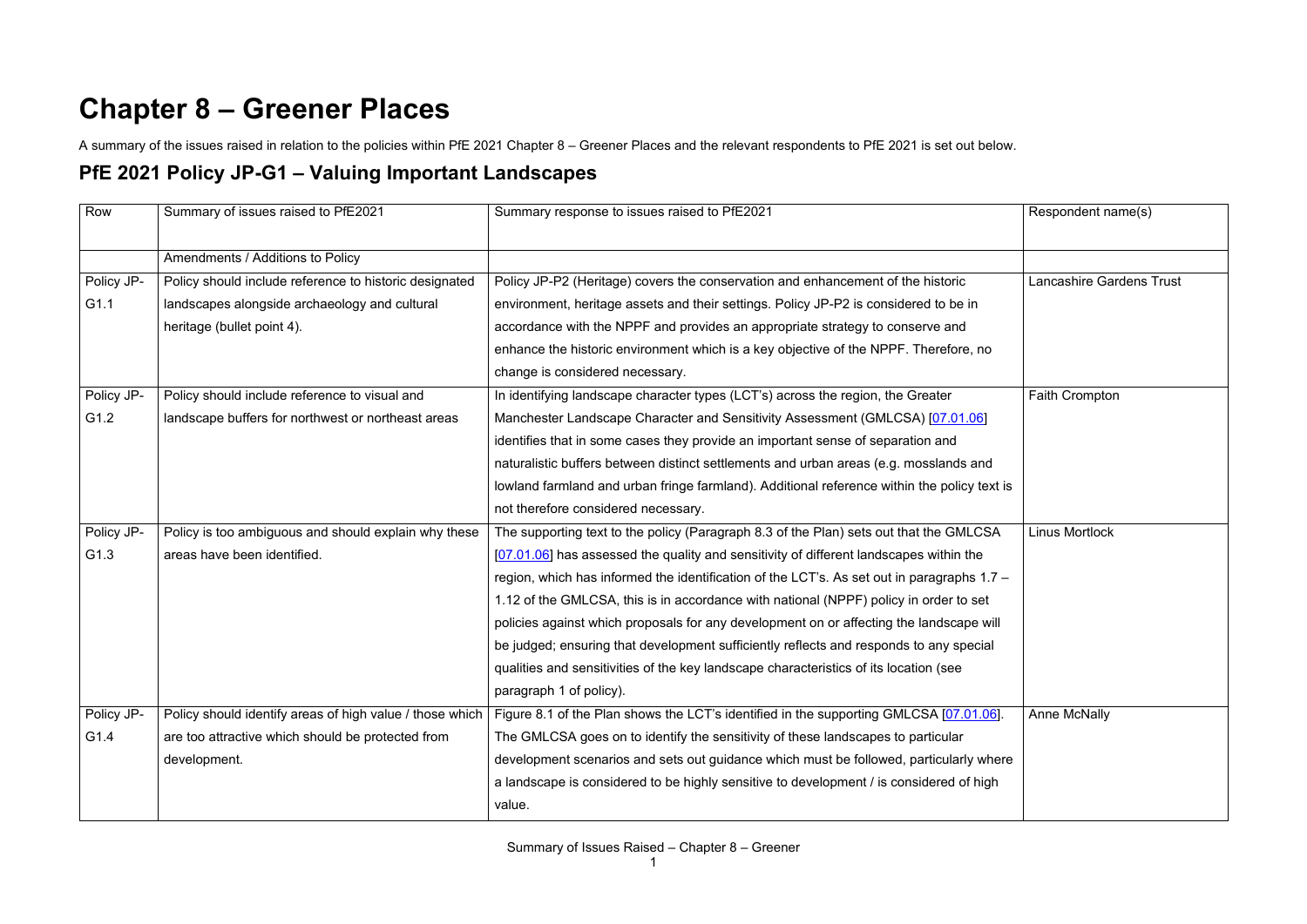# Chapter 8 – Greener Places

A summary of the issues raised in relation to the policies within PfE 2021 Chapter 8 – Greener Places and the relevant respondents to PfE 2021 is set out below.

## PfE 2021 Policy JP-G1 – Valuing Important Landscapes

| Row | Summary of issues raised to PfE2021 | Summary response to issues raised to PfE2021 | Respondent name(s) |
|---|---|---|---|
| | Amendments / Additions to Policy | | |
| Policy JP-G1.1 | Policy should include reference to historic designated landscapes alongside archaeology and cultural heritage (bullet point 4). | Policy JP-P2 (Heritage) covers the conservation and enhancement of the historic environment, heritage assets and their settings. Policy JP-P2 is considered to be in accordance with the NPPF and provides an appropriate strategy to conserve and enhance the historic environment which is a key objective of the NPPF. Therefore, no change is considered necessary. | Lancashire Gardens Trust |
| Policy JP-G1.2 | Policy should include reference to visual and landscape buffers for northwest or northeast areas | In identifying landscape character types (LCT's) across the region, the Greater Manchester Landscape Character and Sensitivity Assessment (GMLCSA) [07.01.06] identifies that in some cases they provide an important sense of separation and naturalistic buffers between distinct settlements and urban areas (e.g. mosslands and lowland farmland and urban fringe farmland). Additional reference within the policy text is not therefore considered necessary. | Faith Crompton |
| Policy JP-G1.3 | Policy is too ambiguous and should explain why these areas have been identified. | The supporting text to the policy (Paragraph 8.3 of the Plan) sets out that the GMLCSA [07.01.06] has assessed the quality and sensitivity of different landscapes within the region, which has informed the identification of the LCT's. As set out in paragraphs 1.7 – 1.12 of the GMLCSA, this is in accordance with national (NPPF) policy in order to set policies against which proposals for any development on or affecting the landscape will be judged; ensuring that development sufficiently reflects and responds to any special qualities and sensitivities of the key landscape characteristics of its location (see paragraph 1 of policy). | Linus Mortlock |
| Policy JP-G1.4 | Policy should identify areas of high value / those which are too attractive which should be protected from development. | Figure 8.1 of the Plan shows the LCT's identified in the supporting GMLCSA [07.01.06]. The GMLCSA goes on to identify the sensitivity of these landscapes to particular development scenarios and sets out guidance which must be followed, particularly where a landscape is considered to be highly sensitive to development / is considered of high value. | Anne McNally |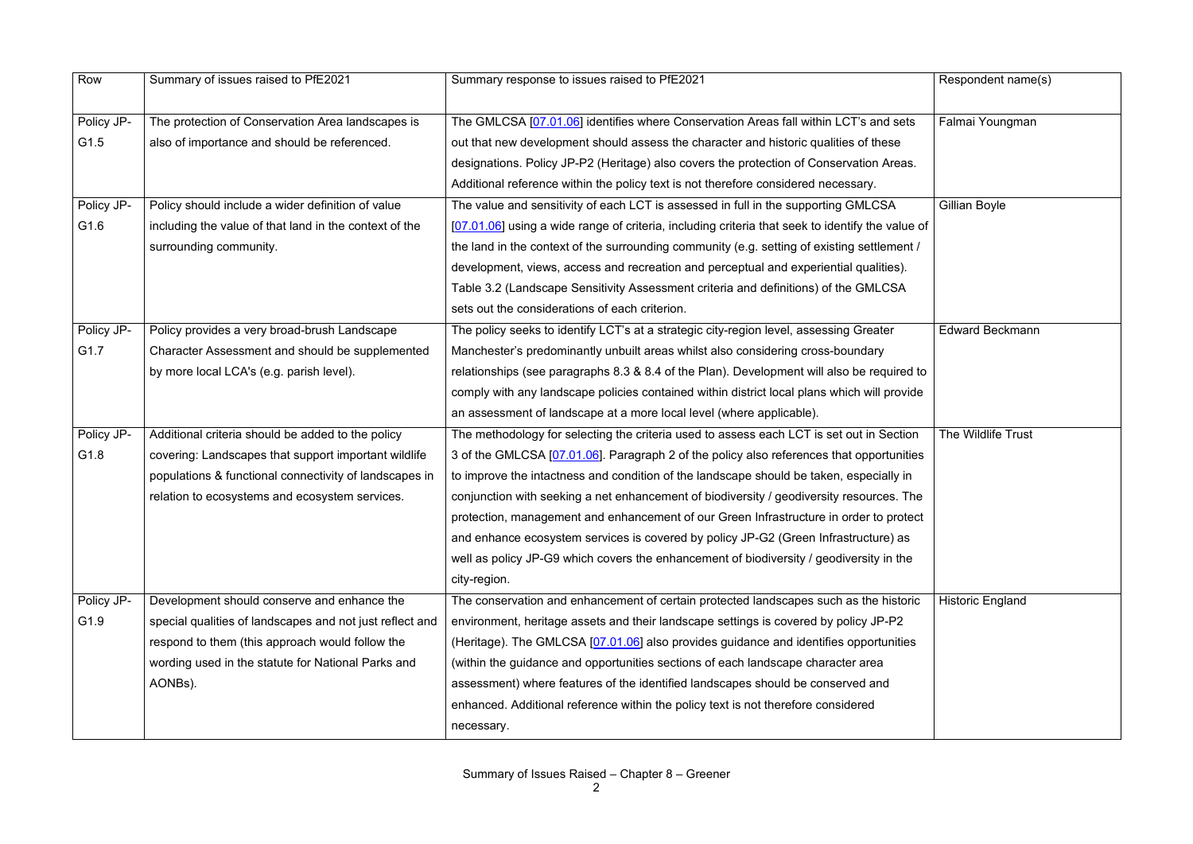| Row | Summary of issues raised to PfE2021 | Summary response to issues raised to PfE2021 | Respondent name(s) |
|---|---|---|---|
| Policy JP-G1.5 | The protection of Conservation Area landscapes is also of importance and should be referenced. | The GMLCSA [07.01.06] identifies where Conservation Areas fall within LCT's and sets out that new development should assess the character and historic qualities of these designations. Policy JP-P2 (Heritage) also covers the protection of Conservation Areas. Additional reference within the policy text is not therefore considered necessary. | Falmai Youngman |
| Policy JP-G1.6 | Policy should include a wider definition of value including the value of that land in the context of the surrounding community. | The value and sensitivity of each LCT is assessed in full in the supporting GMLCSA [07.01.06] using a wide range of criteria, including criteria that seek to identify the value of the land in the context of the surrounding community (e.g. setting of existing settlement / development, views, access and recreation and perceptual and experiential qualities). Table 3.2 (Landscape Sensitivity Assessment criteria and definitions) of the GMLCSA sets out the considerations of each criterion. | Gillian Boyle |
| Policy JP-G1.7 | Policy provides a very broad-brush Landscape Character Assessment and should be supplemented by more local LCA's (e.g. parish level). | The policy seeks to identify LCT's at a strategic city-region level, assessing Greater Manchester's predominantly unbuilt areas whilst also considering cross-boundary relationships (see paragraphs 8.3 & 8.4 of the Plan). Development will also be required to comply with any landscape policies contained within district local plans which will provide an assessment of landscape at a more local level (where applicable). | Edward Beckmann |
| Policy JP-G1.8 | Additional criteria should be added to the policy covering: Landscapes that support important wildlife populations & functional connectivity of landscapes in relation to ecosystems and ecosystem services. | The methodology for selecting the criteria used to assess each LCT is set out in Section 3 of the GMLCSA [07.01.06]. Paragraph 2 of the policy also references that opportunities to improve the intactness and condition of the landscape should be taken, especially in conjunction with seeking a net enhancement of biodiversity / geodiversity resources. The protection, management and enhancement of our Green Infrastructure in order to protect and enhance ecosystem services is covered by policy JP-G2 (Green Infrastructure) as well as policy JP-G9 which covers the enhancement of biodiversity / geodiversity in the city-region. | The Wildlife Trust |
| Policy JP-G1.9 | Development should conserve and enhance the special qualities of landscapes and not just reflect and respond to them (this approach would follow the wording used in the statute for National Parks and AONBs). | The conservation and enhancement of certain protected landscapes such as the historic environment, heritage assets and their landscape settings is covered by policy JP-P2 (Heritage). The GMLCSA [07.01.06] also provides guidance and identifies opportunities (within the guidance and opportunities sections of each landscape character area assessment) where features of the identified landscapes should be conserved and enhanced. Additional reference within the policy text is not therefore considered necessary. | Historic England |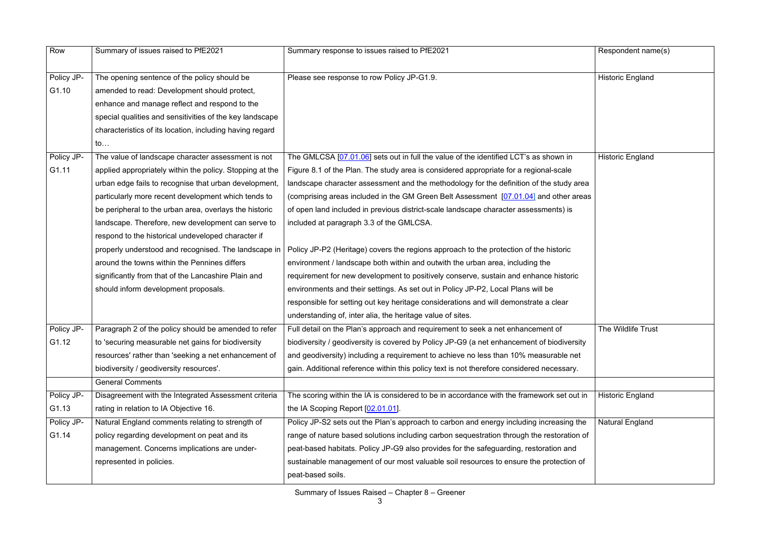| Row | Summary of issues raised to PfE2021 | Summary response to issues raised to PfE2021 | Respondent name(s) |
|---|---|---|---|
| Policy JP-G1.10 | The opening sentence of the policy should be amended to read: Development should protect, enhance and manage reflect and respond to the special qualities and sensitivities of the key landscape characteristics of its location, including having regard to… | Please see response to row Policy JP-G1.9. | Historic England |
| Policy JP-G1.11 | The value of landscape character assessment is not applied appropriately within the policy. Stopping at the urban edge fails to recognise that urban development, particularly more recent development which tends to be peripheral to the urban area, overlays the historic landscape. Therefore, new development can serve to respond to the historical undeveloped character if properly understood and recognised. The landscape in around the towns within the Pennines differs significantly from that of the Lancashire Plain and should inform development proposals. | The GMLCSA [07.01.06] sets out in full the value of the identified LCT's as shown in Figure 8.1 of the Plan. The study area is considered appropriate for a regional-scale landscape character assessment and the methodology for the definition of the study area (comprising areas included in the GM Green Belt Assessment [07.01.04] and other areas of open land included in previous district-scale landscape character assessments) is included at paragraph 3.3 of the GMLCSA.<br><br>Policy JP-P2 (Heritage) covers the regions approach to the protection of the historic environment / landscape both within and outwith the urban area, including the requirement for new development to positively conserve, sustain and enhance historic environments and their settings. As set out in Policy JP-P2, Local Plans will be responsible for setting out key heritage considerations and will demonstrate a clear understanding of, inter alia, the heritage value of sites. | Historic England |
| Policy JP-G1.12 | Paragraph 2 of the policy should be amended to refer to 'securing measurable net gains for biodiversity resources' rather than 'seeking a net enhancement of biodiversity / geodiversity resources'. | Full detail on the Plan's approach and requirement to seek a net enhancement of biodiversity / geodiversity is covered by Policy JP-G9 (a net enhancement of biodiversity and geodiversity) including a requirement to achieve no less than 10% measurable net gain. Additional reference within this policy text is not therefore considered necessary. | The Wildlife Trust |
| | General Comments | | |
| Policy JP-G1.13 | Disagreement with the Integrated Assessment criteria rating in relation to IA Objective 16. | The scoring within the IA is considered to be in accordance with the framework set out in the IA Scoping Report [02.01.01]. | Historic England |
| Policy JP-G1.14 | Natural England comments relating to strength of policy regarding development on peat and its management. Concerns implications are under-represented in policies. | Policy JP-S2 sets out the Plan's approach to carbon and energy including increasing the range of nature based solutions including carbon sequestration through the restoration of peat-based habitats. Policy JP-G9 also provides for the safeguarding, restoration and sustainable management of our most valuable soil resources to ensure the protection of peat-based soils. | Natural England |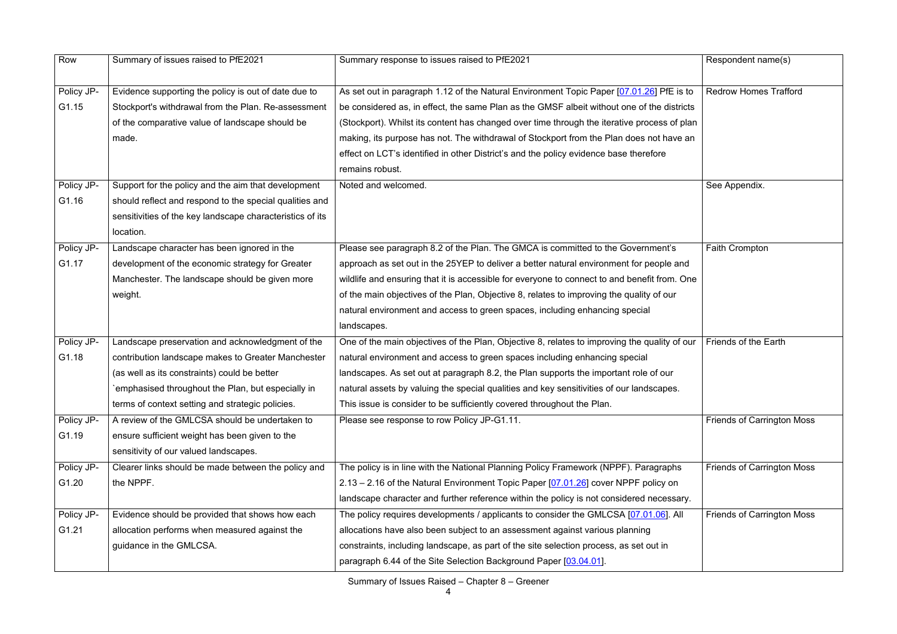| Row | Summary of issues raised to PfE2021 | Summary response to issues raised to PfE2021 | Respondent name(s) |
|---|---|---|---|
| Policy JP-G1.15 | Evidence supporting the policy is out of date due to Stockport's withdrawal from the Plan. Re-assessment of the comparative value of landscape should be made. | As set out in paragraph 1.12 of the Natural Environment Topic Paper [07.01.26] PfE is to be considered as, in effect, the same Plan as the GMSF albeit without one of the districts (Stockport). Whilst its content has changed over time through the iterative process of plan making, its purpose has not. The withdrawal of Stockport from the Plan does not have an effect on LCT's identified in other District's and the policy evidence base therefore remains robust. | Redrow Homes Trafford |
| Policy JP-G1.16 | Support for the policy and the aim that development should reflect and respond to the special qualities and sensitivities of the key landscape characteristics of its location. | Noted and welcomed. | See Appendix. |
| Policy JP-G1.17 | Landscape character has been ignored in the development of the economic strategy for Greater Manchester. The landscape should be given more weight. | Please see paragraph 8.2 of the Plan. The GMCA is committed to the Government's approach as set out in the 25YEP to deliver a better natural environment for people and wildlife and ensuring that it is accessible for everyone to connect to and benefit from. One of the main objectives of the Plan, Objective 8, relates to improving the quality of our natural environment and access to green spaces, including enhancing special landscapes. | Faith Crompton |
| Policy JP-G1.18 | Landscape preservation and acknowledgment of the contribution landscape makes to Greater Manchester (as well as its constraints) could be better `emphasised throughout the Plan, but especially in terms of context setting and strategic policies. | One of the main objectives of the Plan, Objective 8, relates to improving the quality of our natural environment and access to green spaces including enhancing special landscapes. As set out at paragraph 8.2, the Plan supports the important role of our natural assets by valuing the special qualities and key sensitivities of our landscapes. This issue is consider to be sufficiently covered throughout the Plan. | Friends of the Earth |
| Policy JP-G1.19 | A review of the GMLCSA should be undertaken to ensure sufficient weight has been given to the sensitivity of our valued landscapes. | Please see response to row Policy JP-G1.11. | Friends of Carrington Moss |
| Policy JP-G1.20 | Clearer links should be made between the policy and the NPPF. | The policy is in line with the National Planning Policy Framework (NPPF). Paragraphs 2.13 – 2.16 of the Natural Environment Topic Paper [07.01.26] cover NPPF policy on landscape character and further reference within the policy is not considered necessary. | Friends of Carrington Moss |
| Policy JP-G1.21 | Evidence should be provided that shows how each allocation performs when measured against the guidance in the GMLCSA. | The policy requires developments / applicants to consider the GMLCSA [07.01.06]. All allocations have also been subject to an assessment against various planning constraints, including landscape, as part of the site selection process, as set out in paragraph 6.44 of the Site Selection Background Paper [03.04.01]. | Friends of Carrington Moss |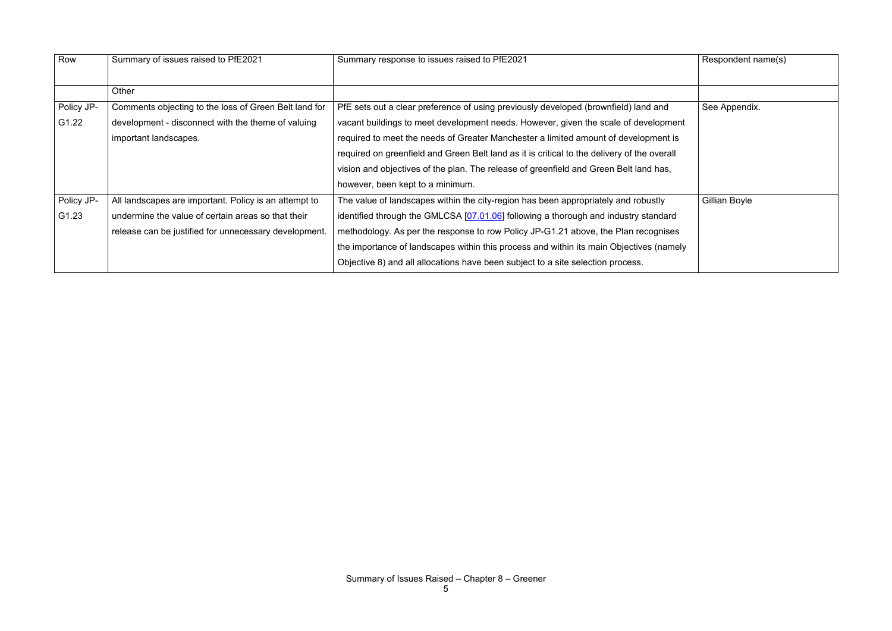| Row | Summary of issues raised to PfE2021 | Summary response to issues raised to PfE2021 | Respondent name(s) |
|---|---|---|---|
| | Other | | |
| Policy JP-G1.22 | Comments objecting to the loss of Green Belt land for development - disconnect with the theme of valuing important landscapes. | PfE sets out a clear preference of using previously developed (brownfield) land and vacant buildings to meet development needs. However, given the scale of development required to meet the needs of Greater Manchester a limited amount of development is required on greenfield and Green Belt land as it is critical to the delivery of the overall vision and objectives of the plan. The release of greenfield and Green Belt land has, however, been kept to a minimum. | See Appendix. |
| Policy JP-G1.23 | All landscapes are important. Policy is an attempt to undermine the value of certain areas so that their release can be justified for unnecessary development. | The value of landscapes within the city-region has been appropriately and robustly identified through the GMLCSA [07.01.06] following a thorough and industry standard methodology. As per the response to row Policy JP-G1.21 above, the Plan recognises the importance of landscapes within this process and within its main Objectives (namely Objective 8) and all allocations have been subject to a site selection process. | Gillian Boyle |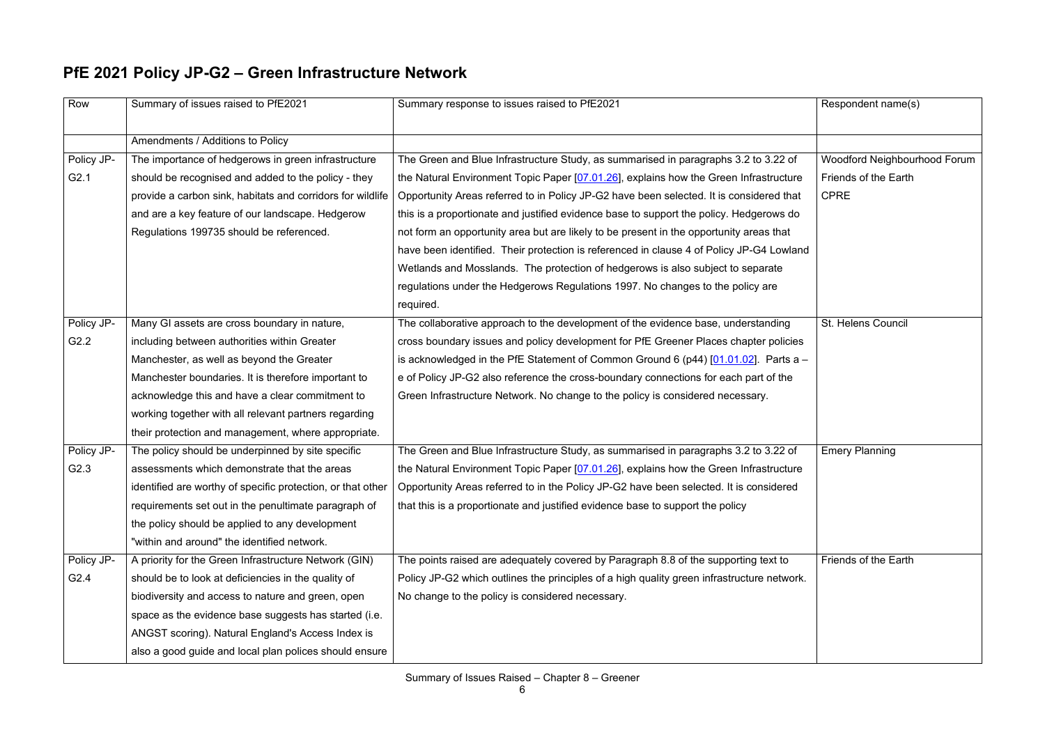## PfE 2021 Policy JP-G2 – Green Infrastructure Network

| Row | Summary of issues raised to PfE2021 | Summary response to issues raised to PfE2021 | Respondent name(s) |
|---|---|---|---|
| | Amendments / Additions to Policy | | |
| Policy JP-G2.1 | The importance of hedgerows in green infrastructure should be recognised and added to the policy - they provide a carbon sink, habitats and corridors for wildlife and are a key feature of our landscape. Hedgerow Regulations 199735 should be referenced. | The Green and Blue Infrastructure Study, as summarised in paragraphs 3.2 to 3.22 of the Natural Environment Topic Paper [07.01.26], explains how the Green Infrastructure Opportunity Areas referred to in Policy JP-G2 have been selected. It is considered that this is a proportionate and justified evidence base to support the policy. Hedgerows do not form an opportunity area but are likely to be present in the opportunity areas that have been identified. Their protection is referenced in clause 4 of Policy JP-G4 Lowland Wetlands and Mosslands. The protection of hedgerows is also subject to separate regulations under the Hedgerows Regulations 1997. No changes to the policy are required. | Woodford Neighbourhood Forum<br>Friends of the Earth<br>CPRE |
| Policy JP-G2.2 | Many GI assets are cross boundary in nature, including between authorities within Greater Manchester, as well as beyond the Greater Manchester boundaries. It is therefore important to acknowledge this and have a clear commitment to working together with all relevant partners regarding their protection and management, where appropriate. | The collaborative approach to the development of the evidence base, understanding cross boundary issues and policy development for PfE Greener Places chapter policies is acknowledged in the PfE Statement of Common Ground 6 (p44) [01.01.02]. Parts a – e of Policy JP-G2 also reference the cross-boundary connections for each part of the Green Infrastructure Network. No change to the policy is considered necessary. | St. Helens Council |
| Policy JP-G2.3 | The policy should be underpinned by site specific assessments which demonstrate that the areas identified are worthy of specific protection, or that other requirements set out in the penultimate paragraph of the policy should be applied to any development "within and around" the identified network. | The Green and Blue Infrastructure Study, as summarised in paragraphs 3.2 to 3.22 of the Natural Environment Topic Paper [07.01.26], explains how the Green Infrastructure Opportunity Areas referred to in the Policy JP-G2 have been selected. It is considered that this is a proportionate and justified evidence base to support the policy | Emery Planning |
| Policy JP-G2.4 | A priority for the Green Infrastructure Network (GIN) should be to look at deficiencies in the quality of biodiversity and access to nature and green, open space as the evidence base suggests has started (i.e. ANGST scoring). Natural England's Access Index is also a good guide and local plan polices should ensure | The points raised are adequately covered by Paragraph 8.8 of the supporting text to Policy JP-G2 which outlines the principles of a high quality green infrastructure network. No change to the policy is considered necessary. | Friends of the Earth |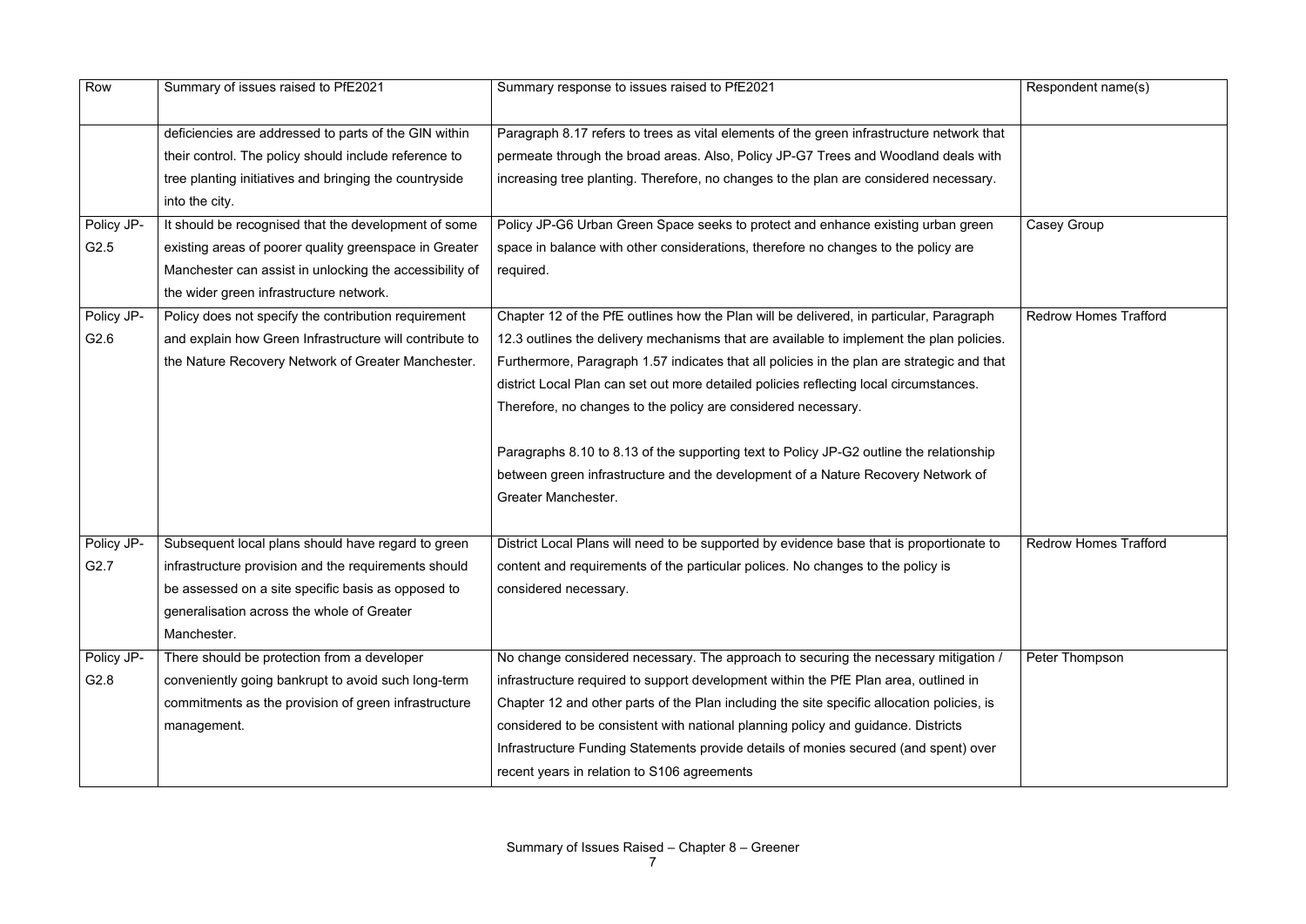| Row | Summary of issues raised to PfE2021 | Summary response to issues raised to PfE2021 | Respondent name(s) |
| --- | --- | --- | --- |
| | deficiencies are addressed to parts of the GIN within their control. The policy should include reference to tree planting initiatives and bringing the countryside into the city. | Paragraph 8.17 refers to trees as vital elements of the green infrastructure network that permeate through the broad areas. Also, Policy JP-G7 Trees and Woodland deals with increasing tree planting. Therefore, no changes to the plan are considered necessary. | |
| Policy JP-G2.5 | It should be recognised that the development of some existing areas of poorer quality greenspace in Greater Manchester can assist in unlocking the accessibility of the wider green infrastructure network. | Policy JP-G6 Urban Green Space seeks to protect and enhance existing urban green space in balance with other considerations, therefore no changes to the policy are required. | Casey Group |
| Policy JP-G2.6 | Policy does not specify the contribution requirement and explain how Green Infrastructure will contribute to the Nature Recovery Network of Greater Manchester. | Chapter 12 of the PfE outlines how the Plan will be delivered, in particular, Paragraph 12.3 outlines the delivery mechanisms that are available to implement the plan policies. Furthermore, Paragraph 1.57 indicates that all policies in the plan are strategic and that district Local Plan can set out more detailed policies reflecting local circumstances. Therefore, no changes to the policy are considered necessary.<br><br>Paragraphs 8.10 to 8.13 of the supporting text to Policy JP-G2 outline the relationship between green infrastructure and the development of a Nature Recovery Network of Greater Manchester. | Redrow Homes Trafford |
| Policy JP-G2.7 | Subsequent local plans should have regard to green infrastructure provision and the requirements should be assessed on a site specific basis as opposed to generalisation across the whole of Greater Manchester. | District Local Plans will need to be supported by evidence base that is proportionate to content and requirements of the particular polices. No changes to the policy is considered necessary. | Redrow Homes Trafford |
| Policy JP-G2.8 | There should be protection from a developer conveniently going bankrupt to avoid such long-term commitments as the provision of green infrastructure management. | No change considered necessary. The approach to securing the necessary mitigation / infrastructure required to support development within the PfE Plan area, outlined in Chapter 12 and other parts of the Plan including the site specific allocation policies, is considered to be consistent with national planning policy and guidance. Districts Infrastructure Funding Statements provide details of monies secured (and spent) over recent years in relation to S106 agreements | Peter Thompson |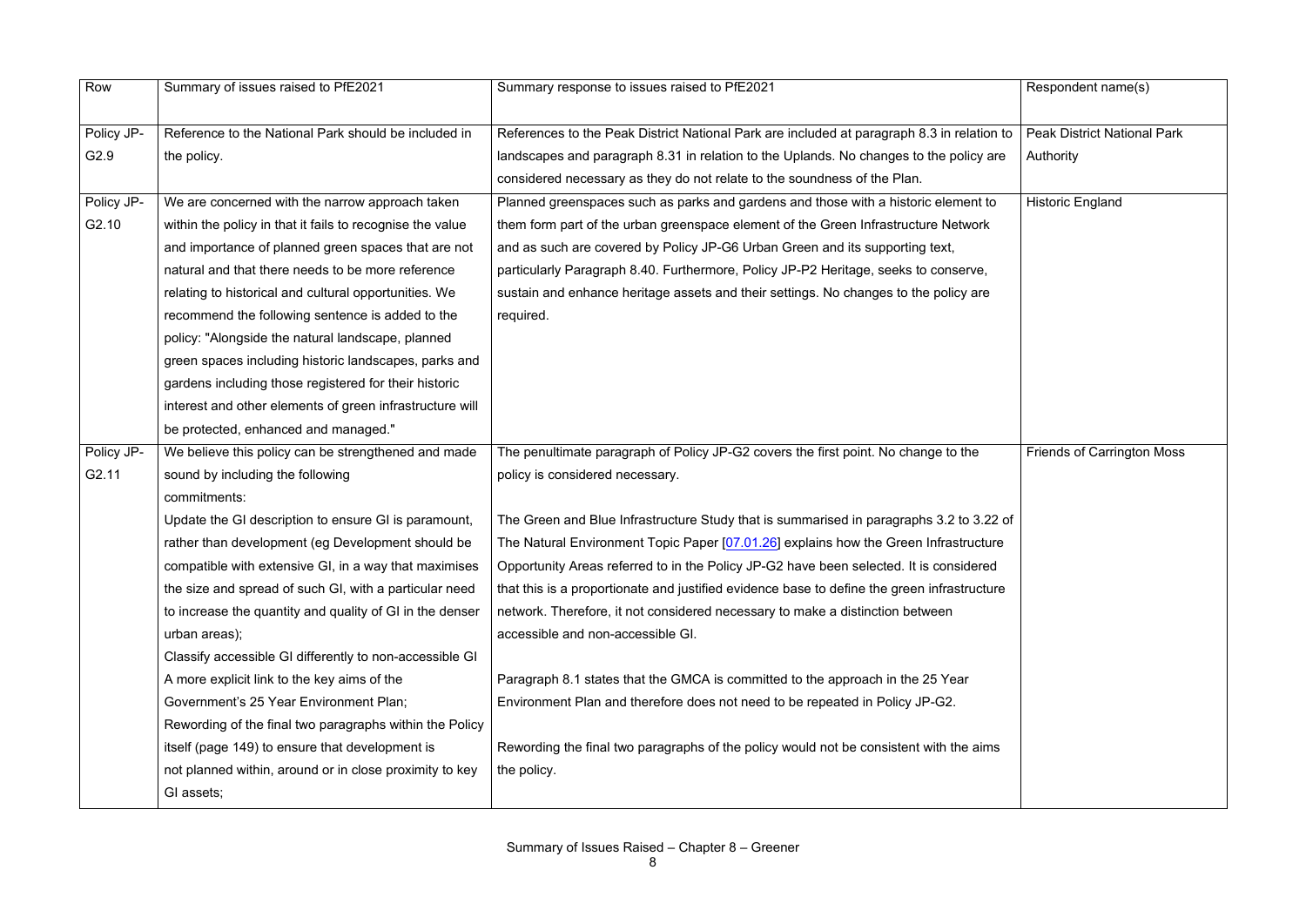| Row | Summary of issues raised to PfE2021 | Summary response to issues raised to PfE2021 | Respondent name(s) |
|---|---|---|---|
| Policy JP-G2.9 | Reference to the National Park should be included in the policy. | References to the Peak District National Park are included at paragraph 8.3 in relation to landscapes and paragraph 8.31 in relation to the Uplands. No changes to the policy are considered necessary as they do not relate to the soundness of the Plan. | Peak District National Park Authority |
| Policy JP-G2.10 | We are concerned with the narrow approach taken within the policy in that it fails to recognise the value and importance of planned green spaces that are not natural and that there needs to be more reference relating to historical and cultural opportunities. We recommend the following sentence is added to the policy: "Alongside the natural landscape, planned green spaces including historic landscapes, parks and gardens including those registered for their historic interest and other elements of green infrastructure will be protected, enhanced and managed." | Planned greenspaces such as parks and gardens and those with a historic element to them form part of the urban greenspace element of the Green Infrastructure Network and as such are covered by Policy JP-G6 Urban Green and its supporting text, particularly Paragraph 8.40. Furthermore, Policy JP-P2 Heritage, seeks to conserve, sustain and enhance heritage assets and their settings. No changes to the policy are required. | Historic England |
| Policy JP-G2.11 | We believe this policy can be strengthened and made sound by including the following commitments:<br>Update the GI description to ensure GI is paramount, rather than development (eg Development should be compatible with extensive GI, in a way that maximises the size and spread of such GI, with a particular need to increase the quantity and quality of GI in the denser urban areas);<br>Classify accessible GI differently to non-accessible GI<br>A more explicit link to the key aims of the Government's 25 Year Environment Plan;<br>Rewording of the final two paragraphs within the Policy itself (page 149) to ensure that development is not planned within, around or in close proximity to key GI assets; | The penultimate paragraph of Policy JP-G2 covers the first point. No change to the policy is considered necessary.<br><br>The Green and Blue Infrastructure Study that is summarised in paragraphs 3.2 to 3.22 of The Natural Environment Topic Paper [07.01.26] explains how the Green Infrastructure Opportunity Areas referred to in the Policy JP-G2 have been selected. It is considered that this is a proportionate and justified evidence base to define the green infrastructure network. Therefore, it not considered necessary to make a distinction between accessible and non-accessible GI.<br><br>Paragraph 8.1 states that the GMCA is committed to the approach in the 25 Year Environment Plan and therefore does not need to be repeated in Policy JP-G2.<br><br>Rewording the final two paragraphs of the policy would not be consistent with the aims the policy. | Friends of Carrington Moss |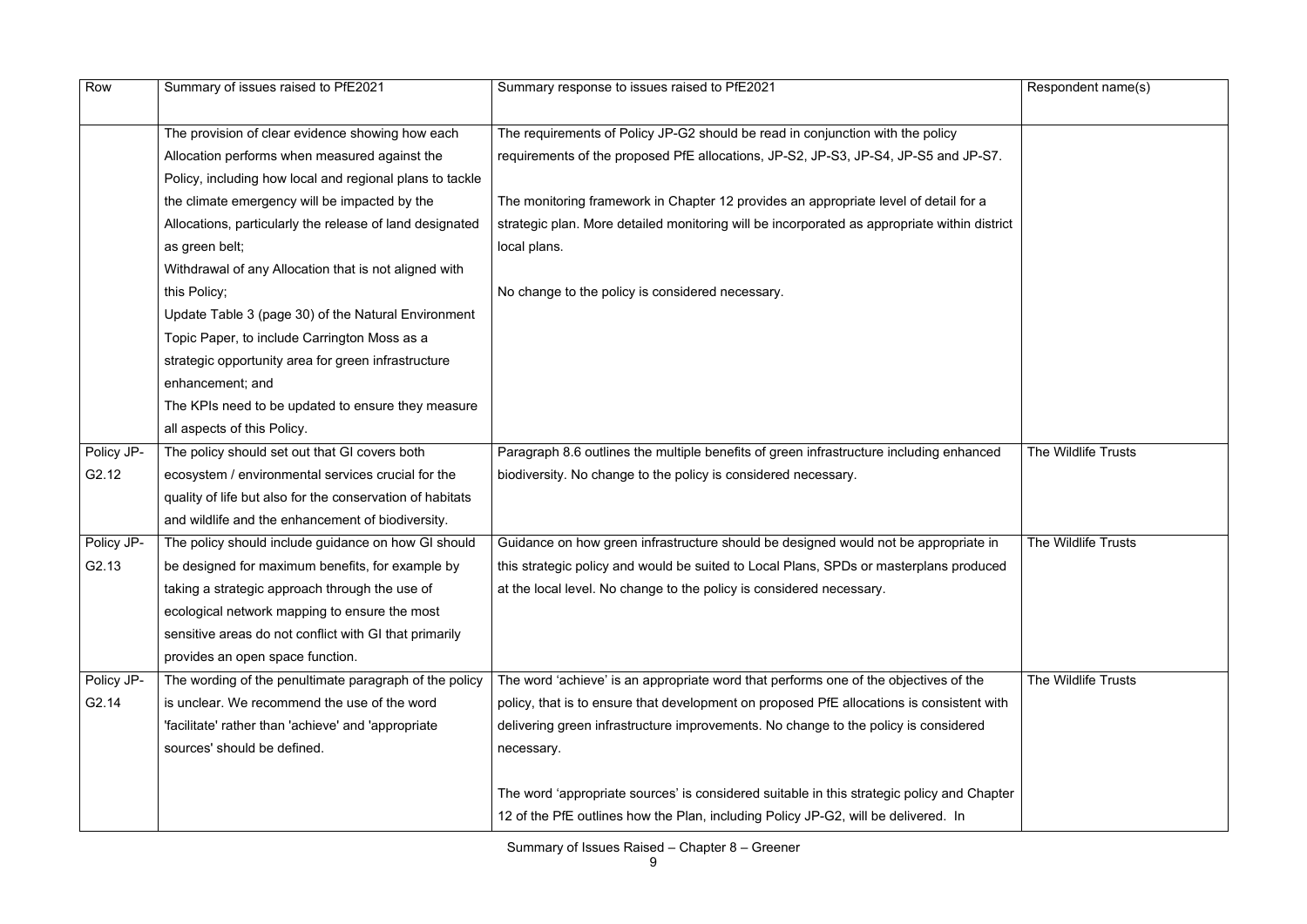| Row | Summary of issues raised to PfE2021 | Summary response to issues raised to PfE2021 | Respondent name(s) |
| --- | --- | --- | --- |
| | The provision of clear evidence showing how each Allocation performs when measured against the Policy, including how local and regional plans to tackle the climate emergency will be impacted by the Allocations, particularly the release of land designated as green belt;<br>Withdrawal of any Allocation that is not aligned with this Policy;<br>Update Table 3 (page 30) of the Natural Environment Topic Paper, to include Carrington Moss as a strategic opportunity area for green infrastructure enhancement; and<br>The KPIs need to be updated to ensure they measure all aspects of this Policy. | The requirements of Policy JP-G2 should be read in conjunction with the policy requirements of the proposed PfE allocations, JP-S2, JP-S3, JP-S4, JP-S5 and JP-S7.<br><br>The monitoring framework in Chapter 12 provides an appropriate level of detail for a strategic plan. More detailed monitoring will be incorporated as appropriate within district local plans.<br><br>No change to the policy is considered necessary. | |
| Policy JP-G2.12 | The policy should set out that GI covers both ecosystem / environmental services crucial for the quality of life but also for the conservation of habitats and wildlife and the enhancement of biodiversity. | Paragraph 8.6 outlines the multiple benefits of green infrastructure including enhanced biodiversity. No change to the policy is considered necessary. | The Wildlife Trusts |
| Policy JP-G2.13 | The policy should include guidance on how GI should be designed for maximum benefits, for example by taking a strategic approach through the use of ecological network mapping to ensure the most sensitive areas do not conflict with GI that primarily provides an open space function. | Guidance on how green infrastructure should be designed would not be appropriate in this strategic policy and would be suited to Local Plans, SPDs or masterplans produced at the local level. No change to the policy is considered necessary. | The Wildlife Trusts |
| Policy JP-G2.14 | The wording of the penultimate paragraph of the policy is unclear. We recommend the use of the word 'facilitate' rather than 'achieve' and 'appropriate sources' should be defined. | The word 'achieve' is an appropriate word that performs one of the objectives of the policy, that is to ensure that development on proposed PfE allocations is consistent with delivering green infrastructure improvements. No change to the policy is considered necessary.<br><br>The word 'appropriate sources' is considered suitable in this strategic policy and Chapter 12 of the PfE outlines how the Plan, including Policy JP-G2, will be delivered. In | The Wildlife Trusts |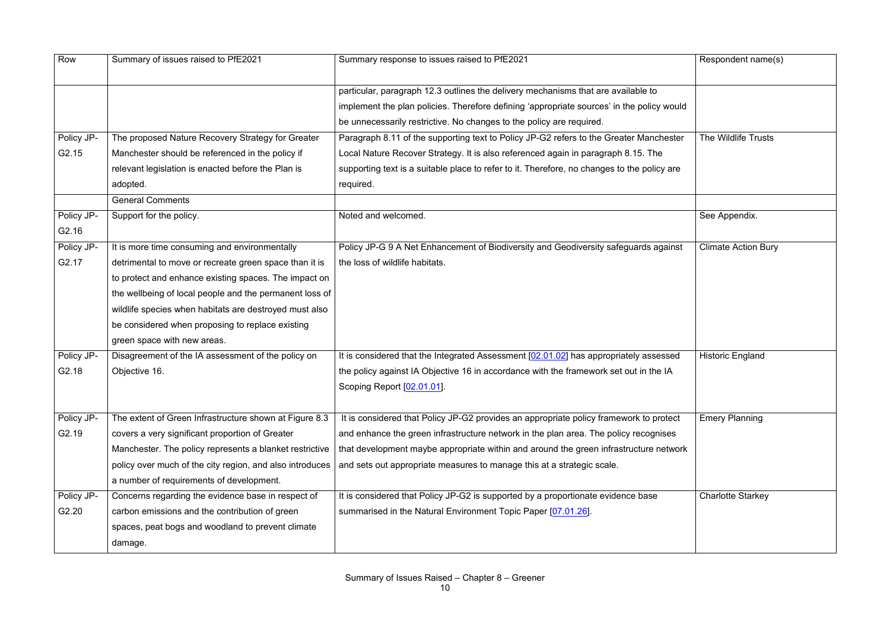| Row | Summary of issues raised to PfE2021 | Summary response to issues raised to PfE2021 | Respondent name(s) |
| --- | --- | --- | --- |
| | | particular, paragraph 12.3 outlines the delivery mechanisms that are available to implement the plan policies. Therefore defining 'appropriate sources' in the policy would be unnecessarily restrictive. No changes to the policy are required. | |
| Policy JP-G2.15 | The proposed Nature Recovery Strategy for Greater Manchester should be referenced in the policy if relevant legislation is enacted before the Plan is adopted. | Paragraph 8.11 of the supporting text to Policy JP-G2 refers to the Greater Manchester Local Nature Recover Strategy. It is also referenced again in paragraph 8.15. The supporting text is a suitable place to refer to it. Therefore, no changes to the policy are required. | The Wildlife Trusts |
| | General Comments | | |
| Policy JP-G2.16 | Support for the policy. | Noted and welcomed. | See Appendix. |
| Policy JP-G2.17 | It is more time consuming and environmentally detrimental to move or recreate green space than it is to protect and enhance existing spaces. The impact on the wellbeing of local people and the permanent loss of wildlife species when habitats are destroyed must also be considered when proposing to replace existing green space with new areas. | Policy JP-G 9 A Net Enhancement of Biodiversity and Geodiversity safeguards against the loss of wildlife habitats. | Climate Action Bury |
| Policy JP-G2.18 | Disagreement of the IA assessment of the policy on Objective 16. | It is considered that the Integrated Assessment [02.01.02] has appropriately assessed the policy against IA Objective 16 in accordance with the framework set out in the IA Scoping Report [02.01.01]. | Historic England |
| Policy JP-G2.19 | The extent of Green Infrastructure shown at Figure 8.3 covers a very significant proportion of Greater Manchester. The policy represents a blanket restrictive policy over much of the city region, and also introduces a number of requirements of development. | It is considered that Policy JP-G2 provides an appropriate policy framework to protect and enhance the green infrastructure network in the plan area. The policy recognises that development maybe appropriate within and around the green infrastructure network and sets out appropriate measures to manage this at a strategic scale. | Emery Planning |
| Policy JP-G2.20 | Concerns regarding the evidence base in respect of carbon emissions and the contribution of green spaces, peat bogs and woodland to prevent climate damage. | It is considered that Policy JP-G2 is supported by a proportionate evidence base summarised in the Natural Environment Topic Paper [07.01.26]. | Charlotte Starkey |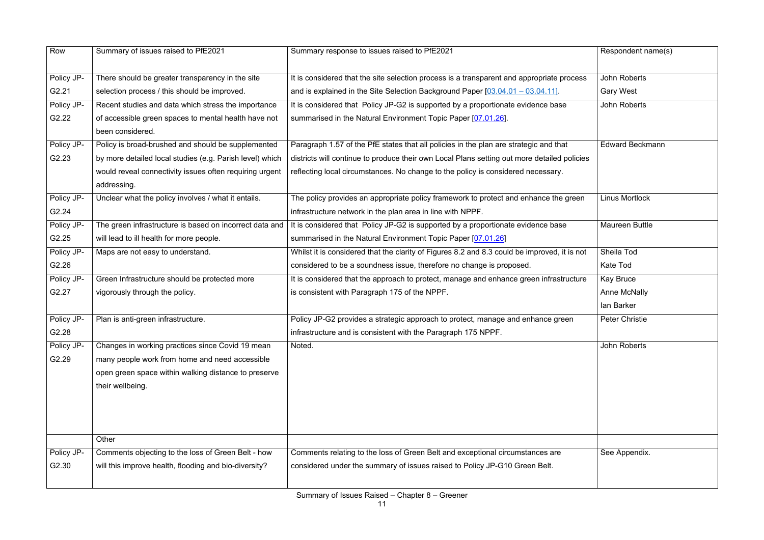| Row | Summary of issues raised to PfE2021 | Summary response to issues raised to PfE2021 | Respondent name(s) |
|---|---|---|---|
| Policy JP-G2.21 | There should be greater transparency in the site selection process / this should be improved. | It is considered that the site selection process is a transparent and appropriate process and is explained in the Site Selection Background Paper [03.04.01 – 03.04.11]. | John Roberts<br>Gary West |
| Policy JP-G2.22 | Recent studies and data which stress the importance of accessible green spaces to mental health have not been considered. | It is considered that Policy JP-G2 is supported by a proportionate evidence base summarised in the Natural Environment Topic Paper [07.01.26]. | John Roberts |
| Policy JP-G2.23 | Policy is broad-brushed and should be supplemented by more detailed local studies (e.g. Parish level) which would reveal connectivity issues often requiring urgent addressing. | Paragraph 1.57 of the PfE states that all policies in the plan are strategic and that districts will continue to produce their own Local Plans setting out more detailed policies reflecting local circumstances. No change to the policy is considered necessary. | Edward Beckmann |
| Policy JP-G2.24 | Unclear what the policy involves / what it entails. | The policy provides an appropriate policy framework to protect and enhance the green infrastructure network in the plan area in line with NPPF. | Linus Mortlock |
| Policy JP-G2.25 | The green infrastructure is based on incorrect data and will lead to ill health for more people. | It is considered that Policy JP-G2 is supported by a proportionate evidence base summarised in the Natural Environment Topic Paper [07.01.26] | Maureen Buttle |
| Policy JP-G2.26 | Maps are not easy to understand. | Whilst it is considered that the clarity of Figures 8.2 and 8.3 could be improved, it is not considered to be a soundness issue, therefore no change is proposed. | Sheila Tod<br>Kate Tod |
| Policy JP-G2.27 | Green Infrastructure should be protected more vigorously through the policy. | It is considered that the approach to protect, manage and enhance green infrastructure is consistent with Paragraph 175 of the NPPF. | Kay Bruce<br>Anne McNally<br>Ian Barker |
| Policy JP-G2.28 | Plan is anti-green infrastructure. | Policy JP-G2 provides a strategic approach to protect, manage and enhance green infrastructure and is consistent with the Paragraph 175 NPPF. | Peter Christie |
| Policy JP-G2.29 | Changes in working practices since Covid 19 mean many people work from home and need accessible open green space within walking distance to preserve their wellbeing. | Noted. | John Roberts |
| | Other | | |
| Policy JP-G2.30 | Comments objecting to the loss of Green Belt - how will this improve health, flooding and bio-diversity? | Comments relating to the loss of Green Belt and exceptional circumstances are considered under the summary of issues raised to Policy JP-G10 Green Belt. | See Appendix. |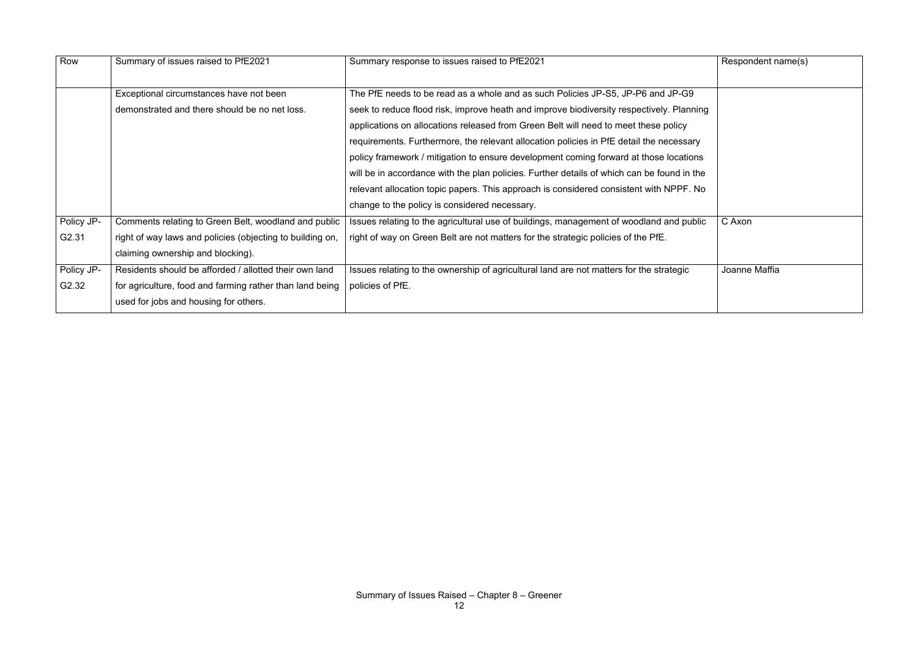| Row | Summary of issues raised to PfE2021 | Summary response to issues raised to PfE2021 | Respondent name(s) |
|---|---|---|---|
| | Exceptional circumstances have not been demonstrated and there should be no net loss. | The PfE needs to be read as a whole and as such Policies JP-S5, JP-P6 and JP-G9 seek to reduce flood risk, improve heath and improve biodiversity respectively. Planning applications on allocations released from Green Belt will need to meet these policy requirements. Furthermore, the relevant allocation policies in PfE detail the necessary policy framework / mitigation to ensure development coming forward at those locations will be in accordance with the plan policies. Further details of which can be found in the relevant allocation topic papers. This approach is considered consistent with NPPF. No change to the policy is considered necessary. | |
| Policy JP-G2.31 | Comments relating to Green Belt, woodland and public right of way laws and policies (objecting to building on, claiming ownership and blocking). | Issues relating to the agricultural use of buildings, management of woodland and public right of way on Green Belt are not matters for the strategic policies of the PfE. | C Axon |
| Policy JP-G2.32 | Residents should be afforded / allotted their own land for agriculture, food and farming rather than land being used for jobs and housing for others. | Issues relating to the ownership of agricultural land are not matters for the strategic policies of PfE. | Joanne Maffia |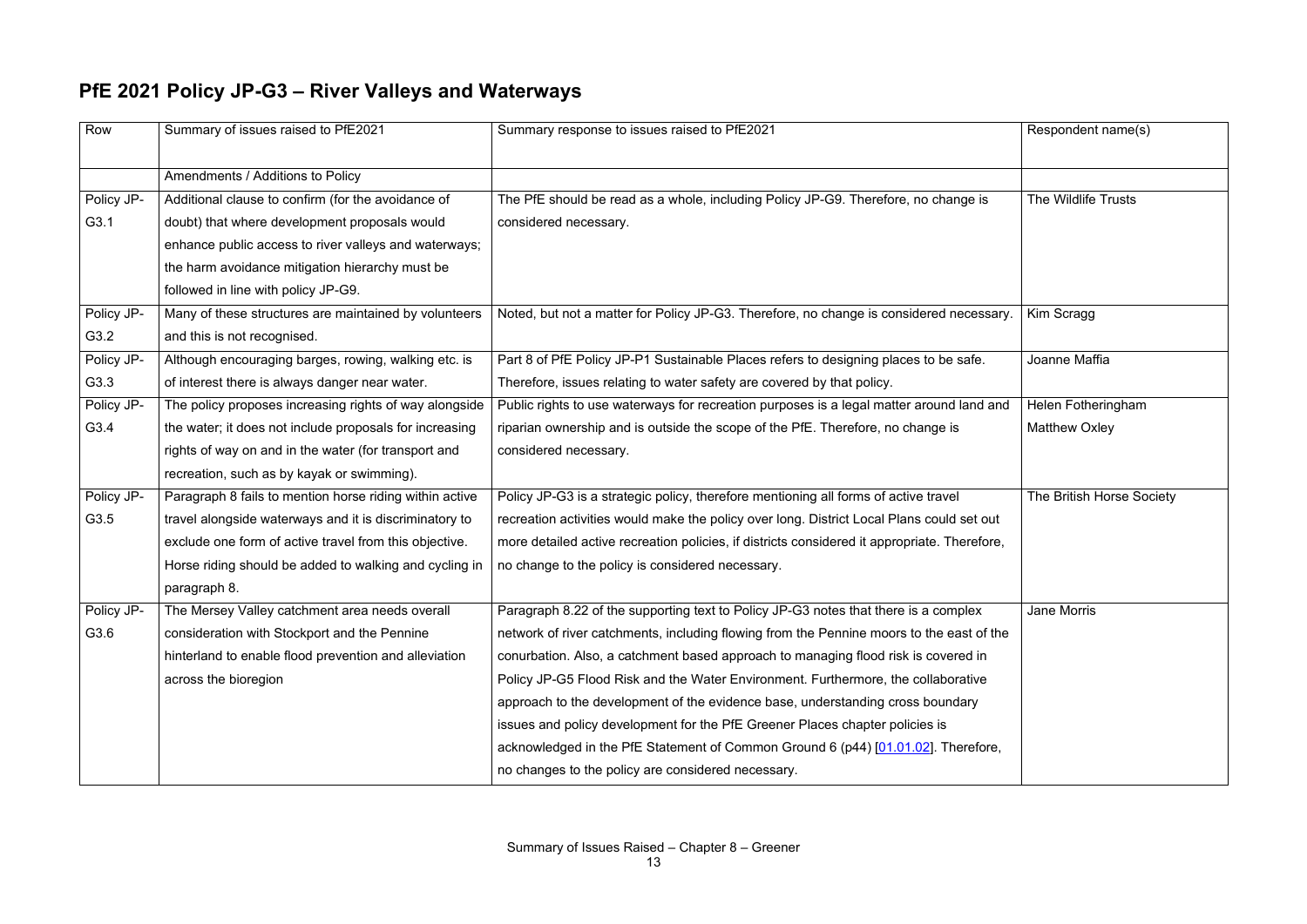## PfE 2021 Policy JP-G3 – River Valleys and Waterways

| Row | Summary of issues raised to PfE2021 | Summary response to issues raised to PfE2021 | Respondent name(s) |
|---|---|---|---|
| | Amendments / Additions to Policy | | |
| Policy JP-G3.1 | Additional clause to confirm (for the avoidance of doubt) that where development proposals would enhance public access to river valleys and waterways; the harm avoidance mitigation hierarchy must be followed in line with policy JP-G9. | The PfE should be read as a whole, including Policy JP-G9. Therefore, no change is considered necessary. | The Wildlife Trusts |
| Policy JP-G3.2 | Many of these structures are maintained by volunteers and this is not recognised. | Noted, but not a matter for Policy JP-G3. Therefore, no change is considered necessary. | Kim Scragg |
| Policy JP-G3.3 | Although encouraging barges, rowing, walking etc. is of interest there is always danger near water. | Part 8 of PfE Policy JP-P1 Sustainable Places refers to designing places to be safe. Therefore, issues relating to water safety are covered by that policy. | Joanne Maffia |
| Policy JP-G3.4 | The policy proposes increasing rights of way alongside the water; it does not include proposals for increasing rights of way on and in the water (for transport and recreation, such as by kayak or swimming). | Public rights to use waterways for recreation purposes is a legal matter around land and riparian ownership and is outside the scope of the PfE. Therefore, no change is considered necessary. | Helen Fotheringham<br>Matthew Oxley |
| Policy JP-G3.5 | Paragraph 8 fails to mention horse riding within active travel alongside waterways and it is discriminatory to exclude one form of active travel from this objective. Horse riding should be added to walking and cycling in paragraph 8. | Policy JP-G3 is a strategic policy, therefore mentioning all forms of active travel recreation activities would make the policy over long. District Local Plans could set out more detailed active recreation policies, if districts considered it appropriate. Therefore, no change to the policy is considered necessary. | The British Horse Society |
| Policy JP-G3.6 | The Mersey Valley catchment area needs overall consideration with Stockport and the Pennine hinterland to enable flood prevention and alleviation across the bioregion | Paragraph 8.22 of the supporting text to Policy JP-G3 notes that there is a complex network of river catchments, including flowing from the Pennine moors to the east of the conurbation. Also, a catchment based approach to managing flood risk is covered in Policy JP-G5 Flood Risk and the Water Environment. Furthermore, the collaborative approach to the development of the evidence base, understanding cross boundary issues and policy development for the PfE Greener Places chapter policies is acknowledged in the PfE Statement of Common Ground 6 (p44) [01.01.02]. Therefore, no changes to the policy are considered necessary. | Jane Morris |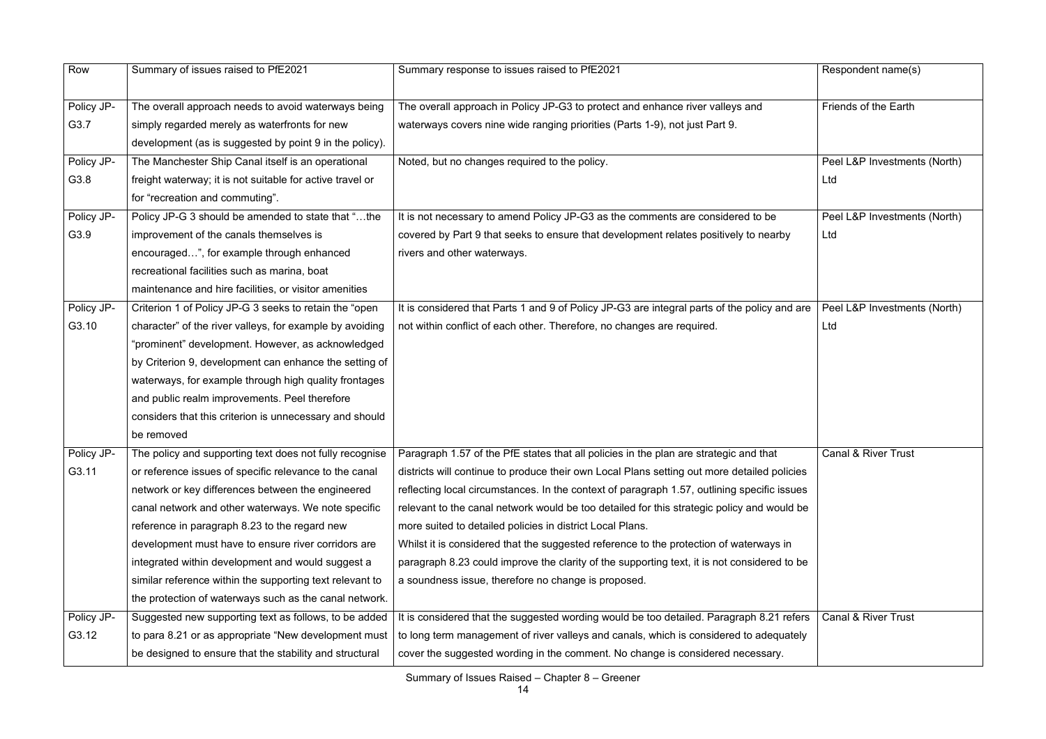| Row | Summary of issues raised to PfE2021 | Summary response to issues raised to PfE2021 | Respondent name(s) |
|---|---|---|---|
| Policy JP-G3.7 | The overall approach needs to avoid waterways being simply regarded merely as waterfronts for new development (as is suggested by point 9 in the policy). | The overall approach in Policy JP-G3 to protect and enhance river valleys and waterways covers nine wide ranging priorities (Parts 1-9), not just Part 9. | Friends of the Earth |
| Policy JP-G3.8 | The Manchester Ship Canal itself is an operational freight waterway; it is not suitable for active travel or for "recreation and commuting". | Noted, but no changes required to the policy. | Peel L&P Investments (North) Ltd |
| Policy JP-G3.9 | Policy JP-G 3 should be amended to state that "…the improvement of the canals themselves is encouraged…", for example through enhanced recreational facilities such as marina, boat maintenance and hire facilities, or visitor amenities | It is not necessary to amend Policy JP-G3 as the comments are considered to be covered by Part 9 that seeks to ensure that development relates positively to nearby rivers and other waterways. | Peel L&P Investments (North) Ltd |
| Policy JP-G3.10 | Criterion 1 of Policy JP-G 3 seeks to retain the "open character" of the river valleys, for example by avoiding "prominent" development. However, as acknowledged by Criterion 9, development can enhance the setting of waterways, for example through high quality frontages and public realm improvements. Peel therefore considers that this criterion is unnecessary and should be removed | It is considered that Parts 1 and 9 of Policy JP-G3 are integral parts of the policy and are not within conflict of each other. Therefore, no changes are required. | Peel L&P Investments (North) Ltd |
| Policy JP-G3.11 | The policy and supporting text does not fully recognise or reference issues of specific relevance to the canal network or key differences between the engineered canal network and other waterways. We note specific reference in paragraph 8.23 to the regard new development must have to ensure river corridors are integrated within development and would suggest a similar reference within the supporting text relevant to the protection of waterways such as the canal network. | Paragraph 1.57 of the PfE states that all policies in the plan are strategic and that districts will continue to produce their own Local Plans setting out more detailed policies reflecting local circumstances. In the context of paragraph 1.57, outlining specific issues relevant to the canal network would be too detailed for this strategic policy and would be more suited to detailed policies in district Local Plans.<br>Whilst it is considered that the suggested reference to the protection of waterways in paragraph 8.23 could improve the clarity of the supporting text, it is not considered to be a soundness issue, therefore no change is proposed. | Canal & River Trust |
| Policy JP-G3.12 | Suggested new supporting text as follows, to be added to para 8.21 or as appropriate "New development must be designed to ensure that the stability and structural | It is considered that the suggested wording would be too detailed. Paragraph 8.21 refers to long term management of river valleys and canals, which is considered to adequately cover the suggested wording in the comment. No change is considered necessary. | Canal & River Trust |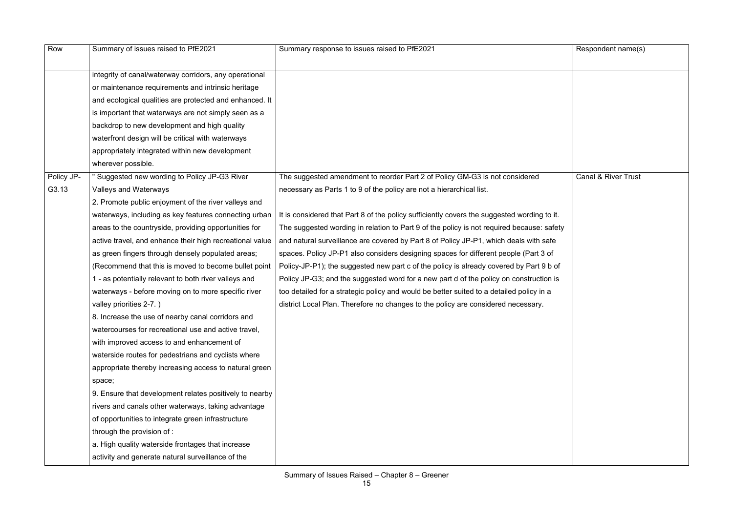| Row | Summary of issues raised to PfE2021 | Summary response to issues raised to PfE2021 | Respondent name(s) |
|---|---|---|---|
| | integrity of canal/waterway corridors, any operational or maintenance requirements and intrinsic heritage and ecological qualities are protected and enhanced. It is important that waterways are not simply seen as a backdrop to new development and high quality waterfront design will be critical with waterways appropriately integrated within new development wherever possible. | | |
| Policy JP-G3.13 | " Suggested new wording to Policy JP-G3 River Valleys and Waterways<br>2. Promote public enjoyment of the river valleys and waterways, including as key features connecting urban areas to the countryside, providing opportunities for active travel, and enhance their high recreational value as green fingers through densely populated areas; (Recommend that this is moved to become bullet point 1 - as potentially relevant to both river valleys and waterways - before moving on to more specific river valley priorities 2-7. )<br>8. Increase the use of nearby canal corridors and watercourses for recreational use and active travel, with improved access to and enhancement of waterside routes for pedestrians and cyclists where appropriate thereby increasing access to natural green space;<br>9. Ensure that development relates positively to nearby rivers and canals other waterways, taking advantage of opportunities to integrate green infrastructure through the provision of :<br>a. High quality waterside frontages that increase activity and generate natural surveillance of the | The suggested amendment to reorder Part 2 of Policy GM-G3 is not considered necessary as Parts 1 to 9 of the policy are not a hierarchical list.<br><br>It is considered that Part 8 of the policy sufficiently covers the suggested wording to it. The suggested wording in relation to Part 9 of the policy is not required because: safety and natural surveillance are covered by Part 8 of Policy JP-P1, which deals with safe spaces. Policy JP-P1 also considers designing spaces for different people (Part 3 of Policy-JP-P1); the suggested new part c of the policy is already covered by Part 9 b of Policy JP-G3; and the suggested word for a new part d of the policy on construction is too detailed for a strategic policy and would be better suited to a detailed policy in a district Local Plan. Therefore no changes to the policy are considered necessary. | Canal & River Trust |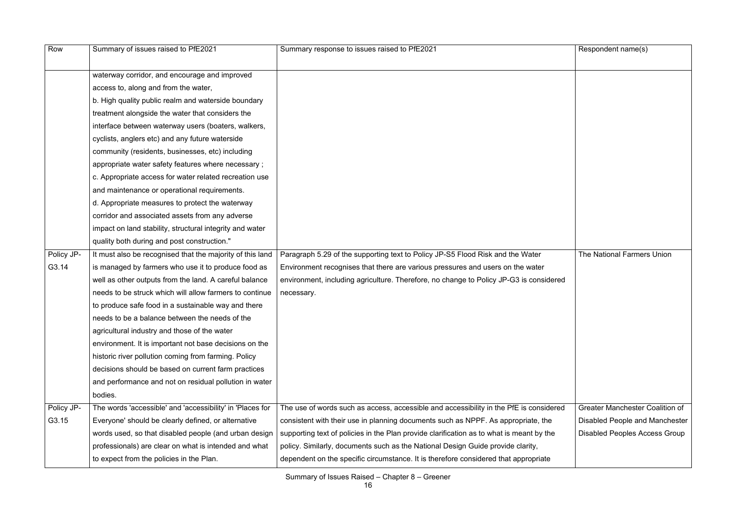| Row | Summary of issues raised to PfE2021 | Summary response to issues raised to PfE2021 | Respondent name(s) |
|---|---|---|---|
| | waterway corridor, and encourage and improved access to, along and from the water, b. High quality public realm and waterside boundary treatment alongside the water that considers the interface between waterway users (boaters, walkers, cyclists, anglers etc) and any future waterside community (residents, businesses, etc) including appropriate water safety features where necessary ; c. Appropriate access for water related recreation use and maintenance or operational requirements. d. Appropriate measures to protect the waterway corridor and associated assets from any adverse impact on land stability, structural integrity and water quality both during and post construction." | | |
| Policy JP-G3.14 | It must also be recognised that the majority of this land is managed by farmers who use it to produce food as well as other outputs from the land. A careful balance needs to be struck which will allow farmers to continue to produce safe food in a sustainable way and there needs to be a balance between the needs of the agricultural industry and those of the water environment. It is important not base decisions on the historic river pollution coming from farming. Policy decisions should be based on current farm practices and performance and not on residual pollution in water bodies. | Paragraph 5.29 of the supporting text to Policy JP-S5 Flood Risk and the Water Environment recognises that there are various pressures and users on the water environment, including agriculture. Therefore, no change to Policy JP-G3 is considered necessary. | The National Farmers Union |
| Policy JP-G3.15 | The words 'accessible' and 'accessibility' in 'Places for Everyone' should be clearly defined, or alternative words used, so that disabled people (and urban design professionals) are clear on what is intended and what to expect from the policies in the Plan. | The use of words such as access, accessible and accessibility in the PfE is considered consistent with their use in planning documents such as NPPF. As appropriate, the supporting text of policies in the Plan provide clarification as to what is meant by the policy. Similarly, documents such as the National Design Guide provide clarity, dependent on the specific circumstance. It is therefore considered that appropriate | Greater Manchester Coalition of Disabled People and Manchester Disabled Peoples Access Group |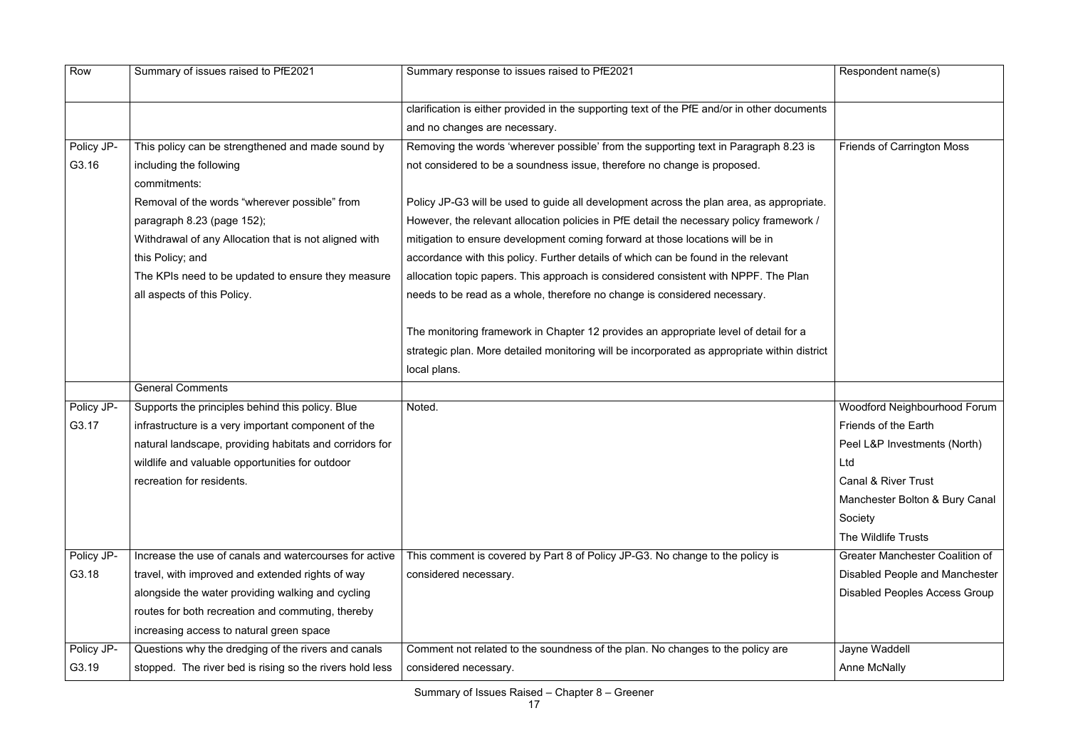| Row | Summary of issues raised to PfE2021 | Summary response to issues raised to PfE2021 | Respondent name(s) |
|---|---|---|---|
| | | clarification is either provided in the supporting text of the PfE and/or in other documents and no changes are necessary. | |
| Policy JP-G3.16 | This policy can be strengthened and made sound by including the following commitments:<br>Removal of the words "wherever possible" from paragraph 8.23 (page 152);<br>Withdrawal of any Allocation that is not aligned with this Policy; and<br>The KPIs need to be updated to ensure they measure all aspects of this Policy. | Removing the words 'wherever possible' from the supporting text in Paragraph 8.23 is not considered to be a soundness issue, therefore no change is proposed.<br><br>Policy JP-G3 will be used to guide all development across the plan area, as appropriate. However, the relevant allocation policies in PfE detail the necessary policy framework / mitigation to ensure development coming forward at those locations will be in accordance with this policy. Further details of which can be found in the relevant allocation topic papers. This approach is considered consistent with NPPF. The Plan needs to be read as a whole, therefore no change is considered necessary.<br><br>The monitoring framework in Chapter 12 provides an appropriate level of detail for a strategic plan. More detailed monitoring will be incorporated as appropriate within district local plans. | Friends of Carrington Moss |
| | General Comments | | |
| Policy JP-G3.17 | Supports the principles behind this policy. Blue infrastructure is a very important component of the natural landscape, providing habitats and corridors for wildlife and valuable opportunities for outdoor recreation for residents. | Noted. | Woodford Neighbourhood Forum<br>Friends of the Earth<br>Peel L&P Investments (North) Ltd<br>Canal & River Trust<br>Manchester Bolton & Bury Canal Society<br>The Wildlife Trusts |
| Policy JP-G3.18 | Increase the use of canals and watercourses for active travel, with improved and extended rights of way alongside the water providing walking and cycling routes for both recreation and commuting, thereby increasing access to natural green space | This comment is covered by Part 8 of Policy JP-G3. No change to the policy is considered necessary. | Greater Manchester Coalition of Disabled People and Manchester Disabled Peoples Access Group |
| Policy JP-G3.19 | Questions why the dredging of the rivers and canals stopped. The river bed is rising so the rivers hold less | Comment not related to the soundness of the plan. No changes to the policy are considered necessary. | Jayne Waddell<br>Anne McNally |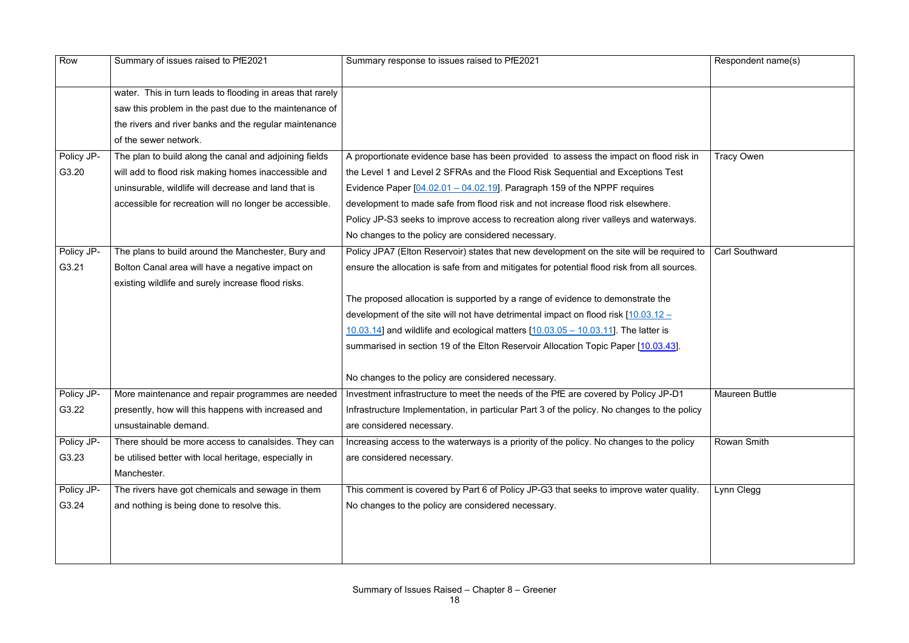| Row | Summary of issues raised to PfE2021 | Summary response to issues raised to PfE2021 | Respondent name(s) |
|---|---|---|---|
| | water. This in turn leads to flooding in areas that rarely saw this problem in the past due to the maintenance of the rivers and river banks and the regular maintenance of the sewer network. | | |
| Policy JP-G3.20 | The plan to build along the canal and adjoining fields will add to flood risk making homes inaccessible and uninsurable, wildlife will decrease and land that is accessible for recreation will no longer be accessible. | A proportionate evidence base has been provided to assess the impact on flood risk in the Level 1 and Level 2 SFRAs and the Flood Risk Sequential and Exceptions Test Evidence Paper [04.02.01 – 04.02.19]. Paragraph 159 of the NPPF requires development to made safe from flood risk and not increase flood risk elsewhere. Policy JP-S3 seeks to improve access to recreation along river valleys and waterways. No changes to the policy are considered necessary. | Tracy Owen |
| Policy JP-G3.21 | The plans to build around the Manchester, Bury and Bolton Canal area will have a negative impact on existing wildlife and surely increase flood risks. | Policy JPA7 (Elton Reservoir) states that new development on the site will be required to ensure the allocation is safe from and mitigates for potential flood risk from all sources.<br><br>The proposed allocation is supported by a range of evidence to demonstrate the development of the site will not have detrimental impact on flood risk [10.03.12 – 10.03.14] and wildlife and ecological matters [10.03.05 – 10.03.11]. The latter is summarised in section 19 of the Elton Reservoir Allocation Topic Paper [10.03.43].<br><br>No changes to the policy are considered necessary. | Carl Southward |
| Policy JP-G3.22 | More maintenance and repair programmes are needed presently, how will this happens with increased and unsustainable demand. | Investment infrastructure to meet the needs of the PfE are covered by Policy JP-D1 Infrastructure Implementation, in particular Part 3 of the policy. No changes to the policy are considered necessary. | Maureen Buttle |
| Policy JP-G3.23 | There should be more access to canalsides. They can be utilised better with local heritage, especially in Manchester. | Increasing access to the waterways is a priority of the policy. No changes to the policy are considered necessary. | Rowan Smith |
| Policy JP-G3.24 | The rivers have got chemicals and sewage in them and nothing is being done to resolve this. | This comment is covered by Part 6 of Policy JP-G3 that seeks to improve water quality. No changes to the policy are considered necessary. | Lynn Clegg |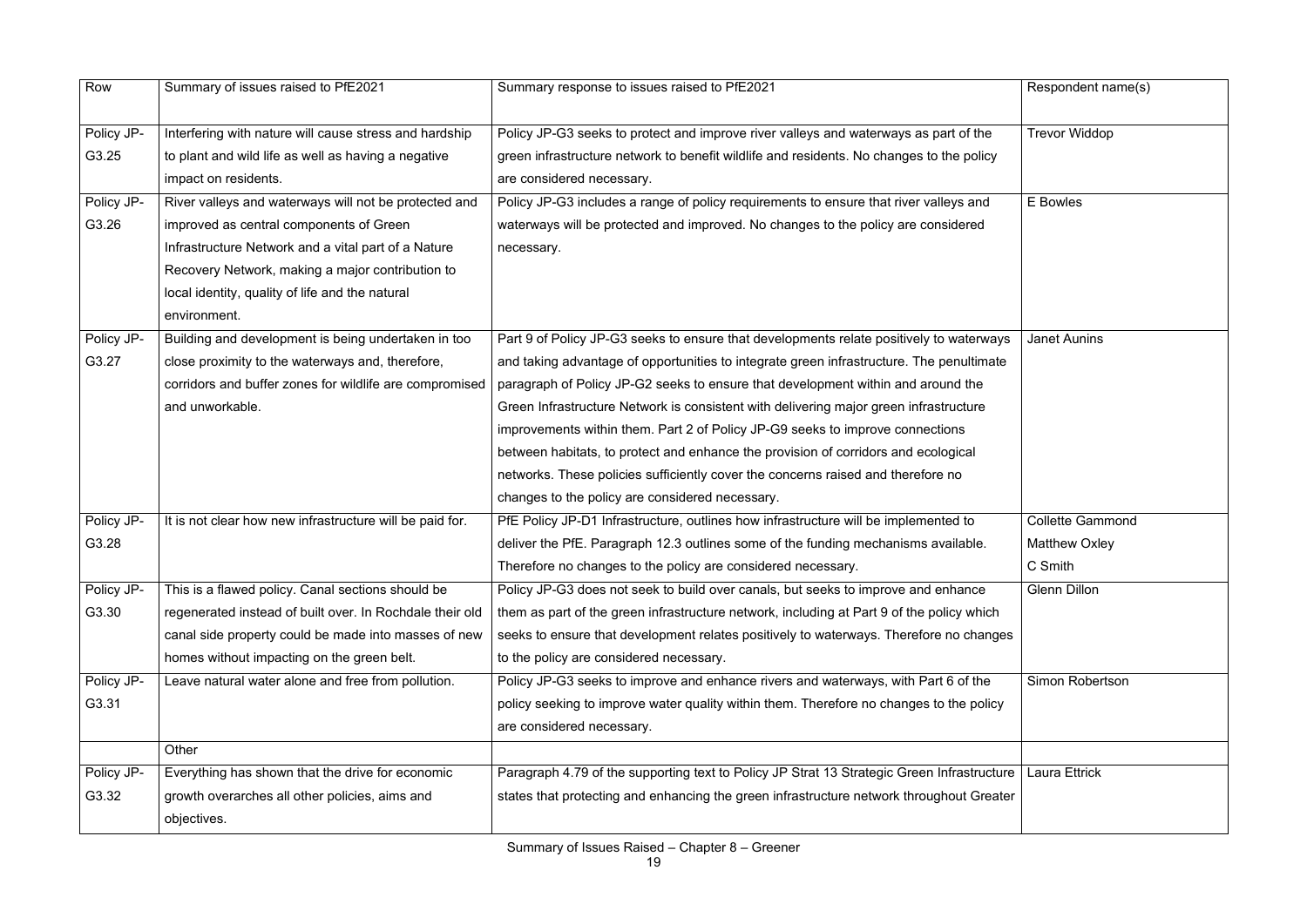| Row | Summary of issues raised to PfE2021 | Summary response to issues raised to PfE2021 | Respondent name(s) |
|---|---|---|---|
| Policy JP-G3.25 | Interfering with nature will cause stress and hardship to plant and wild life as well as having a negative impact on residents. | Policy JP-G3 seeks to protect and improve river valleys and waterways as part of the green infrastructure network to benefit wildlife and residents. No changes to the policy are considered necessary. | Trevor Widdop |
| Policy JP-G3.26 | River valleys and waterways will not be protected and improved as central components of Green Infrastructure Network and a vital part of a Nature Recovery Network, making a major contribution to local identity, quality of life and the natural environment. | Policy JP-G3 includes a range of policy requirements to ensure that river valleys and waterways will be protected and improved. No changes to the policy are considered necessary. | E Bowles |
| Policy JP-G3.27 | Building and development is being undertaken in too close proximity to the waterways and, therefore, corridors and buffer zones for wildlife are compromised and unworkable. | Part 9 of Policy JP-G3 seeks to ensure that developments relate positively to waterways and taking advantage of opportunities to integrate green infrastructure. The penultimate paragraph of Policy JP-G2 seeks to ensure that development within and around the Green Infrastructure Network is consistent with delivering major green infrastructure improvements within them. Part 2 of Policy JP-G9 seeks to improve connections between habitats, to protect and enhance the provision of corridors and ecological networks. These policies sufficiently cover the concerns raised and therefore no changes to the policy are considered necessary. | Janet Aunins |
| Policy JP-G3.28 | It is not clear how new infrastructure will be paid for. | PfE Policy JP-D1 Infrastructure, outlines how infrastructure will be implemented to deliver the PfE. Paragraph 12.3 outlines some of the funding mechanisms available. Therefore no changes to the policy are considered necessary. | Collette Gammond<br>Matthew Oxley<br>C Smith |
| Policy JP-G3.30 | This is a flawed policy. Canal sections should be regenerated instead of built over. In Rochdale their old canal side property could be made into masses of new homes without impacting on the green belt. | Policy JP-G3 does not seek to build over canals, but seeks to improve and enhance them as part of the green infrastructure network, including at Part 9 of the policy which seeks to ensure that development relates positively to waterways. Therefore no changes to the policy are considered necessary. | Glenn Dillon |
| Policy JP-G3.31 | Leave natural water alone and free from pollution. | Policy JP-G3 seeks to improve and enhance rivers and waterways, with Part 6 of the policy seeking to improve water quality within them. Therefore no changes to the policy are considered necessary. | Simon Robertson |
| | Other | | |
| Policy JP-G3.32 | Everything has shown that the drive for economic growth overarches all other policies, aims and objectives. | Paragraph 4.79 of the supporting text to Policy JP Strat 13 Strategic Green Infrastructure states that protecting and enhancing the green infrastructure network throughout Greater | Laura Ettrick |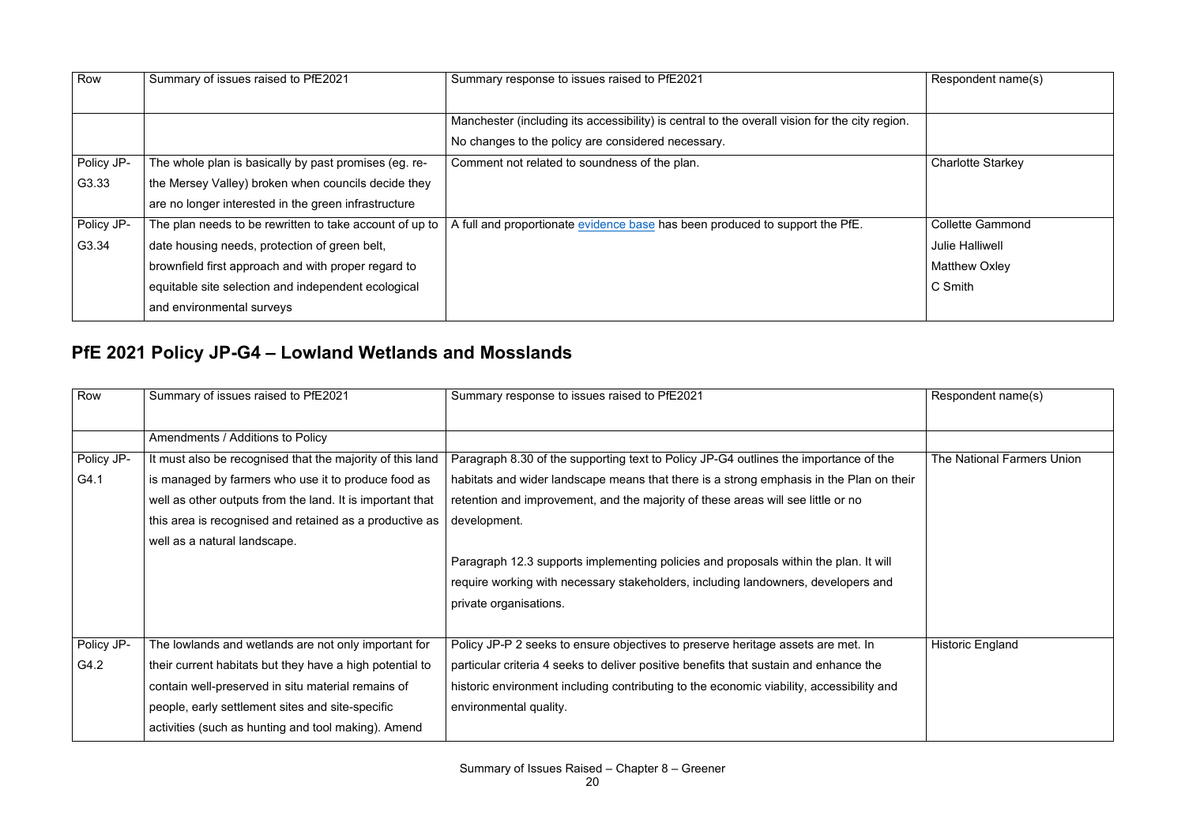| Row | Summary of issues raised to PfE2021 | Summary response to issues raised to PfE2021 | Respondent name(s) |
|---|---|---|---|
| | | Manchester (including its accessibility) is central to the overall vision for the city region. No changes to the policy are considered necessary. | |
| Policy JP-G3.33 | The whole plan is basically by past promises (eg. re- the Mersey Valley) broken when councils decide they are no longer interested in the green infrastructure | Comment not related to soundness of the plan. | Charlotte Starkey |
| Policy JP-G3.34 | The plan needs to be rewritten to take account of up to date housing needs, protection of green belt, brownfield first approach and with proper regard to equitable site selection and independent ecological and environmental surveys | A full and proportionate evidence base has been produced to support the PfE. | Collette Gammond<br>Julie Halliwell<br>Matthew Oxley<br>C Smith |

## PfE 2021 Policy JP-G4 – Lowland Wetlands and Mosslands

| Row | Summary of issues raised to PfE2021 | Summary response to issues raised to PfE2021 | Respondent name(s) |
|---|---|---|---|
| | Amendments / Additions to Policy | | |
| Policy JP-G4.1 | It must also be recognised that the majority of this land is managed by farmers who use it to produce food as well as other outputs from the land. It is important that this area is recognised and retained as a productive as well as a natural landscape. | Paragraph 8.30 of the supporting text to Policy JP-G4 outlines the importance of the habitats and wider landscape means that there is a strong emphasis in the Plan on their retention and improvement, and the majority of these areas will see little or no development.<br><br>Paragraph 12.3 supports implementing policies and proposals within the plan. It will require working with necessary stakeholders, including landowners, developers and private organisations. | The National Farmers Union |
| Policy JP-G4.2 | The lowlands and wetlands are not only important for their current habitats but they have a high potential to contain well-preserved in situ material remains of people, early settlement sites and site-specific activities (such as hunting and tool making). Amend | Policy JP-P 2 seeks to ensure objectives to preserve heritage assets are met. In particular criteria 4 seeks to deliver positive benefits that sustain and enhance the historic environment including contributing to the economic viability, accessibility and environmental quality. | Historic England |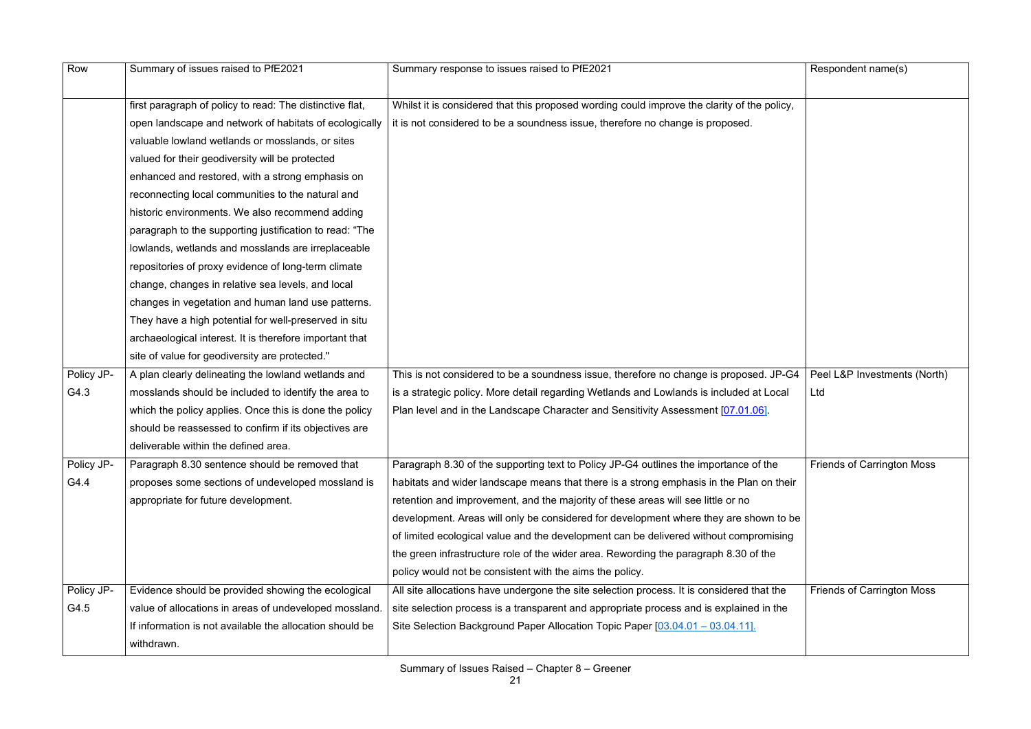| Row | Summary of issues raised to PfE2021 | Summary response to issues raised to PfE2021 | Respondent name(s) |
|---|---|---|---|
| | first paragraph of policy to read: The distinctive flat, open landscape and network of habitats of ecologically valuable lowland wetlands or mosslands, or sites valued for their geodiversity will be protected enhanced and restored, with a strong emphasis on reconnecting local communities to the natural and historic environments. We also recommend adding paragraph to the supporting justification to read: "The lowlands, wetlands and mosslands are irreplaceable repositories of proxy evidence of long-term climate change, changes in relative sea levels, and local changes in vegetation and human land use patterns. They have a high potential for well-preserved in situ archaeological interest. It is therefore important that site of value for geodiversity are protected." | Whilst it is considered that this proposed wording could improve the clarity of the policy, it is not considered to be a soundness issue, therefore no change is proposed. | |
| Policy JP-G4.3 | A plan clearly delineating the lowland wetlands and mosslands should be included to identify the area to which the policy applies. Once this is done the policy should be reassessed to confirm if its objectives are deliverable within the defined area. | This is not considered to be a soundness issue, therefore no change is proposed. JP-G4 is a strategic policy. More detail regarding Wetlands and Lowlands is included at Local Plan level and in the Landscape Character and Sensitivity Assessment [07.01.06]. | Peel L&P Investments (North) Ltd |
| Policy JP-G4.4 | Paragraph 8.30 sentence should be removed that proposes some sections of undeveloped mossland is appropriate for future development. | Paragraph 8.30 of the supporting text to Policy JP-G4 outlines the importance of the habitats and wider landscape means that there is a strong emphasis in the Plan on their retention and improvement, and the majority of these areas will see little or no development. Areas will only be considered for development where they are shown to be of limited ecological value and the development can be delivered without compromising the green infrastructure role of the wider area. Rewording the paragraph 8.30 of the policy would not be consistent with the aims the policy. | Friends of Carrington Moss |
| Policy JP-G4.5 | Evidence should be provided showing the ecological value of allocations in areas of undeveloped mossland. If information is not available the allocation should be withdrawn. | All site allocations have undergone the site selection process. It is considered that the site selection process is a transparent and appropriate process and is explained in the Site Selection Background Paper Allocation Topic Paper [03.04.01 – 03.04.11]. | Friends of Carrington Moss |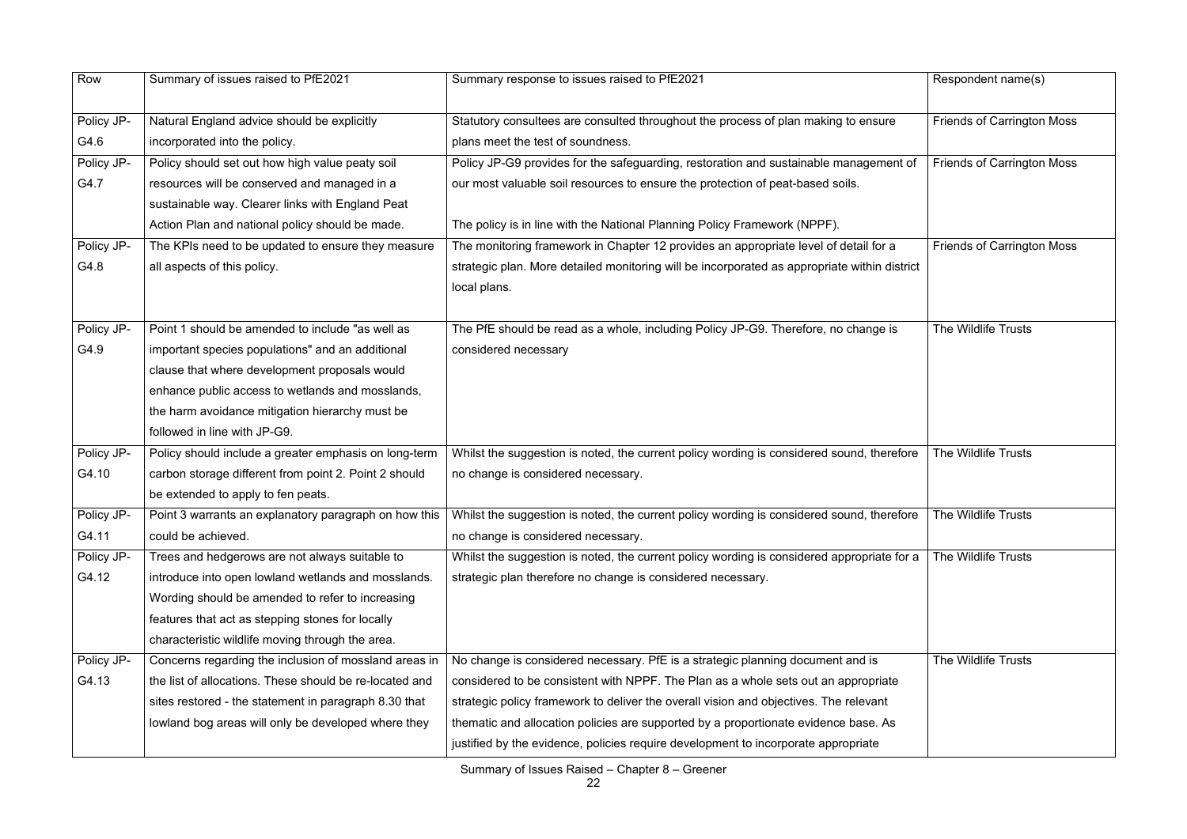| Row | Summary of issues raised to PfE2021 | Summary response to issues raised to PfE2021 | Respondent name(s) |
|---|---|---|---|
| Policy JP-G4.6 | Natural England advice should be explicitly incorporated into the policy. | Statutory consultees are consulted throughout the process of plan making to ensure plans meet the test of soundness. | Friends of Carrington Moss |
| Policy JP-G4.7 | Policy should set out how high value peaty soil resources will be conserved and managed in a sustainable way. Clearer links with England Peat Action Plan and national policy should be made. | Policy JP-G9 provides for the safeguarding, restoration and sustainable management of our most valuable soil resources to ensure the protection of peat-based soils.<br><br>The policy is in line with the National Planning Policy Framework (NPPF). | Friends of Carrington Moss |
| Policy JP-G4.8 | The KPIs need to be updated to ensure they measure all aspects of this policy. | The monitoring framework in Chapter 12 provides an appropriate level of detail for a strategic plan. More detailed monitoring will be incorporated as appropriate within district local plans. | Friends of Carrington Moss |
| Policy JP-G4.9 | Point 1 should be amended to include "as well as important species populations" and an additional clause that where development proposals would enhance public access to wetlands and mosslands, the harm avoidance mitigation hierarchy must be followed in line with JP-G9. | The PfE should be read as a whole, including Policy JP-G9. Therefore, no change is considered necessary | The Wildlife Trusts |
| Policy JP-G4.10 | Policy should include a greater emphasis on long-term carbon storage different from point 2. Point 2 should be extended to apply to fen peats. | Whilst the suggestion is noted, the current policy wording is considered sound, therefore no change is considered necessary. | The Wildlife Trusts |
| Policy JP-G4.11 | Point 3 warrants an explanatory paragraph on how this could be achieved. | Whilst the suggestion is noted, the current policy wording is considered sound, therefore no change is considered necessary. | The Wildlife Trusts |
| Policy JP-G4.12 | Trees and hedgerows are not always suitable to introduce into open lowland wetlands and mosslands. Wording should be amended to refer to increasing features that act as stepping stones for locally characteristic wildlife moving through the area. | Whilst the suggestion is noted, the current policy wording is considered appropriate for a strategic plan therefore no change is considered necessary. | The Wildlife Trusts |
| Policy JP-G4.13 | Concerns regarding the inclusion of mossland areas in the list of allocations. These should be re-located and sites restored - the statement in paragraph 8.30 that lowland bog areas will only be developed where they | No change is considered necessary. PfE is a strategic planning document and is considered to be consistent with NPPF. The Plan as a whole sets out an appropriate strategic policy framework to deliver the overall vision and objectives. The relevant thematic and allocation policies are supported by a proportionate evidence base. As justified by the evidence, policies require development to incorporate appropriate | The Wildlife Trusts |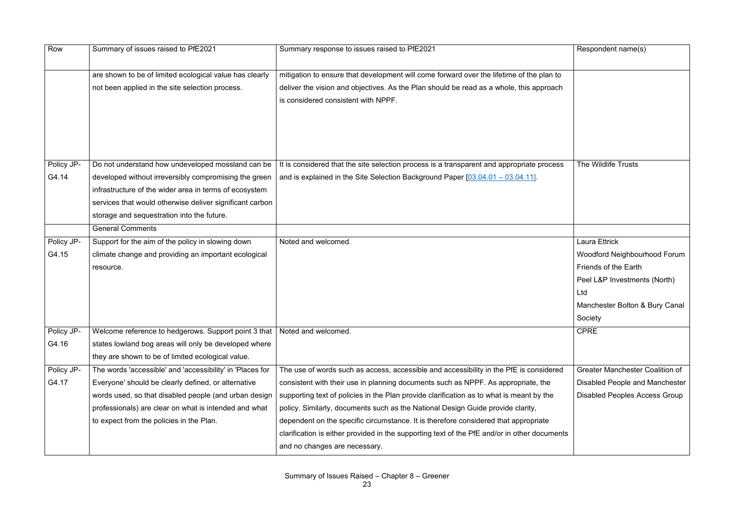| Row | Summary of issues raised to PfE2021 | Summary response to issues raised to PfE2021 | Respondent name(s) |
|---|---|---|---|
| | are shown to be of limited ecological value has clearly not been applied in the site selection process. | mitigation to ensure that development will come forward over the lifetime of the plan to deliver the vision and objectives. As the Plan should be read as a whole, this approach is considered consistent with NPPF. | |
| Policy JP-G4.14 | Do not understand how undeveloped mossland can be developed without irreversibly compromising the green infrastructure of the wider area in terms of ecosystem services that would otherwise deliver significant carbon storage and sequestration into the future. | It is considered that the site selection process is a transparent and appropriate process and is explained in the Site Selection Background Paper [03.04.01 – 03.04.11]. | The Wildlife Trusts |
| | General Comments | | |
| Policy JP-G4.15 | Support for the aim of the policy in slowing down climate change and providing an important ecological resource. | Noted and welcomed. | Laura Ettrick<br>Woodford Neighbourhood Forum<br>Friends of the Earth<br>Peel L&P Investments (North) Ltd<br>Manchester Bolton & Bury Canal Society |
| Policy JP-G4.16 | Welcome reference to hedgerows. Support point 3 that states lowland bog areas will only be developed where they are shown to be of limited ecological value. | Noted and welcomed. | CPRE |
| Policy JP-G4.17 | The words 'accessible' and 'accessibility' in 'Places for Everyone' should be clearly defined, or alternative words used, so that disabled people (and urban design professionals) are clear on what is intended and what to expect from the policies in the Plan. | The use of words such as access, accessible and accessibility in the PfE is considered consistent with their use in planning documents such as NPPF. As appropriate, the supporting text of policies in the Plan provide clarification as to what is meant by the policy. Similarly, documents such as the National Design Guide provide clarity, dependent on the specific circumstance. It is therefore considered that appropriate clarification is either provided in the supporting text of the PfE and/or in other documents and no changes are necessary. | Greater Manchester Coalition of Disabled People and Manchester Disabled Peoples Access Group |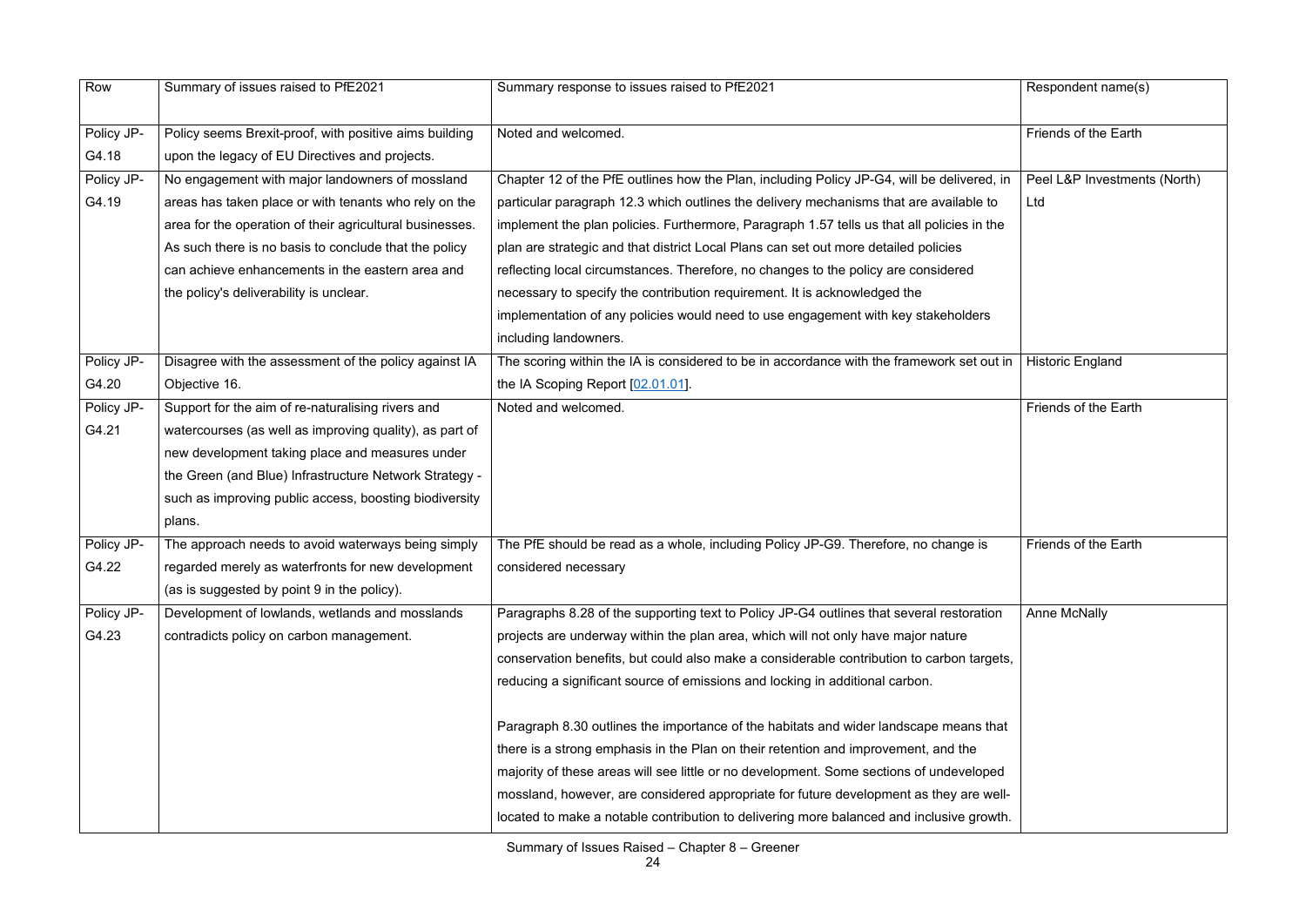| Row | Summary of issues raised to PfE2021 | Summary response to issues raised to PfE2021 | Respondent name(s) |
|---|---|---|---|
| Policy JP-G4.18 | Policy seems Brexit-proof, with positive aims building upon the legacy of EU Directives and projects. | Noted and welcomed. | Friends of the Earth |
| Policy JP-G4.19 | No engagement with major landowners of mossland areas has taken place or with tenants who rely on the area for the operation of their agricultural businesses. As such there is no basis to conclude that the policy can achieve enhancements in the eastern area and the policy's deliverability is unclear. | Chapter 12 of the PfE outlines how the Plan, including Policy JP-G4, will be delivered, in particular paragraph 12.3 which outlines the delivery mechanisms that are available to implement the plan policies. Furthermore, Paragraph 1.57 tells us that all policies in the plan are strategic and that district Local Plans can set out more detailed policies reflecting local circumstances. Therefore, no changes to the policy are considered necessary to specify the contribution requirement. It is acknowledged the implementation of any policies would need to use engagement with key stakeholders including landowners. | Peel L&P Investments (North) Ltd |
| Policy JP-G4.20 | Disagree with the assessment of the policy against IA Objective 16. | The scoring within the IA is considered to be in accordance with the framework set out in the IA Scoping Report [02.01.01]. | Historic England |
| Policy JP-G4.21 | Support for the aim of re-naturalising rivers and watercourses (as well as improving quality), as part of new development taking place and measures under the Green (and Blue) Infrastructure Network Strategy - such as improving public access, boosting biodiversity plans. | Noted and welcomed. | Friends of the Earth |
| Policy JP-G4.22 | The approach needs to avoid waterways being simply regarded merely as waterfronts for new development (as is suggested by point 9 in the policy). | The PfE should be read as a whole, including Policy JP-G9. Therefore, no change is considered necessary | Friends of the Earth |
| Policy JP-G4.23 | Development of lowlands, wetlands and mosslands contradicts policy on carbon management. | Paragraphs 8.28 of the supporting text to Policy JP-G4 outlines that several restoration projects are underway within the plan area, which will not only have major nature conservation benefits, but could also make a considerable contribution to carbon targets, reducing a significant source of emissions and locking in additional carbon.<br><br>Paragraph 8.30 outlines the importance of the habitats and wider landscape means that there is a strong emphasis in the Plan on their retention and improvement, and the majority of these areas will see little or no development. Some sections of undeveloped mossland, however, are considered appropriate for future development as they are well-located to make a notable contribution to delivering more balanced and inclusive growth. | Anne McNally |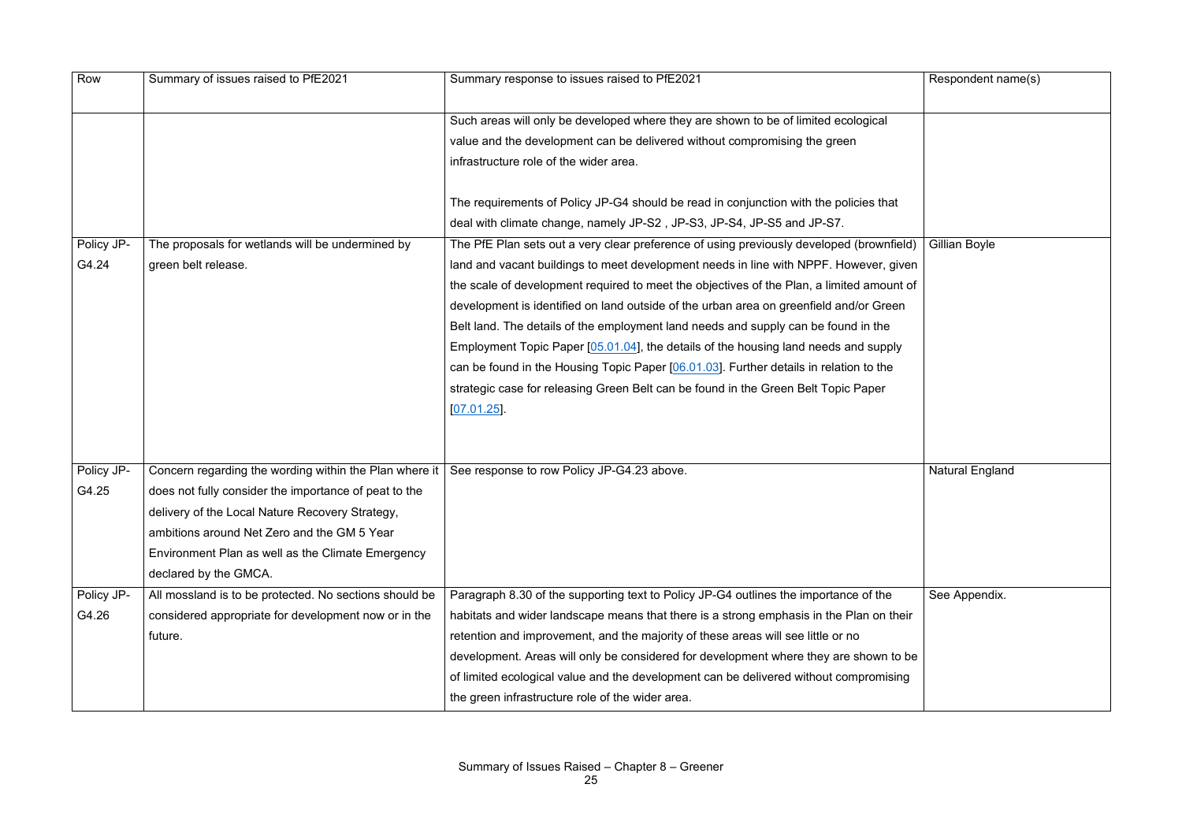| Row | Summary of issues raised to PfE2021 | Summary response to issues raised to PfE2021 | Respondent name(s) |
|---|---|---|---|
| | | Such areas will only be developed where they are shown to be of limited ecological value and the development can be delivered without compromising the green infrastructure role of the wider area.<br><br>The requirements of Policy JP-G4 should be read in conjunction with the policies that deal with climate change, namely JP-S2 , JP-S3, JP-S4, JP-S5 and JP-S7. | |
| Policy JP-G4.24 | The proposals for wetlands will be undermined by green belt release. | The PfE Plan sets out a very clear preference of using previously developed (brownfield) land and vacant buildings to meet development needs in line with NPPF. However, given the scale of development required to meet the objectives of the Plan, a limited amount of development is identified on land outside of the urban area on greenfield and/or Green Belt land. The details of the employment land needs and supply can be found in the Employment Topic Paper [05.01.04], the details of the housing land needs and supply can be found in the Housing Topic Paper [06.01.03]. Further details in relation to the strategic case for releasing Green Belt can be found in the Green Belt Topic Paper [07.01.25]. | Gillian Boyle |
| Policy JP-G4.25 | Concern regarding the wording within the Plan where it does not fully consider the importance of peat to the delivery of the Local Nature Recovery Strategy, ambitions around Net Zero and the GM 5 Year Environment Plan as well as the Climate Emergency declared by the GMCA. | See response to row Policy JP-G4.23 above. | Natural England |
| Policy JP-G4.26 | All mossland is to be protected. No sections should be considered appropriate for development now or in the future. | Paragraph 8.30 of the supporting text to Policy JP-G4 outlines the importance of the habitats and wider landscape means that there is a strong emphasis in the Plan on their retention and improvement, and the majority of these areas will see little or no development. Areas will only be considered for development where they are shown to be of limited ecological value and the development can be delivered without compromising the green infrastructure role of the wider area. | See Appendix. |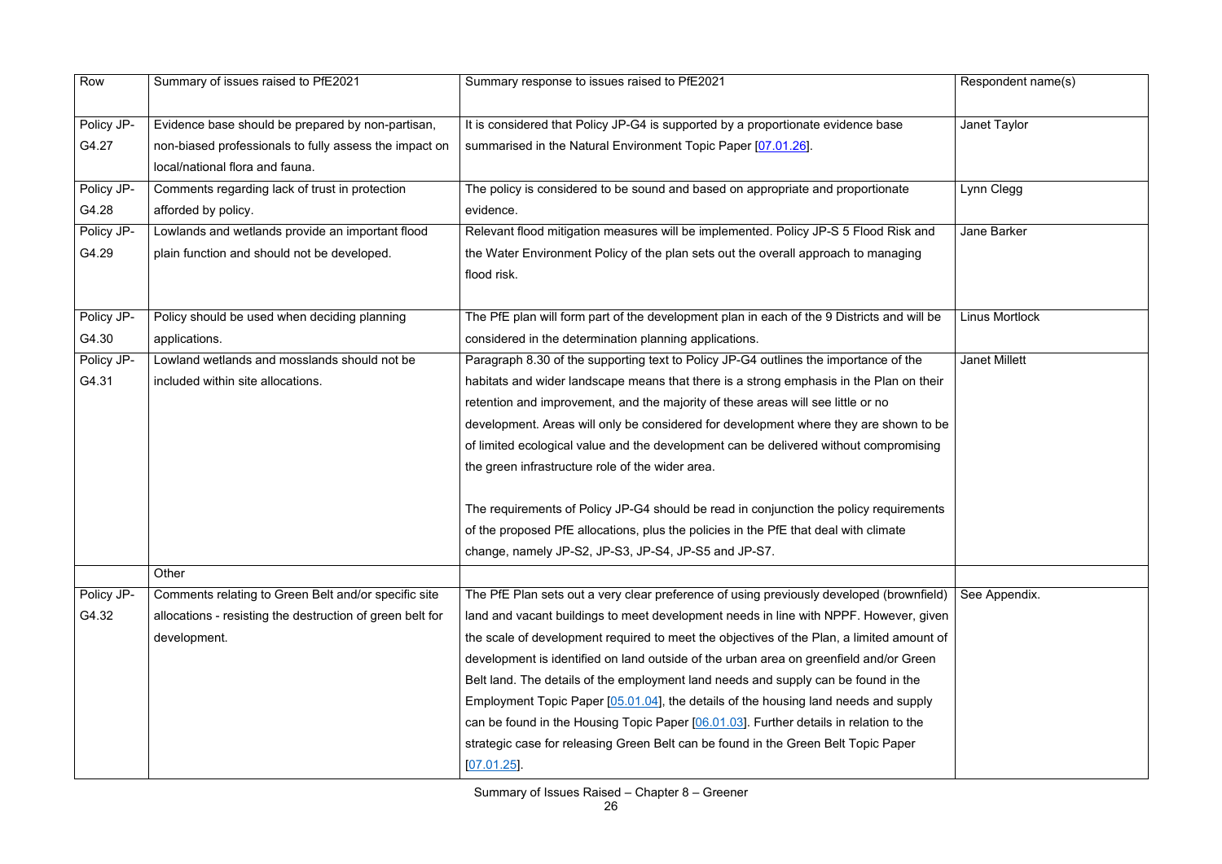| Row | Summary of issues raised to PfE2021 | Summary response to issues raised to PfE2021 | Respondent name(s) |
|---|---|---|---|
| Policy JP-G4.27 | Evidence base should be prepared by non-partisan, non-biased professionals to fully assess the impact on local/national flora and fauna. | It is considered that Policy JP-G4 is supported by a proportionate evidence base summarised in the Natural Environment Topic Paper [07.01.26]. | Janet Taylor |
| Policy JP-G4.28 | Comments regarding lack of trust in protection afforded by policy. | The policy is considered to be sound and based on appropriate and proportionate evidence. | Lynn Clegg |
| Policy JP-G4.29 | Lowlands and wetlands provide an important flood plain function and should not be developed. | Relevant flood mitigation measures will be implemented. Policy JP-S 5 Flood Risk and the Water Environment Policy of the plan sets out the overall approach to managing flood risk. | Jane Barker |
| Policy JP-G4.30 | Policy should be used when deciding planning applications. | The PfE plan will form part of the development plan in each of the 9 Districts and will be considered in the determination planning applications. | Linus Mortlock |
| Policy JP-G4.31 | Lowland wetlands and mosslands should not be included within site allocations. | Paragraph 8.30 of the supporting text to Policy JP-G4 outlines the importance of the habitats and wider landscape means that there is a strong emphasis in the Plan on their retention and improvement, and the majority of these areas will see little or no development. Areas will only be considered for development where they are shown to be of limited ecological value and the development can be delivered without compromising the green infrastructure role of the wider area.<br><br>The requirements of Policy JP-G4 should be read in conjunction the policy requirements of the proposed PfE allocations, plus the policies in the PfE that deal with climate change, namely JP-S2, JP-S3, JP-S4, JP-S5 and JP-S7. | Janet Millett |
| | Other | | |
| Policy JP-G4.32 | Comments relating to Green Belt and/or specific site allocations - resisting the destruction of green belt for development. | The PfE Plan sets out a very clear preference of using previously developed (brownfield) land and vacant buildings to meet development needs in line with NPPF. However, given the scale of development required to meet the objectives of the Plan, a limited amount of development is identified on land outside of the urban area on greenfield and/or Green Belt land. The details of the employment land needs and supply can be found in the Employment Topic Paper [05.01.04], the details of the housing land needs and supply can be found in the Housing Topic Paper [06.01.03]. Further details in relation to the strategic case for releasing Green Belt can be found in the Green Belt Topic Paper [07.01.25]. | See Appendix. |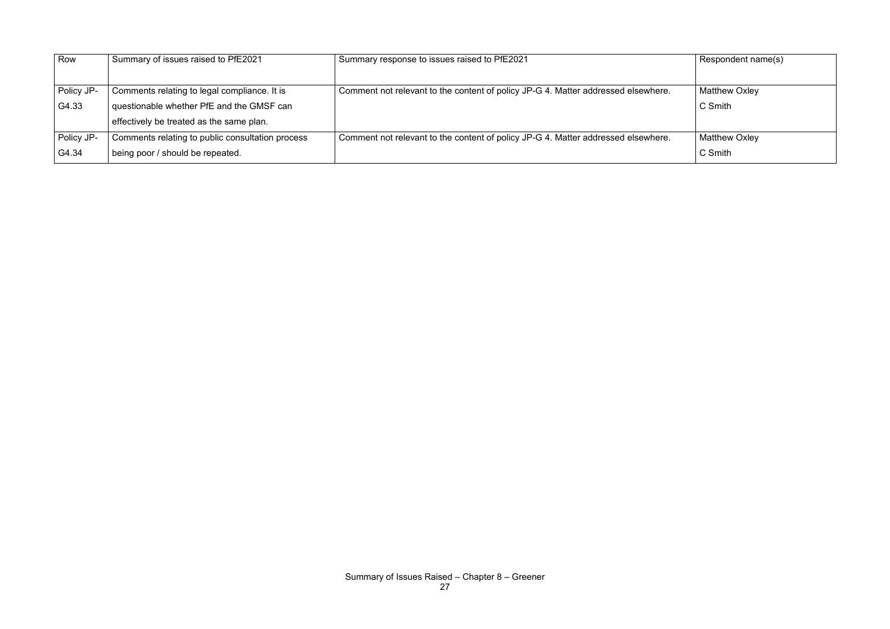| Row | Summary of issues raised to PfE2021 | Summary response to issues raised to PfE2021 | Respondent name(s) |
|---|---|---|---|
| Policy JP-G4.33 | Comments relating to legal compliance. It is questionable whether PfE and the GMSF can effectively be treated as the same plan. | Comment not relevant to the content of policy JP-G 4. Matter addressed elsewhere. | Matthew Oxley<br>C Smith |
| Policy JP-G4.34 | Comments relating to public consultation process being poor / should be repeated. | Comment not relevant to the content of policy JP-G 4. Matter addressed elsewhere. | Matthew Oxley<br>C Smith |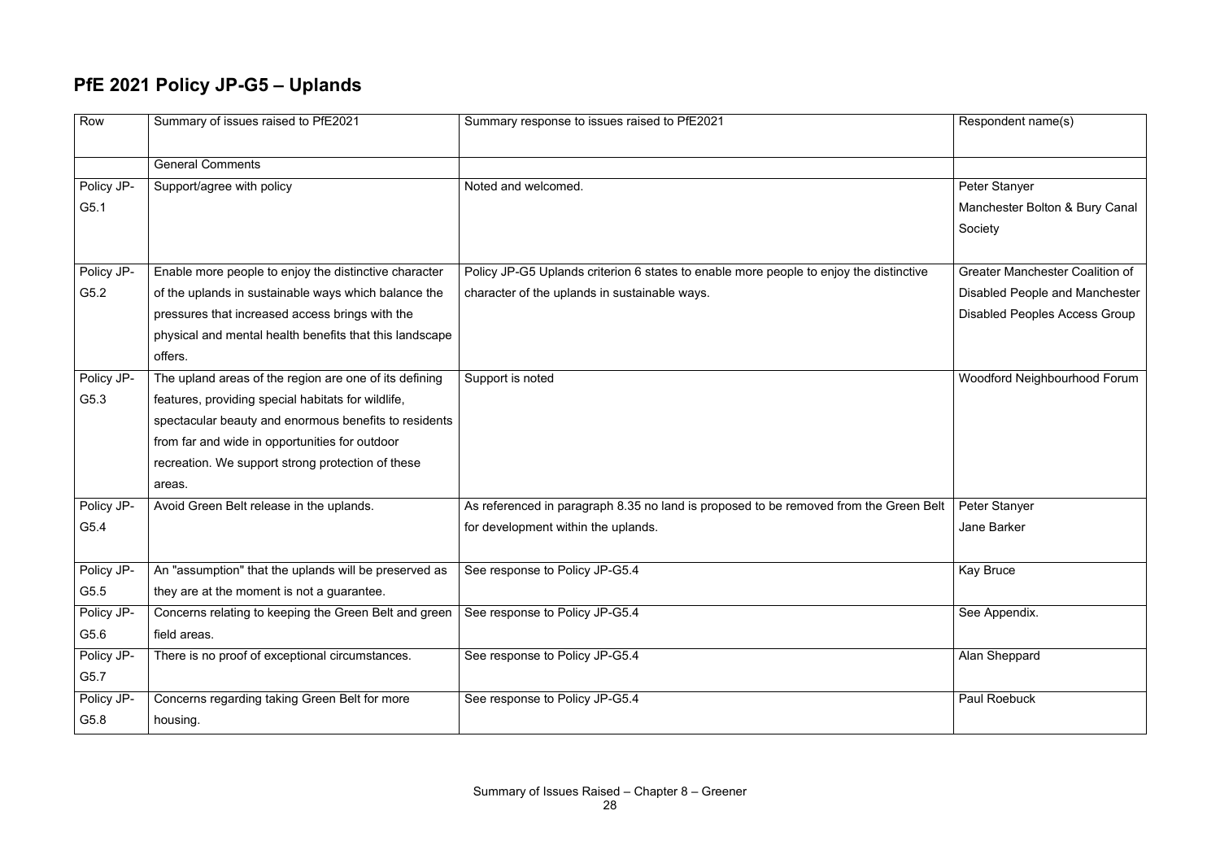## PfE 2021 Policy JP-G5 – Uplands

| Row | Summary of issues raised to PfE2021 | Summary response to issues raised to PfE2021 | Respondent name(s) |
|---|---|---|---|
| | General Comments | | |
| Policy JP-G5.1 | Support/agree with policy | Noted and welcomed. | Peter Stanyer<br>Manchester Bolton & Bury Canal Society |
| Policy JP-G5.2 | Enable more people to enjoy the distinctive character of the uplands in sustainable ways which balance the pressures that increased access brings with the physical and mental health benefits that this landscape offers. | Policy JP-G5 Uplands criterion 6 states to enable more people to enjoy the distinctive character of the uplands in sustainable ways. | Greater Manchester Coalition of Disabled People and Manchester Disabled Peoples Access Group |
| Policy JP-G5.3 | The upland areas of the region are one of its defining features, providing special habitats for wildlife, spectacular beauty and enormous benefits to residents from far and wide in opportunities for outdoor recreation. We support strong protection of these areas. | Support is noted | Woodford Neighbourhood Forum |
| Policy JP-G5.4 | Avoid Green Belt release in the uplands. | As referenced in paragraph 8.35 no land is proposed to be removed from the Green Belt for development within the uplands. | Peter Stanyer<br>Jane Barker |
| Policy JP-G5.5 | An "assumption" that the uplands will be preserved as they are at the moment is not a guarantee. | See response to Policy JP-G5.4 | Kay Bruce |
| Policy JP-G5.6 | Concerns relating to keeping the Green Belt and green field areas. | See response to Policy JP-G5.4 | See Appendix. |
| Policy JP-G5.7 | There is no proof of exceptional circumstances. | See response to Policy JP-G5.4 | Alan Sheppard |
| Policy JP-G5.8 | Concerns regarding taking Green Belt for more housing. | See response to Policy JP-G5.4 | Paul Roebuck |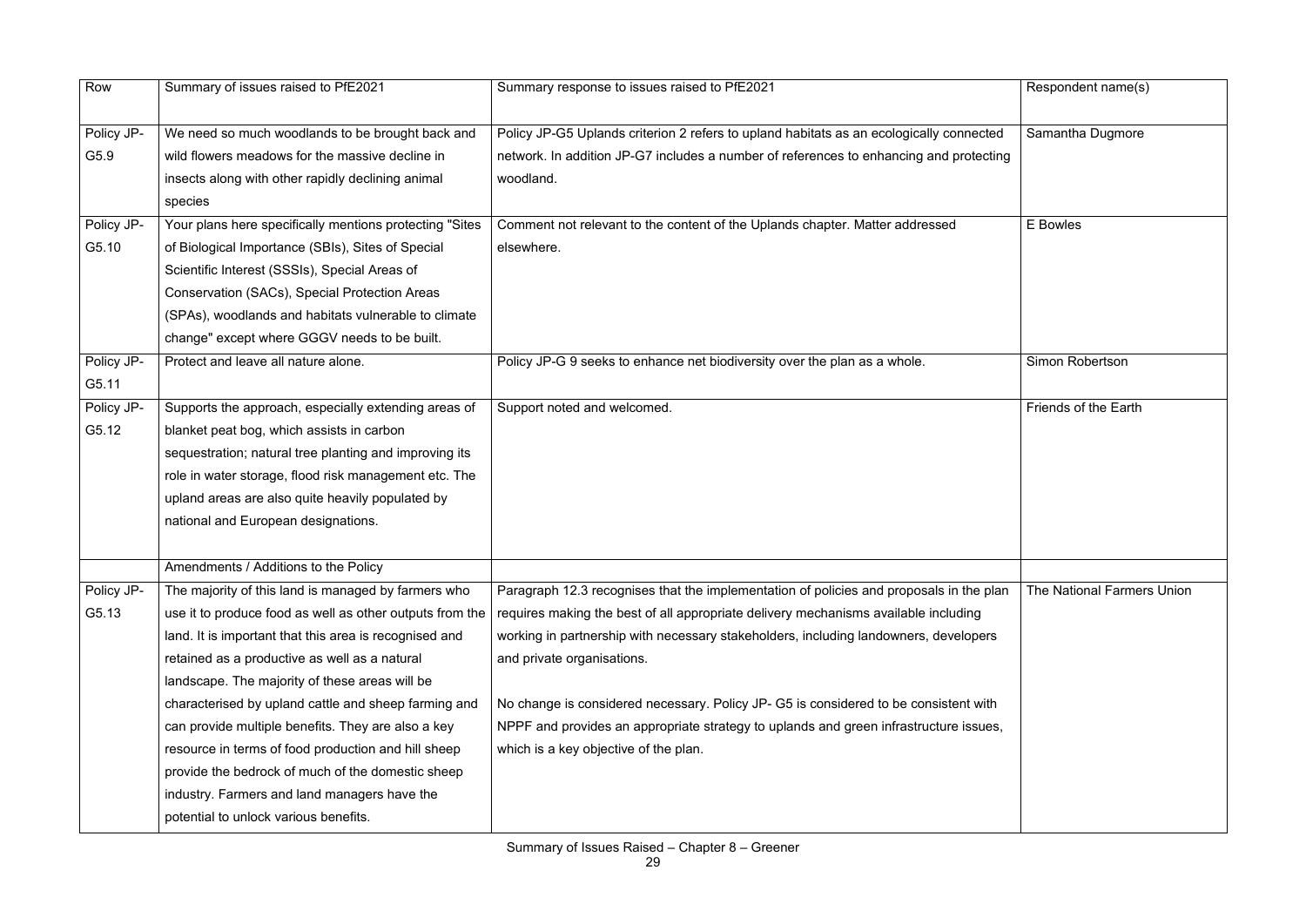| Row | Summary of issues raised to PfE2021 | Summary response to issues raised to PfE2021 | Respondent name(s) |
|---|---|---|---|
| Policy JP-G5.9 | We need so much woodlands to be brought back and wild flowers meadows for the massive decline in insects along with other rapidly declining animal species | Policy JP-G5 Uplands criterion 2 refers to upland habitats as an ecologically connected network. In addition JP-G7 includes a number of references to enhancing and protecting woodland. | Samantha Dugmore |
| Policy JP-G5.10 | Your plans here specifically mentions protecting "Sites of Biological Importance (SBIs), Sites of Special Scientific Interest (SSSIs), Special Areas of Conservation (SACs), Special Protection Areas (SPAs), woodlands and habitats vulnerable to climate change" except where GGGV needs to be built. | Comment not relevant to the content of the Uplands chapter. Matter addressed elsewhere. | E Bowles |
| Policy JP-G5.11 | Protect and leave all nature alone. | Policy JP-G 9 seeks to enhance net biodiversity over the plan as a whole. | Simon Robertson |
| Policy JP-G5.12 | Supports the approach, especially extending areas of blanket peat bog, which assists in carbon sequestration; natural tree planting and improving its role in water storage, flood risk management etc. The upland areas are also quite heavily populated by national and European designations. | Support noted and welcomed. | Friends of the Earth |
| | Amendments / Additions to the Policy | | |
| Policy JP-G5.13 | The majority of this land is managed by farmers who use it to produce food as well as other outputs from the land. It is important that this area is recognised and retained as a productive as well as a natural landscape. The majority of these areas will be characterised by upland cattle and sheep farming and can provide multiple benefits. They are also a key resource in terms of food production and hill sheep provide the bedrock of much of the domestic sheep industry. Farmers and land managers have the potential to unlock various benefits. | Paragraph 12.3 recognises that the implementation of policies and proposals in the plan requires making the best of all appropriate delivery mechanisms available including working in partnership with necessary stakeholders, including landowners, developers and private organisations.<br><br>No change is considered necessary. Policy JP- G5 is considered to be consistent with NPPF and provides an appropriate strategy to uplands and green infrastructure issues, which is a key objective of the plan. | The National Farmers Union |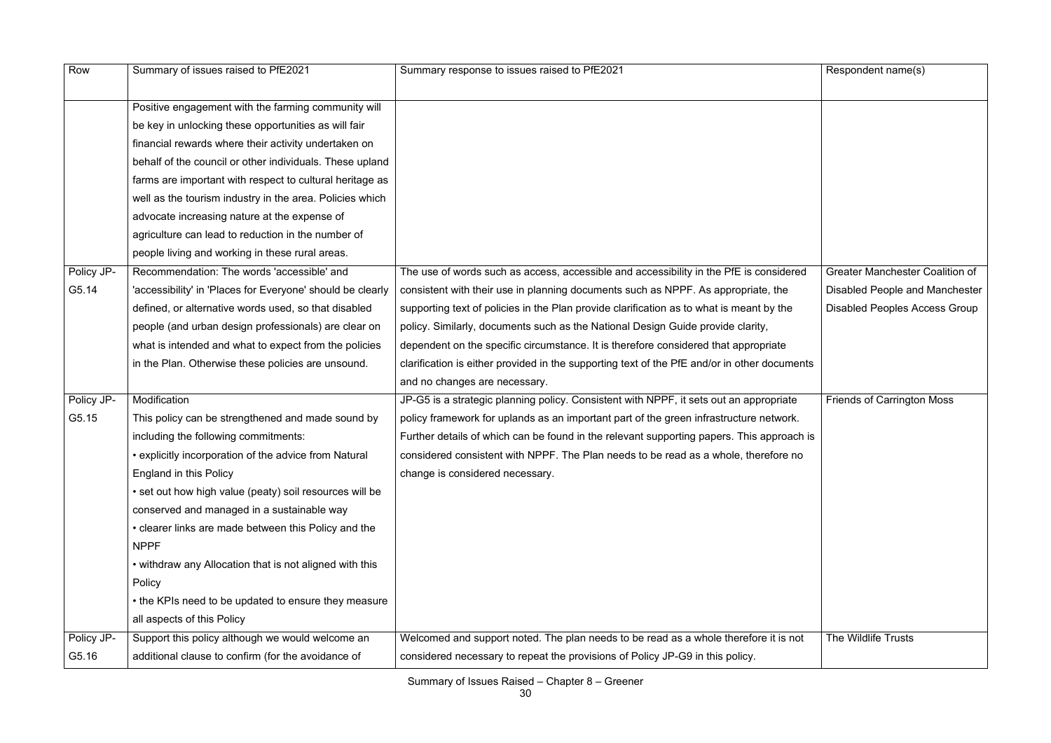| Row | Summary of issues raised to PfE2021 | Summary response to issues raised to PfE2021 | Respondent name(s) |
|---|---|---|---|
| | Positive engagement with the farming community will be key in unlocking these opportunities as will fair financial rewards where their activity undertaken on behalf of the council or other individuals. These upland farms are important with respect to cultural heritage as well as the tourism industry in the area. Policies which advocate increasing nature at the expense of agriculture can lead to reduction in the number of people living and working in these rural areas. | | |
| Policy JP-G5.14 | Recommendation: The words 'accessible' and 'accessibility' in 'Places for Everyone' should be clearly defined, or alternative words used, so that disabled people (and urban design professionals) are clear on what is intended and what to expect from the policies in the Plan. Otherwise these policies are unsound. | The use of words such as access, accessible and accessibility in the PfE is considered consistent with their use in planning documents such as NPPF. As appropriate, the supporting text of policies in the Plan provide clarification as to what is meant by the policy. Similarly, documents such as the National Design Guide provide clarity, dependent on the specific circumstance. It is therefore considered that appropriate clarification is either provided in the supporting text of the PfE and/or in other documents and no changes are necessary. | Greater Manchester Coalition of Disabled People and Manchester Disabled Peoples Access Group |
| Policy JP-G5.15 | Modification<br>This policy can be strengthened and made sound by including the following commitments:<br>• explicitly incorporation of the advice from Natural England in this Policy<br>• set out how high value (peaty) soil resources will be conserved and managed in a sustainable way<br>• clearer links are made between this Policy and the NPPF<br>• withdraw any Allocation that is not aligned with this Policy<br>• the KPIs need to be updated to ensure they measure all aspects of this Policy | JP-G5 is a strategic planning policy. Consistent with NPPF, it sets out an appropriate policy framework for uplands as an important part of the green infrastructure network. Further details of which can be found in the relevant supporting papers. This approach is considered consistent with NPPF. The Plan needs to be read as a whole, therefore no change is considered necessary. | Friends of Carrington Moss |
| Policy JP-G5.16 | Support this policy although we would welcome an additional clause to confirm (for the avoidance of | Welcomed and support noted. The plan needs to be read as a whole therefore it is not considered necessary to repeat the provisions of Policy JP-G9 in this policy. | The Wildlife Trusts |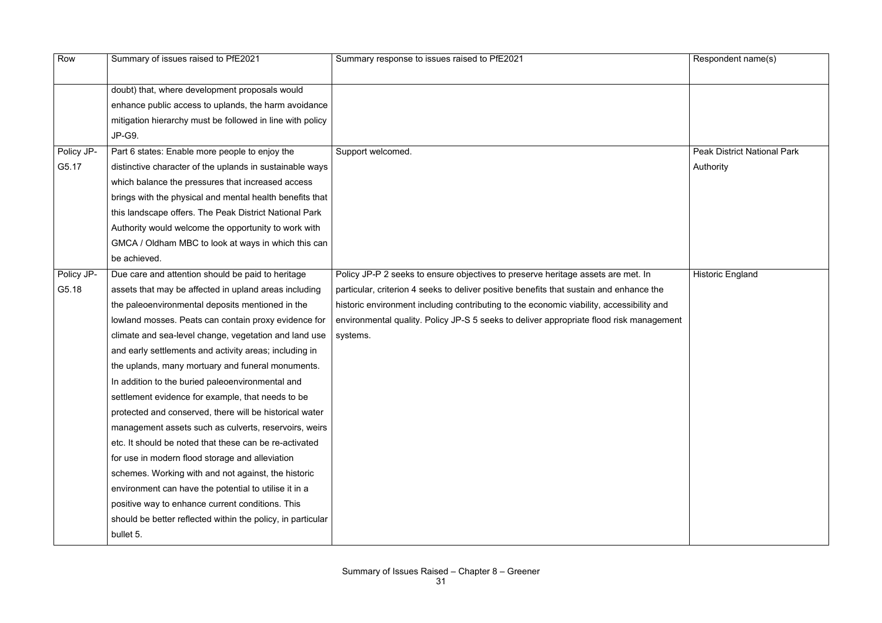| Row | Summary of issues raised to PfE2021 | Summary response to issues raised to PfE2021 | Respondent name(s) |
| --- | --- | --- | --- |
| | doubt) that, where development proposals would enhance public access to uplands, the harm avoidance mitigation hierarchy must be followed in line with policy JP-G9. | | |
| Policy JP-G5.17 | Part 6 states: Enable more people to enjoy the distinctive character of the uplands in sustainable ways which balance the pressures that increased access brings with the physical and mental health benefits that this landscape offers. The Peak District National Park Authority would welcome the opportunity to work with GMCA / Oldham MBC to look at ways in which this can be achieved. | Support welcomed. | Peak District National Park Authority |
| Policy JP-G5.18 | Due care and attention should be paid to heritage assets that may be affected in upland areas including the paleoenvironmental deposits mentioned in the lowland mosses. Peats can contain proxy evidence for climate and sea-level change, vegetation and land use and early settlements and activity areas; including in the uplands, many mortuary and funeral monuments. In addition to the buried paleoenvironmental and settlement evidence for example, that needs to be protected and conserved, there will be historical water management assets such as culverts, reservoirs, weirs etc. It should be noted that these can be re-activated for use in modern flood storage and alleviation schemes. Working with and not against, the historic environment can have the potential to utilise it in a positive way to enhance current conditions. This should be better reflected within the policy, in particular bullet 5. | Policy JP-P 2 seeks to ensure objectives to preserve heritage assets are met. In particular, criterion 4 seeks to deliver positive benefits that sustain and enhance the historic environment including contributing to the economic viability, accessibility and environmental quality. Policy JP-S 5 seeks to deliver appropriate flood risk management systems. | Historic England |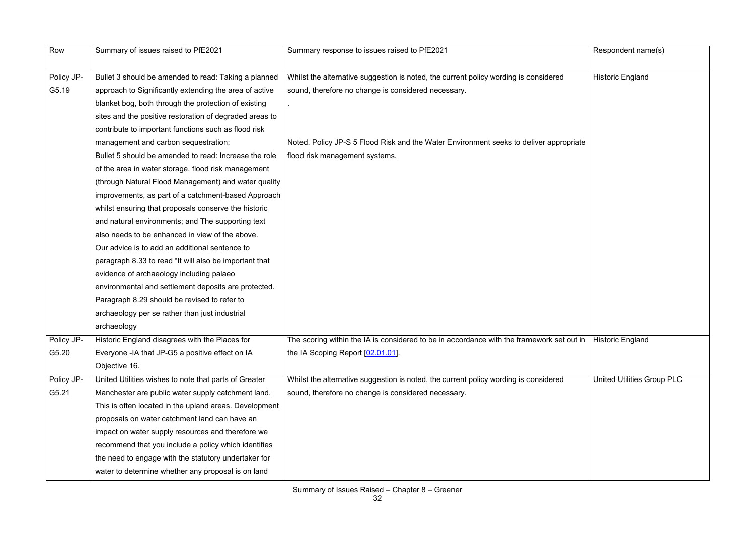| Row | Summary of issues raised to PfE2021 | Summary response to issues raised to PfE2021 | Respondent name(s) |
|---|---|---|---|
| Policy JP-G5.19 | Bullet 3 should be amended to read: Taking a planned approach to Significantly extending the area of active blanket bog, both through the protection of existing sites and the positive restoration of degraded areas to contribute to important functions such as flood risk management and carbon sequestration; Bullet 5 should be amended to read: Increase the role of the area in water storage, flood risk management (through Natural Flood Management) and water quality improvements, as part of a catchment-based Approach whilst ensuring that proposals conserve the historic and natural environments; and The supporting text also needs to be enhanced in view of the above. Our advice is to add an additional sentence to paragraph 8.33 to read "It will also be important that evidence of archaeology including palaeo environmental and settlement deposits are protected. Paragraph 8.29 should be revised to refer to archaeology per se rather than just industrial archaeology | Whilst the alternative suggestion is noted, the current policy wording is considered sound, therefore no change is considered necessary. . Noted. Policy JP-S 5 Flood Risk and the Water Environment seeks to deliver appropriate flood risk management systems. | Historic England |
| Policy JP-G5.20 | Historic England disagrees with the Places for Everyone -IA that JP-G5 a positive effect on IA Objective 16. | The scoring within the IA is considered to be in accordance with the framework set out in the IA Scoping Report [02.01.01]. | Historic England |
| Policy JP-G5.21 | United Utilities wishes to note that parts of Greater Manchester are public water supply catchment land. This is often located in the upland areas. Development proposals on water catchment land can have an impact on water supply resources and therefore we recommend that you include a policy which identifies the need to engage with the statutory undertaker for water to determine whether any proposal is on land | Whilst the alternative suggestion is noted, the current policy wording is considered sound, therefore no change is considered necessary. | United Utilities Group PLC |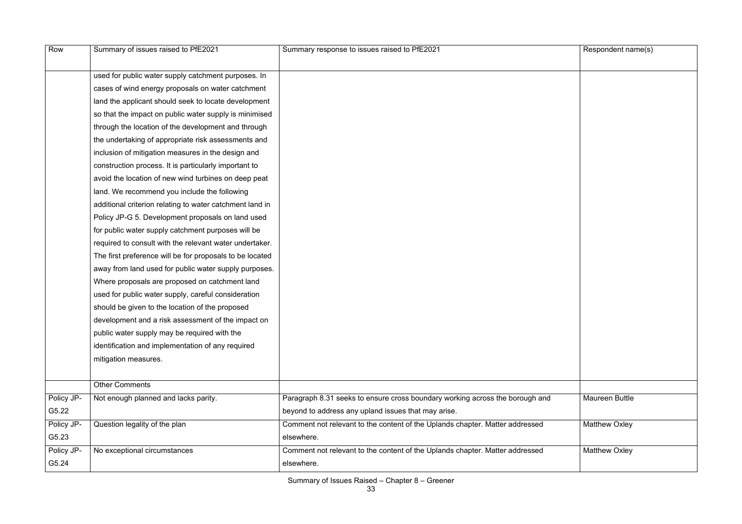| Row | Summary of issues raised to PfE2021 | Summary response to issues raised to PfE2021 | Respondent name(s) |
|---|---|---|---|
| | used for public water supply catchment purposes. In cases of wind energy proposals on water catchment land the applicant should seek to locate development so that the impact on public water supply is minimised through the location of the development and through the undertaking of appropriate risk assessments and inclusion of mitigation measures in the design and construction process. It is particularly important to avoid the location of new wind turbines on deep peat land. We recommend you include the following additional criterion relating to water catchment land in Policy JP-G 5. Development proposals on land used for public water supply catchment purposes will be required to consult with the relevant water undertaker. The first preference will be for proposals to be located away from land used for public water supply purposes. Where proposals are proposed on catchment land used for public water supply, careful consideration should be given to the location of the proposed development and a risk assessment of the impact on public water supply may be required with the identification and implementation of any required mitigation measures. | | |
| | Other Comments | | |
| Policy JP-G5.22 | Not enough planned and lacks parity. | Paragraph 8.31 seeks to ensure cross boundary working across the borough and beyond to address any upland issues that may arise. | Maureen Buttle |
| Policy JP-G5.23 | Question legality of the plan | Comment not relevant to the content of the Uplands chapter. Matter addressed elsewhere. | Matthew Oxley |
| Policy JP-G5.24 | No exceptional circumstances | Comment not relevant to the content of the Uplands chapter. Matter addressed elsewhere. | Matthew Oxley |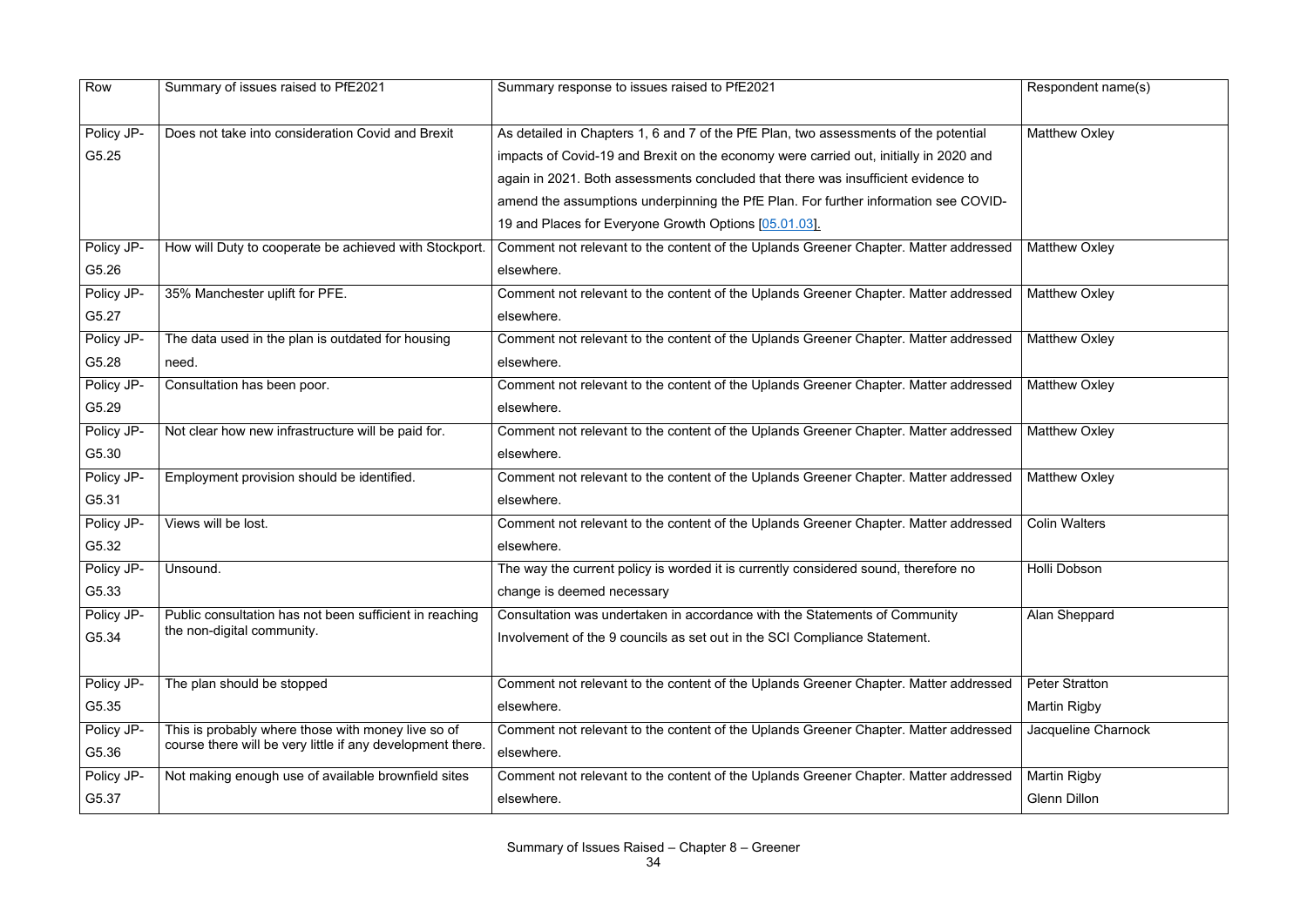| Row | Summary of issues raised to PfE2021 | Summary response to issues raised to PfE2021 | Respondent name(s) |
|---|---|---|---|
| Policy JP-G5.25 | Does not take into consideration Covid and Brexit | As detailed in Chapters 1, 6 and 7 of the PfE Plan, two assessments of the potential impacts of Covid-19 and Brexit on the economy were carried out, initially in 2020 and again in 2021. Both assessments concluded that there was insufficient evidence to amend the assumptions underpinning the PfE Plan. For further information see COVID-19 and Places for Everyone Growth Options [05.01.03]. | Matthew Oxley |
| Policy JP-G5.26 | How will Duty to cooperate be achieved with Stockport. | Comment not relevant to the content of the Uplands Greener Chapter. Matter addressed elsewhere. | Matthew Oxley |
| Policy JP-G5.27 | 35% Manchester uplift for PFE. | Comment not relevant to the content of the Uplands Greener Chapter. Matter addressed elsewhere. | Matthew Oxley |
| Policy JP-G5.28 | The data used in the plan is outdated for housing need. | Comment not relevant to the content of the Uplands Greener Chapter. Matter addressed elsewhere. | Matthew Oxley |
| Policy JP-G5.29 | Consultation has been poor. | Comment not relevant to the content of the Uplands Greener Chapter. Matter addressed elsewhere. | Matthew Oxley |
| Policy JP-G5.30 | Not clear how new infrastructure will be paid for. | Comment not relevant to the content of the Uplands Greener Chapter. Matter addressed elsewhere. | Matthew Oxley |
| Policy JP-G5.31 | Employment provision should be identified. | Comment not relevant to the content of the Uplands Greener Chapter. Matter addressed elsewhere. | Matthew Oxley |
| Policy JP-G5.32 | Views will be lost. | Comment not relevant to the content of the Uplands Greener Chapter. Matter addressed elsewhere. | Colin Walters |
| Policy JP-G5.33 | Unsound. | The way the current policy is worded it is currently considered sound, therefore no change is deemed necessary | Holli Dobson |
| Policy JP-G5.34 | Public consultation has not been sufficient in reaching the non-digital community. | Consultation was undertaken in accordance with the Statements of Community Involvement of the 9 councils as set out in the SCI Compliance Statement. | Alan Sheppard |
| Policy JP-G5.35 | The plan should be stopped | Comment not relevant to the content of the Uplands Greener Chapter. Matter addressed elsewhere. | Peter Stratton<br>Martin Rigby |
| Policy JP-G5.36 | This is probably where those with money live so of course there will be very little if any development there. | Comment not relevant to the content of the Uplands Greener Chapter. Matter addressed elsewhere. | Jacqueline Charnock |
| Policy JP-G5.37 | Not making enough use of available brownfield sites | Comment not relevant to the content of the Uplands Greener Chapter. Matter addressed elsewhere. | Martin Rigby<br>Glenn Dillon |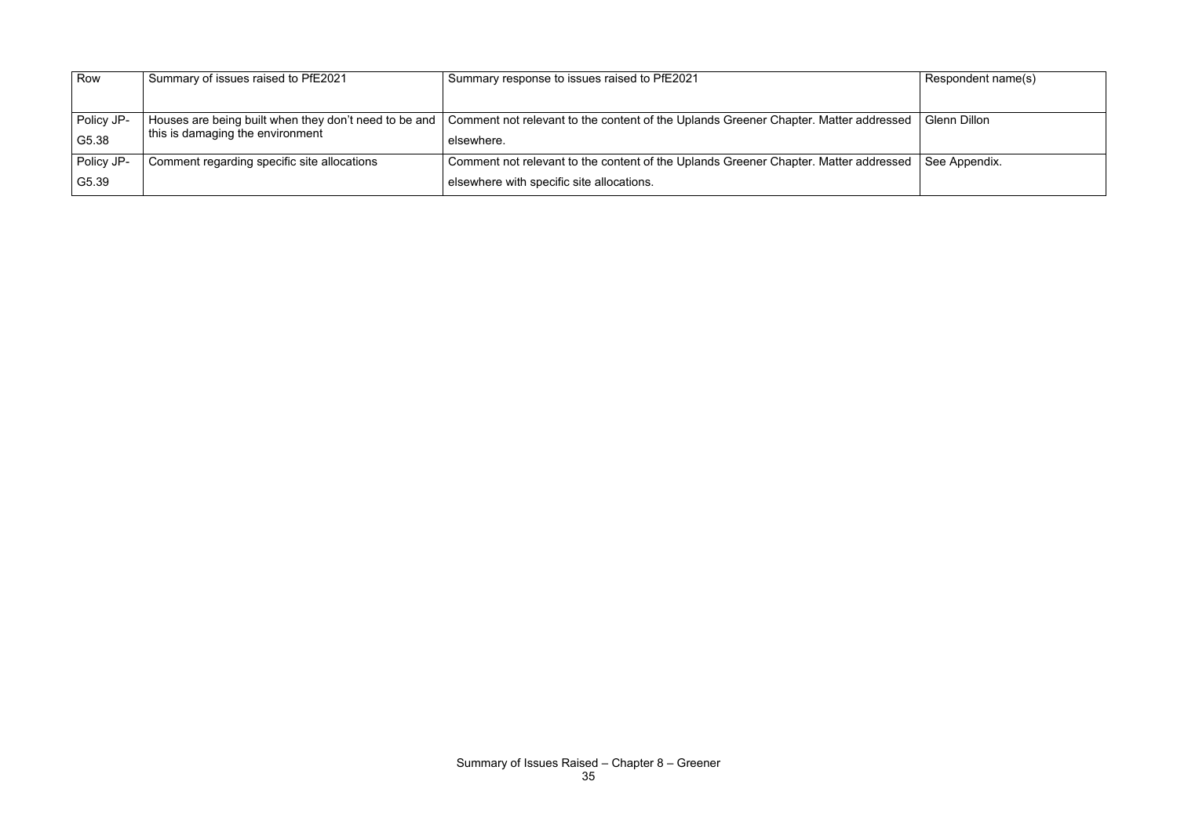| Row | Summary of issues raised to PfE2021 | Summary response to issues raised to PfE2021 | Respondent name(s) |
|---|---|---|---|
| Policy JP-G5.38 | Houses are being built when they don't need to be and this is damaging the environment | Comment not relevant to the content of the Uplands Greener Chapter. Matter addressed elsewhere. | Glenn Dillon |
| Policy JP-G5.39 | Comment regarding specific site allocations | Comment not relevant to the content of the Uplands Greener Chapter. Matter addressed elsewhere with specific site allocations. | See Appendix. |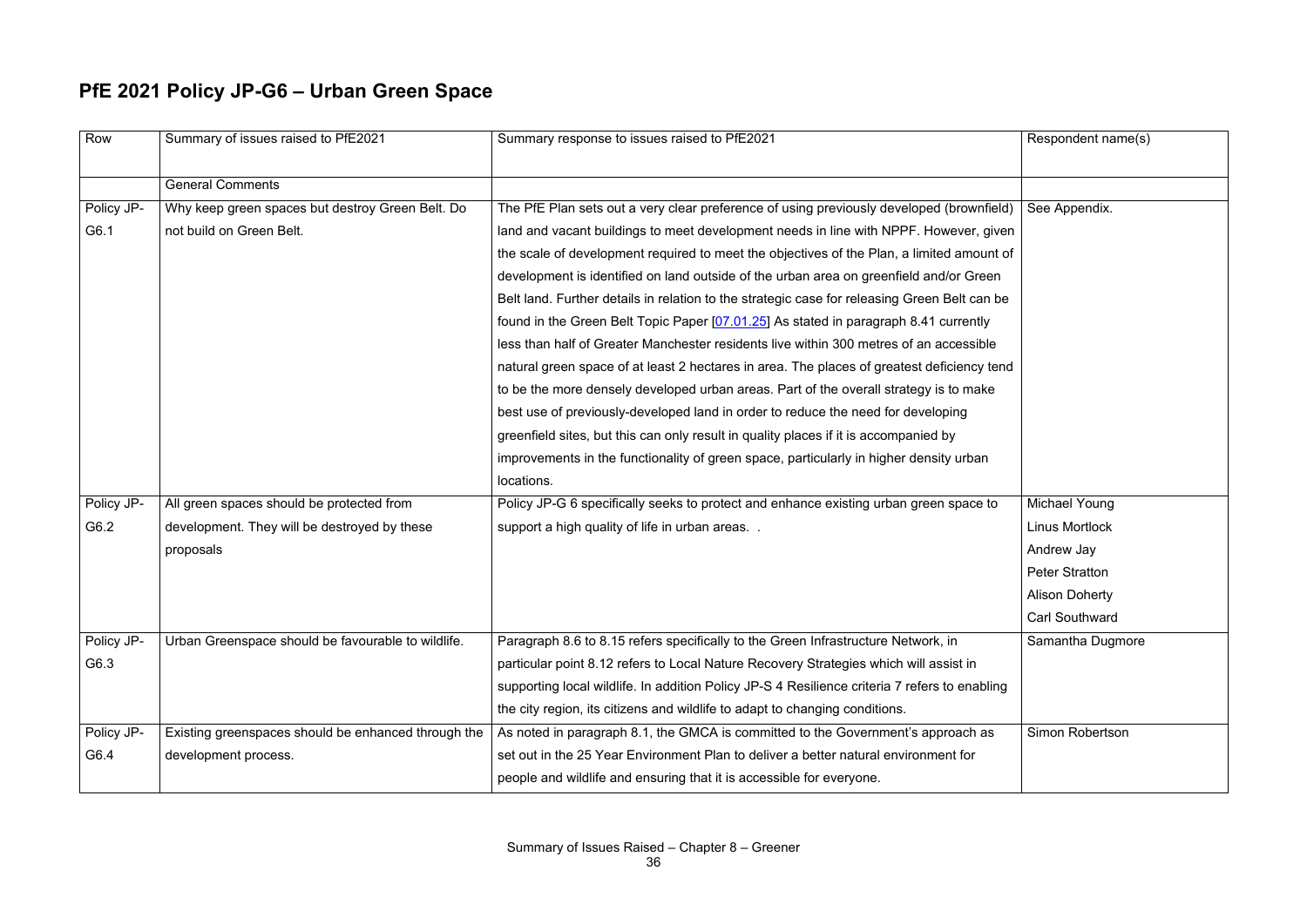## PfE 2021 Policy JP-G6 – Urban Green Space

| Row | Summary of issues raised to PfE2021 | Summary response to issues raised to PfE2021 | Respondent name(s) |
|---|---|---|---|
| | General Comments | | |
| Policy JP-G6.1 | Why keep green spaces but destroy Green Belt. Do not build on Green Belt. | The PfE Plan sets out a very clear preference of using previously developed (brownfield) land and vacant buildings to meet development needs in line with NPPF. However, given the scale of development required to meet the objectives of the Plan, a limited amount of development is identified on land outside of the urban area on greenfield and/or Green Belt land. Further details in relation to the strategic case for releasing Green Belt can be found in the Green Belt Topic Paper [07.01.25] As stated in paragraph 8.41 currently less than half of Greater Manchester residents live within 300 metres of an accessible natural green space of at least 2 hectares in area. The places of greatest deficiency tend to be the more densely developed urban areas. Part of the overall strategy is to make best use of previously-developed land in order to reduce the need for developing greenfield sites, but this can only result in quality places if it is accompanied by improvements in the functionality of green space, particularly in higher density urban locations. | See Appendix. |
| Policy JP-G6.2 | All green spaces should be protected from development. They will be destroyed by these proposals | Policy JP-G 6 specifically seeks to protect and enhance existing urban green space to support a high quality of life in urban areas. . | Michael Young<br>Linus Mortlock<br>Andrew Jay<br>Peter Stratton<br>Alison Doherty<br>Carl Southward |
| Policy JP-G6.3 | Urban Greenspace should be favourable to wildlife. | Paragraph 8.6 to 8.15 refers specifically to the Green Infrastructure Network, in particular point 8.12 refers to Local Nature Recovery Strategies which will assist in supporting local wildlife. In addition Policy JP-S 4 Resilience criteria 7 refers to enabling the city region, its citizens and wildlife to adapt to changing conditions. | Samantha Dugmore |
| Policy JP-G6.4 | Existing greenspaces should be enhanced through the development process. | As noted in paragraph 8.1, the GMCA is committed to the Government's approach as set out in the 25 Year Environment Plan to deliver a better natural environment for people and wildlife and ensuring that it is accessible for everyone. | Simon Robertson |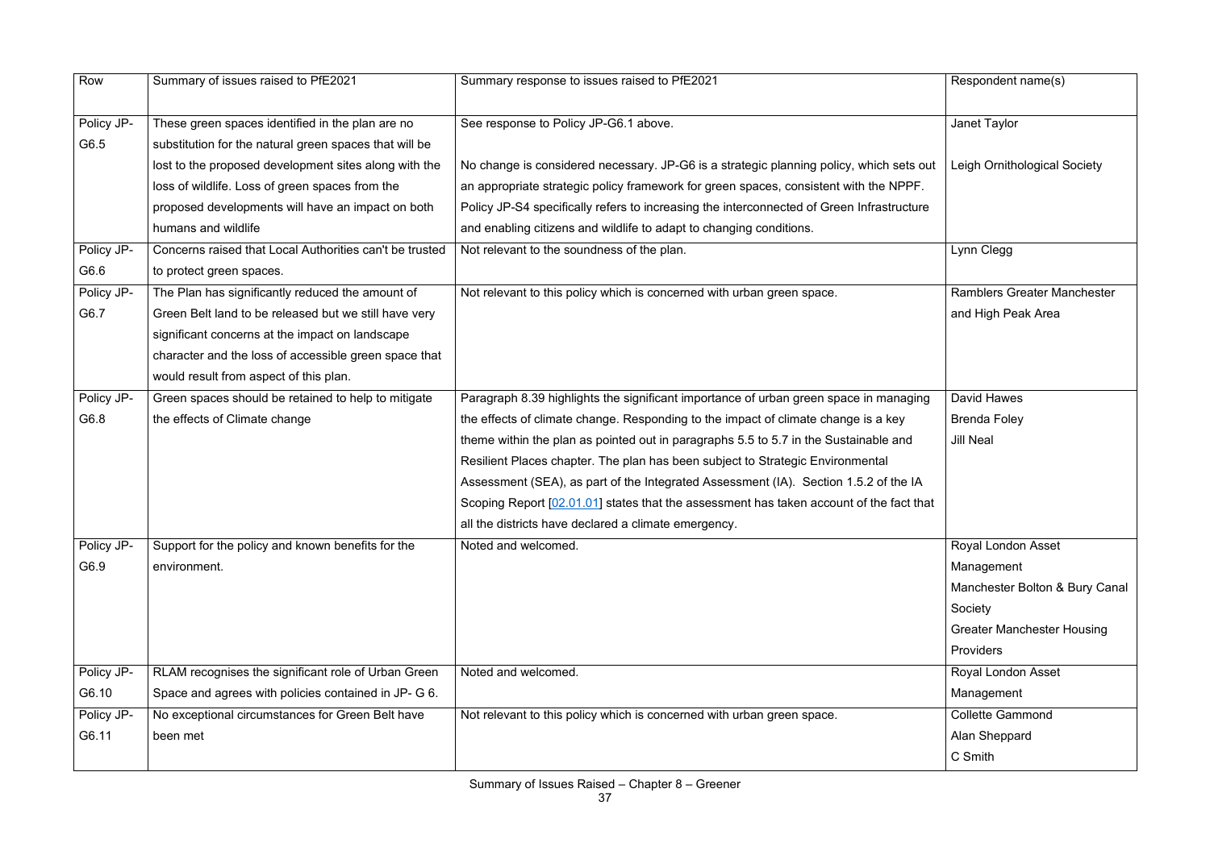| Row | Summary of issues raised to PfE2021 | Summary response to issues raised to PfE2021 | Respondent name(s) |
|---|---|---|---|
| Policy JP-G6.5 | These green spaces identified in the plan are no substitution for the natural green spaces that will be lost to the proposed development sites along with the loss of wildlife. Loss of green spaces from the proposed developments will have an impact on both humans and wildlife | See response to Policy JP-G6.1 above.<br><br>No change is considered necessary. JP-G6 is a strategic planning policy, which sets out an appropriate strategic policy framework for green spaces, consistent with the NPPF. Policy JP-S4 specifically refers to increasing the interconnected of Green Infrastructure and enabling citizens and wildlife to adapt to changing conditions. | Janet Taylor<br><br>Leigh Ornithological Society |
| Policy JP-G6.6 | Concerns raised that Local Authorities can't be trusted to protect green spaces. | Not relevant to the soundness of the plan. | Lynn Clegg |
| Policy JP-G6.7 | The Plan has significantly reduced the amount of Green Belt land to be released but we still have very significant concerns at the impact on landscape character and the loss of accessible green space that would result from aspect of this plan. | Not relevant to this policy which is concerned with urban green space. | Ramblers Greater Manchester and High Peak Area |
| Policy JP-G6.8 | Green spaces should be retained to help to mitigate the effects of Climate change | Paragraph 8.39 highlights the significant importance of urban green space in managing the effects of climate change. Responding to the impact of climate change is a key theme within the plan as pointed out in paragraphs 5.5 to 5.7 in the Sustainable and Resilient Places chapter. The plan has been subject to Strategic Environmental Assessment (SEA), as part of the Integrated Assessment (IA). Section 1.5.2 of the IA Scoping Report [02.01.01] states that the assessment has taken account of the fact that all the districts have declared a climate emergency. | David Hawes<br>Brenda Foley<br>Jill Neal |
| Policy JP-G6.9 | Support for the policy and known benefits for the environment. | Noted and welcomed. | Royal London Asset Management<br>Manchester Bolton & Bury Canal Society<br>Greater Manchester Housing Providers |
| Policy JP-G6.10 | RLAM recognises the significant role of Urban Green Space and agrees with policies contained in JP- G 6. | Noted and welcomed. | Royal London Asset Management |
| Policy JP-G6.11 | No exceptional circumstances for Green Belt have been met | Not relevant to this policy which is concerned with urban green space. | Collette Gammond<br>Alan Sheppard<br>C Smith |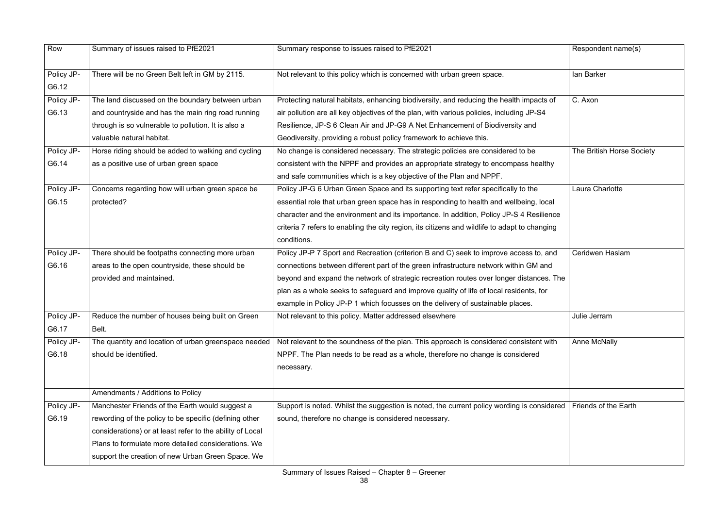| Row | Summary of issues raised to PfE2021 | Summary response to issues raised to PfE2021 | Respondent name(s) |
|---|---|---|---|
| Policy JP-G6.12 | There will be no Green Belt left in GM by 2115. | Not relevant to this policy which is concerned with urban green space. | Ian Barker |
| Policy JP-G6.13 | The land discussed on the boundary between urban and countryside and has the main ring road running through is so vulnerable to pollution. It is also a valuable natural habitat. | Protecting natural habitats, enhancing biodiversity, and reducing the health impacts of air pollution are all key objectives of the plan, with various policies, including JP-S4 Resilience, JP-S 6 Clean Air and JP-G9 A Net Enhancement of Biodiversity and Geodiversity, providing a robust policy framework to achieve this. | C. Axon |
| Policy JP-G6.14 | Horse riding should be added to walking and cycling as a positive use of urban green space | No change is considered necessary. The strategic policies are considered to be consistent with the NPPF and provides an appropriate strategy to encompass healthy and safe communities which is a key objective of the Plan and NPPF. | The British Horse Society |
| Policy JP-G6.15 | Concerns regarding how will urban green space be protected? | Policy JP-G 6 Urban Green Space and its supporting text refer specifically to the essential role that urban green space has in responding to health and wellbeing, local character and the environment and its importance. In addition, Policy JP-S 4 Resilience criteria 7 refers to enabling the city region, its citizens and wildlife to adapt to changing conditions. | Laura Charlotte |
| Policy JP-G6.16 | There should be footpaths connecting more urban areas to the open countryside, these should be provided and maintained. | Policy JP-P 7 Sport and Recreation (criterion B and C) seek to improve access to, and connections between different part of the green infrastructure network within GM and beyond and expand the network of strategic recreation routes over longer distances. The plan as a whole seeks to safeguard and improve quality of life of local residents, for example in Policy JP-P 1 which focusses on the delivery of sustainable places. | Ceridwen Haslam |
| Policy JP-G6.17 | Reduce the number of houses being built on Green Belt. | Not relevant to this policy. Matter addressed elsewhere | Julie Jerram |
| Policy JP-G6.18 | The quantity and location of urban greenspace needed should be identified. | Not relevant to the soundness of the plan. This approach is considered consistent with NPPF. The Plan needs to be read as a whole, therefore no change is considered necessary. | Anne McNally |
| | Amendments / Additions to Policy | | |
| Policy JP-G6.19 | Manchester Friends of the Earth would suggest a rewording of the policy to be specific (defining other considerations) or at least refer to the ability of Local Plans to formulate more detailed considerations. We support the creation of new Urban Green Space. We | Support is noted. Whilst the suggestion is noted, the current policy wording is considered sound, therefore no change is considered necessary. | Friends of the Earth |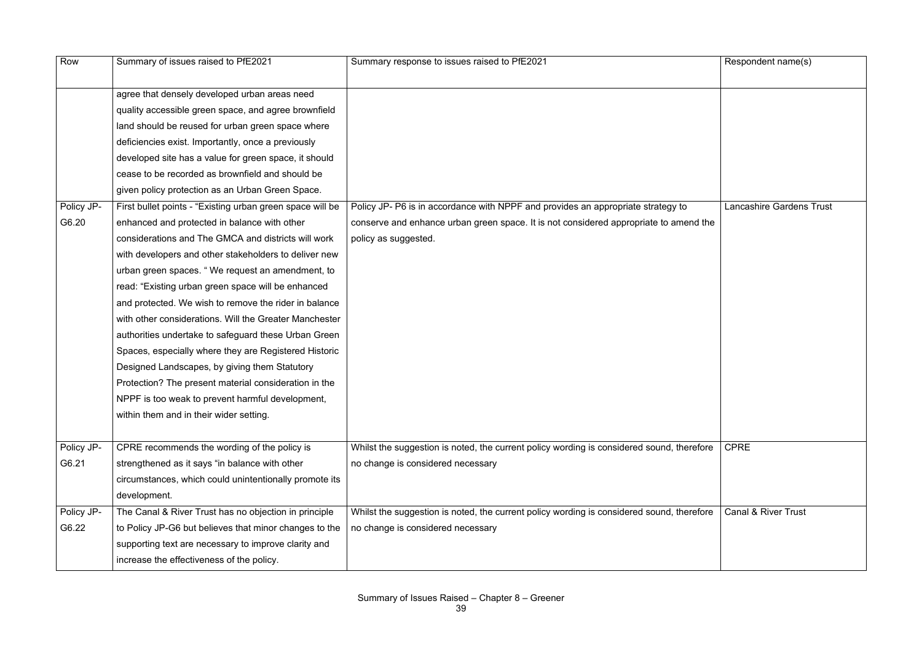| Row | Summary of issues raised to PfE2021 | Summary response to issues raised to PfE2021 | Respondent name(s) |
|---|---|---|---|
| | agree that densely developed urban areas need quality accessible green space, and agree brownfield land should be reused for urban green space where deficiencies exist. Importantly, once a previously developed site has a value for green space, it should cease to be recorded as brownfield and should be given policy protection as an Urban Green Space. | | |
| Policy JP-G6.20 | First bullet points - "Existing urban green space will be enhanced and protected in balance with other considerations and The GMCA and districts will work with developers and other stakeholders to deliver new urban green spaces. " We request an amendment, to read: "Existing urban green space will be enhanced and protected. We wish to remove the rider in balance with other considerations. Will the Greater Manchester authorities undertake to safeguard these Urban Green Spaces, especially where they are Registered Historic Designed Landscapes, by giving them Statutory Protection? The present material consideration in the NPPF is too weak to prevent harmful development, within them and in their wider setting. | Policy JP- P6 is in accordance with NPPF and provides an appropriate strategy to conserve and enhance urban green space. It is not considered appropriate to amend the policy as suggested. | Lancashire Gardens Trust |
| Policy JP-G6.21 | CPRE recommends the wording of the policy is strengthened as it says "in balance with other circumstances, which could unintentionally promote its development. | Whilst the suggestion is noted, the current policy wording is considered sound, therefore no change is considered necessary | CPRE |
| Policy JP-G6.22 | The Canal & River Trust has no objection in principle to Policy JP-G6 but believes that minor changes to the supporting text are necessary to improve clarity and increase the effectiveness of the policy. | Whilst the suggestion is noted, the current policy wording is considered sound, therefore no change is considered necessary | Canal & River Trust |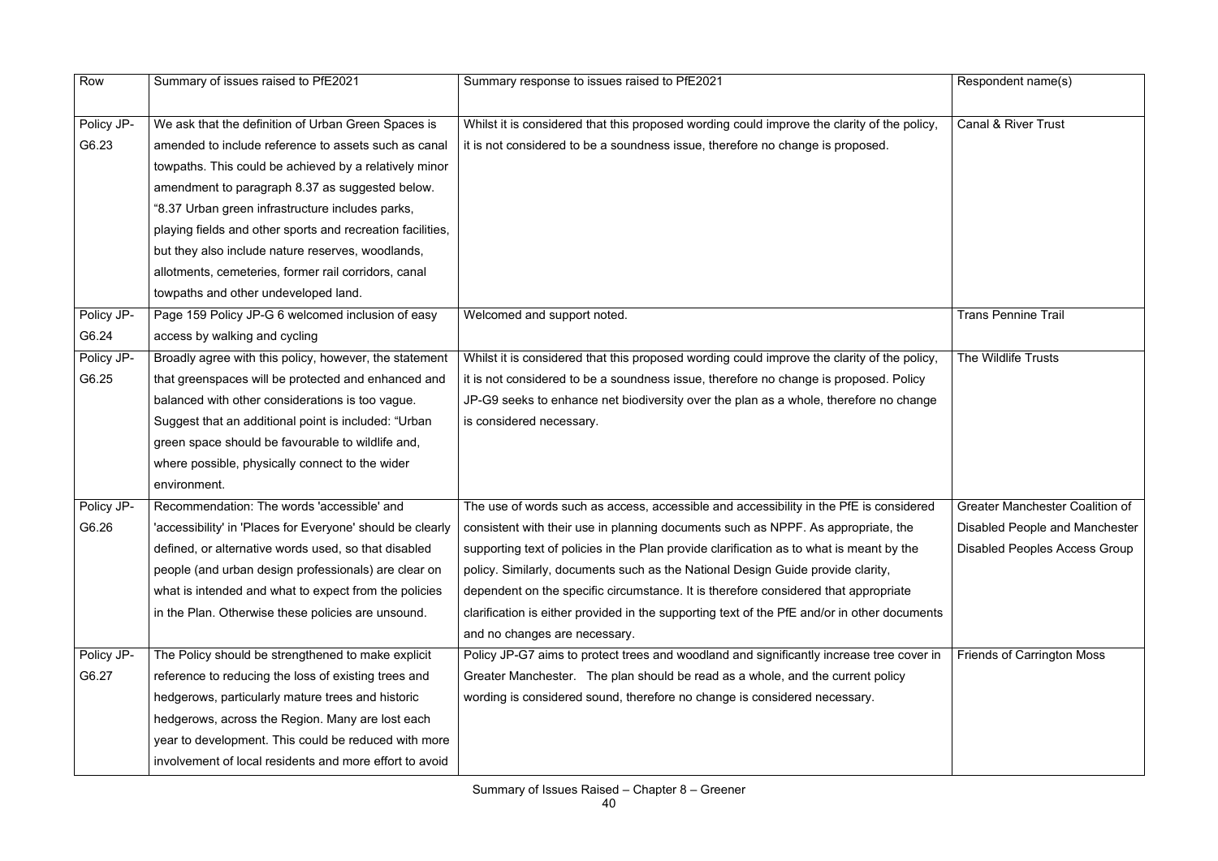| Row | Summary of issues raised to PfE2021 | Summary response to issues raised to PfE2021 | Respondent name(s) |
|---|---|---|---|
| Policy JP-G6.23 | We ask that the definition of Urban Green Spaces is amended to include reference to assets such as canal towpaths. This could be achieved by a relatively minor amendment to paragraph 8.37 as suggested below. "8.37 Urban green infrastructure includes parks, playing fields and other sports and recreation facilities, but they also include nature reserves, woodlands, allotments, cemeteries, former rail corridors, canal towpaths and other undeveloped land. | Whilst it is considered that this proposed wording could improve the clarity of the policy, it is not considered to be a soundness issue, therefore no change is proposed. | Canal & River Trust |
| Policy JP-G6.24 | Page 159 Policy JP-G 6 welcomed inclusion of easy access by walking and cycling | Welcomed and support noted. | Trans Pennine Trail |
| Policy JP-G6.25 | Broadly agree with this policy, however, the statement that greenspaces will be protected and enhanced and balanced with other considerations is too vague. Suggest that an additional point is included: "Urban green space should be favourable to wildlife and, where possible, physically connect to the wider environment. | Whilst it is considered that this proposed wording could improve the clarity of the policy, it is not considered to be a soundness issue, therefore no change is proposed. Policy JP-G9 seeks to enhance net biodiversity over the plan as a whole, therefore no change is considered necessary. | The Wildlife Trusts |
| Policy JP-G6.26 | Recommendation: The words 'accessible' and 'accessibility' in 'Places for Everyone' should be clearly defined, or alternative words used, so that disabled people (and urban design professionals) are clear on what is intended and what to expect from the policies in the Plan. Otherwise these policies are unsound. | The use of words such as access, accessible and accessibility in the PfE is considered consistent with their use in planning documents such as NPPF. As appropriate, the supporting text of policies in the Plan provide clarification as to what is meant by the policy. Similarly, documents such as the National Design Guide provide clarity, dependent on the specific circumstance. It is therefore considered that appropriate clarification is either provided in the supporting text of the PfE and/or in other documents and no changes are necessary. | Greater Manchester Coalition of Disabled People and Manchester Disabled Peoples Access Group |
| Policy JP-G6.27 | The Policy should be strengthened to make explicit reference to reducing the loss of existing trees and hedgerows, particularly mature trees and historic hedgerows, across the Region. Many are lost each year to development. This could be reduced with more involvement of local residents and more effort to avoid | Policy JP-G7 aims to protect trees and woodland and significantly increase tree cover in Greater Manchester. The plan should be read as a whole, and the current policy wording is considered sound, therefore no change is considered necessary. | Friends of Carrington Moss |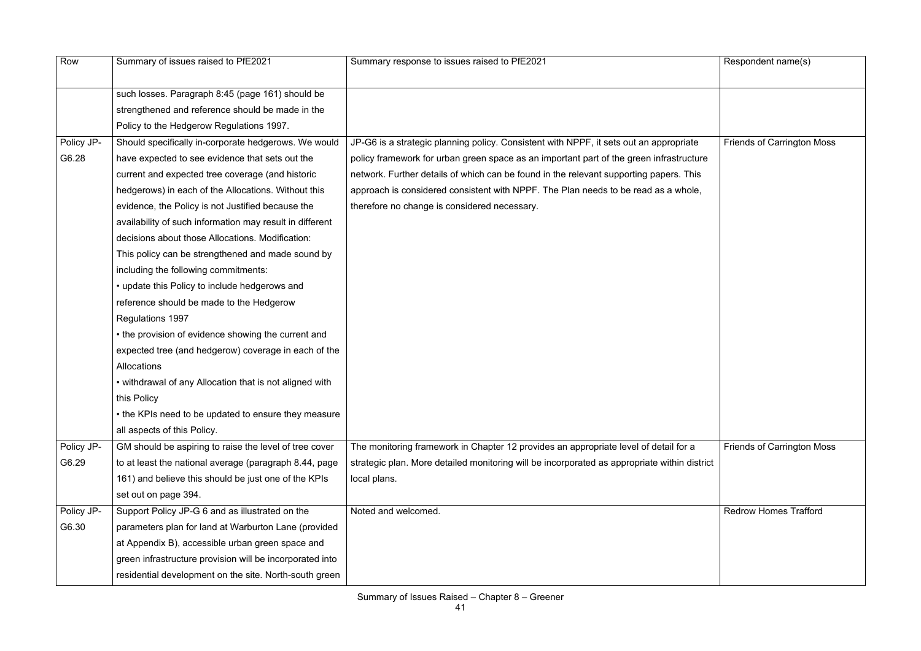| Row | Summary of issues raised to PfE2021 | Summary response to issues raised to PfE2021 | Respondent name(s) |
|---|---|---|---|
| | such losses. Paragraph 8:45 (page 161) should be strengthened and reference should be made in the Policy to the Hedgerow Regulations 1997. | | |
| Policy JP-G6.28 | Should specifically in-corporate hedgerows. We would have expected to see evidence that sets out the current and expected tree coverage (and historic hedgerows) in each of the Allocations. Without this evidence, the Policy is not Justified because the availability of such information may result in different decisions about those Allocations. Modification: This policy can be strengthened and made sound by including the following commitments: • update this Policy to include hedgerows and reference should be made to the Hedgerow Regulations 1997 • the provision of evidence showing the current and expected tree (and hedgerow) coverage in each of the Allocations • withdrawal of any Allocation that is not aligned with this Policy • the KPIs need to be updated to ensure they measure all aspects of this Policy. | JP-G6 is a strategic planning policy. Consistent with NPPF, it sets out an appropriate policy framework for urban green space as an important part of the green infrastructure network. Further details of which can be found in the relevant supporting papers. This approach is considered consistent with NPPF. The Plan needs to be read as a whole, therefore no change is considered necessary. | Friends of Carrington Moss |
| Policy JP-G6.29 | GM should be aspiring to raise the level of tree cover to at least the national average (paragraph 8.44, page 161) and believe this should be just one of the KPIs set out on page 394. | The monitoring framework in Chapter 12 provides an appropriate level of detail for a strategic plan. More detailed monitoring will be incorporated as appropriate within district local plans. | Friends of Carrington Moss |
| Policy JP-G6.30 | Support Policy JP-G 6 and as illustrated on the parameters plan for land at Warburton Lane (provided at Appendix B), accessible urban green space and green infrastructure provision will be incorporated into residential development on the site. North-south green | Noted and welcomed. | Redrow Homes Trafford |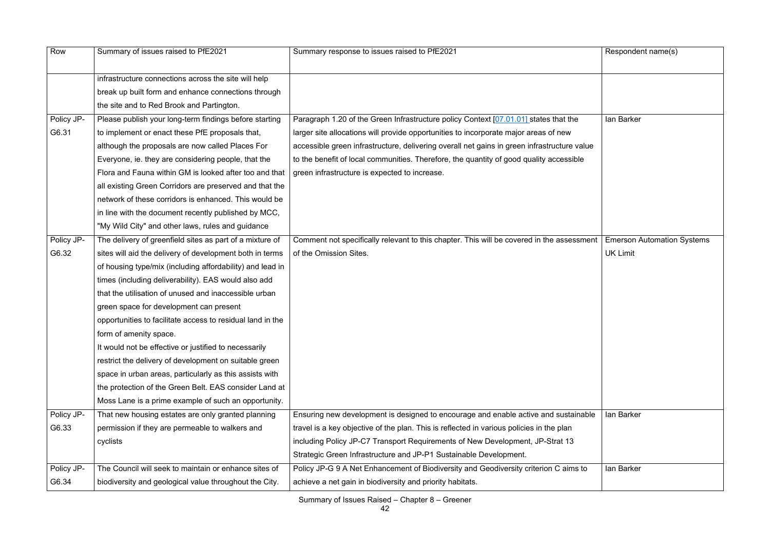| Row | Summary of issues raised to PfE2021 | Summary response to issues raised to PfE2021 | Respondent name(s) |
|---|---|---|---|
| | infrastructure connections across the site will help break up built form and enhance connections through the site and to Red Brook and Partington. | | |
| Policy JP-G6.31 | Please publish your long-term findings before starting to implement or enact these PfE proposals that, although the proposals are now called Places For Everyone, ie. they are considering people, that the Flora and Fauna within GM is looked after too and that all existing Green Corridors are preserved and that the network of these corridors is enhanced. This would be in line with the document recently published by MCC, "My Wild City" and other laws, rules and guidance | Paragraph 1.20 of the Green Infrastructure policy Context [07.01.01] states that the larger site allocations will provide opportunities to incorporate major areas of new accessible green infrastructure, delivering overall net gains in green infrastructure value to the benefit of local communities. Therefore, the quantity of good quality accessible green infrastructure is expected to increase. | Ian Barker |
| Policy JP-G6.32 | The delivery of greenfield sites as part of a mixture of sites will aid the delivery of development both in terms of housing type/mix (including affordability) and lead in times (including deliverability). EAS would also add that the utilisation of unused and inaccessible urban green space for development can present opportunities to facilitate access to residual land in the form of amenity space.<br>It would not be effective or justified to necessarily restrict the delivery of development on suitable green space in urban areas, particularly as this assists with the protection of the Green Belt. EAS consider Land at Moss Lane is a prime example of such an opportunity. | Comment not specifically relevant to this chapter. This will be covered in the assessment of the Omission Sites. | Emerson Automation Systems UK Limit |
| Policy JP-G6.33 | That new housing estates are only granted planning permission if they are permeable to walkers and cyclists | Ensuring new development is designed to encourage and enable active and sustainable travel is a key objective of the plan. This is reflected in various policies in the plan including Policy JP-C7 Transport Requirements of New Development, JP-Strat 13 Strategic Green Infrastructure and JP-P1 Sustainable Development. | Ian Barker |
| Policy JP-G6.34 | The Council will seek to maintain or enhance sites of biodiversity and geological value throughout the City. | Policy JP-G 9 A Net Enhancement of Biodiversity and Geodiversity criterion C aims to achieve a net gain in biodiversity and priority habitats. | Ian Barker |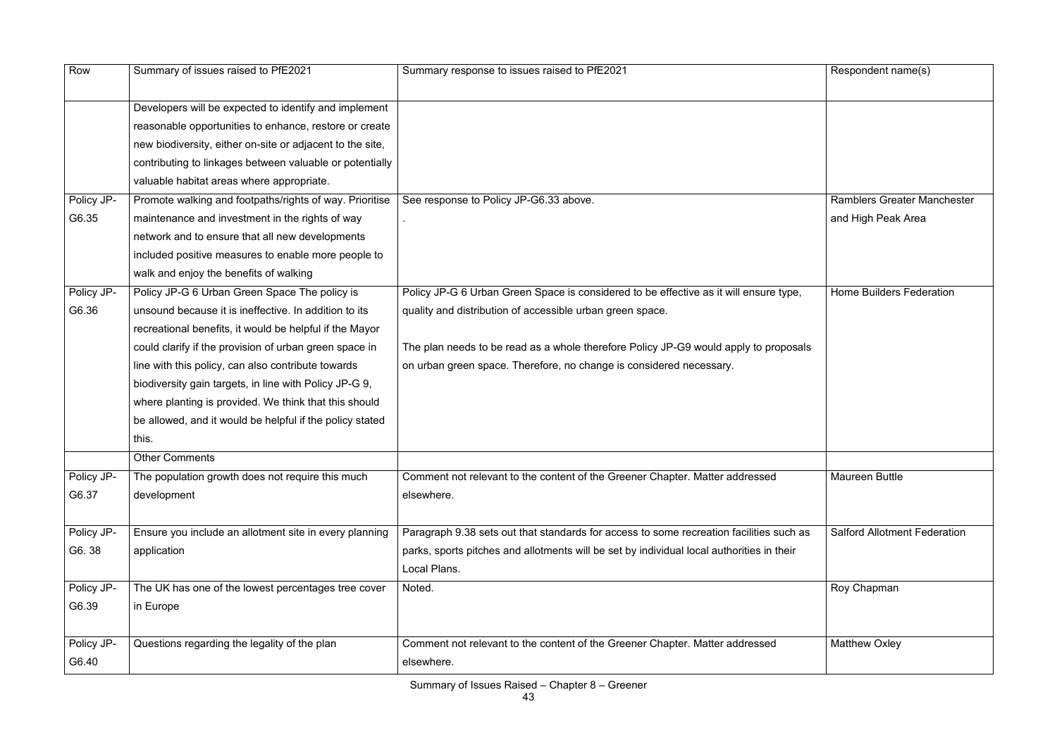| Row | Summary of issues raised to PfE2021 | Summary response to issues raised to PfE2021 | Respondent name(s) |
|---|---|---|---|
| | Developers will be expected to identify and implement reasonable opportunities to enhance, restore or create new biodiversity, either on-site or adjacent to the site, contributing to linkages between valuable or potentially valuable habitat areas where appropriate. | | |
| Policy JP-G6.35 | Promote walking and footpaths/rights of way. Prioritise maintenance and investment in the rights of way network and to ensure that all new developments included positive measures to enable more people to walk and enjoy the benefits of walking | See response to Policy JP-G6.33 above.<br>. | Ramblers Greater Manchester and High Peak Area |
| Policy JP-G6.36 | Policy JP-G 6 Urban Green Space The policy is unsound because it is ineffective. In addition to its recreational benefits, it would be helpful if the Mayor could clarify if the provision of urban green space in line with this policy, can also contribute towards biodiversity gain targets, in line with Policy JP-G 9, where planting is provided. We think that this should be allowed, and it would be helpful if the policy stated this. | Policy JP-G 6 Urban Green Space is considered to be effective as it will ensure type, quality and distribution of accessible urban green space.<br><br>The plan needs to be read as a whole therefore Policy JP-G9 would apply to proposals on urban green space. Therefore, no change is considered necessary. | Home Builders Federation |
| | Other Comments | | |
| Policy JP-G6.37 | The population growth does not require this much development | Comment not relevant to the content of the Greener Chapter. Matter addressed elsewhere. | Maureen Buttle |
| Policy JP-G6. 38 | Ensure you include an allotment site in every planning application | Paragraph 9.38 sets out that standards for access to some recreation facilities such as parks, sports pitches and allotments will be set by individual local authorities in their Local Plans. | Salford Allotment Federation |
| Policy JP-G6.39 | The UK has one of the lowest percentages tree cover in Europe | Noted. | Roy Chapman |
| Policy JP-G6.40 | Questions regarding the legality of the plan | Comment not relevant to the content of the Greener Chapter. Matter addressed elsewhere. | Matthew Oxley |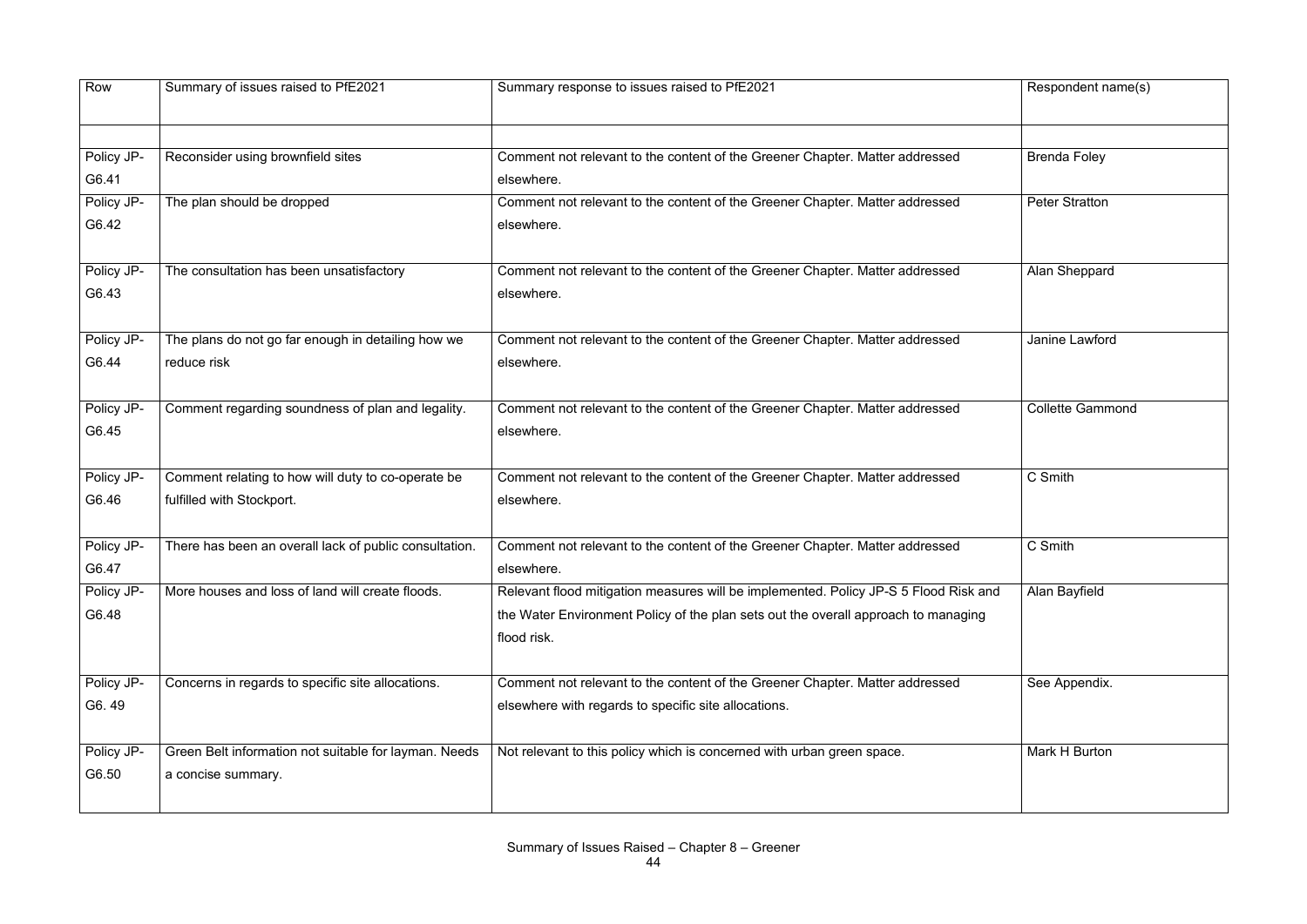| Row | Summary of issues raised to PfE2021 | Summary response to issues raised to PfE2021 | Respondent name(s) |
|---|---|---|---|
| | | | |
| Policy JP-G6.41 | Reconsider using brownfield sites | Comment not relevant to the content of the Greener Chapter. Matter addressed elsewhere. | Brenda Foley |
| Policy JP-G6.42 | The plan should be dropped | Comment not relevant to the content of the Greener Chapter. Matter addressed elsewhere. | Peter Stratton |
| Policy JP-G6.43 | The consultation has been unsatisfactory | Comment not relevant to the content of the Greener Chapter. Matter addressed elsewhere. | Alan Sheppard |
| Policy JP-G6.44 | The plans do not go far enough in detailing how we reduce risk | Comment not relevant to the content of the Greener Chapter. Matter addressed elsewhere. | Janine Lawford |
| Policy JP-G6.45 | Comment regarding soundness of plan and legality. | Comment not relevant to the content of the Greener Chapter. Matter addressed elsewhere. | Collette Gammond |
| Policy JP-G6.46 | Comment relating to how will duty to co-operate be fulfilled with Stockport. | Comment not relevant to the content of the Greener Chapter. Matter addressed elsewhere. | C Smith |
| Policy JP-G6.47 | There has been an overall lack of public consultation. | Comment not relevant to the content of the Greener Chapter. Matter addressed elsewhere. | C Smith |
| Policy JP-G6.48 | More houses and loss of land will create floods. | Relevant flood mitigation measures will be implemented. Policy JP-S 5 Flood Risk and the Water Environment Policy of the plan sets out the overall approach to managing flood risk. | Alan Bayfield |
| Policy JP-G6. 49 | Concerns in regards to specific site allocations. | Comment not relevant to the content of the Greener Chapter. Matter addressed elsewhere with regards to specific site allocations. | See Appendix. |
| Policy JP-G6.50 | Green Belt information not suitable for layman. Needs a concise summary. | Not relevant to this policy which is concerned with urban green space. | Mark H Burton |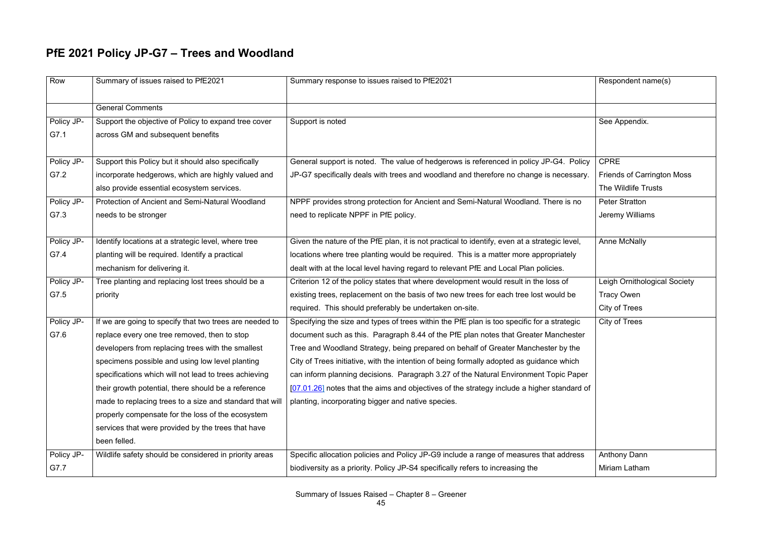## PfE 2021 Policy JP-G7 – Trees and Woodland

| Row | Summary of issues raised to PfE2021 | Summary response to issues raised to PfE2021 | Respondent name(s) |
|---|---|---|---|
| | General Comments | | |
| Policy JP-G7.1 | Support the objective of Policy to expand tree cover across GM and subsequent benefits | Support is noted | See Appendix. |
| Policy JP-G7.2 | Support this Policy but it should also specifically incorporate hedgerows, which are highly valued and also provide essential ecosystem services. | General support is noted. The value of hedgerows is referenced in policy JP-G4. Policy JP-G7 specifically deals with trees and woodland and therefore no change is necessary. | CPRE<br>Friends of Carrington Moss<br>The Wildlife Trusts |
| Policy JP-G7.3 | Protection of Ancient and Semi-Natural Woodland needs to be stronger | NPPF provides strong protection for Ancient and Semi-Natural Woodland. There is no need to replicate NPPF in PfE policy. | Peter Stratton<br>Jeremy Williams |
| Policy JP-G7.4 | Identify locations at a strategic level, where tree planting will be required. Identify a practical mechanism for delivering it. | Given the nature of the PfE plan, it is not practical to identify, even at a strategic level, locations where tree planting would be required. This is a matter more appropriately dealt with at the local level having regard to relevant PfE and Local Plan policies. | Anne McNally |
| Policy JP-G7.5 | Tree planting and replacing lost trees should be a priority | Criterion 12 of the policy states that where development would result in the loss of existing trees, replacement on the basis of two new trees for each tree lost would be required. This should preferably be undertaken on-site. | Leigh Ornithological Society<br>Tracy Owen<br>City of Trees |
| Policy JP-G7.6 | If we are going to specify that two trees are needed to replace every one tree removed, then to stop developers from replacing trees with the smallest specimens possible and using low level planting specifications which will not lead to trees achieving their growth potential, there should be a reference made to replacing trees to a size and standard that will properly compensate for the loss of the ecosystem services that were provided by the trees that have been felled. | Specifying the size and types of trees within the PfE plan is too specific for a strategic document such as this. Paragraph 8.44 of the PfE plan notes that Greater Manchester Tree and Woodland Strategy, being prepared on behalf of Greater Manchester by the City of Trees initiative, with the intention of being formally adopted as guidance which can inform planning decisions. Paragraph 3.27 of the Natural Environment Topic Paper [07.01.26] notes that the aims and objectives of the strategy include a higher standard of planting, incorporating bigger and native species. | City of Trees |
| Policy JP-G7.7 | Wildlife safety should be considered in priority areas | Specific allocation policies and Policy JP-G9 include a range of measures that address biodiversity as a priority. Policy JP-S4 specifically refers to increasing the | Anthony Dann<br>Miriam Latham |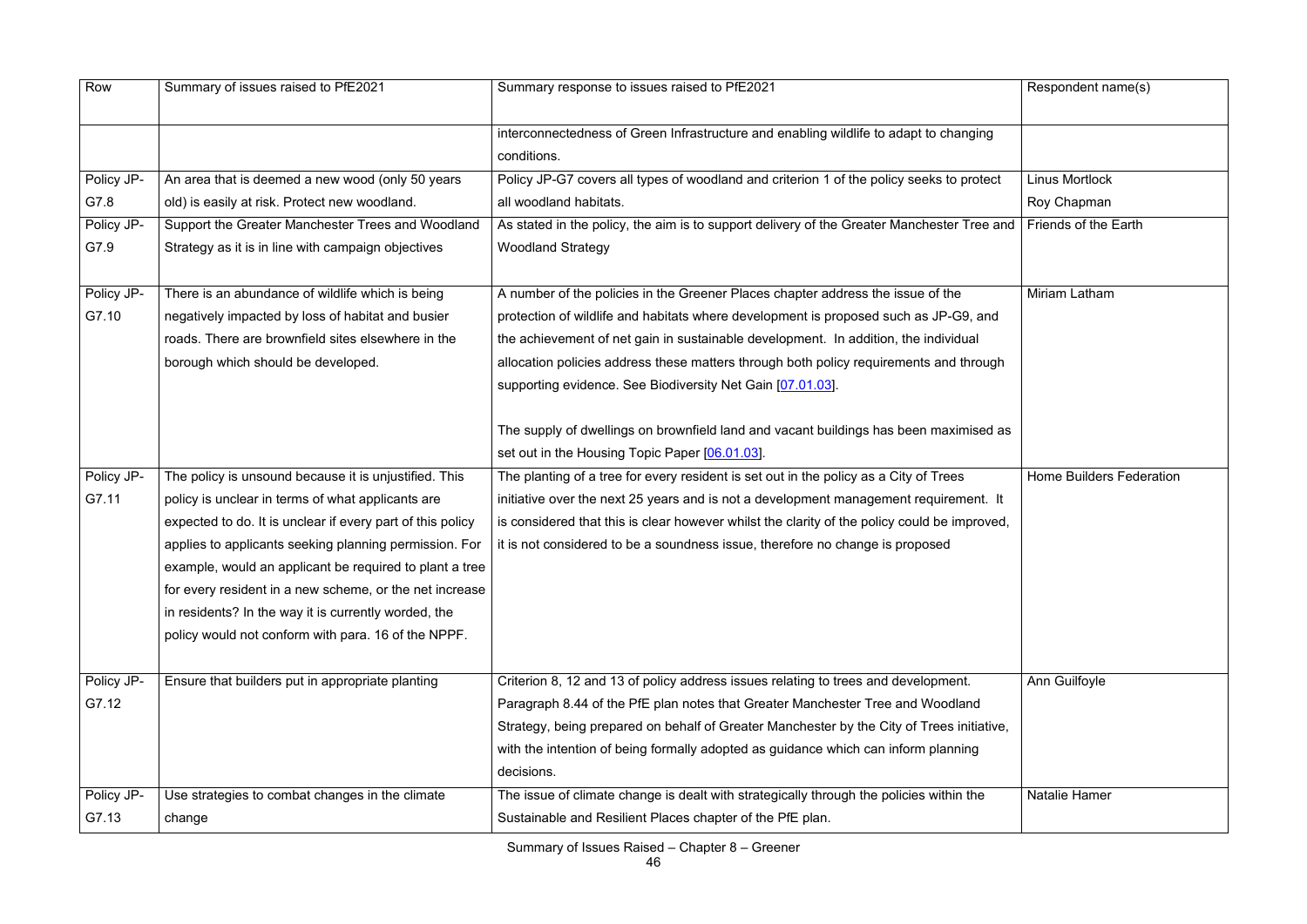| Row | Summary of issues raised to PfE2021 | Summary response to issues raised to PfE2021 | Respondent name(s) |
|---|---|---|---|
| | | interconnectedness of Green Infrastructure and enabling wildlife to adapt to changing conditions. | |
| Policy JP-G7.8 | An area that is deemed a new wood (only 50 years old) is easily at risk. Protect new woodland. | Policy JP-G7 covers all types of woodland and criterion 1 of the policy seeks to protect all woodland habitats. | Linus Mortlock<br>Roy Chapman |
| Policy JP-G7.9 | Support the Greater Manchester Trees and Woodland Strategy as it is in line with campaign objectives | As stated in the policy, the aim is to support delivery of the Greater Manchester Tree and Woodland Strategy | Friends of the Earth |
| Policy JP-G7.10 | There is an abundance of wildlife which is being negatively impacted by loss of habitat and busier roads. There are brownfield sites elsewhere in the borough which should be developed. | A number of the policies in the Greener Places chapter address the issue of the protection of wildlife and habitats where development is proposed such as JP-G9, and the achievement of net gain in sustainable development. In addition, the individual allocation policies address these matters through both policy requirements and through supporting evidence. See Biodiversity Net Gain [07.01.03].<br><br>The supply of dwellings on brownfield land and vacant buildings has been maximised as set out in the Housing Topic Paper [06.01.03]. | Miriam Latham |
| Policy JP-G7.11 | The policy is unsound because it is unjustified. This policy is unclear in terms of what applicants are expected to do. It is unclear if every part of this policy applies to applicants seeking planning permission. For example, would an applicant be required to plant a tree for every resident in a new scheme, or the net increase in residents? In the way it is currently worded, the policy would not conform with para. 16 of the NPPF. | The planting of a tree for every resident is set out in the policy as a City of Trees initiative over the next 25 years and is not a development management requirement. It is considered that this is clear however whilst the clarity of the policy could be improved, it is not considered to be a soundness issue, therefore no change is proposed | Home Builders Federation |
| Policy JP-G7.12 | Ensure that builders put in appropriate planting | Criterion 8, 12 and 13 of policy address issues relating to trees and development. Paragraph 8.44 of the PfE plan notes that Greater Manchester Tree and Woodland Strategy, being prepared on behalf of Greater Manchester by the City of Trees initiative, with the intention of being formally adopted as guidance which can inform planning decisions. | Ann Guilfoyle |
| Policy JP-G7.13 | Use strategies to combat changes in the climate change | The issue of climate change is dealt with strategically through the policies within the Sustainable and Resilient Places chapter of the PfE plan. | Natalie Hamer |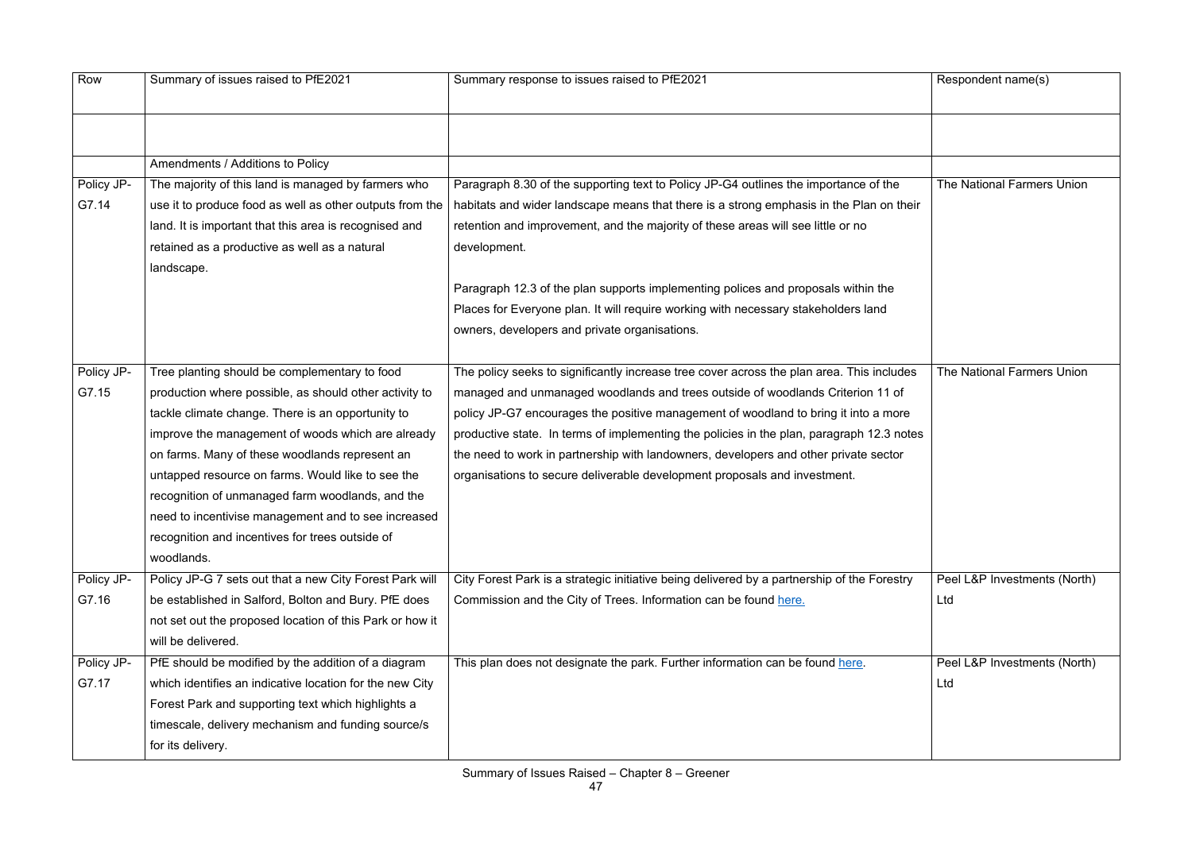| Row | Summary of issues raised to PfE2021 | Summary response to issues raised to PfE2021 | Respondent name(s) |
|---|---|---|---|
| | | | |
| | Amendments / Additions to Policy | | |
| Policy JP-G7.14 | The majority of this land is managed by farmers who use it to produce food as well as other outputs from the land. It is important that this area is recognised and retained as a productive as well as a natural landscape. | Paragraph 8.30 of the supporting text to Policy JP-G4 outlines the importance of the habitats and wider landscape means that there is a strong emphasis in the Plan on their retention and improvement, and the majority of these areas will see little or no development.<br><br>Paragraph 12.3 of the plan supports implementing polices and proposals within the Places for Everyone plan. It will require working with necessary stakeholders land owners, developers and private organisations. | The National Farmers Union |
| Policy JP-G7.15 | Tree planting should be complementary to food production where possible, as should other activity to tackle climate change. There is an opportunity to improve the management of woods which are already on farms. Many of these woodlands represent an untapped resource on farms. Would like to see the recognition of unmanaged farm woodlands, and the need to incentivise management and to see increased recognition and incentives for trees outside of woodlands. | The policy seeks to significantly increase tree cover across the plan area. This includes managed and unmanaged woodlands and trees outside of woodlands Criterion 11 of policy JP-G7 encourages the positive management of woodland to bring it into a more productive state. In terms of implementing the policies in the plan, paragraph 12.3 notes the need to work in partnership with landowners, developers and other private sector organisations to secure deliverable development proposals and investment. | The National Farmers Union |
| Policy JP-G7.16 | Policy JP-G 7 sets out that a new City Forest Park will be established in Salford, Bolton and Bury. PfE does not set out the proposed location of this Park or how it will be delivered. | City Forest Park is a strategic initiative being delivered by a partnership of the Forestry Commission and the City of Trees. Information can be found here. | Peel L&P Investments (North) Ltd |
| Policy JP-G7.17 | PfE should be modified by the addition of a diagram which identifies an indicative location for the new City Forest Park and supporting text which highlights a timescale, delivery mechanism and funding source/s for its delivery. | This plan does not designate the park. Further information can be found here. | Peel L&P Investments (North) Ltd |

Summary of Issues Raised – Chapter 8 – Greener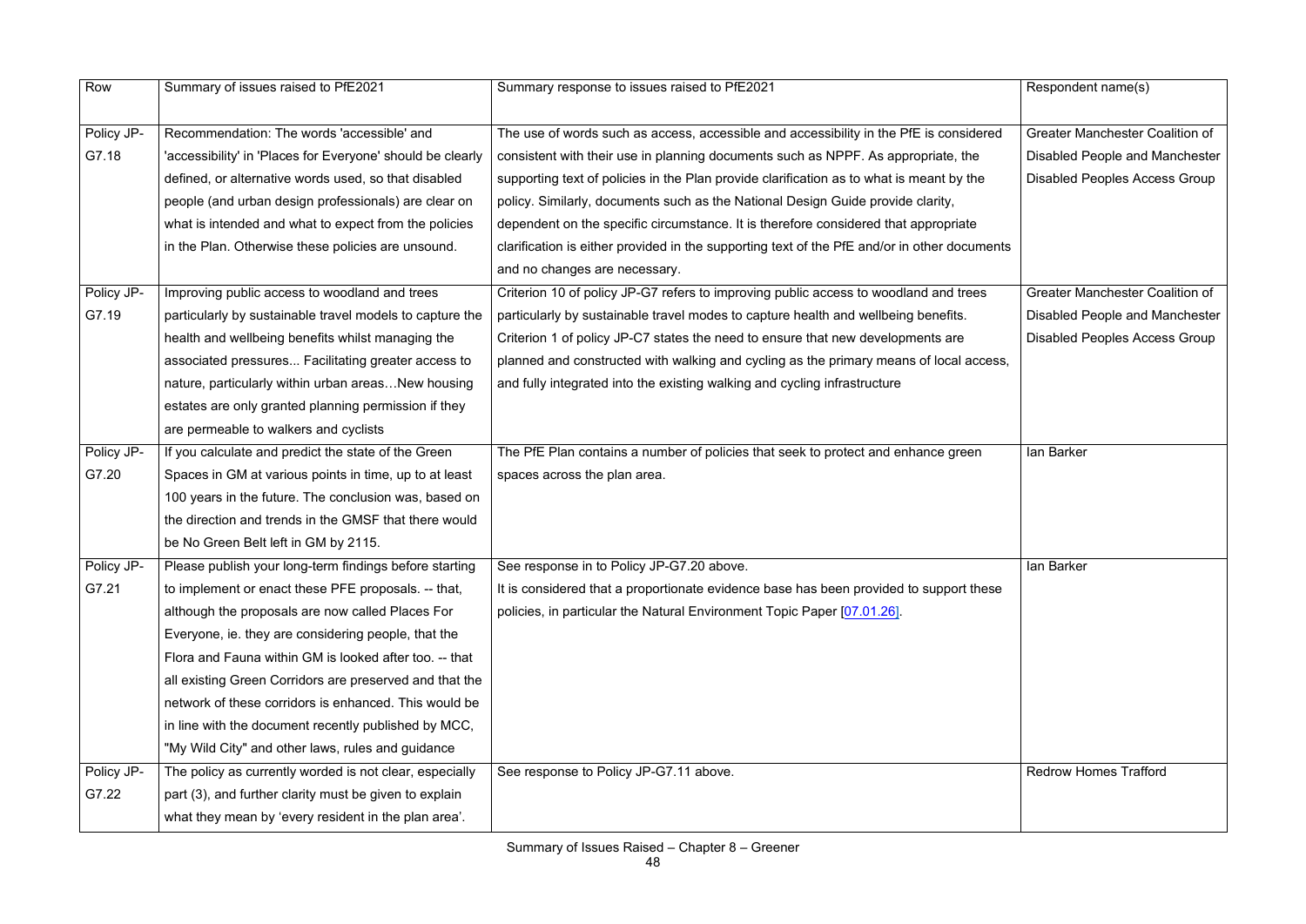| Row | Summary of issues raised to PfE2021 | Summary response to issues raised to PfE2021 | Respondent name(s) |
|---|---|---|---|
| Policy JP-G7.18 | Recommendation: The words 'accessible' and 'accessibility' in 'Places for Everyone' should be clearly defined, or alternative words used, so that disabled people (and urban design professionals) are clear on what is intended and what to expect from the policies in the Plan. Otherwise these policies are unsound. | The use of words such as access, accessible and accessibility in the PfE is considered consistent with their use in planning documents such as NPPF. As appropriate, the supporting text of policies in the Plan provide clarification as to what is meant by the policy. Similarly, documents such as the National Design Guide provide clarity, dependent on the specific circumstance. It is therefore considered that appropriate clarification is either provided in the supporting text of the PfE and/or in other documents and no changes are necessary. | Greater Manchester Coalition of Disabled People and Manchester Disabled Peoples Access Group |
| Policy JP-G7.19 | Improving public access to woodland and trees particularly by sustainable travel models to capture the health and wellbeing benefits whilst managing the associated pressures... Facilitating greater access to nature, particularly within urban areas…New housing estates are only granted planning permission if they are permeable to walkers and cyclists | Criterion 10 of policy JP-G7 refers to improving public access to woodland and trees particularly by sustainable travel modes to capture health and wellbeing benefits. Criterion 1 of policy JP-C7 states the need to ensure that new developments are planned and constructed with walking and cycling as the primary means of local access, and fully integrated into the existing walking and cycling infrastructure | Greater Manchester Coalition of Disabled People and Manchester Disabled Peoples Access Group |
| Policy JP-G7.20 | If you calculate and predict the state of the Green Spaces in GM at various points in time, up to at least 100 years in the future. The conclusion was, based on the direction and trends in the GMSF that there would be No Green Belt left in GM by 2115. | The PfE Plan contains a number of policies that seek to protect and enhance green spaces across the plan area. | Ian Barker |
| Policy JP-G7.21 | Please publish your long-term findings before starting to implement or enact these PFE proposals. -- that, although the proposals are now called Places For Everyone, ie. they are considering people, that the Flora and Fauna within GM is looked after too. -- that all existing Green Corridors are preserved and that the network of these corridors is enhanced. This would be in line with the document recently published by MCC, "My Wild City" and other laws, rules and guidance | See response in to Policy JP-G7.20 above.<br>It is considered that a proportionate evidence base has been provided to support these policies, in particular the Natural Environment Topic Paper [07.01.26]. | Ian Barker |
| Policy JP-G7.22 | The policy as currently worded is not clear, especially part (3), and further clarity must be given to explain what they mean by 'every resident in the plan area'. | See response to Policy JP-G7.11 above. | Redrow Homes Trafford |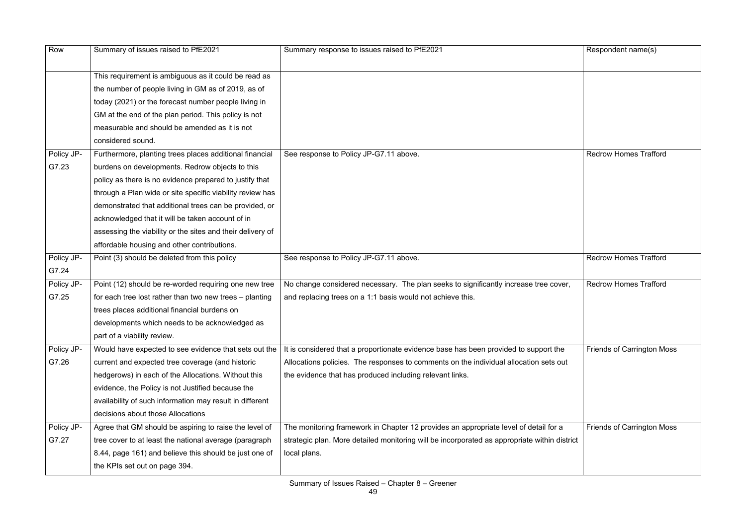| Row | Summary of issues raised to PfE2021 | Summary response to issues raised to PfE2021 | Respondent name(s) |
|---|---|---|---|
| | This requirement is ambiguous as it could be read as the number of people living in GM as of 2019, as of today (2021) or the forecast number people living in GM at the end of the plan period. This policy is not measurable and should be amended as it is not considered sound. | | |
| Policy JP-G7.23 | Furthermore, planting trees places additional financial burdens on developments. Redrow objects to this policy as there is no evidence prepared to justify that through a Plan wide or site specific viability review has demonstrated that additional trees can be provided, or acknowledged that it will be taken account of in assessing the viability or the sites and their delivery of affordable housing and other contributions. | See response to Policy JP-G7.11 above. | Redrow Homes Trafford |
| Policy JP-G7.24 | Point (3) should be deleted from this policy | See response to Policy JP-G7.11 above. | Redrow Homes Trafford |
| Policy JP-G7.25 | Point (12) should be re-worded requiring one new tree for each tree lost rather than two new trees – planting trees places additional financial burdens on developments which needs to be acknowledged as part of a viability review. | No change considered necessary. The plan seeks to significantly increase tree cover, and replacing trees on a 1:1 basis would not achieve this. | Redrow Homes Trafford |
| Policy JP-G7.26 | Would have expected to see evidence that sets out the current and expected tree coverage (and historic hedgerows) in each of the Allocations. Without this evidence, the Policy is not Justified because the availability of such information may result in different decisions about those Allocations | It is considered that a proportionate evidence base has been provided to support the Allocations policies. The responses to comments on the individual allocation sets out the evidence that has produced including relevant links. | Friends of Carrington Moss |
| Policy JP-G7.27 | Agree that GM should be aspiring to raise the level of tree cover to at least the national average (paragraph 8.44, page 161) and believe this should be just one of the KPIs set out on page 394. | The monitoring framework in Chapter 12 provides an appropriate level of detail for a strategic plan. More detailed monitoring will be incorporated as appropriate within district local plans. | Friends of Carrington Moss |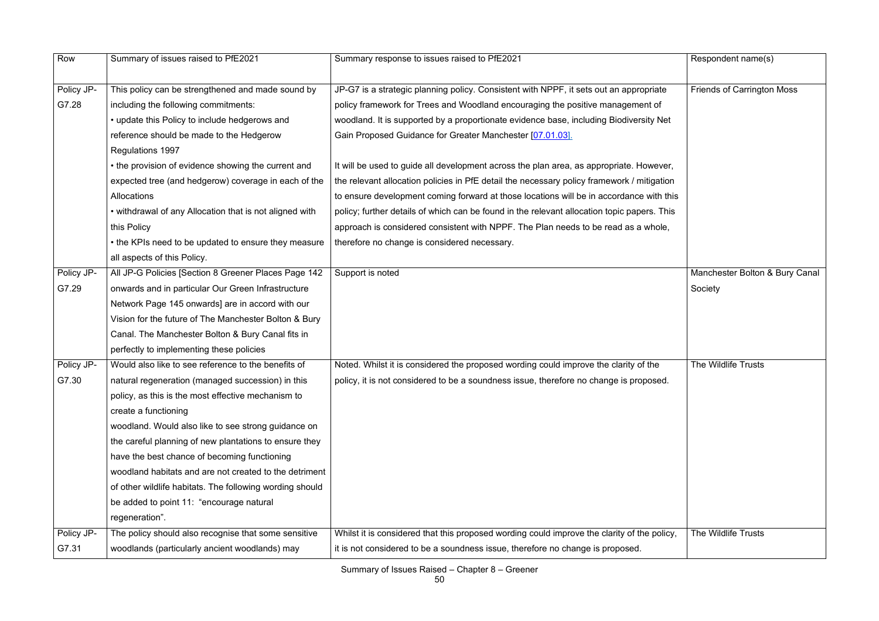| Row | Summary of issues raised to PfE2021 | Summary response to issues raised to PfE2021 | Respondent name(s) |
|---|---|---|---|
| Policy JP-G7.28 | This policy can be strengthened and made sound by including the following commitments:<br>• update this Policy to include hedgerows and reference should be made to the Hedgerow Regulations 1997<br>• the provision of evidence showing the current and expected tree (and hedgerow) coverage in each of the Allocations<br>• withdrawal of any Allocation that is not aligned with this Policy<br>• the KPIs need to be updated to ensure they measure all aspects of this Policy. | JP-G7 is a strategic planning policy. Consistent with NPPF, it sets out an appropriate policy framework for Trees and Woodland encouraging the positive management of woodland. It is supported by a proportionate evidence base, including Biodiversity Net Gain Proposed Guidance for Greater Manchester [07.01.03].<br><br>It will be used to guide all development across the plan area, as appropriate. However, the relevant allocation policies in PfE detail the necessary policy framework / mitigation to ensure development coming forward at those locations will be in accordance with this policy; further details of which can be found in the relevant allocation topic papers. This approach is considered consistent with NPPF. The Plan needs to be read as a whole, therefore no change is considered necessary. | Friends of Carrington Moss |
| Policy JP-G7.29 | All JP-G Policies [Section 8 Greener Places Page 142 onwards and in particular Our Green Infrastructure Network Page 145 onwards] are in accord with our Vision for the future of The Manchester Bolton & Bury Canal. The Manchester Bolton & Bury Canal fits in perfectly to implementing these policies | Support is noted | Manchester Bolton & Bury Canal Society |
| Policy JP-G7.30 | Would also like to see reference to the benefits of natural regeneration (managed succession) in this policy, as this is the most effective mechanism to create a functioning woodland. Would also like to see strong guidance on the careful planning of new plantations to ensure they have the best chance of becoming functioning woodland habitats and are not created to the detriment of other wildlife habitats. The following wording should be added to point 11: "encourage natural regeneration". | Noted. Whilst it is considered the proposed wording could improve the clarity of the policy, it is not considered to be a soundness issue, therefore no change is proposed. | The Wildlife Trusts |
| Policy JP-G7.31 | The policy should also recognise that some sensitive woodlands (particularly ancient woodlands) may | Whilst it is considered that this proposed wording could improve the clarity of the policy, it is not considered to be a soundness issue, therefore no change is proposed. | The Wildlife Trusts |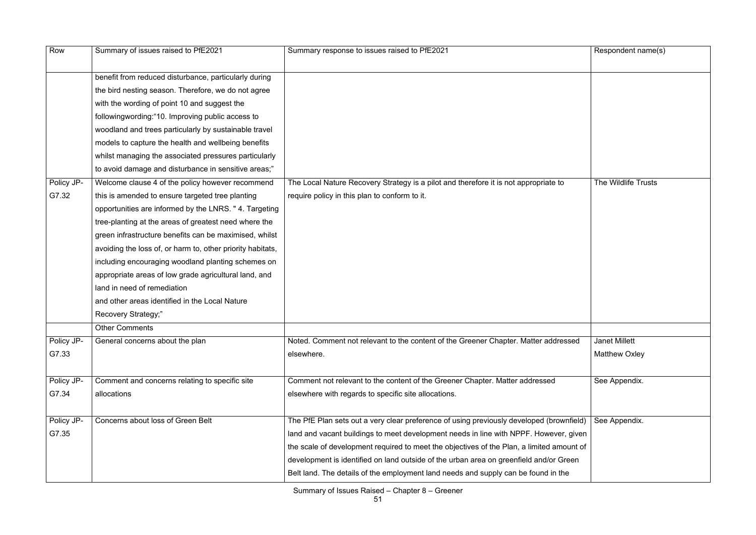| Row | Summary of issues raised to PfE2021 | Summary response to issues raised to PfE2021 | Respondent name(s) |
|---|---|---|---|
| | benefit from reduced disturbance, particularly during the bird nesting season. Therefore, we do not agree with the wording of point 10 and suggest the followingwording:"10. Improving public access to woodland and trees particularly by sustainable travel models to capture the health and wellbeing benefits whilst managing the associated pressures particularly to avoid damage and disturbance in sensitive areas;" | | |
| Policy JP-G7.32 | Welcome clause 4 of the policy however recommend this is amended to ensure targeted tree planting opportunities are informed by the LNRS. " 4. Targeting tree-planting at the areas of greatest need where the green infrastructure benefits can be maximised, whilst avoiding the loss of, or harm to, other priority habitats, including encouraging woodland planting schemes on appropriate areas of low grade agricultural land, and land in need of remediation and other areas identified in the Local Nature Recovery Strategy;" | The Local Nature Recovery Strategy is a pilot and therefore it is not appropriate to require policy in this plan to conform to it. | The Wildlife Trusts |
| | Other Comments | | |
| Policy JP-G7.33 | General concerns about the plan | Noted. Comment not relevant to the content of the Greener Chapter. Matter addressed elsewhere. | Janet Millett<br>Matthew Oxley |
| Policy JP-G7.34 | Comment and concerns relating to specific site allocations | Comment not relevant to the content of the Greener Chapter. Matter addressed elsewhere with regards to specific site allocations. | See Appendix. |
| Policy JP-G7.35 | Concerns about loss of Green Belt | The PfE Plan sets out a very clear preference of using previously developed (brownfield) land and vacant buildings to meet development needs in line with NPPF. However, given the scale of development required to meet the objectives of the Plan, a limited amount of development is identified on land outside of the urban area on greenfield and/or Green Belt land. The details of the employment land needs and supply can be found in the | See Appendix. |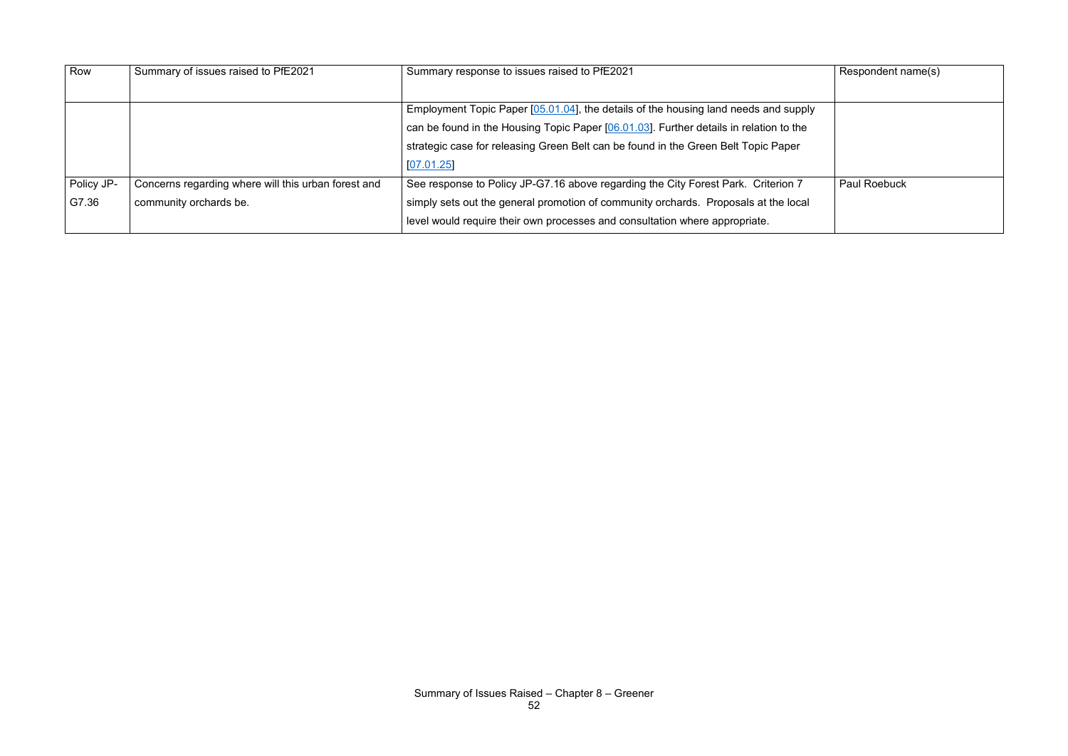| Row | Summary of issues raised to PfE2021 | Summary response to issues raised to PfE2021 | Respondent name(s) |
|---|---|---|---|
| | | Employment Topic Paper [05.01.04], the details of the housing land needs and supply can be found in the Housing Topic Paper [06.01.03]. Further details in relation to the strategic case for releasing Green Belt can be found in the Green Belt Topic Paper [07.01.25] | |
| Policy JP-G7.36 | Concerns regarding where will this urban forest and community orchards be. | See response to Policy JP-G7.16 above regarding the City Forest Park. Criterion 7 simply sets out the general promotion of community orchards. Proposals at the local level would require their own processes and consultation where appropriate. | Paul Roebuck |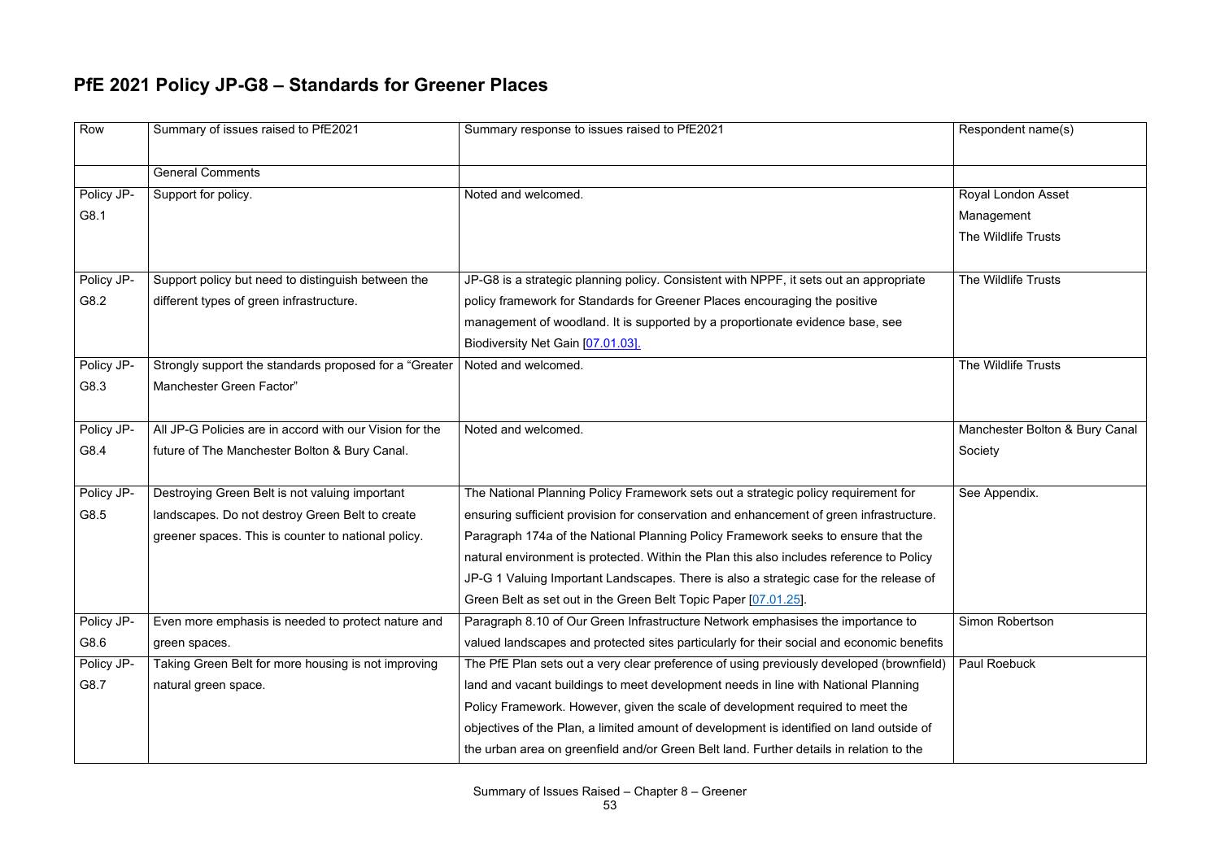# PfE 2021 Policy JP-G8 – Standards for Greener Places

| Row | Summary of issues raised to PfE2021 | Summary response to issues raised to PfE2021 | Respondent name(s) |
|---|---|---|---|
| | General Comments | | |
| Policy JP-G8.1 | Support for policy. | Noted and welcomed. | Royal London Asset Management<br>The Wildlife Trusts |
| Policy JP-G8.2 | Support policy but need to distinguish between the different types of green infrastructure. | JP-G8 is a strategic planning policy. Consistent with NPPF, it sets out an appropriate policy framework for Standards for Greener Places encouraging the positive management of woodland. It is supported by a proportionate evidence base, see Biodiversity Net Gain [07.01.03]. | The Wildlife Trusts |
| Policy JP-G8.3 | Strongly support the standards proposed for a "Greater Manchester Green Factor" | Noted and welcomed. | The Wildlife Trusts |
| Policy JP-G8.4 | All JP-G Policies are in accord with our Vision for the future of The Manchester Bolton & Bury Canal. | Noted and welcomed. | Manchester Bolton & Bury Canal Society |
| Policy JP-G8.5 | Destroying Green Belt is not valuing important landscapes. Do not destroy Green Belt to create greener spaces. This is counter to national policy. | The National Planning Policy Framework sets out a strategic policy requirement for ensuring sufficient provision for conservation and enhancement of green infrastructure. Paragraph 174a of the National Planning Policy Framework seeks to ensure that the natural environment is protected. Within the Plan this also includes reference to Policy JP-G 1 Valuing Important Landscapes. There is also a strategic case for the release of Green Belt as set out in the Green Belt Topic Paper [07.01.25]. | See Appendix. |
| Policy JP-G8.6 | Even more emphasis is needed to protect nature and green spaces. | Paragraph 8.10 of Our Green Infrastructure Network emphasises the importance to valued landscapes and protected sites particularly for their social and economic benefits | Simon Robertson |
| Policy JP-G8.7 | Taking Green Belt for more housing is not improving natural green space. | The PfE Plan sets out a very clear preference of using previously developed (brownfield) land and vacant buildings to meet development needs in line with National Planning Policy Framework. However, given the scale of development required to meet the objectives of the Plan, a limited amount of development is identified on land outside of the urban area on greenfield and/or Green Belt land. Further details in relation to the | Paul Roebuck |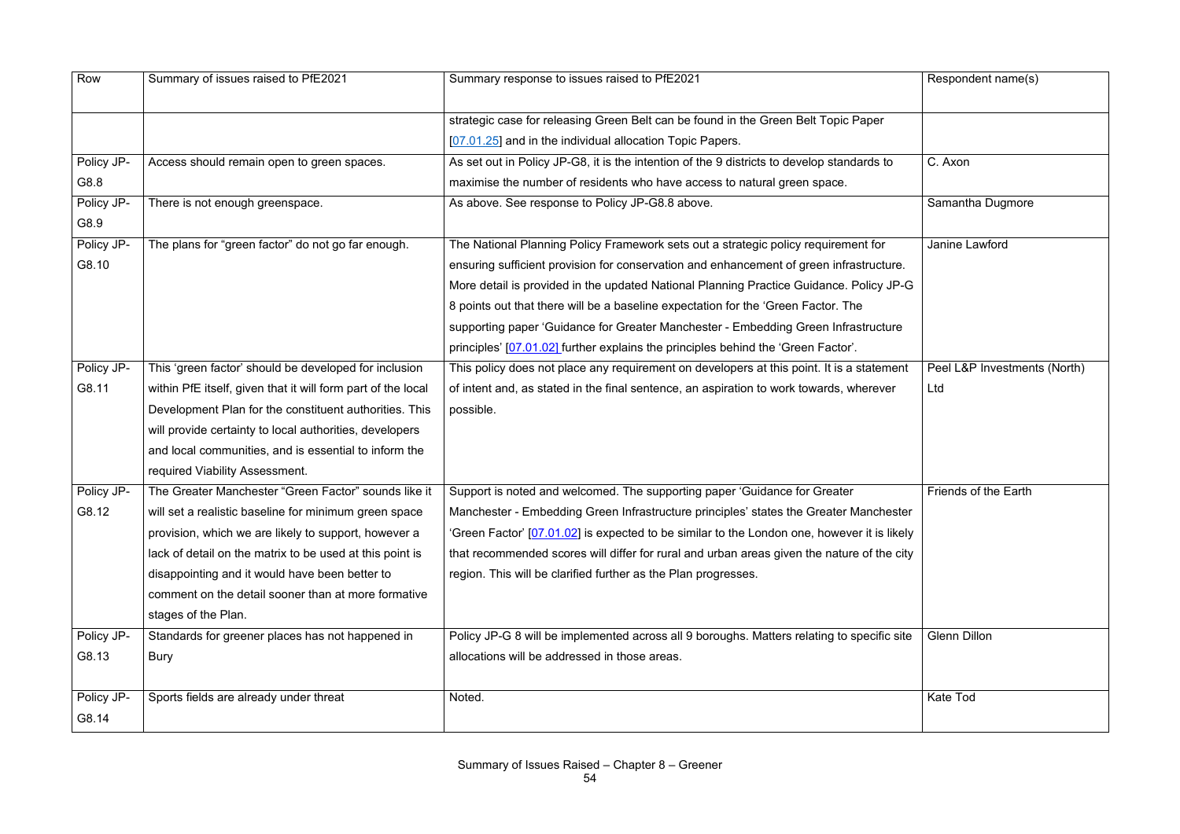| Row | Summary of issues raised to PfE2021 | Summary response to issues raised to PfE2021 | Respondent name(s) |
|---|---|---|---|
| | | strategic case for releasing Green Belt can be found in the Green Belt Topic Paper [07.01.25] and in the individual allocation Topic Papers. | |
| Policy JP-G8.8 | Access should remain open to green spaces. | As set out in Policy JP-G8, it is the intention of the 9 districts to develop standards to maximise the number of residents who have access to natural green space. | C. Axon |
| Policy JP-G8.9 | There is not enough greenspace. | As above. See response to Policy JP-G8.8 above. | Samantha Dugmore |
| Policy JP-G8.10 | The plans for "green factor" do not go far enough. | The National Planning Policy Framework sets out a strategic policy requirement for ensuring sufficient provision for conservation and enhancement of green infrastructure. More detail is provided in the updated National Planning Practice Guidance. Policy JP-G 8 points out that there will be a baseline expectation for the 'Green Factor. The supporting paper 'Guidance for Greater Manchester - Embedding Green Infrastructure principles' [07.01.02] further explains the principles behind the 'Green Factor'. | Janine Lawford |
| Policy JP-G8.11 | This 'green factor' should be developed for inclusion within PfE itself, given that it will form part of the local Development Plan for the constituent authorities. This will provide certainty to local authorities, developers and local communities, and is essential to inform the required Viability Assessment. | This policy does not place any requirement on developers at this point. It is a statement of intent and, as stated in the final sentence, an aspiration to work towards, wherever possible. | Peel L&P Investments (North) Ltd |
| Policy JP-G8.12 | The Greater Manchester "Green Factor" sounds like it will set a realistic baseline for minimum green space provision, which we are likely to support, however a lack of detail on the matrix to be used at this point is disappointing and it would have been better to comment on the detail sooner than at more formative stages of the Plan. | Support is noted and welcomed. The supporting paper 'Guidance for Greater Manchester - Embedding Green Infrastructure principles' states the Greater Manchester 'Green Factor' [07.01.02] is expected to be similar to the London one, however it is likely that recommended scores will differ for rural and urban areas given the nature of the city region. This will be clarified further as the Plan progresses. | Friends of the Earth |
| Policy JP-G8.13 | Standards for greener places has not happened in Bury | Policy JP-G 8 will be implemented across all 9 boroughs. Matters relating to specific site allocations will be addressed in those areas. | Glenn Dillon |
| Policy JP-G8.14 | Sports fields are already under threat | Noted. | Kate Tod |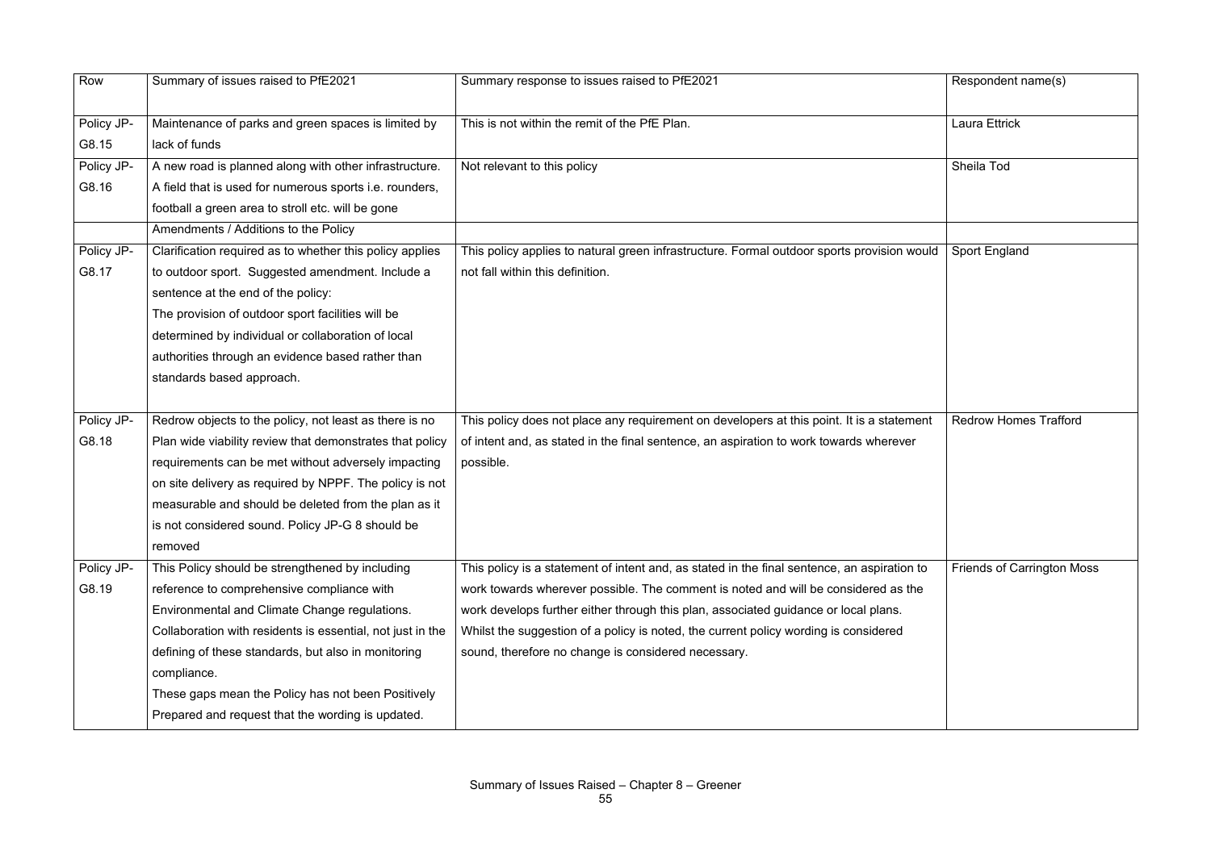| Row | Summary of issues raised to PfE2021 | Summary response to issues raised to PfE2021 | Respondent name(s) |
|---|---|---|---|
| Policy JP-G8.15 | Maintenance of parks and green spaces is limited by lack of funds | This is not within the remit of the PfE Plan. | Laura Ettrick |
| Policy JP-G8.16 | A new road is planned along with other infrastructure. A field that is used for numerous sports i.e. rounders, football a green area to stroll etc. will be gone | Not relevant to this policy | Sheila Tod |
| | Amendments / Additions to the Policy | | |
| Policy JP-G8.17 | Clarification required as to whether this policy applies to outdoor sport. Suggested amendment. Include a sentence at the end of the policy:<br>The provision of outdoor sport facilities will be determined by individual or collaboration of local authorities through an evidence based rather than standards based approach. | This policy applies to natural green infrastructure. Formal outdoor sports provision would not fall within this definition. | Sport England |
| Policy JP-G8.18 | Redrow objects to the policy, not least as there is no Plan wide viability review that demonstrates that policy requirements can be met without adversely impacting on site delivery as required by NPPF. The policy is not measurable and should be deleted from the plan as it is not considered sound. Policy JP-G 8 should be removed | This policy does not place any requirement on developers at this point. It is a statement of intent and, as stated in the final sentence, an aspiration to work towards wherever possible. | Redrow Homes Trafford |
| Policy JP-G8.19 | This Policy should be strengthened by including reference to comprehensive compliance with Environmental and Climate Change regulations. Collaboration with residents is essential, not just in the defining of these standards, but also in monitoring compliance.<br>These gaps mean the Policy has not been Positively Prepared and request that the wording is updated. | This policy is a statement of intent and, as stated in the final sentence, an aspiration to work towards wherever possible. The comment is noted and will be considered as the work develops further either through this plan, associated guidance or local plans. Whilst the suggestion of a policy is noted, the current policy wording is considered sound, therefore no change is considered necessary. | Friends of Carrington Moss |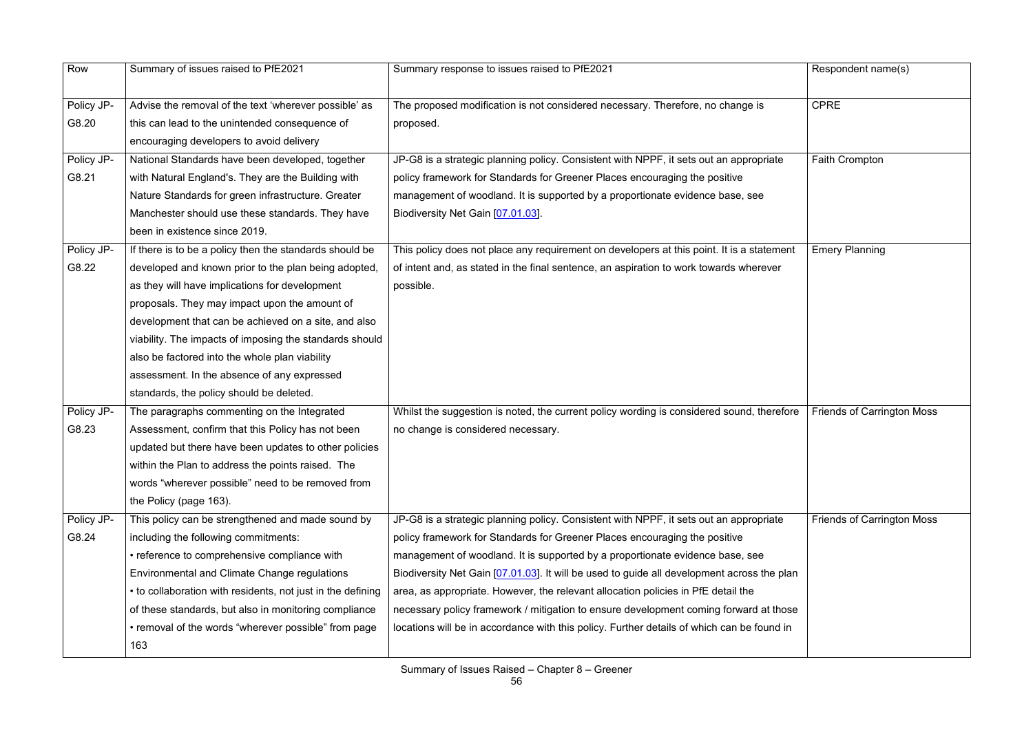| Row | Summary of issues raised to PfE2021 | Summary response to issues raised to PfE2021 | Respondent name(s) |
|---|---|---|---|
| Policy JP-G8.20 | Advise the removal of the text 'wherever possible' as this can lead to the unintended consequence of encouraging developers to avoid delivery | The proposed modification is not considered necessary. Therefore, no change is proposed. | CPRE |
| Policy JP-G8.21 | National Standards have been developed, together with Natural England's. They are the Building with Nature Standards for green infrastructure. Greater Manchester should use these standards. They have been in existence since 2019. | JP-G8 is a strategic planning policy. Consistent with NPPF, it sets out an appropriate policy framework for Standards for Greener Places encouraging the positive management of woodland. It is supported by a proportionate evidence base, see Biodiversity Net Gain [07.01.03]. | Faith Crompton |
| Policy JP-G8.22 | If there is to be a policy then the standards should be developed and known prior to the plan being adopted, as they will have implications for development proposals. They may impact upon the amount of development that can be achieved on a site, and also viability. The impacts of imposing the standards should also be factored into the whole plan viability assessment. In the absence of any expressed standards, the policy should be deleted. | This policy does not place any requirement on developers at this point. It is a statement of intent and, as stated in the final sentence, an aspiration to work towards wherever possible. | Emery Planning |
| Policy JP-G8.23 | The paragraphs commenting on the Integrated Assessment, confirm that this Policy has not been updated but there have been updates to other policies within the Plan to address the points raised. The words "wherever possible" need to be removed from the Policy (page 163). | Whilst the suggestion is noted, the current policy wording is considered sound, therefore no change is considered necessary. | Friends of Carrington Moss |
| Policy JP-G8.24 | This policy can be strengthened and made sound by including the following commitments:<br>• reference to comprehensive compliance with Environmental and Climate Change regulations<br>• to collaboration with residents, not just in the defining of these standards, but also in monitoring compliance<br>• removal of the words "wherever possible" from page 163 | JP-G8 is a strategic planning policy. Consistent with NPPF, it sets out an appropriate policy framework for Standards for Greener Places encouraging the positive management of woodland. It is supported by a proportionate evidence base, see Biodiversity Net Gain [07.01.03]. It will be used to guide all development across the plan area, as appropriate. However, the relevant allocation policies in PfE detail the necessary policy framework / mitigation to ensure development coming forward at those locations will be in accordance with this policy. Further details of which can be found in | Friends of Carrington Moss |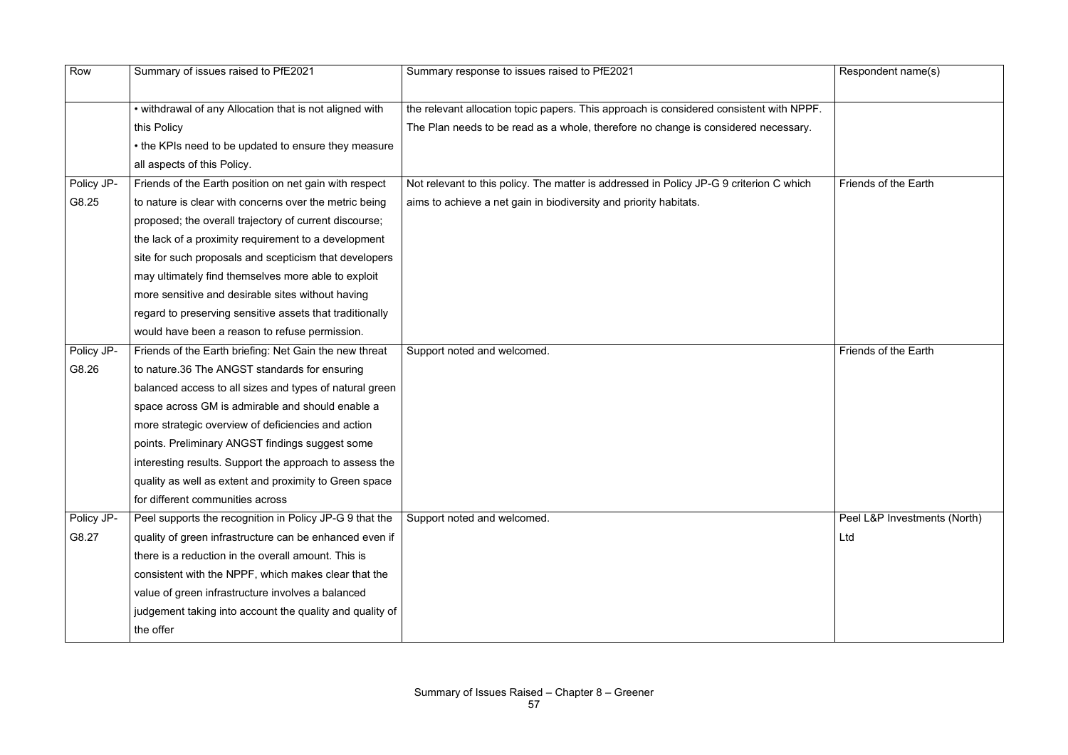| Row | Summary of issues raised to PfE2021 | Summary response to issues raised to PfE2021 | Respondent name(s) |
|---|---|---|---|
| | • withdrawal of any Allocation that is not aligned with this Policy<br>• the KPIs need to be updated to ensure they measure all aspects of this Policy. | the relevant allocation topic papers. This approach is considered consistent with NPPF. The Plan needs to be read as a whole, therefore no change is considered necessary. | |
| Policy JP-G8.25 | Friends of the Earth position on net gain with respect to nature is clear with concerns over the metric being proposed; the overall trajectory of current discourse; the lack of a proximity requirement to a development site for such proposals and scepticism that developers may ultimately find themselves more able to exploit more sensitive and desirable sites without having regard to preserving sensitive assets that traditionally would have been a reason to refuse permission. | Not relevant to this policy. The matter is addressed in Policy JP-G 9 criterion C which aims to achieve a net gain in biodiversity and priority habitats. | Friends of the Earth |
| Policy JP-G8.26 | Friends of the Earth briefing: Net Gain the new threat to nature.36 The ANGST standards for ensuring balanced access to all sizes and types of natural green space across GM is admirable and should enable a more strategic overview of deficiencies and action points. Preliminary ANGST findings suggest some interesting results. Support the approach to assess the quality as well as extent and proximity to Green space for different communities across | Support noted and welcomed. | Friends of the Earth |
| Policy JP-G8.27 | Peel supports the recognition in Policy JP-G 9 that the quality of green infrastructure can be enhanced even if there is a reduction in the overall amount. This is consistent with the NPPF, which makes clear that the value of green infrastructure involves a balanced judgement taking into account the quality and quality of the offer | Support noted and welcomed. | Peel L&P Investments (North) Ltd |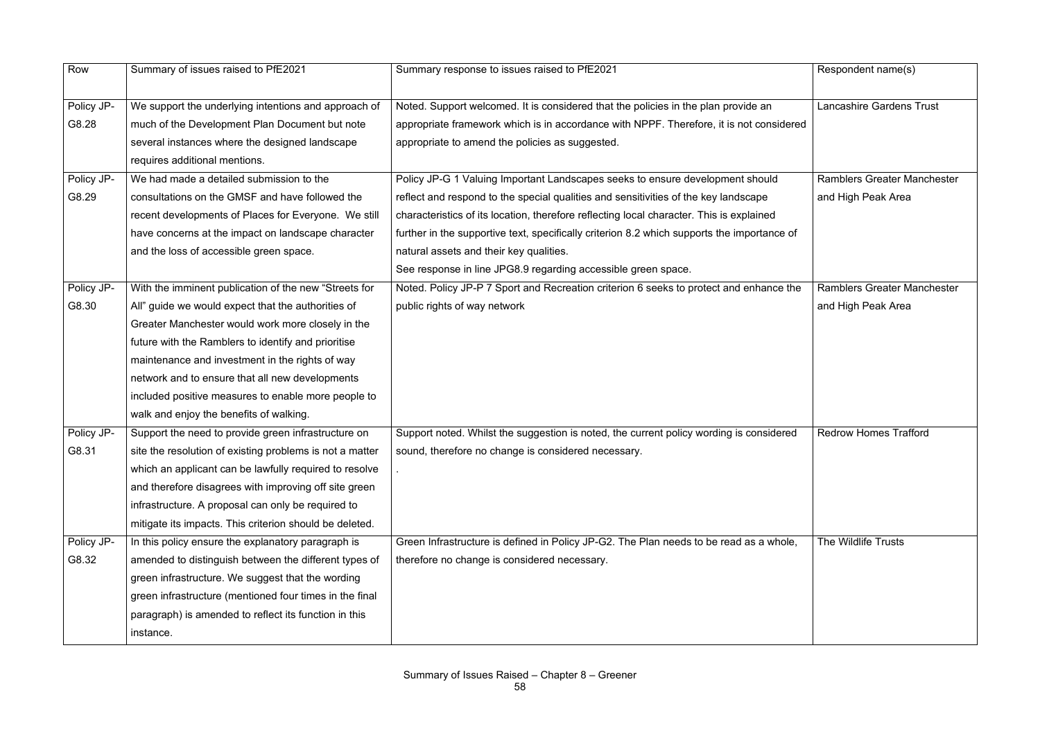| Row | Summary of issues raised to PfE2021 | Summary response to issues raised to PfE2021 | Respondent name(s) |
|---|---|---|---|
| Policy JP-G8.28 | We support the underlying intentions and approach of much of the Development Plan Document but note several instances where the designed landscape requires additional mentions. | Noted. Support welcomed. It is considered that the policies in the plan provide an appropriate framework which is in accordance with NPPF. Therefore, it is not considered appropriate to amend the policies as suggested. | Lancashire Gardens Trust |
| Policy JP-G8.29 | We had made a detailed submission to the consultations on the GMSF and have followed the recent developments of Places for Everyone. We still have concerns at the impact on landscape character and the loss of accessible green space. | Policy JP-G 1 Valuing Important Landscapes seeks to ensure development should reflect and respond to the special qualities and sensitivities of the key landscape characteristics of its location, therefore reflecting local character. This is explained further in the supportive text, specifically criterion 8.2 which supports the importance of natural assets and their key qualities.<br>See response in line JPG8.9 regarding accessible green space. | Ramblers Greater Manchester and High Peak Area |
| Policy JP-G8.30 | With the imminent publication of the new "Streets for All" guide we would expect that the authorities of Greater Manchester would work more closely in the future with the Ramblers to identify and prioritise maintenance and investment in the rights of way network and to ensure that all new developments included positive measures to enable more people to walk and enjoy the benefits of walking. | Noted. Policy JP-P 7 Sport and Recreation criterion 6 seeks to protect and enhance the public rights of way network | Ramblers Greater Manchester and High Peak Area |
| Policy JP-G8.31 | Support the need to provide green infrastructure on site the resolution of existing problems is not a matter which an applicant can be lawfully required to resolve and therefore disagrees with improving off site green infrastructure. A proposal can only be required to mitigate its impacts. This criterion should be deleted. | Support noted. Whilst the suggestion is noted, the current policy wording is considered sound, therefore no change is considered necessary.<br>. | Redrow Homes Trafford |
| Policy JP-G8.32 | In this policy ensure the explanatory paragraph is amended to distinguish between the different types of green infrastructure. We suggest that the wording green infrastructure (mentioned four times in the final paragraph) is amended to reflect its function in this instance. | Green Infrastructure is defined in Policy JP-G2. The Plan needs to be read as a whole, therefore no change is considered necessary. | The Wildlife Trusts |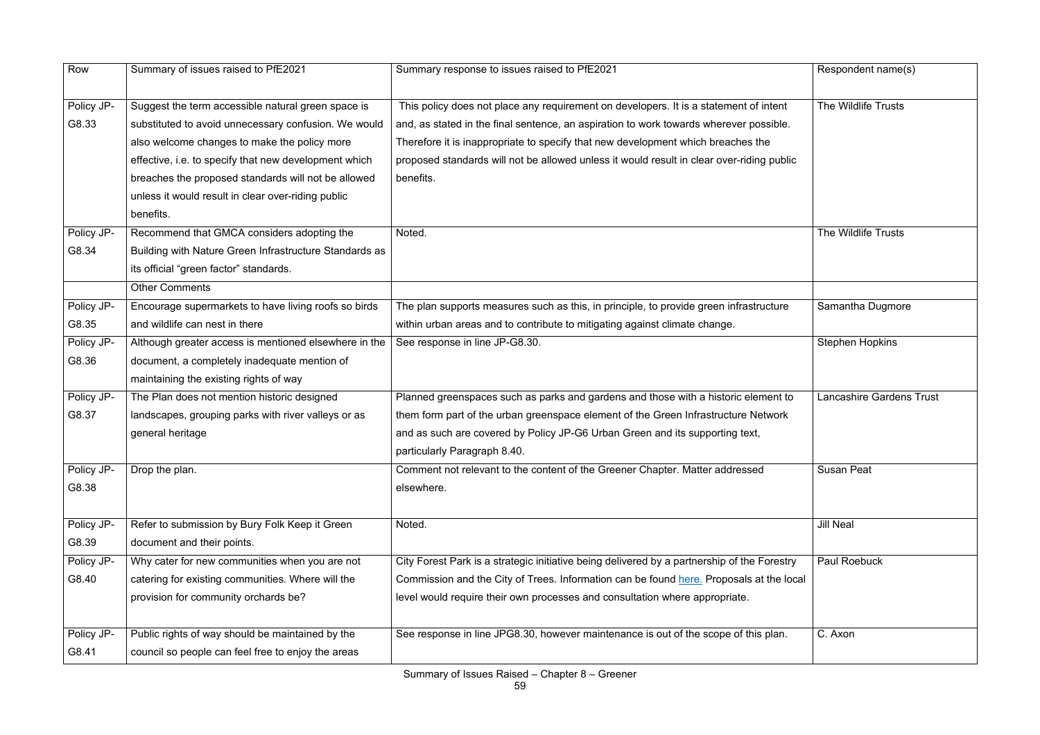| Row | Summary of issues raised to PfE2021 | Summary response to issues raised to PfE2021 | Respondent name(s) |
|---|---|---|---|
| Policy JP-G8.33 | Suggest the term accessible natural green space is substituted to avoid unnecessary confusion. We would also welcome changes to make the policy more effective, i.e. to specify that new development which breaches the proposed standards will not be allowed unless it would result in clear over-riding public benefits. | This policy does not place any requirement on developers. It is a statement of intent and, as stated in the final sentence, an aspiration to work towards wherever possible. Therefore it is inappropriate to specify that new development which breaches the proposed standards will not be allowed unless it would result in clear over-riding public benefits. | The Wildlife Trusts |
| Policy JP-G8.34 | Recommend that GMCA considers adopting the Building with Nature Green Infrastructure Standards as its official "green factor" standards. | Noted. | The Wildlife Trusts |
| | Other Comments | | |
| Policy JP-G8.35 | Encourage supermarkets to have living roofs so birds and wildlife can nest in there | The plan supports measures such as this, in principle, to provide green infrastructure within urban areas and to contribute to mitigating against climate change. | Samantha Dugmore |
| Policy JP-G8.36 | Although greater access is mentioned elsewhere in the document, a completely inadequate mention of maintaining the existing rights of way | See response in line JP-G8.30. | Stephen Hopkins |
| Policy JP-G8.37 | The Plan does not mention historic designed landscapes, grouping parks with river valleys or as general heritage | Planned greenspaces such as parks and gardens and those with a historic element to them form part of the urban greenspace element of the Green Infrastructure Network and as such are covered by Policy JP-G6 Urban Green and its supporting text, particularly Paragraph 8.40. | Lancashire Gardens Trust |
| Policy JP-G8.38 | Drop the plan. | Comment not relevant to the content of the Greener Chapter. Matter addressed elsewhere. | Susan Peat |
| Policy JP-G8.39 | Refer to submission by Bury Folk Keep it Green document and their points. | Noted. | Jill Neal |
| Policy JP-G8.40 | Why cater for new communities when you are not catering for existing communities. Where will the provision for community orchards be? | City Forest Park is a strategic initiative being delivered by a partnership of the Forestry Commission and the City of Trees. Information can be found here. Proposals at the local level would require their own processes and consultation where appropriate. | Paul Roebuck |
| Policy JP-G8.41 | Public rights of way should be maintained by the council so people can feel free to enjoy the areas | See response in line JPG8.30, however maintenance is out of the scope of this plan. | C. Axon |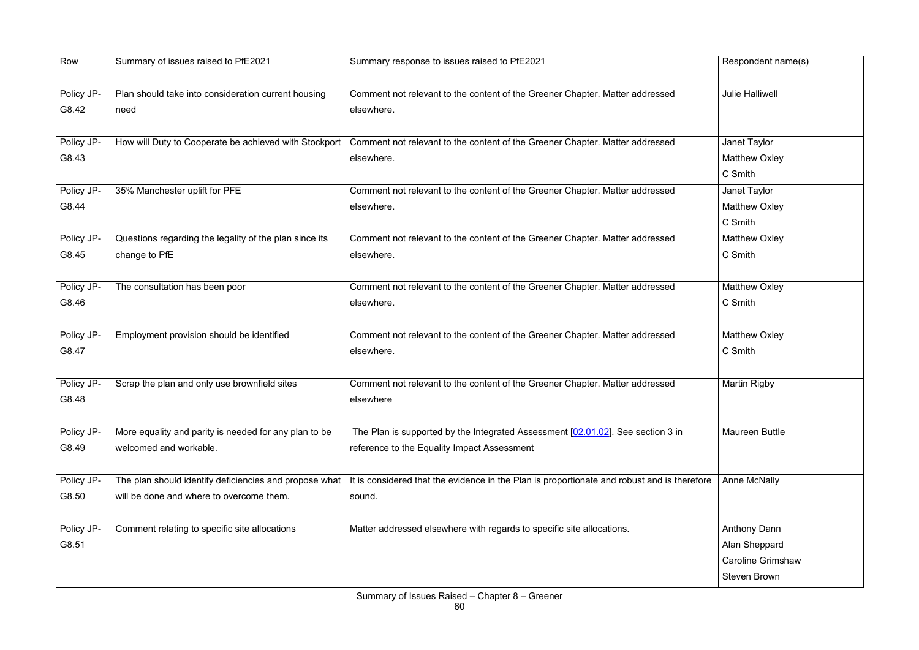| Row | Summary of issues raised to PfE2021 | Summary response to issues raised to PfE2021 | Respondent name(s) |
|---|---|---|---|
| Policy JP-G8.42 | Plan should take into consideration current housing need | Comment not relevant to the content of the Greener Chapter. Matter addressed elsewhere. | Julie Halliwell |
| Policy JP-G8.43 | How will Duty to Cooperate be achieved with Stockport | Comment not relevant to the content of the Greener Chapter. Matter addressed elsewhere. | Janet Taylor<br>Matthew Oxley<br>C Smith |
| Policy JP-G8.44 | 35% Manchester uplift for PFE | Comment not relevant to the content of the Greener Chapter. Matter addressed elsewhere. | Janet Taylor<br>Matthew Oxley<br>C Smith |
| Policy JP-G8.45 | Questions regarding the legality of the plan since its change to PfE | Comment not relevant to the content of the Greener Chapter. Matter addressed elsewhere. | Matthew Oxley<br>C Smith |
| Policy JP-G8.46 | The consultation has been poor | Comment not relevant to the content of the Greener Chapter. Matter addressed elsewhere. | Matthew Oxley<br>C Smith |
| Policy JP-G8.47 | Employment provision should be identified | Comment not relevant to the content of the Greener Chapter. Matter addressed elsewhere. | Matthew Oxley<br>C Smith |
| Policy JP-G8.48 | Scrap the plan and only use brownfield sites | Comment not relevant to the content of the Greener Chapter. Matter addressed elsewhere | Martin Rigby |
| Policy JP-G8.49 | More equality and parity is needed for any plan to be welcomed and workable. | The Plan is supported by the Integrated Assessment [02.01.02]. See section 3 in reference to the Equality Impact Assessment | Maureen Buttle |
| Policy JP-G8.50 | The plan should identify deficiencies and propose what will be done and where to overcome them. | It is considered that the evidence in the Plan is proportionate and robust and is therefore sound. | Anne McNally |
| Policy JP-G8.51 | Comment relating to specific site allocations | Matter addressed elsewhere with regards to specific site allocations. | Anthony Dann<br>Alan Sheppard<br>Caroline Grimshaw<br>Steven Brown |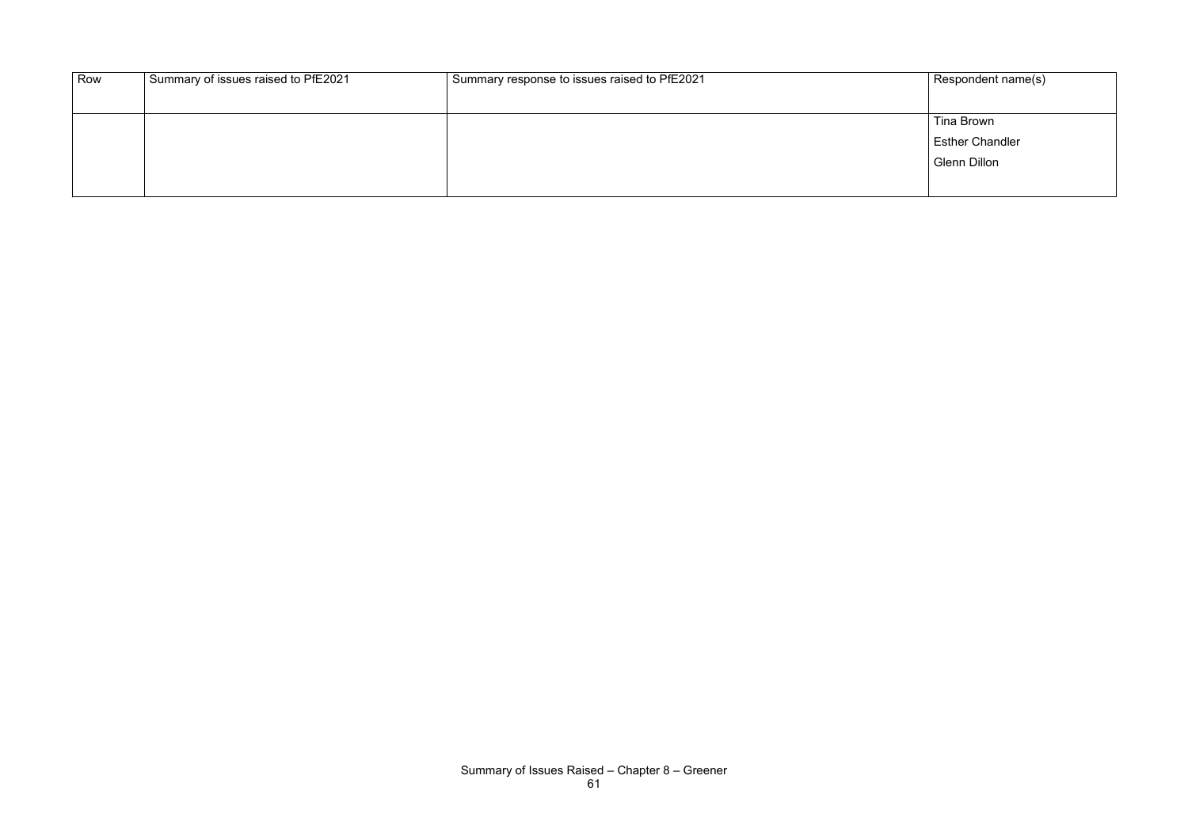| Row | Summary of issues raised to PfE2021 | Summary response to issues raised to PfE2021 | Respondent name(s) |
|---|---|---|---|
| | | | Tina Brown<br>Esther Chandler<br>Glenn Dillon |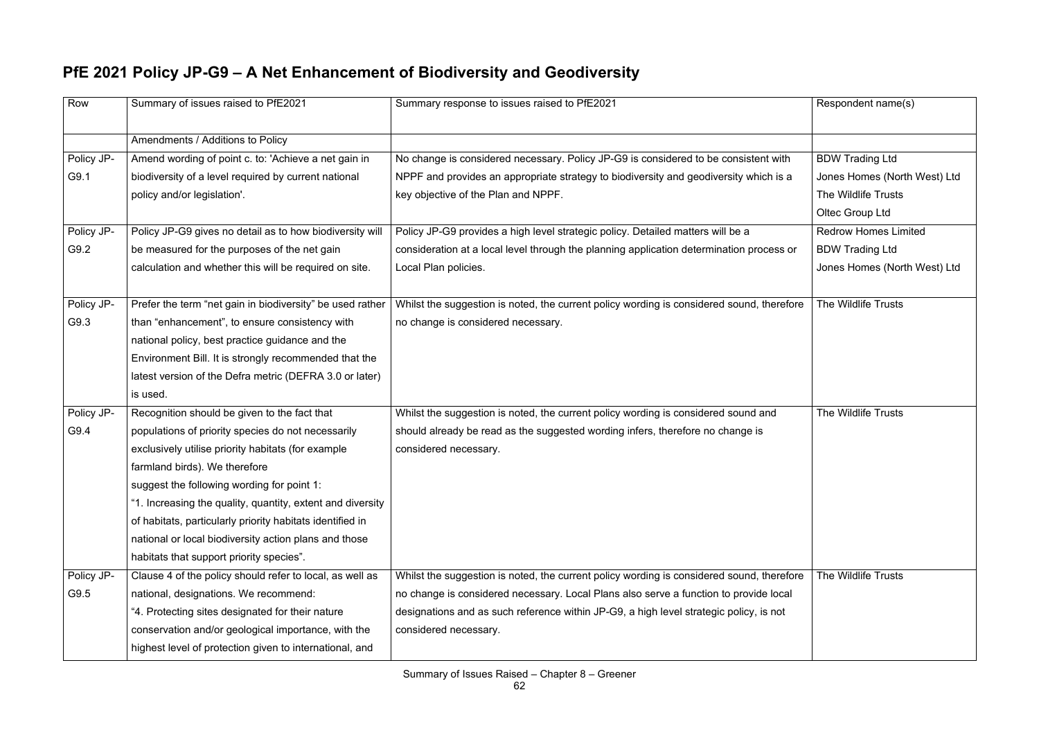# PfE 2021 Policy JP-G9 – A Net Enhancement of Biodiversity and Geodiversity

| Row | Summary of issues raised to PfE2021 | Summary response to issues raised to PfE2021 | Respondent name(s) |
|---|---|---|---|
| | Amendments / Additions to Policy | | |
| Policy JP-G9.1 | Amend wording of point c. to: 'Achieve a net gain in biodiversity of a level required by current national policy and/or legislation'. | No change is considered necessary. Policy JP-G9 is considered to be consistent with NPPF and provides an appropriate strategy to biodiversity and geodiversity which is a key objective of the Plan and NPPF. | BDW Trading Ltd<br>Jones Homes (North West) Ltd<br>The Wildlife Trusts<br>Oltec Group Ltd |
| Policy JP-G9.2 | Policy JP-G9 gives no detail as to how biodiversity will be measured for the purposes of the net gain calculation and whether this will be required on site. | Policy JP-G9 provides a high level strategic policy. Detailed matters will be a consideration at a local level through the planning application determination process or Local Plan policies. | Redrow Homes Limited<br>BDW Trading Ltd<br>Jones Homes (North West) Ltd |
| Policy JP-G9.3 | Prefer the term "net gain in biodiversity" be used rather than "enhancement", to ensure consistency with national policy, best practice guidance and the Environment Bill. It is strongly recommended that the latest version of the Defra metric (DEFRA 3.0 or later) is used. | Whilst the suggestion is noted, the current policy wording is considered sound, therefore no change is considered necessary. | The Wildlife Trusts |
| Policy JP-G9.4 | Recognition should be given to the fact that populations of priority species do not necessarily exclusively utilise priority habitats (for example farmland birds). We therefore suggest the following wording for point 1:<br>"1. Increasing the quality, quantity, extent and diversity of habitats, particularly priority habitats identified in national or local biodiversity action plans and those habitats that support priority species". | Whilst the suggestion is noted, the current policy wording is considered sound and should already be read as the suggested wording infers, therefore no change is considered necessary. | The Wildlife Trusts |
| Policy JP-G9.5 | Clause 4 of the policy should refer to local, as well as national, designations. We recommend:<br>"4. Protecting sites designated for their nature conservation and/or geological importance, with the highest level of protection given to international, and | Whilst the suggestion is noted, the current policy wording is considered sound, therefore no change is considered necessary. Local Plans also serve a function to provide local designations and as such reference within JP-G9, a high level strategic policy, is not considered necessary. | The Wildlife Trusts |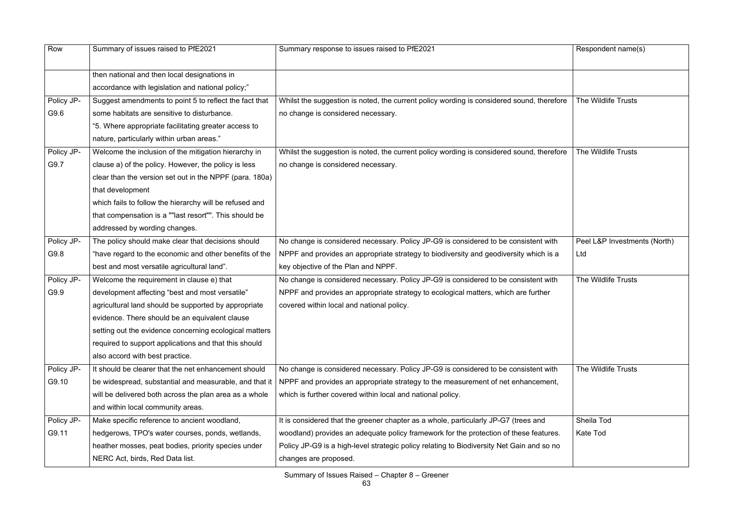| Row | Summary of issues raised to PfE2021 | Summary response to issues raised to PfE2021 | Respondent name(s) |
|---|---|---|---|
| | then national and then local designations in accordance with legislation and national policy;" | | |
| Policy JP-G9.6 | Suggest amendments to point 5 to reflect the fact that some habitats are sensitive to disturbance. "5. Where appropriate facilitating greater access to nature, particularly within urban areas." | Whilst the suggestion is noted, the current policy wording is considered sound, therefore no change is considered necessary. | The Wildlife Trusts |
| Policy JP-G9.7 | Welcome the inclusion of the mitigation hierarchy in clause a) of the policy. However, the policy is less clear than the version set out in the NPPF (para. 180a) that development which fails to follow the hierarchy will be refused and that compensation is a ""last resort"". This should be addressed by wording changes. | Whilst the suggestion is noted, the current policy wording is considered sound, therefore no change is considered necessary. | The Wildlife Trusts |
| Policy JP-G9.8 | The policy should make clear that decisions should "have regard to the economic and other benefits of the best and most versatile agricultural land". | No change is considered necessary. Policy JP-G9 is considered to be consistent with NPPF and provides an appropriate strategy to biodiversity and geodiversity which is a key objective of the Plan and NPPF. | Peel L&P Investments (North) Ltd |
| Policy JP-G9.9 | Welcome the requirement in clause e) that development affecting "best and most versatile" agricultural land should be supported by appropriate evidence. There should be an equivalent clause setting out the evidence concerning ecological matters required to support applications and that this should also accord with best practice. | No change is considered necessary. Policy JP-G9 is considered to be consistent with NPPF and provides an appropriate strategy to ecological matters, which are further covered within local and national policy. | The Wildlife Trusts |
| Policy JP-G9.10 | It should be clearer that the net enhancement should be widespread, substantial and measurable, and that it will be delivered both across the plan area as a whole and within local community areas. | No change is considered necessary. Policy JP-G9 is considered to be consistent with NPPF and provides an appropriate strategy to the measurement of net enhancement, which is further covered within local and national policy. | The Wildlife Trusts |
| Policy JP-G9.11 | Make specific reference to ancient woodland, hedgerows, TPO's water courses, ponds, wetlands, heather mosses, peat bodies, priority species under NERC Act, birds, Red Data list. | It is considered that the greener chapter as a whole, particularly JP-G7 (trees and woodland) provides an adequate policy framework for the protection of these features. Policy JP-G9 is a high-level strategic policy relating to Biodiversity Net Gain and so no changes are proposed. | Sheila Tod<br>Kate Tod |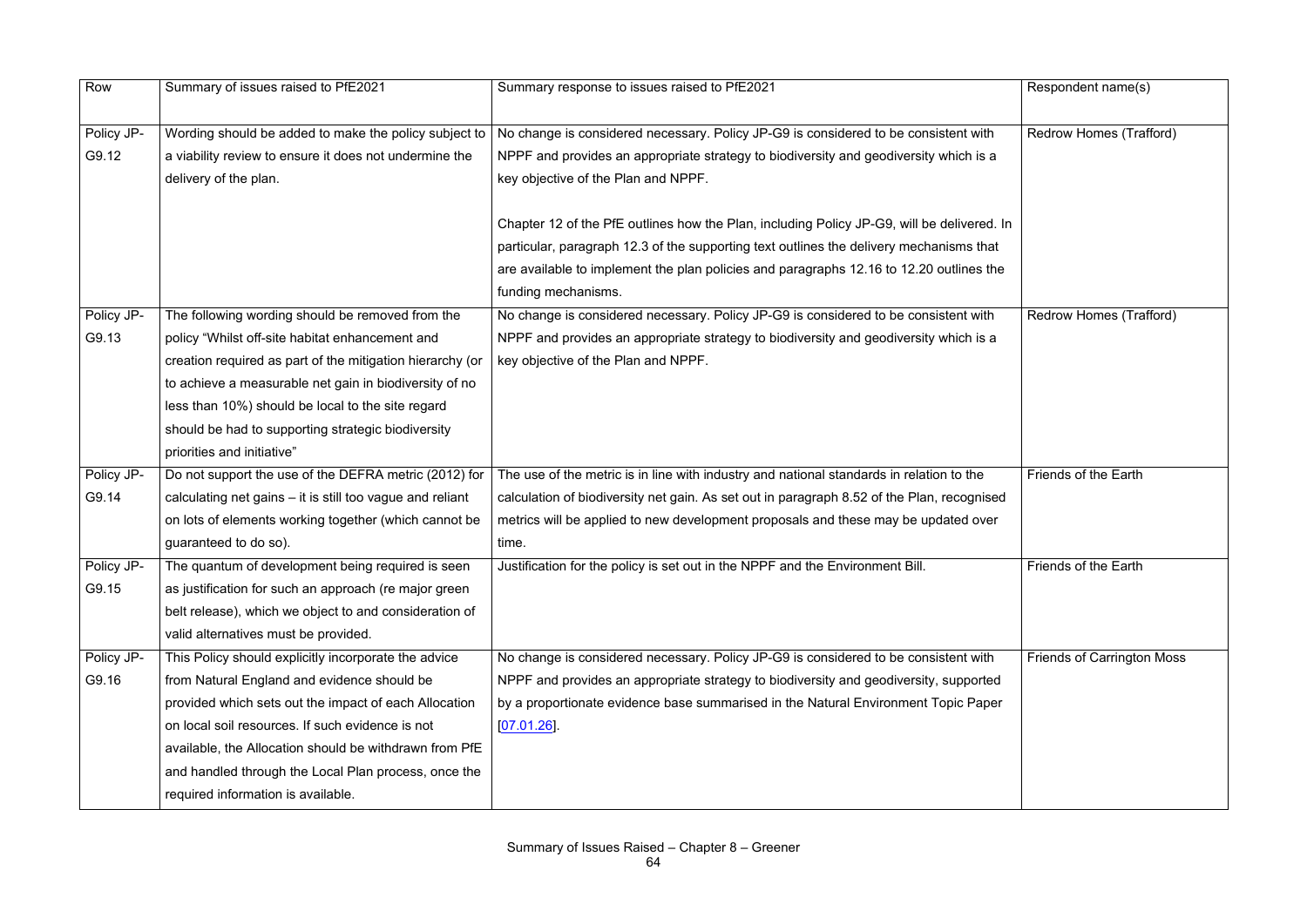| Row | Summary of issues raised to PfE2021 | Summary response to issues raised to PfE2021 | Respondent name(s) |
|---|---|---|---|
| Policy JP-G9.12 | Wording should be added to make the policy subject to a viability review to ensure it does not undermine the delivery of the plan. | No change is considered necessary. Policy JP-G9 is considered to be consistent with NPPF and provides an appropriate strategy to biodiversity and geodiversity which is a key objective of the Plan and NPPF.<br><br>Chapter 12 of the PfE outlines how the Plan, including Policy JP-G9, will be delivered. In particular, paragraph 12.3 of the supporting text outlines the delivery mechanisms that are available to implement the plan policies and paragraphs 12.16 to 12.20 outlines the funding mechanisms. | Redrow Homes (Trafford) |
| Policy JP-G9.13 | The following wording should be removed from the policy "Whilst off-site habitat enhancement and creation required as part of the mitigation hierarchy (or to achieve a measurable net gain in biodiversity of no less than 10%) should be local to the site regard should be had to supporting strategic biodiversity priorities and initiative" | No change is considered necessary. Policy JP-G9 is considered to be consistent with NPPF and provides an appropriate strategy to biodiversity and geodiversity which is a key objective of the Plan and NPPF. | Redrow Homes (Trafford) |
| Policy JP-G9.14 | Do not support the use of the DEFRA metric (2012) for calculating net gains – it is still too vague and reliant on lots of elements working together (which cannot be guaranteed to do so). | The use of the metric is in line with industry and national standards in relation to the calculation of biodiversity net gain. As set out in paragraph 8.52 of the Plan, recognised metrics will be applied to new development proposals and these may be updated over time. | Friends of the Earth |
| Policy JP-G9.15 | The quantum of development being required is seen as justification for such an approach (re major green belt release), which we object to and consideration of valid alternatives must be provided. | Justification for the policy is set out in the NPPF and the Environment Bill. | Friends of the Earth |
| Policy JP-G9.16 | This Policy should explicitly incorporate the advice from Natural England and evidence should be provided which sets out the impact of each Allocation on local soil resources. If such evidence is not available, the Allocation should be withdrawn from PfE and handled through the Local Plan process, once the required information is available. | No change is considered necessary. Policy JP-G9 is considered to be consistent with NPPF and provides an appropriate strategy to biodiversity and geodiversity, supported by a proportionate evidence base summarised in the Natural Environment Topic Paper [07.01.26]. | Friends of Carrington Moss |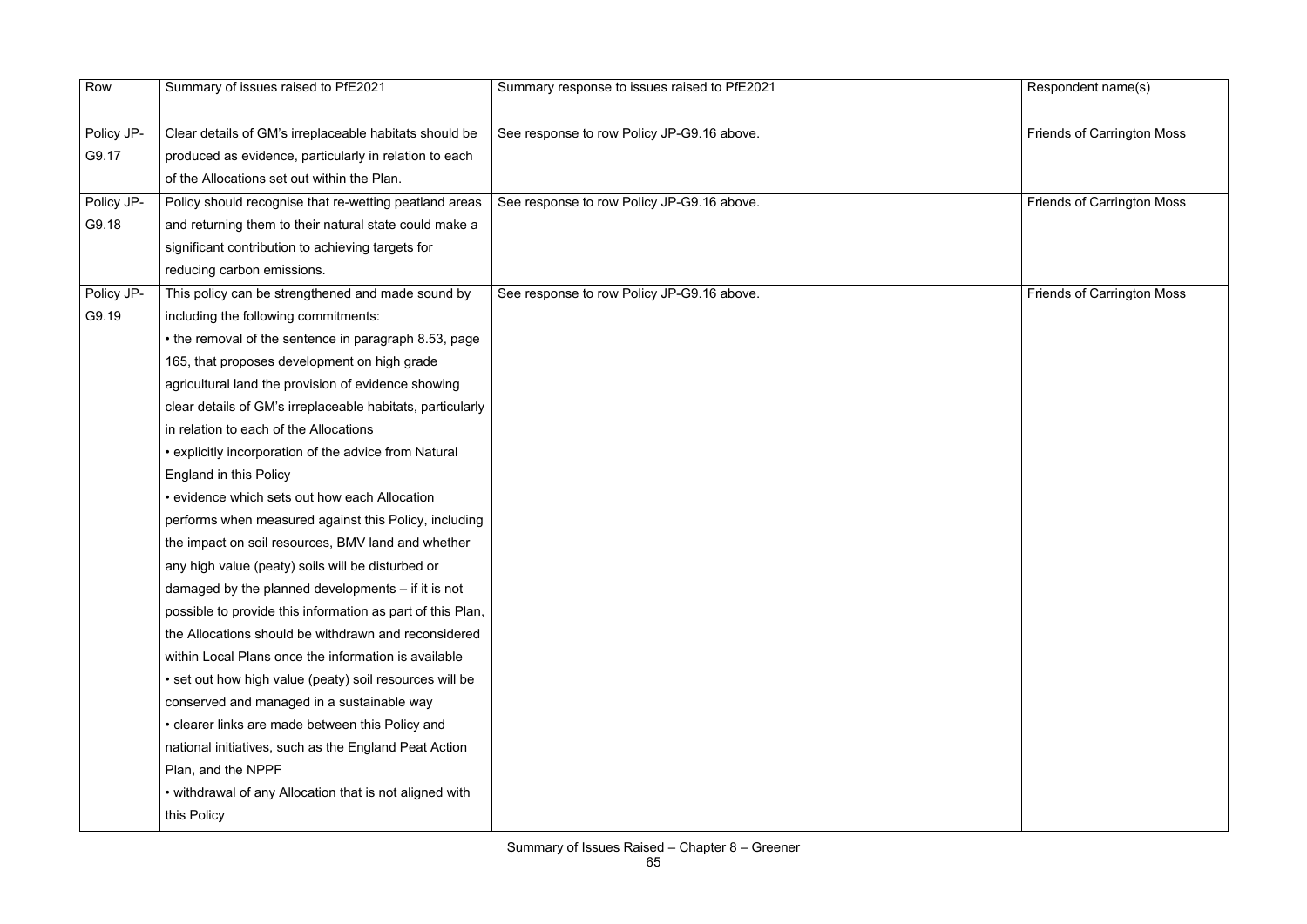| Row | Summary of issues raised to PfE2021 | Summary response to issues raised to PfE2021 | Respondent name(s) |
|---|---|---|---|
| Policy JP-G9.17 | Clear details of GM's irreplaceable habitats should be produced as evidence, particularly in relation to each of the Allocations set out within the Plan. | See response to row Policy JP-G9.16 above. | Friends of Carrington Moss |
| Policy JP-G9.18 | Policy should recognise that re-wetting peatland areas and returning them to their natural state could make a significant contribution to achieving targets for reducing carbon emissions. | See response to row Policy JP-G9.16 above. | Friends of Carrington Moss |
| Policy JP-G9.19 | This policy can be strengthened and made sound by including the following commitments:<br>• the removal of the sentence in paragraph 8.53, page 165, that proposes development on high grade agricultural land the provision of evidence showing clear details of GM's irreplaceable habitats, particularly in relation to each of the Allocations<br>• explicitly incorporation of the advice from Natural England in this Policy<br>• evidence which sets out how each Allocation performs when measured against this Policy, including the impact on soil resources, BMV land and whether any high value (peaty) soils will be disturbed or damaged by the planned developments – if it is not possible to provide this information as part of this Plan, the Allocations should be withdrawn and reconsidered within Local Plans once the information is available<br>• set out how high value (peaty) soil resources will be conserved and managed in a sustainable way<br>• clearer links are made between this Policy and national initiatives, such as the England Peat Action Plan, and the NPPF<br>• withdrawal of any Allocation that is not aligned with this Policy | See response to row Policy JP-G9.16 above. | Friends of Carrington Moss |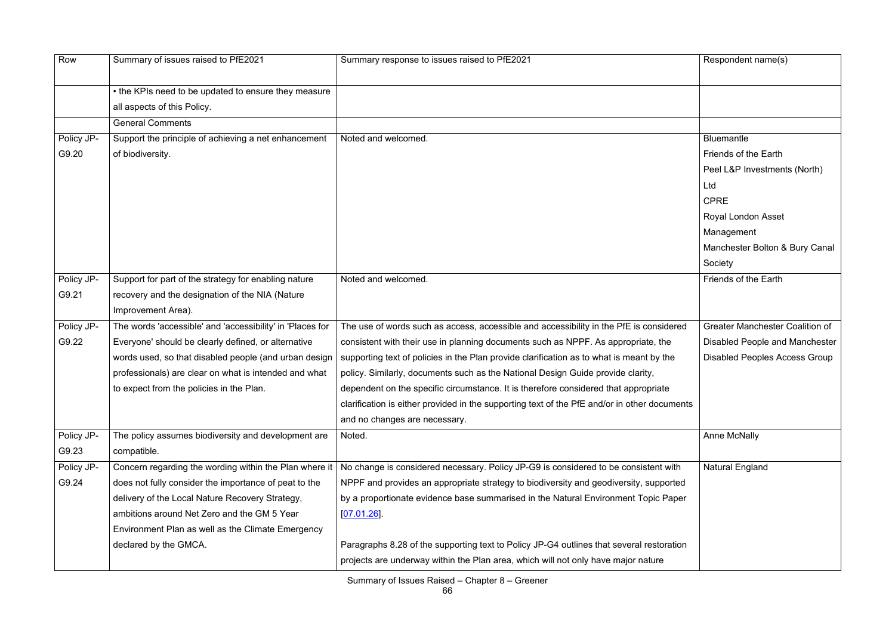| Row | Summary of issues raised to PfE2021 | Summary response to issues raised to PfE2021 | Respondent name(s) |
|---|---|---|---|
| | • the KPIs need to be updated to ensure they measure all aspects of this Policy. | | |
| | General Comments | | |
| Policy JP-G9.20 | Support the principle of achieving a net enhancement of biodiversity. | Noted and welcomed. | Bluemantle<br>Friends of the Earth<br>Peel L&P Investments (North) Ltd<br>CPRE<br>Royal London Asset Management<br>Manchester Bolton & Bury Canal Society |
| Policy JP-G9.21 | Support for part of the strategy for enabling nature recovery and the designation of the NIA (Nature Improvement Area). | Noted and welcomed. | Friends of the Earth |
| Policy JP-G9.22 | The words 'accessible' and 'accessibility' in 'Places for Everyone' should be clearly defined, or alternative words used, so that disabled people (and urban design professionals) are clear on what is intended and what to expect from the policies in the Plan. | The use of words such as access, accessible and accessibility in the PfE is considered consistent with their use in planning documents such as NPPF. As appropriate, the supporting text of policies in the Plan provide clarification as to what is meant by the policy. Similarly, documents such as the National Design Guide provide clarity, dependent on the specific circumstance. It is therefore considered that appropriate clarification is either provided in the supporting text of the PfE and/or in other documents and no changes are necessary. | Greater Manchester Coalition of Disabled People and Manchester Disabled Peoples Access Group |
| Policy JP-G9.23 | The policy assumes biodiversity and development are compatible. | Noted. | Anne McNally |
| Policy JP-G9.24 | Concern regarding the wording within the Plan where it does not fully consider the importance of peat to the delivery of the Local Nature Recovery Strategy, ambitions around Net Zero and the GM 5 Year Environment Plan as well as the Climate Emergency declared by the GMCA. | No change is considered necessary. Policy JP-G9 is considered to be consistent with NPPF and provides an appropriate strategy to biodiversity and geodiversity, supported by a proportionate evidence base summarised in the Natural Environment Topic Paper [07.01.26].<br><br>Paragraphs 8.28 of the supporting text to Policy JP-G4 outlines that several restoration projects are underway within the Plan area, which will not only have major nature | Natural England |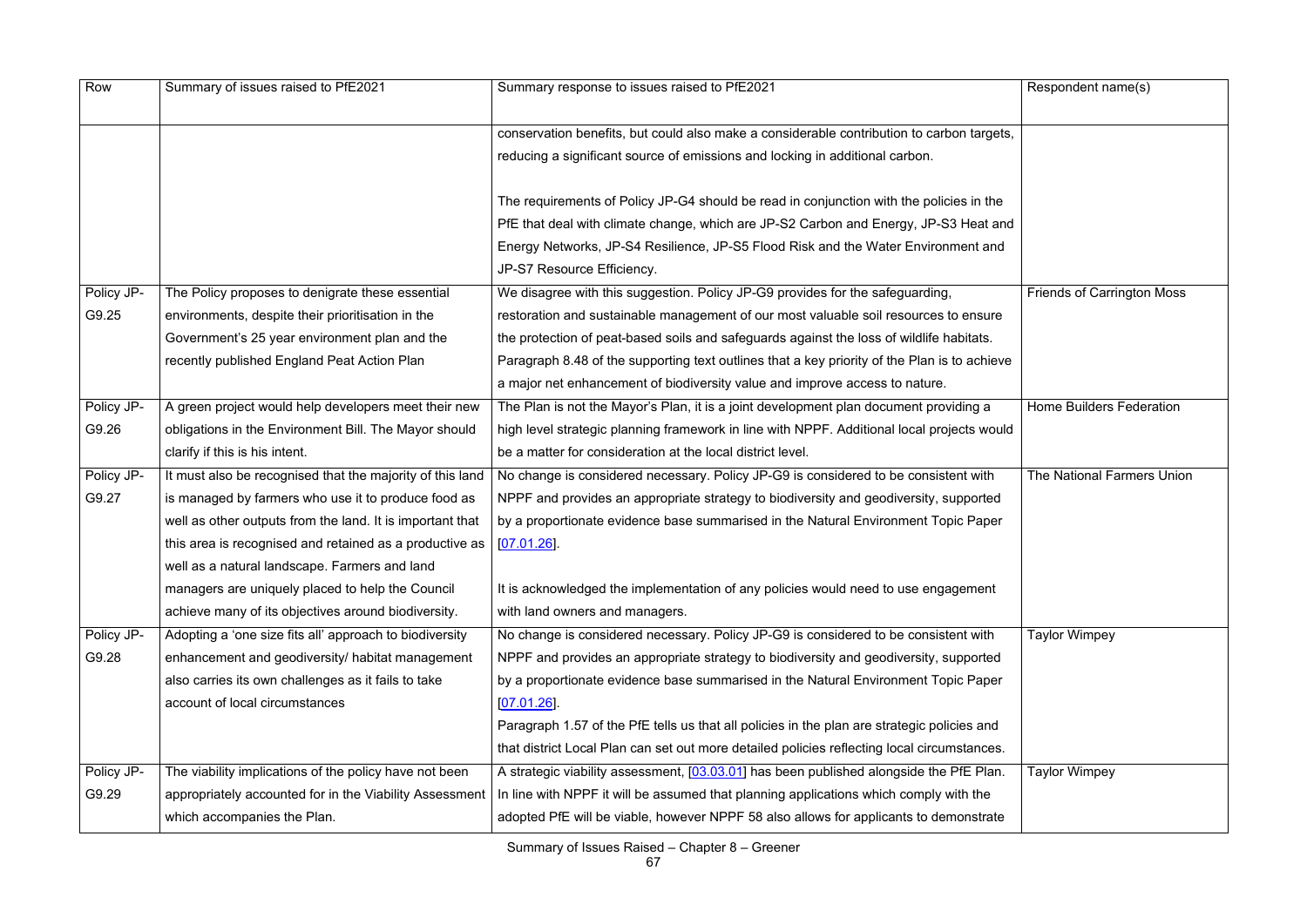| Row | Summary of issues raised to PfE2021 | Summary response to issues raised to PfE2021 | Respondent name(s) |
|---|---|---|---|
| | | conservation benefits, but could also make a considerable contribution to carbon targets, reducing a significant source of emissions and locking in additional carbon.<br><br>The requirements of Policy JP-G4 should be read in conjunction with the policies in the PfE that deal with climate change, which are JP-S2 Carbon and Energy, JP-S3 Heat and Energy Networks, JP-S4 Resilience, JP-S5 Flood Risk and the Water Environment and JP-S7 Resource Efficiency. | |
| Policy JP-G9.25 | The Policy proposes to denigrate these essential environments, despite their prioritisation in the Government's 25 year environment plan and the recently published England Peat Action Plan | We disagree with this suggestion. Policy JP-G9 provides for the safeguarding, restoration and sustainable management of our most valuable soil resources to ensure the protection of peat-based soils and safeguards against the loss of wildlife habitats. Paragraph 8.48 of the supporting text outlines that a key priority of the Plan is to achieve a major net enhancement of biodiversity value and improve access to nature. | Friends of Carrington Moss |
| Policy JP-G9.26 | A green project would help developers meet their new obligations in the Environment Bill. The Mayor should clarify if this is his intent. | The Plan is not the Mayor's Plan, it is a joint development plan document providing a high level strategic planning framework in line with NPPF. Additional local projects would be a matter for consideration at the local district level. | Home Builders Federation |
| Policy JP-G9.27 | It must also be recognised that the majority of this land is managed by farmers who use it to produce food as well as other outputs from the land. It is important that this area is recognised and retained as a productive as well as a natural landscape. Farmers and land managers are uniquely placed to help the Council achieve many of its objectives around biodiversity. | No change is considered necessary. Policy JP-G9 is considered to be consistent with NPPF and provides an appropriate strategy to biodiversity and geodiversity, supported by a proportionate evidence base summarised in the Natural Environment Topic Paper [07.01.26].<br><br>It is acknowledged the implementation of any policies would need to use engagement with land owners and managers. | The National Farmers Union |
| Policy JP-G9.28 | Adopting a 'one size fits all' approach to biodiversity enhancement and geodiversity/ habitat management also carries its own challenges as it fails to take account of local circumstances | No change is considered necessary. Policy JP-G9 is considered to be consistent with NPPF and provides an appropriate strategy to biodiversity and geodiversity, supported by a proportionate evidence base summarised in the Natural Environment Topic Paper [07.01.26].<br>Paragraph 1.57 of the PfE tells us that all policies in the plan are strategic policies and that district Local Plan can set out more detailed policies reflecting local circumstances. | Taylor Wimpey |
| Policy JP-G9.29 | The viability implications of the policy have not been appropriately accounted for in the Viability Assessment which accompanies the Plan. | A strategic viability assessment, [03.03.01] has been published alongside the PfE Plan. In line with NPPF it will be assumed that planning applications which comply with the adopted PfE will be viable, however NPPF 58 also allows for applicants to demonstrate | Taylor Wimpey |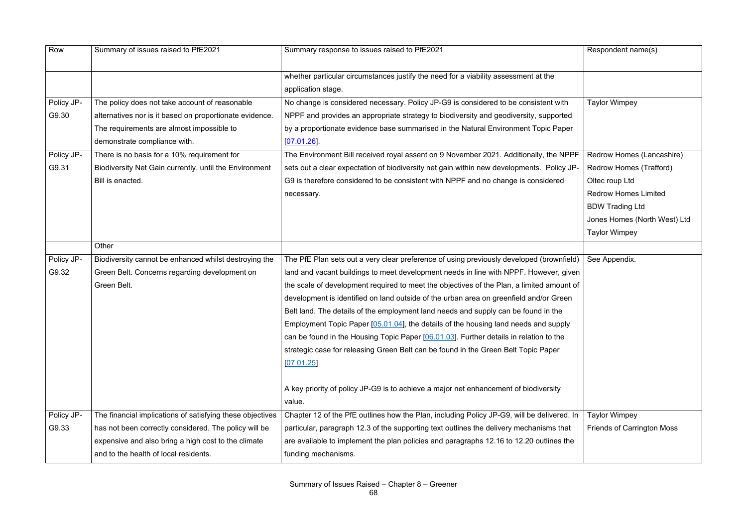| Row | Summary of issues raised to PfE2021 | Summary response to issues raised to PfE2021 | Respondent name(s) |
| --- | --- | --- | --- |
| | | whether particular circumstances justify the need for a viability assessment at the application stage. | |
| Policy JP-G9.30 | The policy does not take account of reasonable alternatives nor is it based on proportionate evidence. The requirements are almost impossible to demonstrate compliance with. | No change is considered necessary. Policy JP-G9 is considered to be consistent with NPPF and provides an appropriate strategy to biodiversity and geodiversity, supported by a proportionate evidence base summarised in the Natural Environment Topic Paper [07.01.26]. | Taylor Wimpey |
| Policy JP-G9.31 | There is no basis for a 10% requirement for Biodiversity Net Gain currently, until the Environment Bill is enacted. | The Environment Bill received royal assent on 9 November 2021. Additionally, the NPPF sets out a clear expectation of biodiversity net gain within new developments. Policy JP-G9 is therefore considered to be consistent with NPPF and no change is considered necessary. | Redrow Homes (Lancashire)<br>Redrow Homes (Trafford)<br>Oltec roup Ltd<br>Redrow Homes Limited<br>BDW Trading Ltd<br>Jones Homes (North West) Ltd<br>Taylor Wimpey |
| | Other | | |
| Policy JP-G9.32 | Biodiversity cannot be enhanced whilst destroying the Green Belt. Concerns regarding development on Green Belt. | The PfE Plan sets out a very clear preference of using previously developed (brownfield) land and vacant buildings to meet development needs in line with NPPF. However, given the scale of development required to meet the objectives of the Plan, a limited amount of development is identified on land outside of the urban area on greenfield and/or Green Belt land. The details of the employment land needs and supply can be found in the Employment Topic Paper [05.01.04], the details of the housing land needs and supply can be found in the Housing Topic Paper [06.01.03]. Further details in relation to the strategic case for releasing Green Belt can be found in the Green Belt Topic Paper [07.01.25]<br><br>A key priority of policy JP-G9 is to achieve a major net enhancement of biodiversity value. | See Appendix. |
| Policy JP-G9.33 | The financial implications of satisfying these objectives has not been correctly considered. The policy will be expensive and also bring a high cost to the climate and to the health of local residents. | Chapter 12 of the PfE outlines how the Plan, including Policy JP-G9, will be delivered. In particular, paragraph 12.3 of the supporting text outlines the delivery mechanisms that are available to implement the plan policies and paragraphs 12.16 to 12.20 outlines the funding mechanisms. | Taylor Wimpey<br>Friends of Carrington Moss |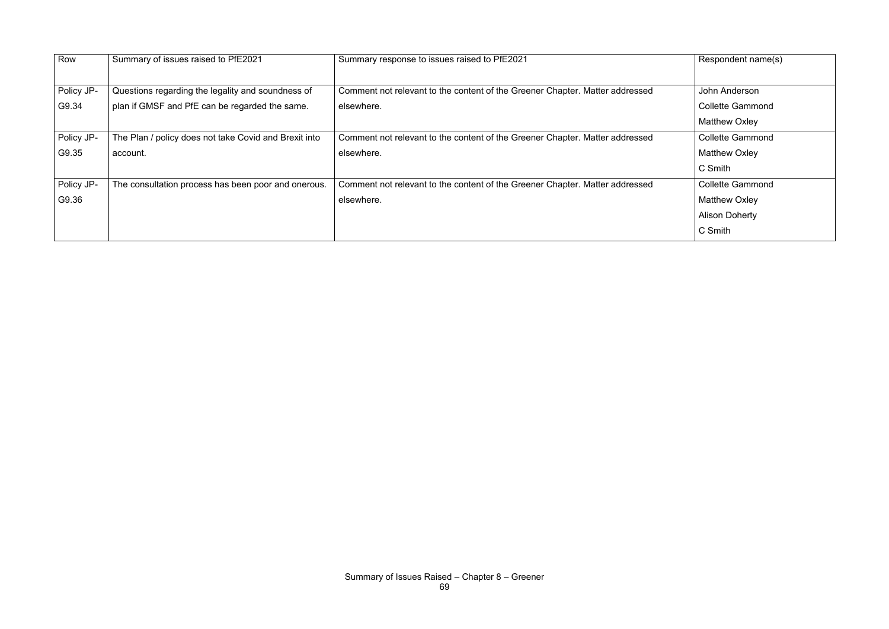| Row | Summary of issues raised to PfE2021 | Summary response to issues raised to PfE2021 | Respondent name(s) |
|---|---|---|---|
| Policy JP-G9.34 | Questions regarding the legality and soundness of plan if GMSF and PfE can be regarded the same. | Comment not relevant to the content of the Greener Chapter. Matter addressed elsewhere. | John Anderson<br>Collette Gammond<br>Matthew Oxley |
| Policy JP-G9.35 | The Plan / policy does not take Covid and Brexit into account. | Comment not relevant to the content of the Greener Chapter. Matter addressed elsewhere. | Collette Gammond<br>Matthew Oxley<br>C Smith |
| Policy JP-G9.36 | The consultation process has been poor and onerous. | Comment not relevant to the content of the Greener Chapter. Matter addressed elsewhere. | Collette Gammond<br>Matthew Oxley<br>Alison Doherty<br>C Smith |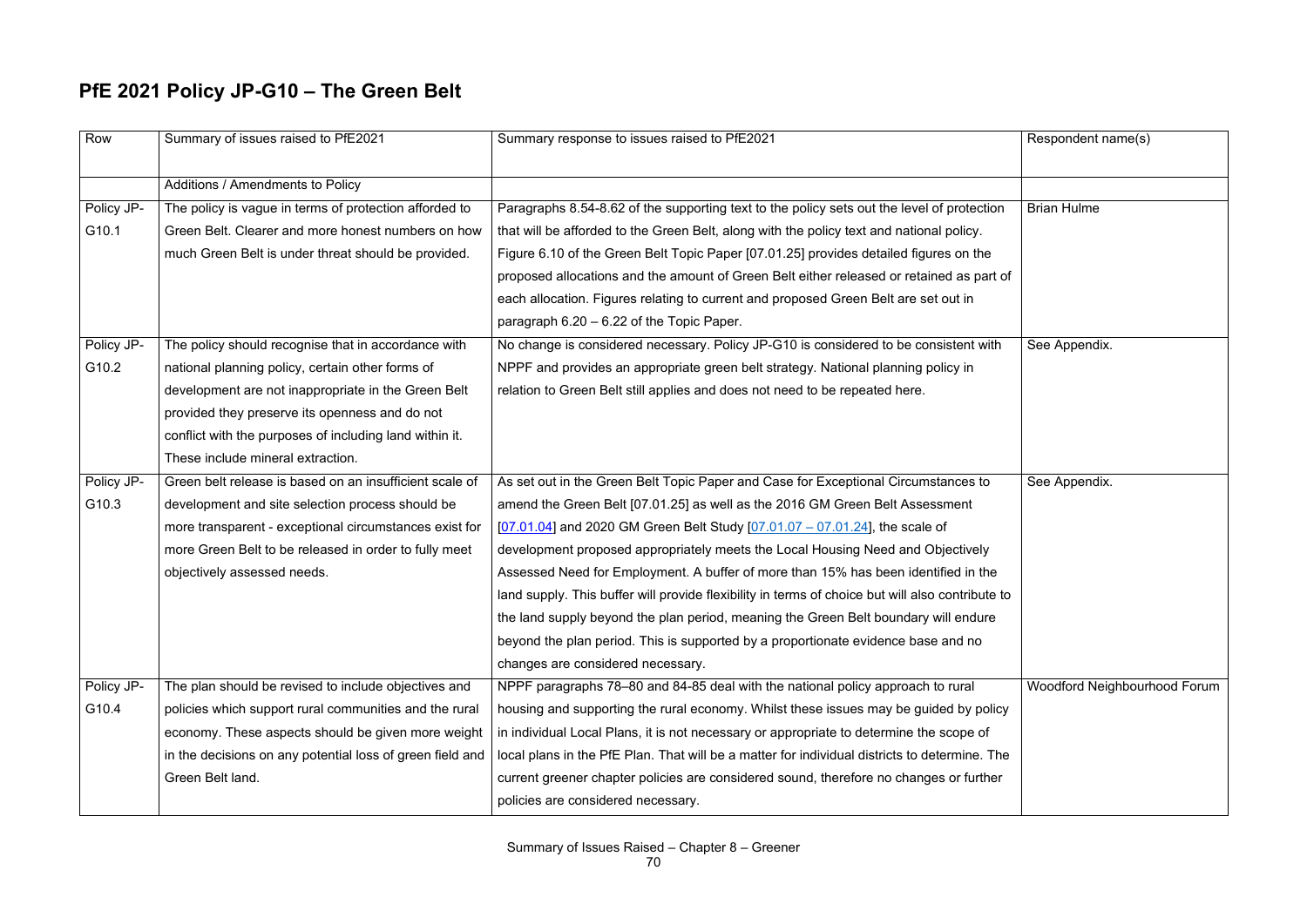## PfE 2021 Policy JP-G10 – The Green Belt

| Row | Summary of issues raised to PfE2021 | Summary response to issues raised to PfE2021 | Respondent name(s) |
|---|---|---|---|
| | Additions / Amendments to Policy | | |
| Policy JP-G10.1 | The policy is vague in terms of protection afforded to Green Belt. Clearer and more honest numbers on how much Green Belt is under threat should be provided. | Paragraphs 8.54-8.62 of the supporting text to the policy sets out the level of protection that will be afforded to the Green Belt, along with the policy text and national policy. Figure 6.10 of the Green Belt Topic Paper [07.01.25] provides detailed figures on the proposed allocations and the amount of Green Belt either released or retained as part of each allocation. Figures relating to current and proposed Green Belt are set out in paragraph 6.20 – 6.22 of the Topic Paper. | Brian Hulme |
| Policy JP-G10.2 | The policy should recognise that in accordance with national planning policy, certain other forms of development are not inappropriate in the Green Belt provided they preserve its openness and do not conflict with the purposes of including land within it. These include mineral extraction. | No change is considered necessary. Policy JP-G10 is considered to be consistent with NPPF and provides an appropriate green belt strategy. National planning policy in relation to Green Belt still applies and does not need to be repeated here. | See Appendix. |
| Policy JP-G10.3 | Green belt release is based on an insufficient scale of development and site selection process should be more transparent - exceptional circumstances exist for more Green Belt to be released in order to fully meet objectively assessed needs. | As set out in the Green Belt Topic Paper and Case for Exceptional Circumstances to amend the Green Belt [07.01.25] as well as the 2016 GM Green Belt Assessment [07.01.04] and 2020 GM Green Belt Study [07.01.07 – 07.01.24], the scale of development proposed appropriately meets the Local Housing Need and Objectively Assessed Need for Employment. A buffer of more than 15% has been identified in the land supply. This buffer will provide flexibility in terms of choice but will also contribute to the land supply beyond the plan period, meaning the Green Belt boundary will endure beyond the plan period. This is supported by a proportionate evidence base and no changes are considered necessary. | See Appendix. |
| Policy JP-G10.4 | The plan should be revised to include objectives and policies which support rural communities and the rural economy. These aspects should be given more weight in the decisions on any potential loss of green field and Green Belt land. | NPPF paragraphs 78–80 and 84-85 deal with the national policy approach to rural housing and supporting the rural economy. Whilst these issues may be guided by policy in individual Local Plans, it is not necessary or appropriate to determine the scope of local plans in the PfE Plan. That will be a matter for individual districts to determine. The current greener chapter policies are considered sound, therefore no changes or further policies are considered necessary. | Woodford Neighbourhood Forum |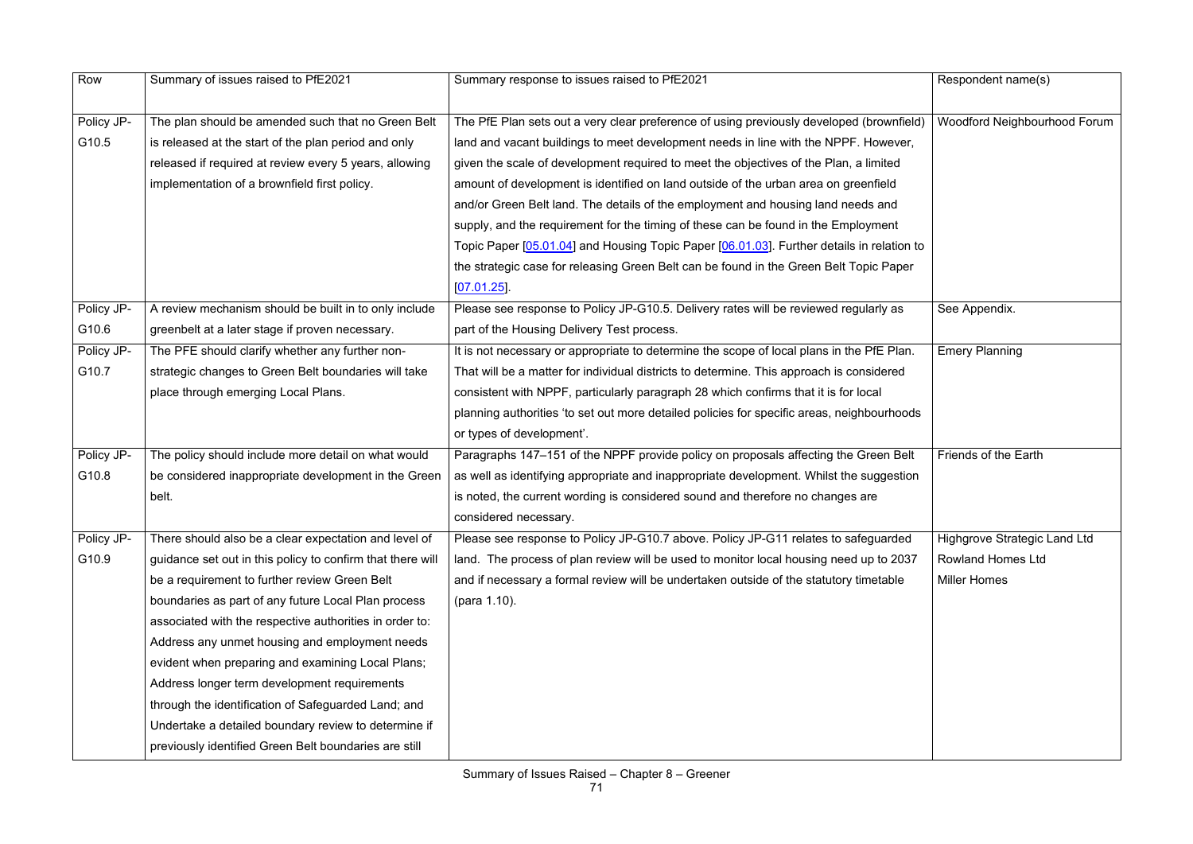| Row | Summary of issues raised to PfE2021 | Summary response to issues raised to PfE2021 | Respondent name(s) |
|---|---|---|---|
| Policy JP-G10.5 | The plan should be amended such that no Green Belt is released at the start of the plan period and only released if required at review every 5 years, allowing implementation of a brownfield first policy. | The PfE Plan sets out a very clear preference of using previously developed (brownfield) land and vacant buildings to meet development needs in line with the NPPF. However, given the scale of development required to meet the objectives of the Plan, a limited amount of development is identified on land outside of the urban area on greenfield and/or Green Belt land. The details of the employment and housing land needs and supply, and the requirement for the timing of these can be found in the Employment Topic Paper [05.01.04] and Housing Topic Paper [06.01.03]. Further details in relation to the strategic case for releasing Green Belt can be found in the Green Belt Topic Paper [07.01.25]. | Woodford Neighbourhood Forum |
| Policy JP-G10.6 | A review mechanism should be built in to only include greenbelt at a later stage if proven necessary. | Please see response to Policy JP-G10.5. Delivery rates will be reviewed regularly as part of the Housing Delivery Test process. | See Appendix. |
| Policy JP-G10.7 | The PFE should clarify whether any further non-strategic changes to Green Belt boundaries will take place through emerging Local Plans. | It is not necessary or appropriate to determine the scope of local plans in the PfE Plan. That will be a matter for individual districts to determine. This approach is considered consistent with NPPF, particularly paragraph 28 which confirms that it is for local planning authorities 'to set out more detailed policies for specific areas, neighbourhoods or types of development'. | Emery Planning |
| Policy JP-G10.8 | The policy should include more detail on what would be considered inappropriate development in the Green belt. | Paragraphs 147–151 of the NPPF provide policy on proposals affecting the Green Belt as well as identifying appropriate and inappropriate development. Whilst the suggestion is noted, the current wording is considered sound and therefore no changes are considered necessary. | Friends of the Earth |
| Policy JP-G10.9 | There should also be a clear expectation and level of guidance set out in this policy to confirm that there will be a requirement to further review Green Belt boundaries as part of any future Local Plan process associated with the respective authorities in order to: Address any unmet housing and employment needs evident when preparing and examining Local Plans; Address longer term development requirements through the identification of Safeguarded Land; and Undertake a detailed boundary review to determine if previously identified Green Belt boundaries are still | Please see response to Policy JP-G10.7 above. Policy JP-G11 relates to safeguarded land. The process of plan review will be used to monitor local housing need up to 2037 and if necessary a formal review will be undertaken outside of the statutory timetable (para 1.10). | Highgrove Strategic Land Ltd<br>Rowland Homes Ltd<br>Miller Homes |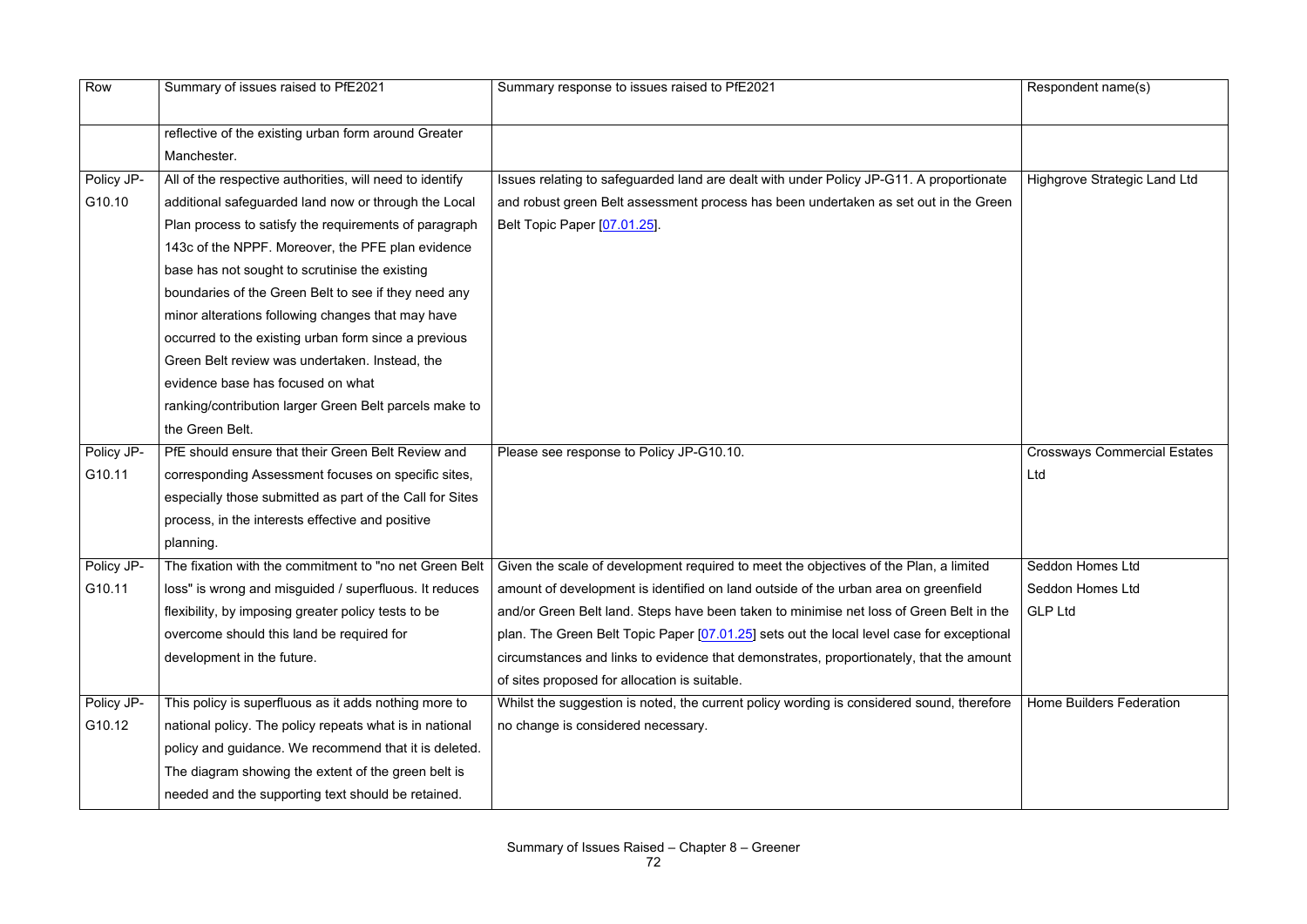| Row | Summary of issues raised to PfE2021 | Summary response to issues raised to PfE2021 | Respondent name(s) |
|---|---|---|---|
| | reflective of the existing urban form around Greater Manchester. | | |
| Policy JP-G10.10 | All of the respective authorities, will need to identify additional safeguarded land now or through the Local Plan process to satisfy the requirements of paragraph 143c of the NPPF. Moreover, the PFE plan evidence base has not sought to scrutinise the existing boundaries of the Green Belt to see if they need any minor alterations following changes that may have occurred to the existing urban form since a previous Green Belt review was undertaken. Instead, the evidence base has focused on what ranking/contribution larger Green Belt parcels make to the Green Belt. | Issues relating to safeguarded land are dealt with under Policy JP-G11. A proportionate and robust green Belt assessment process has been undertaken as set out in the Green Belt Topic Paper [07.01.25]. | Highgrove Strategic Land Ltd |
| Policy JP-G10.11 | PfE should ensure that their Green Belt Review and corresponding Assessment focuses on specific sites, especially those submitted as part of the Call for Sites process, in the interests effective and positive planning. | Please see response to Policy JP-G10.10. | Crossways Commercial Estates Ltd |
| Policy JP-G10.11 | The fixation with the commitment to "no net Green Belt loss" is wrong and misguided / superfluous. It reduces flexibility, by imposing greater policy tests to be overcome should this land be required for development in the future. | Given the scale of development required to meet the objectives of the Plan, a limited amount of development is identified on land outside of the urban area on greenfield and/or Green Belt land. Steps have been taken to minimise net loss of Green Belt in the plan. The Green Belt Topic Paper [07.01.25] sets out the local level case for exceptional circumstances and links to evidence that demonstrates, proportionately, that the amount of sites proposed for allocation is suitable. | Seddon Homes Ltd<br>Seddon Homes Ltd<br>GLP Ltd |
| Policy JP-G10.12 | This policy is superfluous as it adds nothing more to national policy. The policy repeats what is in national policy and guidance. We recommend that it is deleted. The diagram showing the extent of the green belt is needed and the supporting text should be retained. | Whilst the suggestion is noted, the current policy wording is considered sound, therefore no change is considered necessary. | Home Builders Federation |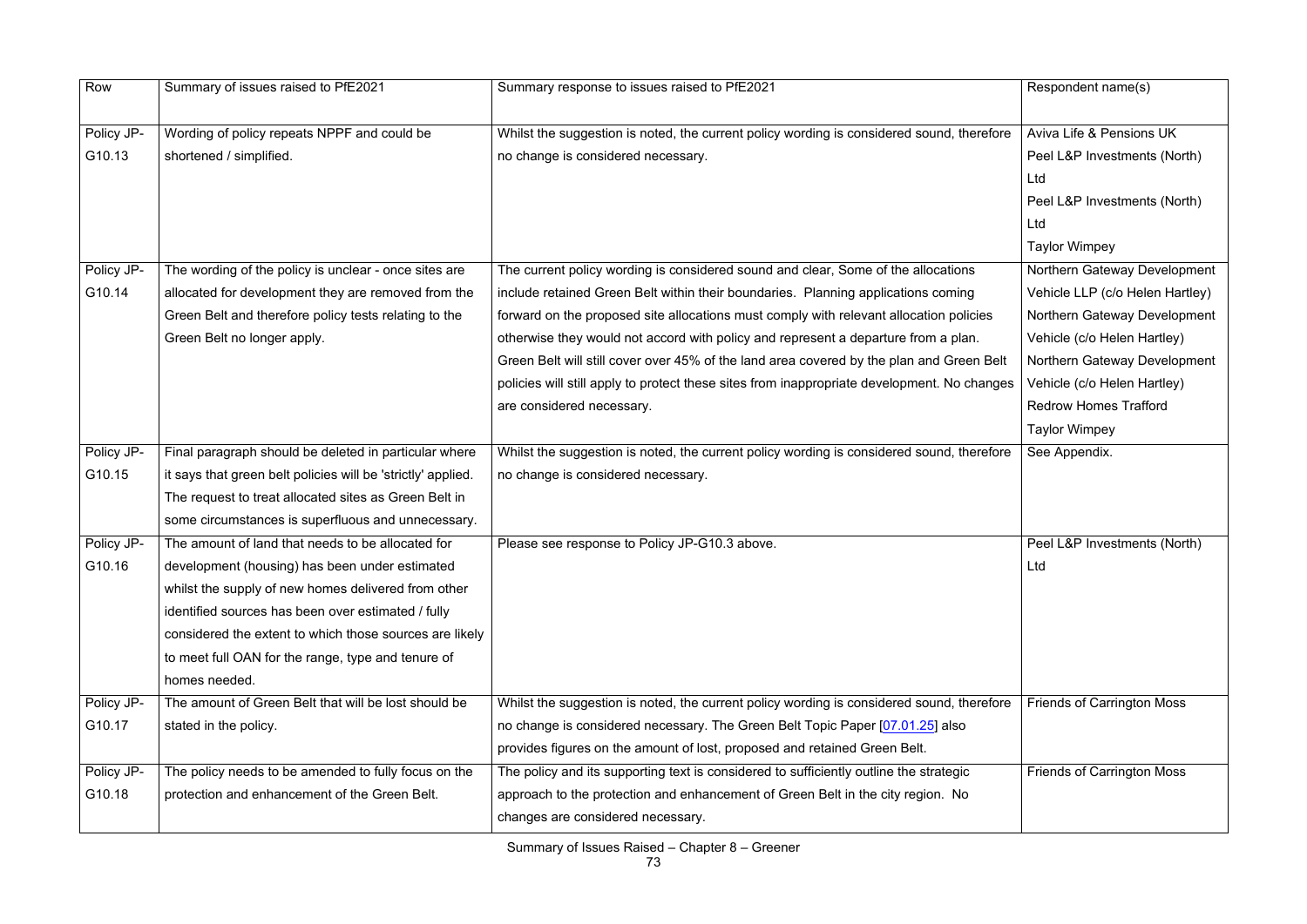| Row | Summary of issues raised to PfE2021 | Summary response to issues raised to PfE2021 | Respondent name(s) |
|---|---|---|---|
| Policy JP-G10.13 | Wording of policy repeats NPPF and could be shortened / simplified. | Whilst the suggestion is noted, the current policy wording is considered sound, therefore no change is considered necessary. | Aviva Life & Pensions UK<br>Peel L&P Investments (North) Ltd<br>Peel L&P Investments (North) Ltd<br>Taylor Wimpey |
| Policy JP-G10.14 | The wording of the policy is unclear - once sites are allocated for development they are removed from the Green Belt and therefore policy tests relating to the Green Belt no longer apply. | The current policy wording is considered sound and clear, Some of the allocations include retained Green Belt within their boundaries. Planning applications coming forward on the proposed site allocations must comply with relevant allocation policies otherwise they would not accord with policy and represent a departure from a plan. Green Belt will still cover over 45% of the land area covered by the plan and Green Belt policies will still apply to protect these sites from inappropriate development. No changes are considered necessary. | Northern Gateway Development Vehicle LLP (c/o Helen Hartley)<br>Northern Gateway Development Vehicle (c/o Helen Hartley)<br>Northern Gateway Development Vehicle (c/o Helen Hartley)<br>Redrow Homes Trafford<br>Taylor Wimpey |
| Policy JP-G10.15 | Final paragraph should be deleted in particular where it says that green belt policies will be 'strictly' applied. The request to treat allocated sites as Green Belt in some circumstances is superfluous and unnecessary. | Whilst the suggestion is noted, the current policy wording is considered sound, therefore no change is considered necessary. | See Appendix. |
| Policy JP-G10.16 | The amount of land that needs to be allocated for development (housing) has been under estimated whilst the supply of new homes delivered from other identified sources has been over estimated / fully considered the extent to which those sources are likely to meet full OAN for the range, type and tenure of homes needed. | Please see response to Policy JP-G10.3 above. | Peel L&P Investments (North) Ltd |
| Policy JP-G10.17 | The amount of Green Belt that will be lost should be stated in the policy. | Whilst the suggestion is noted, the current policy wording is considered sound, therefore no change is considered necessary. The Green Belt Topic Paper [07.01.25] also provides figures on the amount of lost, proposed and retained Green Belt. | Friends of Carrington Moss |
| Policy JP-G10.18 | The policy needs to be amended to fully focus on the protection and enhancement of the Green Belt. | The policy and its supporting text is considered to sufficiently outline the strategic approach to the protection and enhancement of Green Belt in the city region. No changes are considered necessary. | Friends of Carrington Moss |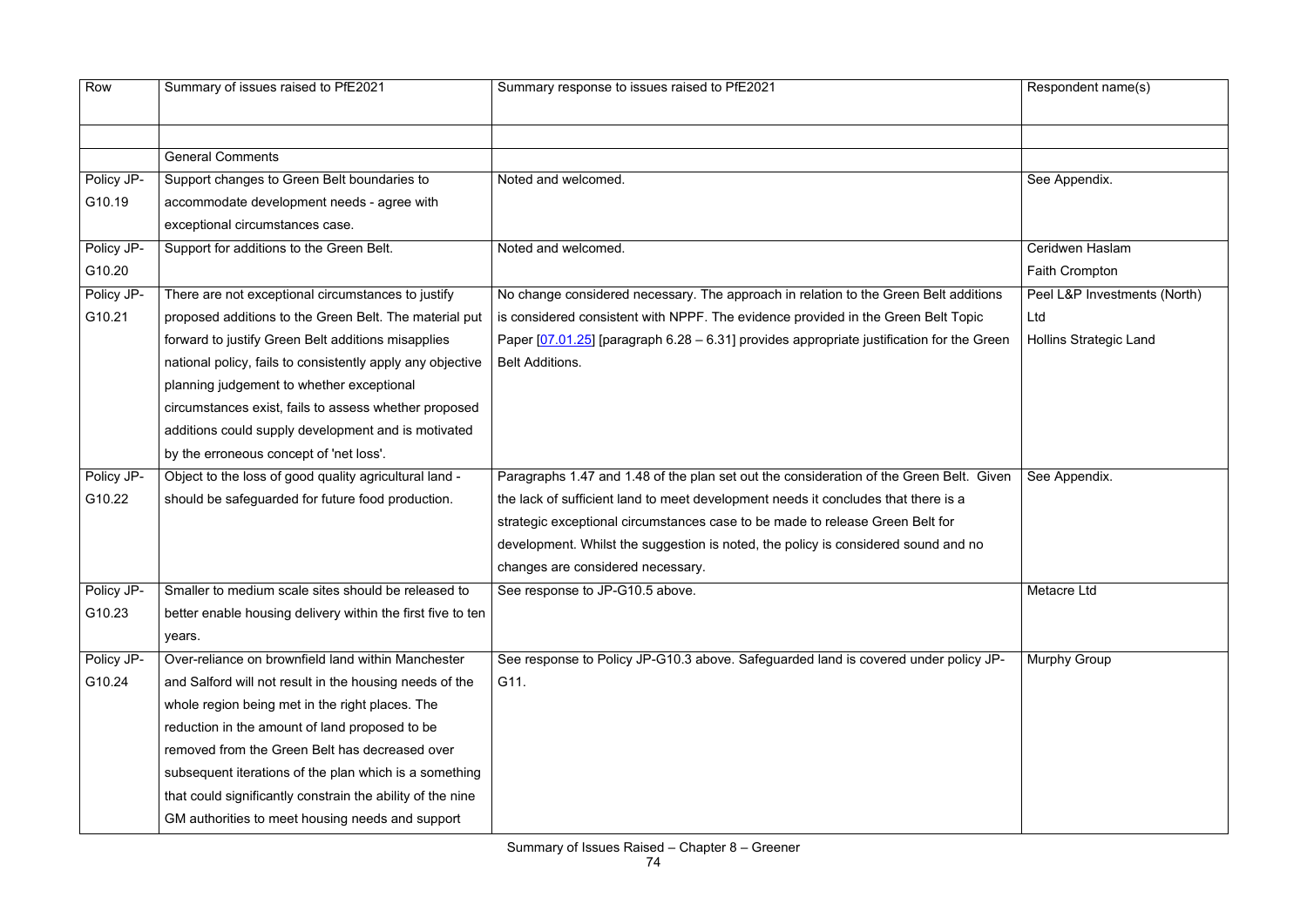| Row | Summary of issues raised to PfE2021 | Summary response to issues raised to PfE2021 | Respondent name(s) |
|---|---|---|---|
| | | | |
| | General Comments | | |
| Policy JP-G10.19 | Support changes to Green Belt boundaries to accommodate development needs - agree with exceptional circumstances case. | Noted and welcomed. | See Appendix. |
| Policy JP-G10.20 | Support for additions to the Green Belt. | Noted and welcomed. | Ceridwen Haslam<br>Faith Crompton |
| Policy JP-G10.21 | There are not exceptional circumstances to justify proposed additions to the Green Belt. The material put forward to justify Green Belt additions misapplies national policy, fails to consistently apply any objective planning judgement to whether exceptional circumstances exist, fails to assess whether proposed additions could supply development and is motivated by the erroneous concept of 'net loss'. | No change considered necessary. The approach in relation to the Green Belt additions is considered consistent with NPPF. The evidence provided in the Green Belt Topic Paper [07.01.25] [paragraph 6.28 – 6.31] provides appropriate justification for the Green Belt Additions. | Peel L&P Investments (North) Ltd<br>Hollins Strategic Land |
| Policy JP-G10.22 | Object to the loss of good quality agricultural land - should be safeguarded for future food production. | Paragraphs 1.47 and 1.48 of the plan set out the consideration of the Green Belt. Given the lack of sufficient land to meet development needs it concludes that there is a strategic exceptional circumstances case to be made to release Green Belt for development. Whilst the suggestion is noted, the policy is considered sound and no changes are considered necessary. | See Appendix. |
| Policy JP-G10.23 | Smaller to medium scale sites should be released to better enable housing delivery within the first five to ten years. | See response to JP-G10.5 above. | Metacre Ltd |
| Policy JP-G10.24 | Over-reliance on brownfield land within Manchester and Salford will not result in the housing needs of the whole region being met in the right places. The reduction in the amount of land proposed to be removed from the Green Belt has decreased over subsequent iterations of the plan which is a something that could significantly constrain the ability of the nine GM authorities to meet housing needs and support | See response to Policy JP-G10.3 above. Safeguarded land is covered under policy JP-G11. | Murphy Group |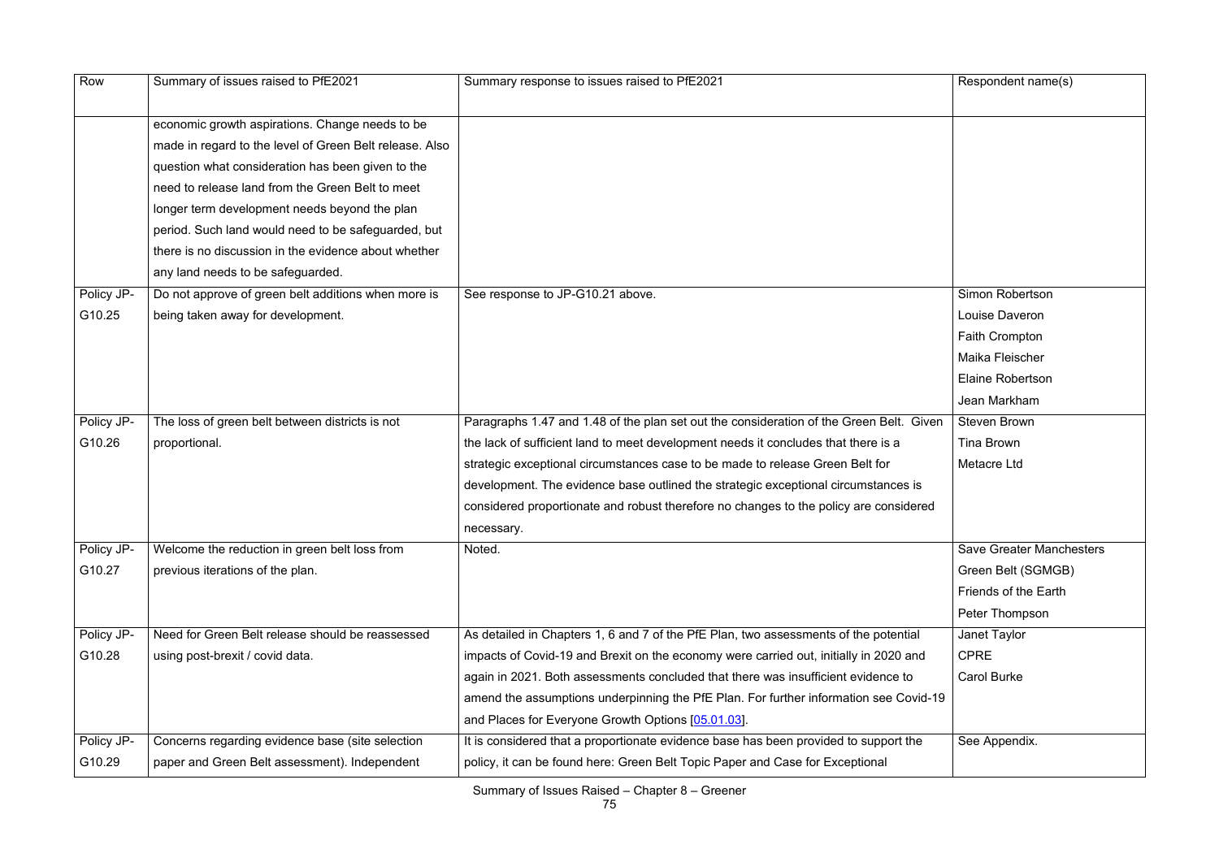| Row | Summary of issues raised to PfE2021 | Summary response to issues raised to PfE2021 | Respondent name(s) |
|---|---|---|---|
| | economic growth aspirations. Change needs to be made in regard to the level of Green Belt release. Also question what consideration has been given to the need to release land from the Green Belt to meet longer term development needs beyond the plan period. Such land would need to be safeguarded, but there is no discussion in the evidence about whether any land needs to be safeguarded. | | |
| Policy JP-G10.25 | Do not approve of green belt additions when more is being taken away for development. | See response to JP-G10.21 above. | Simon Robertson<br>Louise Daveron<br>Faith Crompton<br>Maika Fleischer<br>Elaine Robertson<br>Jean Markham |
| Policy JP-G10.26 | The loss of green belt between districts is not proportional. | Paragraphs 1.47 and 1.48 of the plan set out the consideration of the Green Belt. Given the lack of sufficient land to meet development needs it concludes that there is a strategic exceptional circumstances case to be made to release Green Belt for development. The evidence base outlined the strategic exceptional circumstances is considered proportionate and robust therefore no changes to the policy are considered necessary. | Steven Brown<br>Tina Brown<br>Metacre Ltd |
| Policy JP-G10.27 | Welcome the reduction in green belt loss from previous iterations of the plan. | Noted. | Save Greater Manchesters Green Belt (SGMGB)<br>Friends of the Earth<br>Peter Thompson |
| Policy JP-G10.28 | Need for Green Belt release should be reassessed using post-brexit / covid data. | As detailed in Chapters 1, 6 and 7 of the PfE Plan, two assessments of the potential impacts of Covid-19 and Brexit on the economy were carried out, initially in 2020 and again in 2021. Both assessments concluded that there was insufficient evidence to amend the assumptions underpinning the PfE Plan. For further information see Covid-19 and Places for Everyone Growth Options [05.01.03]. | Janet Taylor<br>CPRE<br>Carol Burke |
| Policy JP-G10.29 | Concerns regarding evidence base (site selection paper and Green Belt assessment). Independent | It is considered that a proportionate evidence base has been provided to support the policy, it can be found here: Green Belt Topic Paper and Case for Exceptional | See Appendix. |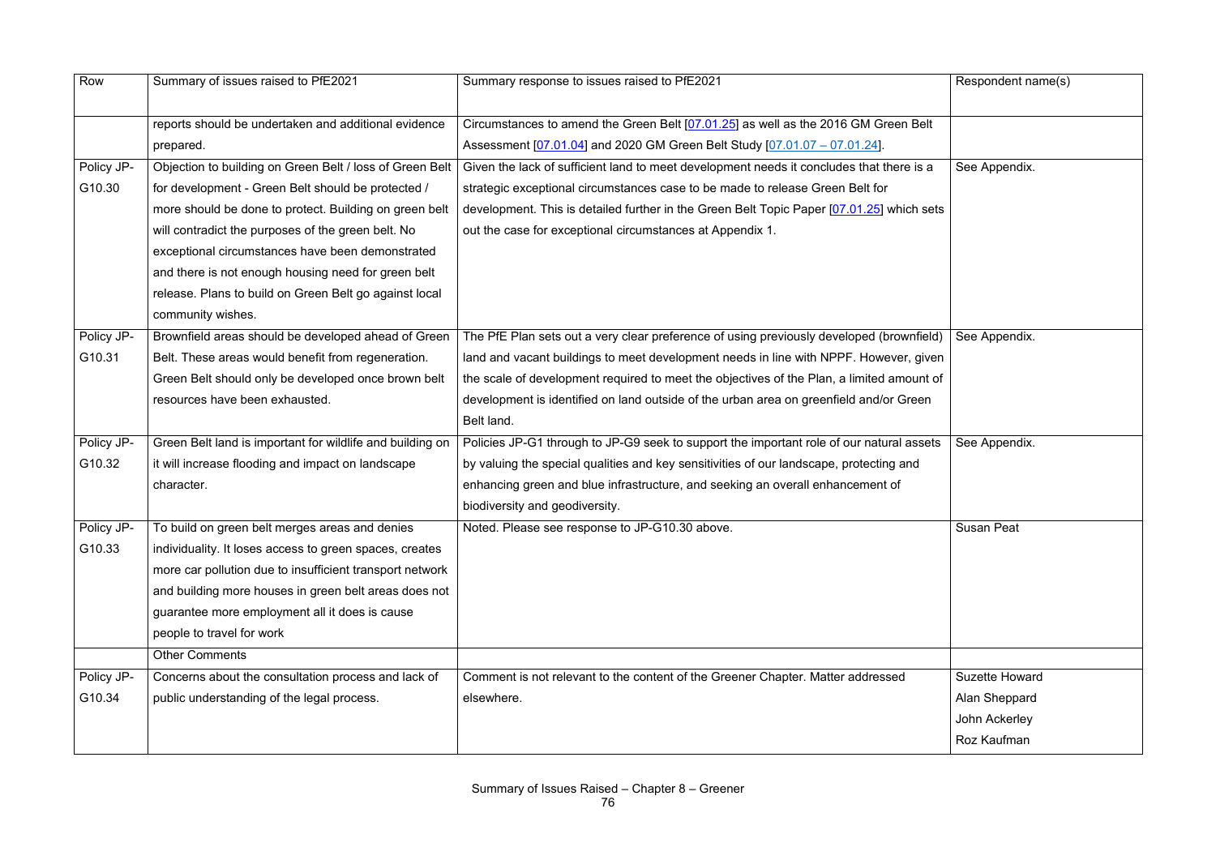| Row | Summary of issues raised to PfE2021 | Summary response to issues raised to PfE2021 | Respondent name(s) |
|---|---|---|---|
| | reports should be undertaken and additional evidence prepared. | Circumstances to amend the Green Belt [07.01.25] as well as the 2016 GM Green Belt Assessment [07.01.04] and 2020 GM Green Belt Study [07.01.07 – 07.01.24]. | |
| Policy JP-G10.30 | Objection to building on Green Belt / loss of Green Belt for development - Green Belt should be protected / more should be done to protect. Building on green belt will contradict the purposes of the green belt. No exceptional circumstances have been demonstrated and there is not enough housing need for green belt release. Plans to build on Green Belt go against local community wishes. | Given the lack of sufficient land to meet development needs it concludes that there is a strategic exceptional circumstances case to be made to release Green Belt for development. This is detailed further in the Green Belt Topic Paper [07.01.25] which sets out the case for exceptional circumstances at Appendix 1. | See Appendix. |
| Policy JP-G10.31 | Brownfield areas should be developed ahead of Green Belt. These areas would benefit from regeneration. Green Belt should only be developed once brown belt resources have been exhausted. | The PfE Plan sets out a very clear preference of using previously developed (brownfield) land and vacant buildings to meet development needs in line with NPPF. However, given the scale of development required to meet the objectives of the Plan, a limited amount of development is identified on land outside of the urban area on greenfield and/or Green Belt land. | See Appendix. |
| Policy JP-G10.32 | Green Belt land is important for wildlife and building on it will increase flooding and impact on landscape character. | Policies JP-G1 through to JP-G9 seek to support the important role of our natural assets by valuing the special qualities and key sensitivities of our landscape, protecting and enhancing green and blue infrastructure, and seeking an overall enhancement of biodiversity and geodiversity. | See Appendix. |
| Policy JP-G10.33 | To build on green belt merges areas and denies individuality. It loses access to green spaces, creates more car pollution due to insufficient transport network and building more houses in green belt areas does not guarantee more employment all it does is cause people to travel for work | Noted. Please see response to JP-G10.30 above. | Susan Peat |
| | Other Comments | | |
| Policy JP-G10.34 | Concerns about the consultation process and lack of public understanding of the legal process. | Comment is not relevant to the content of the Greener Chapter. Matter addressed elsewhere. | Suzette Howard<br>Alan Sheppard<br>John Ackerley<br>Roz Kaufman |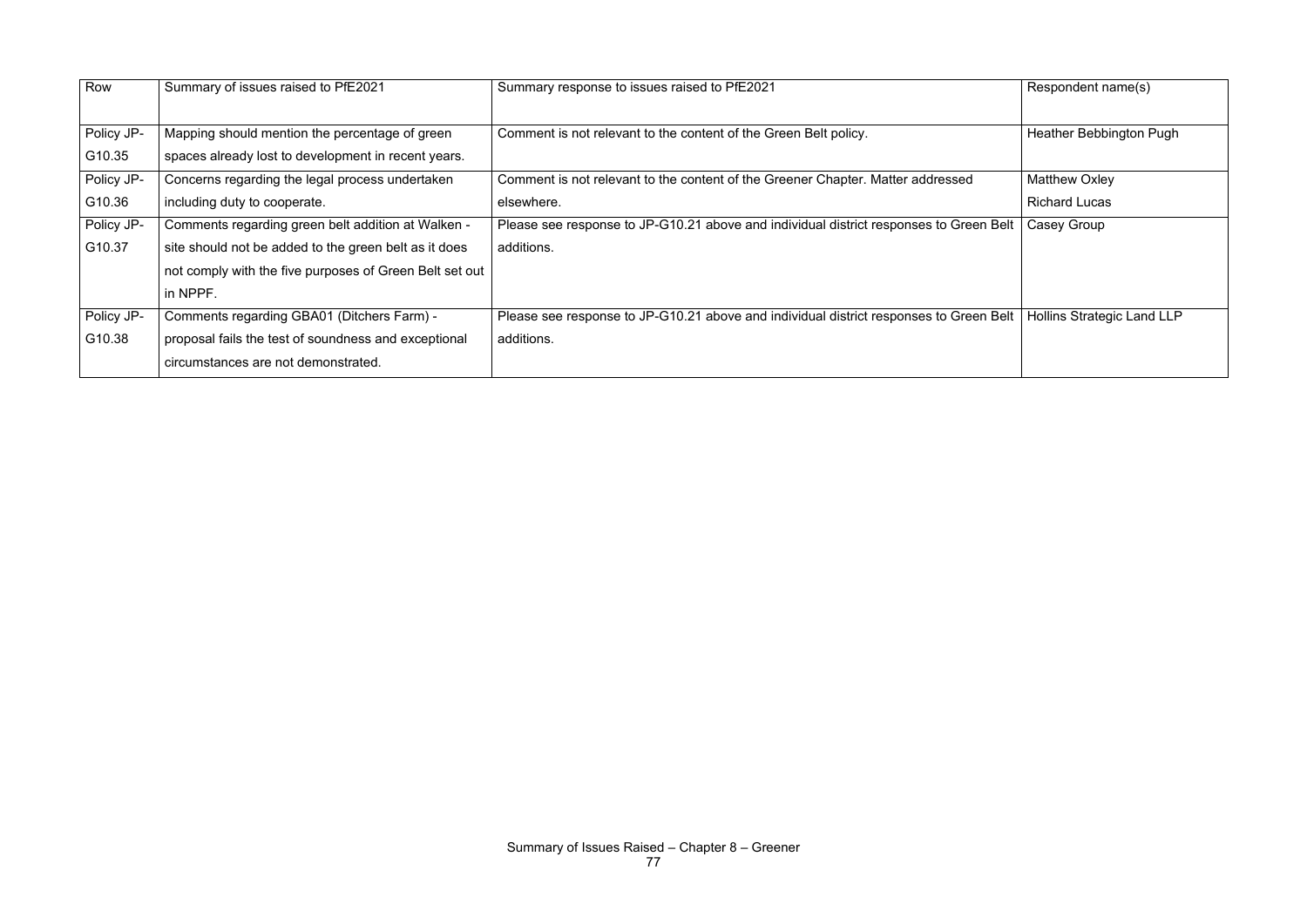| Row | Summary of issues raised to PfE2021 | Summary response to issues raised to PfE2021 | Respondent name(s) |
|---|---|---|---|
| Policy JP-G10.35 | Mapping should mention the percentage of green spaces already lost to development in recent years. | Comment is not relevant to the content of the Green Belt policy. | Heather Bebbington Pugh |
| Policy JP-G10.36 | Concerns regarding the legal process undertaken including duty to cooperate. | Comment is not relevant to the content of the Greener Chapter. Matter addressed elsewhere. | Matthew Oxley<br>Richard Lucas |
| Policy JP-G10.37 | Comments regarding green belt addition at Walken - site should not be added to the green belt as it does not comply with the five purposes of Green Belt set out in NPPF. | Please see response to JP-G10.21 above and individual district responses to Green Belt additions. | Casey Group |
| Policy JP-G10.38 | Comments regarding GBA01 (Ditchers Farm) - proposal fails the test of soundness and exceptional circumstances are not demonstrated. | Please see response to JP-G10.21 above and individual district responses to Green Belt additions. | Hollins Strategic Land LLP |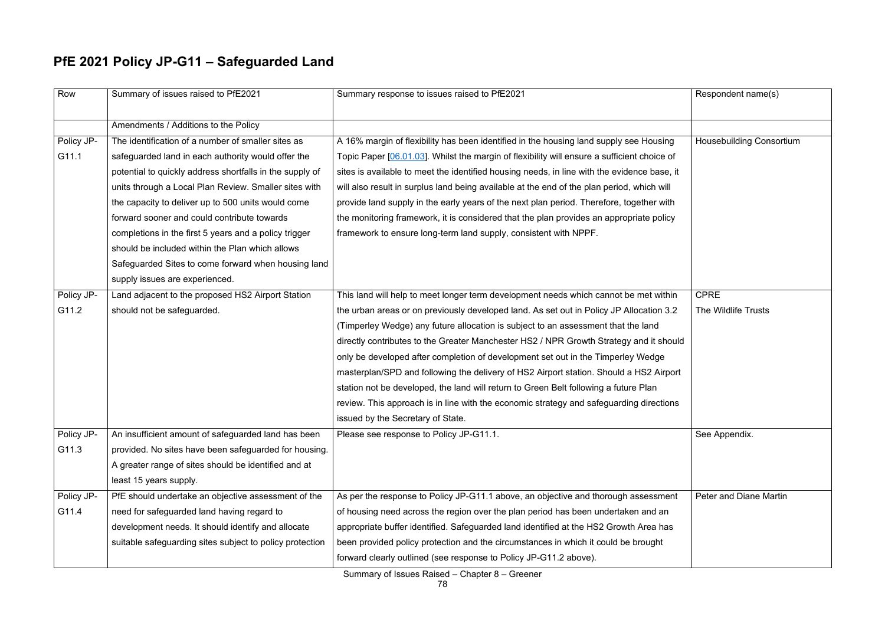## PfE 2021 Policy JP-G11 – Safeguarded Land

| Row | Summary of issues raised to PfE2021 | Summary response to issues raised to PfE2021 | Respondent name(s) |
|---|---|---|---|
| | Amendments / Additions to the Policy | | |
| Policy JP-G11.1 | The identification of a number of smaller sites as safeguarded land in each authority would offer the potential to quickly address shortfalls in the supply of units through a Local Plan Review. Smaller sites with the capacity to deliver up to 500 units would come forward sooner and could contribute towards completions in the first 5 years and a policy trigger should be included within the Plan which allows Safeguarded Sites to come forward when housing land supply issues are experienced. | A 16% margin of flexibility has been identified in the housing land supply see Housing Topic Paper [06.01.03]. Whilst the margin of flexibility will ensure a sufficient choice of sites is available to meet the identified housing needs, in line with the evidence base, it will also result in surplus land being available at the end of the plan period, which will provide land supply in the early years of the next plan period. Therefore, together with the monitoring framework, it is considered that the plan provides an appropriate policy framework to ensure long-term land supply, consistent with NPPF. | Housebuilding Consortium |
| Policy JP-G11.2 | Land adjacent to the proposed HS2 Airport Station should not be safeguarded. | This land will help to meet longer term development needs which cannot be met within the urban areas or on previously developed land. As set out in Policy JP Allocation 3.2 (Timperley Wedge) any future allocation is subject to an assessment that the land directly contributes to the Greater Manchester HS2 / NPR Growth Strategy and it should only be developed after completion of development set out in the Timperley Wedge masterplan/SPD and following the delivery of HS2 Airport station. Should a HS2 Airport station not be developed, the land will return to Green Belt following a future Plan review. This approach is in line with the economic strategy and safeguarding directions issued by the Secretary of State. | CPRE<br>The Wildlife Trusts |
| Policy JP-G11.3 | An insufficient amount of safeguarded land has been provided. No sites have been safeguarded for housing. A greater range of sites should be identified and at least 15 years supply. | Please see response to Policy JP-G11.1. | See Appendix. |
| Policy JP-G11.4 | PfE should undertake an objective assessment of the need for safeguarded land having regard to development needs. It should identify and allocate suitable safeguarding sites subject to policy protection | As per the response to Policy JP-G11.1 above, an objective and thorough assessment of housing need across the region over the plan period has been undertaken and an appropriate buffer identified. Safeguarded land identified at the HS2 Growth Area has been provided policy protection and the circumstances in which it could be brought forward clearly outlined (see response to Policy JP-G11.2 above). | Peter and Diane Martin |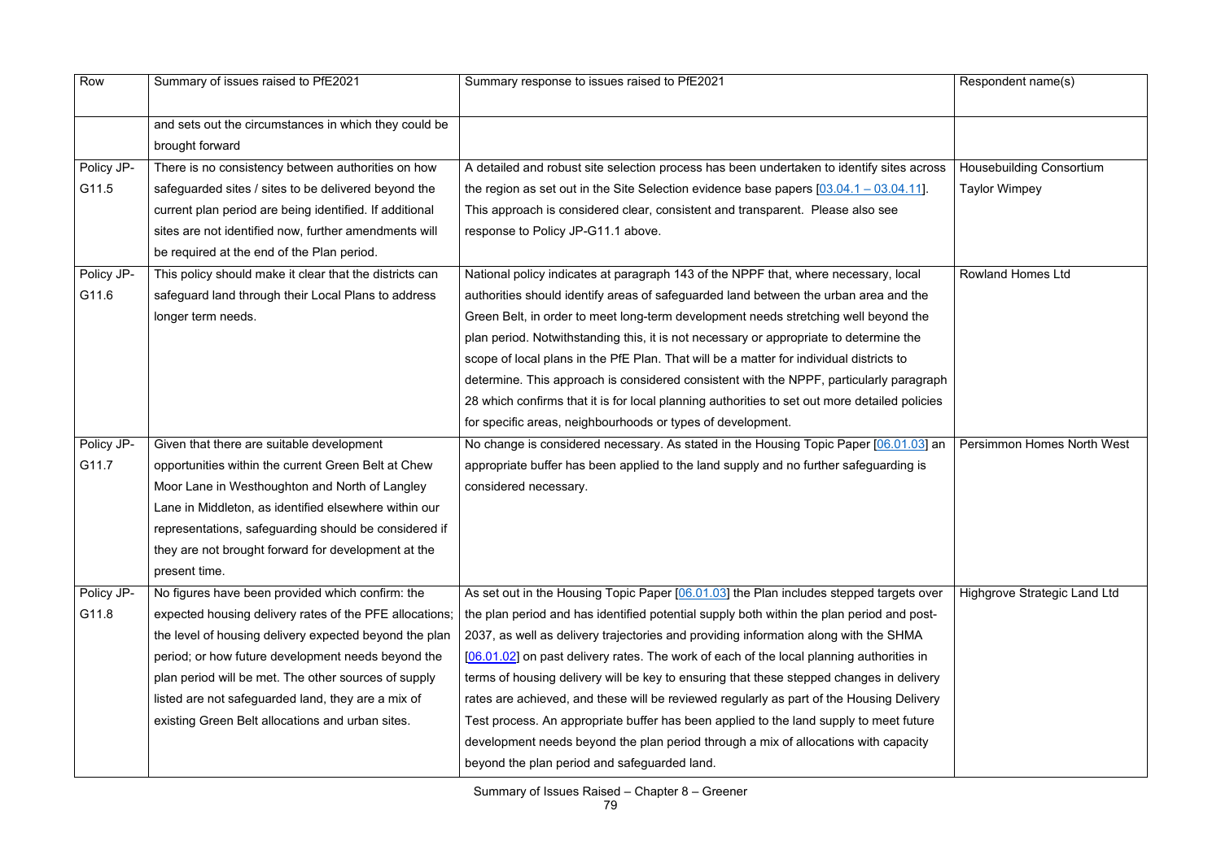| Row | Summary of issues raised to PfE2021 | Summary response to issues raised to PfE2021 | Respondent name(s) |
|---|---|---|---|
| | and sets out the circumstances in which they could be brought forward | | |
| Policy JP-G11.5 | There is no consistency between authorities on how safeguarded sites / sites to be delivered beyond the current plan period are being identified. If additional sites are not identified now, further amendments will be required at the end of the Plan period. | A detailed and robust site selection process has been undertaken to identify sites across the region as set out in the Site Selection evidence base papers [03.04.1 – 03.04.11]. This approach is considered clear, consistent and transparent. Please also see response to Policy JP-G11.1 above. | Housebuilding Consortium Taylor Wimpey |
| Policy JP-G11.6 | This policy should make it clear that the districts can safeguard land through their Local Plans to address longer term needs. | National policy indicates at paragraph 143 of the NPPF that, where necessary, local authorities should identify areas of safeguarded land between the urban area and the Green Belt, in order to meet long-term development needs stretching well beyond the plan period. Notwithstanding this, it is not necessary or appropriate to determine the scope of local plans in the PfE Plan. That will be a matter for individual districts to determine. This approach is considered consistent with the NPPF, particularly paragraph 28 which confirms that it is for local planning authorities to set out more detailed policies for specific areas, neighbourhoods or types of development. | Rowland Homes Ltd |
| Policy JP-G11.7 | Given that there are suitable development opportunities within the current Green Belt at Chew Moor Lane in Westhoughton and North of Langley Lane in Middleton, as identified elsewhere within our representations, safeguarding should be considered if they are not brought forward for development at the present time. | No change is considered necessary. As stated in the Housing Topic Paper [06.01.03] an appropriate buffer has been applied to the land supply and no further safeguarding is considered necessary. | Persimmon Homes North West |
| Policy JP-G11.8 | No figures have been provided which confirm: the expected housing delivery rates of the PFE allocations; the level of housing delivery expected beyond the plan period; or how future development needs beyond the plan period will be met. The other sources of supply listed are not safeguarded land, they are a mix of existing Green Belt allocations and urban sites. | As set out in the Housing Topic Paper [06.01.03] the Plan includes stepped targets over the plan period and has identified potential supply both within the plan period and post-2037, as well as delivery trajectories and providing information along with the SHMA [06.01.02] on past delivery rates. The work of each of the local planning authorities in terms of housing delivery will be key to ensuring that these stepped changes in delivery rates are achieved, and these will be reviewed regularly as part of the Housing Delivery Test process. An appropriate buffer has been applied to the land supply to meet future development needs beyond the plan period through a mix of allocations with capacity beyond the plan period and safeguarded land. | Highgrove Strategic Land Ltd |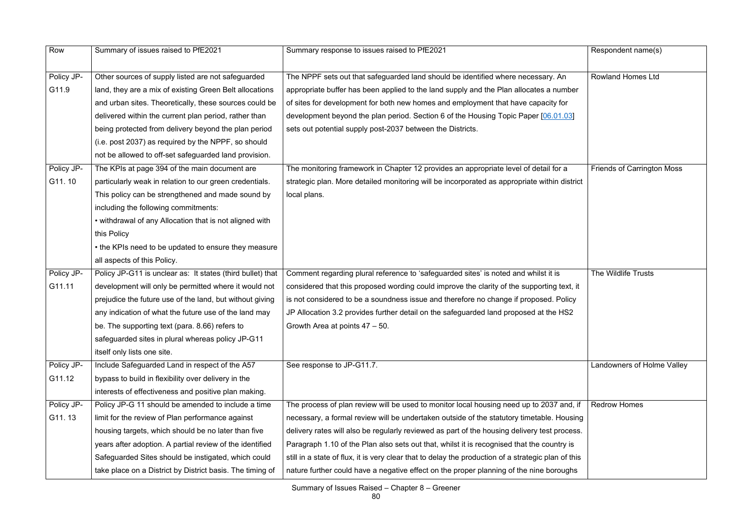| Row | Summary of issues raised to PfE2021 | Summary response to issues raised to PfE2021 | Respondent name(s) |
|---|---|---|---|
| Policy JP-G11.9 | Other sources of supply listed are not safeguarded land, they are a mix of existing Green Belt allocations and urban sites. Theoretically, these sources could be delivered within the current plan period, rather than being protected from delivery beyond the plan period (i.e. post 2037) as required by the NPPF, so should not be allowed to off-set safeguarded land provision. | The NPPF sets out that safeguarded land should be identified where necessary. An appropriate buffer has been applied to the land supply and the Plan allocates a number of sites for development for both new homes and employment that have capacity for development beyond the plan period. Section 6 of the Housing Topic Paper [06.01.03] sets out potential supply post-2037 between the Districts. | Rowland Homes Ltd |
| Policy JP-G11. 10 | The KPIs at page 394 of the main document are particularly weak in relation to our green credentials. This policy can be strengthened and made sound by including the following commitments:<br>• withdrawal of any Allocation that is not aligned with this Policy<br>• the KPIs need to be updated to ensure they measure all aspects of this Policy. | The monitoring framework in Chapter 12 provides an appropriate level of detail for a strategic plan. More detailed monitoring will be incorporated as appropriate within district local plans. | Friends of Carrington Moss |
| Policy JP-G11.11 | Policy JP-G11 is unclear as: It states (third bullet) that development will only be permitted where it would not prejudice the future use of the land, but without giving any indication of what the future use of the land may be. The supporting text (para. 8.66) refers to safeguarded sites in plural whereas policy JP-G11 itself only lists one site. | Comment regarding plural reference to 'safeguarded sites' is noted and whilst it is considered that this proposed wording could improve the clarity of the supporting text, it is not considered to be a soundness issue and therefore no change if proposed. Policy JP Allocation 3.2 provides further detail on the safeguarded land proposed at the HS2 Growth Area at points 47 – 50. | The Wildlife Trusts |
| Policy JP-G11.12 | Include Safeguarded Land in respect of the A57 bypass to build in flexibility over delivery in the interests of effectiveness and positive plan making. | See response to JP-G11.7. | Landowners of Holme Valley |
| Policy JP-G11. 13 | Policy JP-G 11 should be amended to include a time limit for the review of Plan performance against housing targets, which should be no later than five years after adoption. A partial review of the identified Safeguarded Sites should be instigated, which could take place on a District by District basis. The timing of | The process of plan review will be used to monitor local housing need up to 2037 and, if necessary, a formal review will be undertaken outside of the statutory timetable. Housing delivery rates will also be regularly reviewed as part of the housing delivery test process. Paragraph 1.10 of the Plan also sets out that, whilst it is recognised that the country is still in a state of flux, it is very clear that to delay the production of a strategic plan of this nature further could have a negative effect on the proper planning of the nine boroughs | Redrow Homes |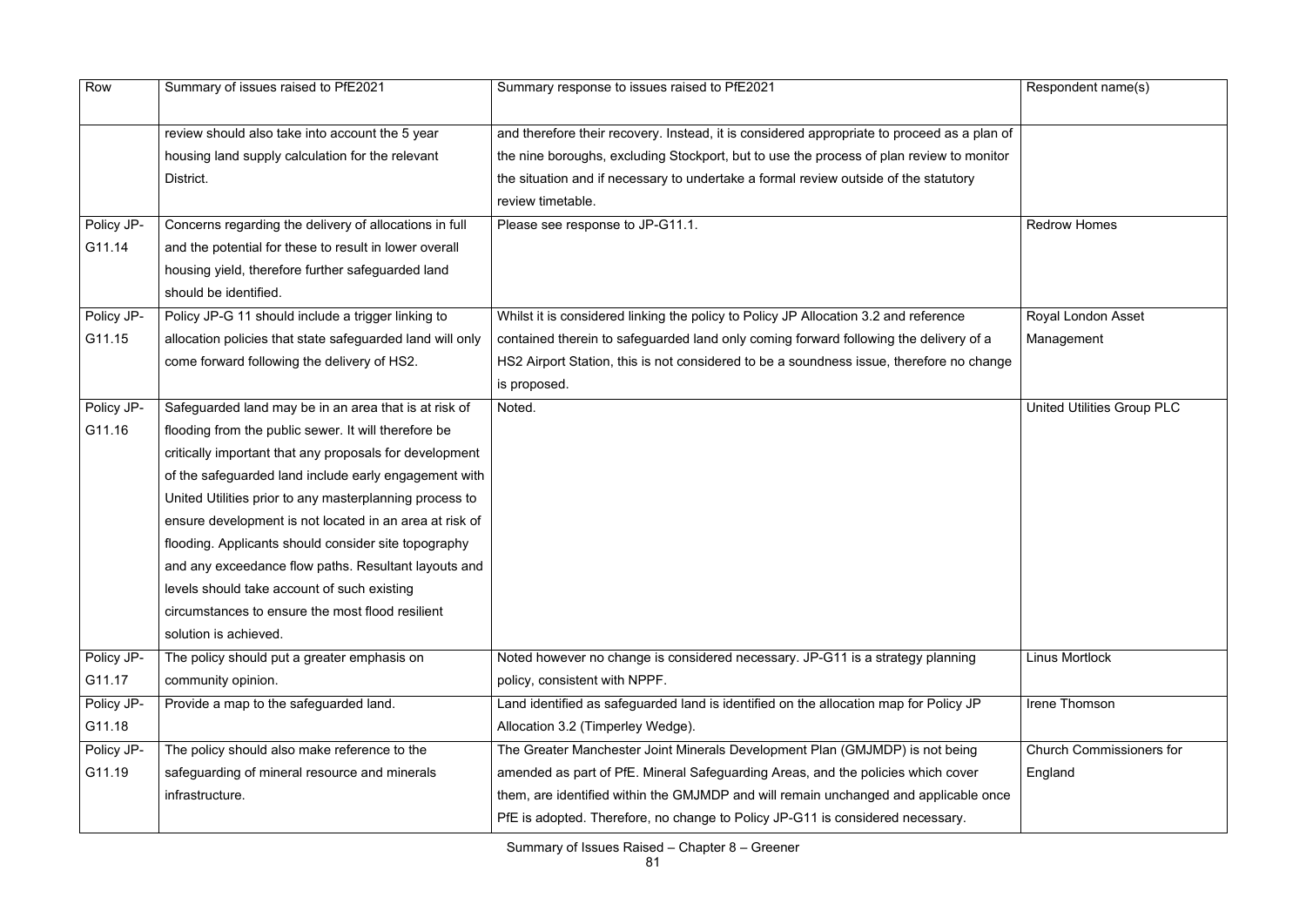| Row | Summary of issues raised to PfE2021 | Summary response to issues raised to PfE2021 | Respondent name(s) |
|---|---|---|---|
| | review should also take into account the 5 year housing land supply calculation for the relevant District. | and therefore their recovery. Instead, it is considered appropriate to proceed as a plan of the nine boroughs, excluding Stockport, but to use the process of plan review to monitor the situation and if necessary to undertake a formal review outside of the statutory review timetable. | |
| Policy JP-G11.14 | Concerns regarding the delivery of allocations in full and the potential for these to result in lower overall housing yield, therefore further safeguarded land should be identified. | Please see response to JP-G11.1. | Redrow Homes |
| Policy JP-G11.15 | Policy JP-G 11 should include a trigger linking to allocation policies that state safeguarded land will only come forward following the delivery of HS2. | Whilst it is considered linking the policy to Policy JP Allocation 3.2 and reference contained therein to safeguarded land only coming forward following the delivery of a HS2 Airport Station, this is not considered to be a soundness issue, therefore no change is proposed. | Royal London Asset Management |
| Policy JP-G11.16 | Safeguarded land may be in an area that is at risk of flooding from the public sewer. It will therefore be critically important that any proposals for development of the safeguarded land include early engagement with United Utilities prior to any masterplanning process to ensure development is not located in an area at risk of flooding. Applicants should consider site topography and any exceedance flow paths. Resultant layouts and levels should take account of such existing circumstances to ensure the most flood resilient solution is achieved. | Noted. | United Utilities Group PLC |
| Policy JP-G11.17 | The policy should put a greater emphasis on community opinion. | Noted however no change is considered necessary. JP-G11 is a strategy planning policy, consistent with NPPF. | Linus Mortlock |
| Policy JP-G11.18 | Provide a map to the safeguarded land. | Land identified as safeguarded land is identified on the allocation map for Policy JP Allocation 3.2 (Timperley Wedge). | Irene Thomson |
| Policy JP-G11.19 | The policy should also make reference to the safeguarding of mineral resource and minerals infrastructure. | The Greater Manchester Joint Minerals Development Plan (GMJMDP) is not being amended as part of PfE. Mineral Safeguarding Areas, and the policies which cover them, are identified within the GMJMDP and will remain unchanged and applicable once PfE is adopted. Therefore, no change to Policy JP-G11 is considered necessary. | Church Commissioners for England |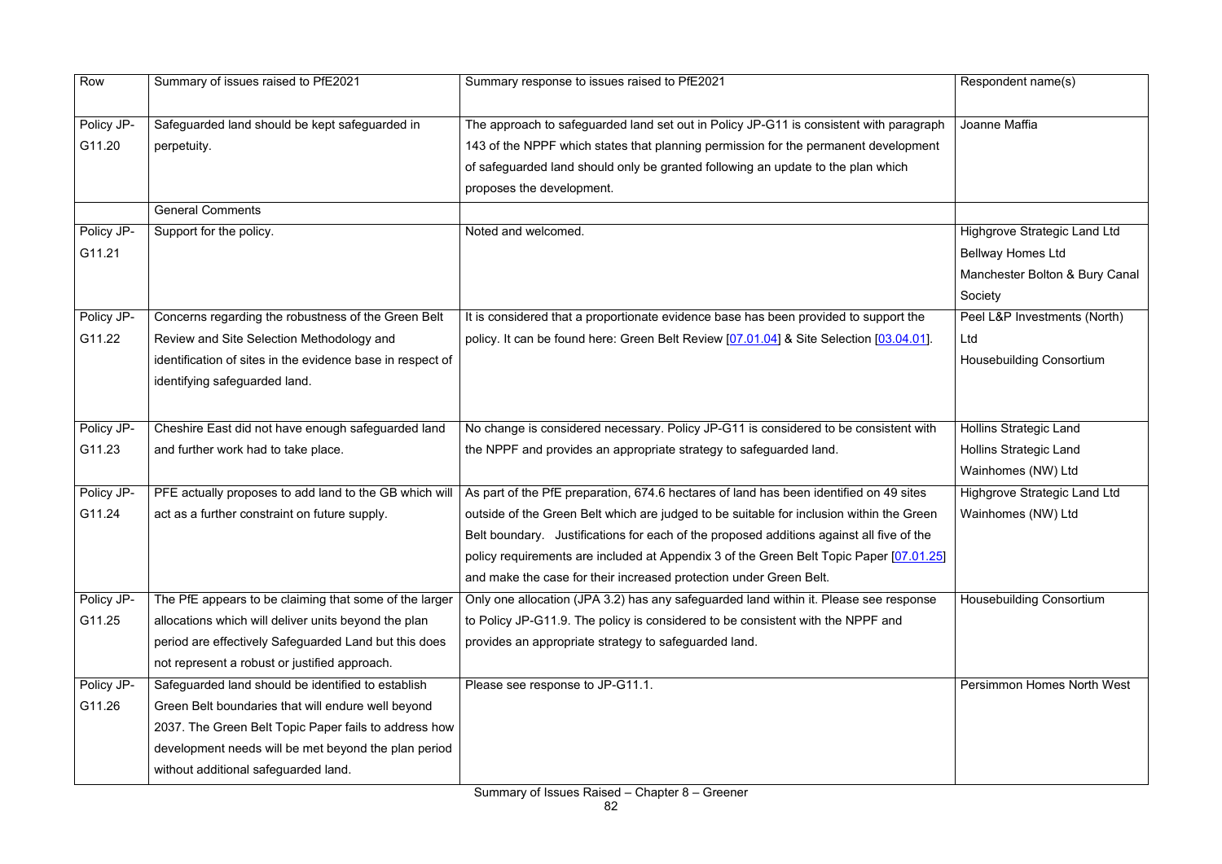| Row | Summary of issues raised to PfE2021 | Summary response to issues raised to PfE2021 | Respondent name(s) |
| --- | --- | --- | --- |
| Policy JP-G11.20 | Safeguarded land should be kept safeguarded in perpetuity. | The approach to safeguarded land set out in Policy JP-G11 is consistent with paragraph 143 of the NPPF which states that planning permission for the permanent development of safeguarded land should only be granted following an update to the plan which proposes the development. | Joanne Maffia |
| | General Comments | | |
| Policy JP-G11.21 | Support for the policy. | Noted and welcomed. | Highgrove Strategic Land Ltd<br>Bellway Homes Ltd<br>Manchester Bolton & Bury Canal Society |
| Policy JP-G11.22 | Concerns regarding the robustness of the Green Belt Review and Site Selection Methodology and identification of sites in the evidence base in respect of identifying safeguarded land. | It is considered that a proportionate evidence base has been provided to support the policy. It can be found here: Green Belt Review [07.01.04] & Site Selection [03.04.01]. | Peel L&P Investments (North) Ltd<br>Housebuilding Consortium |
| Policy JP-G11.23 | Cheshire East did not have enough safeguarded land and further work had to take place. | No change is considered necessary. Policy JP-G11 is considered to be consistent with the NPPF and provides an appropriate strategy to safeguarded land. | Hollins Strategic Land<br>Hollins Strategic Land<br>Wainhomes (NW) Ltd |
| Policy JP-G11.24 | PFE actually proposes to add land to the GB which will act as a further constraint on future supply. | As part of the PfE preparation, 674.6 hectares of land has been identified on 49 sites outside of the Green Belt which are judged to be suitable for inclusion within the Green Belt boundary. Justifications for each of the proposed additions against all five of the policy requirements are included at Appendix 3 of the Green Belt Topic Paper [07.01.25] and make the case for their increased protection under Green Belt. | Highgrove Strategic Land Ltd<br>Wainhomes (NW) Ltd |
| Policy JP-G11.25 | The PfE appears to be claiming that some of the larger allocations which will deliver units beyond the plan period are effectively Safeguarded Land but this does not represent a robust or justified approach. | Only one allocation (JPA 3.2) has any safeguarded land within it. Please see response to Policy JP-G11.9. The policy is considered to be consistent with the NPPF and provides an appropriate strategy to safeguarded land. | Housebuilding Consortium |
| Policy JP-G11.26 | Safeguarded land should be identified to establish Green Belt boundaries that will endure well beyond 2037. The Green Belt Topic Paper fails to address how development needs will be met beyond the plan period without additional safeguarded land. | Please see response to JP-G11.1. | Persimmon Homes North West |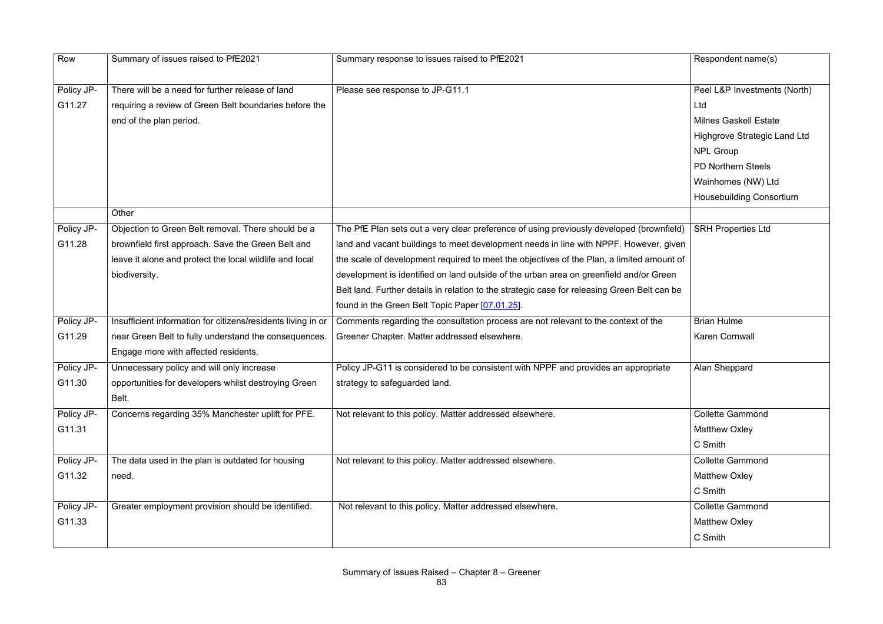| Row | Summary of issues raised to PfE2021 | Summary response to issues raised to PfE2021 | Respondent name(s) |
|---|---|---|---|
| Policy JP-G11.27 | There will be a need for further release of land requiring a review of Green Belt boundaries before the end of the plan period. | Please see response to JP-G11.1 | Peel L&P Investments (North) Ltd<br>Milnes Gaskell Estate<br>Highgrove Strategic Land Ltd<br>NPL Group<br>PD Northern Steels<br>Wainhomes (NW) Ltd<br>Housebuilding Consortium |
| | Other | | |
| Policy JP-G11.28 | Objection to Green Belt removal. There should be a brownfield first approach. Save the Green Belt and leave it alone and protect the local wildlife and local biodiversity. | The PfE Plan sets out a very clear preference of using previously developed (brownfield) land and vacant buildings to meet development needs in line with NPPF. However, given the scale of development required to meet the objectives of the Plan, a limited amount of development is identified on land outside of the urban area on greenfield and/or Green Belt land. Further details in relation to the strategic case for releasing Green Belt can be found in the Green Belt Topic Paper [07.01.25]. | SRH Properties Ltd |
| Policy JP-G11.29 | Insufficient information for citizens/residents living in or near Green Belt to fully understand the consequences. Engage more with affected residents. | Comments regarding the consultation process are not relevant to the context of the Greener Chapter. Matter addressed elsewhere. | Brian Hulme<br>Karen Cornwall |
| Policy JP-G11.30 | Unnecessary policy and will only increase opportunities for developers whilst destroying Green Belt. | Policy JP-G11 is considered to be consistent with NPPF and provides an appropriate strategy to safeguarded land. | Alan Sheppard |
| Policy JP-G11.31 | Concerns regarding 35% Manchester uplift for PFE. | Not relevant to this policy. Matter addressed elsewhere. | Collette Gammond<br>Matthew Oxley<br>C Smith |
| Policy JP-G11.32 | The data used in the plan is outdated for housing need. | Not relevant to this policy. Matter addressed elsewhere. | Collette Gammond<br>Matthew Oxley<br>C Smith |
| Policy JP-G11.33 | Greater employment provision should be identified. | Not relevant to this policy. Matter addressed elsewhere. | Collette Gammond<br>Matthew Oxley<br>C Smith |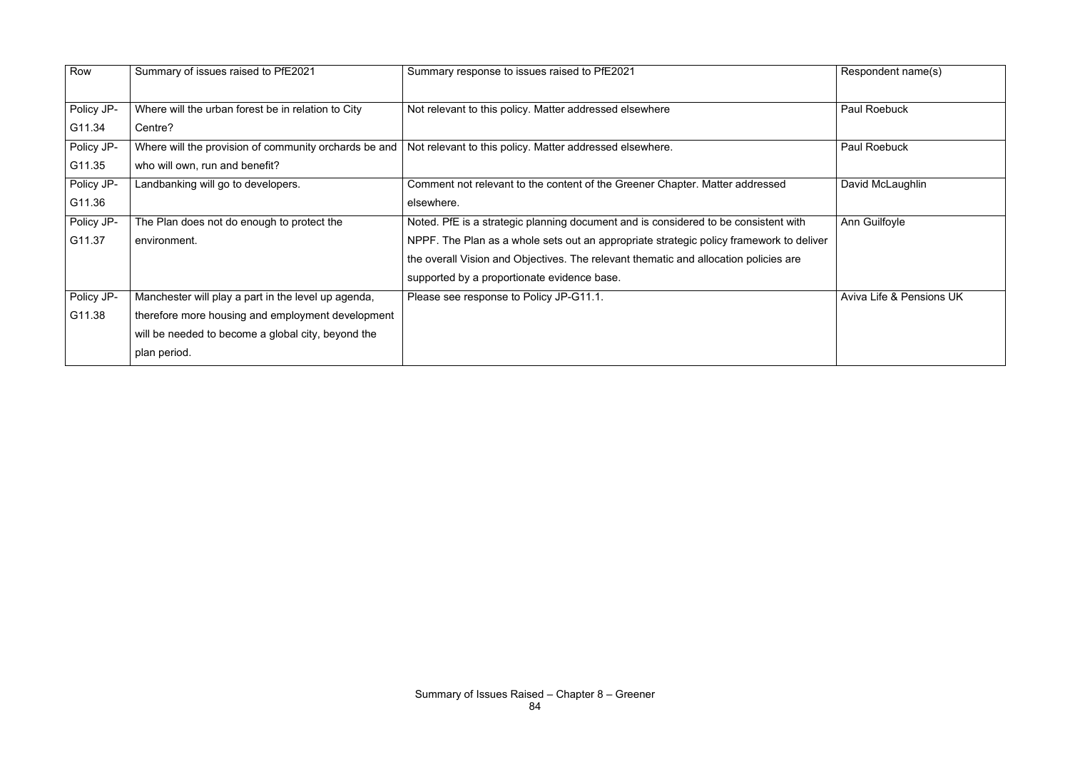| Row | Summary of issues raised to PfE2021 | Summary response to issues raised to PfE2021 | Respondent name(s) |
|---|---|---|---|
| Policy JP-G11.34 | Where will the urban forest be in relation to City Centre? | Not relevant to this policy. Matter addressed elsewhere | Paul Roebuck |
| Policy JP-G11.35 | Where will the provision of community orchards be and who will own, run and benefit? | Not relevant to this policy. Matter addressed elsewhere. | Paul Roebuck |
| Policy JP-G11.36 | Landbanking will go to developers. | Comment not relevant to the content of the Greener Chapter. Matter addressed elsewhere. | David McLaughlin |
| Policy JP-G11.37 | The Plan does not do enough to protect the environment. | Noted. PfE is a strategic planning document and is considered to be consistent with NPPF. The Plan as a whole sets out an appropriate strategic policy framework to deliver the overall Vision and Objectives. The relevant thematic and allocation policies are supported by a proportionate evidence base. | Ann Guilfoyle |
| Policy JP-G11.38 | Manchester will play a part in the level up agenda, therefore more housing and employment development will be needed to become a global city, beyond the plan period. | Please see response to Policy JP-G11.1. | Aviva Life & Pensions UK |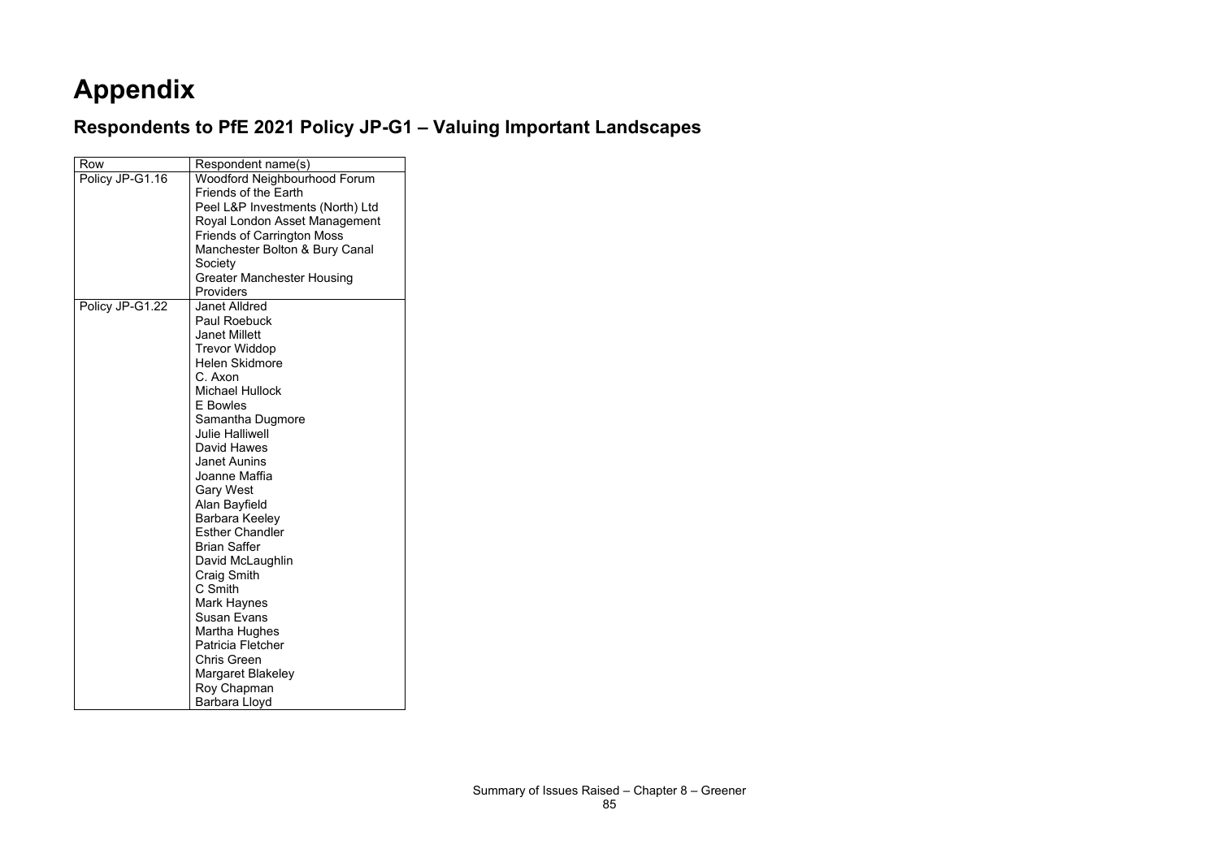# Appendix

## Respondents to PfE 2021 Policy JP-G1 – Valuing Important Landscapes

| Row | Respondent name(s) |
|---|---|
| Policy JP-G1.16 | Woodford Neighbourhood Forum<br>Friends of the Earth<br>Peel L&P Investments (North) Ltd<br>Royal London Asset Management<br>Friends of Carrington Moss<br>Manchester Bolton & Bury Canal Society<br>Greater Manchester Housing Providers |
| Policy JP-G1.22 | Janet Alldred<br>Paul Roebuck<br>Janet Millett<br>Trevor Widdop<br>Helen Skidmore<br>C. Axon<br>Michael Hullock<br>E Bowles<br>Samantha Dugmore<br>Julie Halliwell<br>David Hawes<br>Janet Aunins<br>Joanne Maffia<br>Gary West<br>Alan Bayfield<br>Barbara Keeley<br>Esther Chandler<br>Brian Saffer<br>David McLaughlin<br>Craig Smith<br>C Smith<br>Mark Haynes<br>Susan Evans<br>Martha Hughes<br>Patricia Fletcher<br>Chris Green<br>Margaret Blakeley<br>Roy Chapman<br>Barbara Lloyd |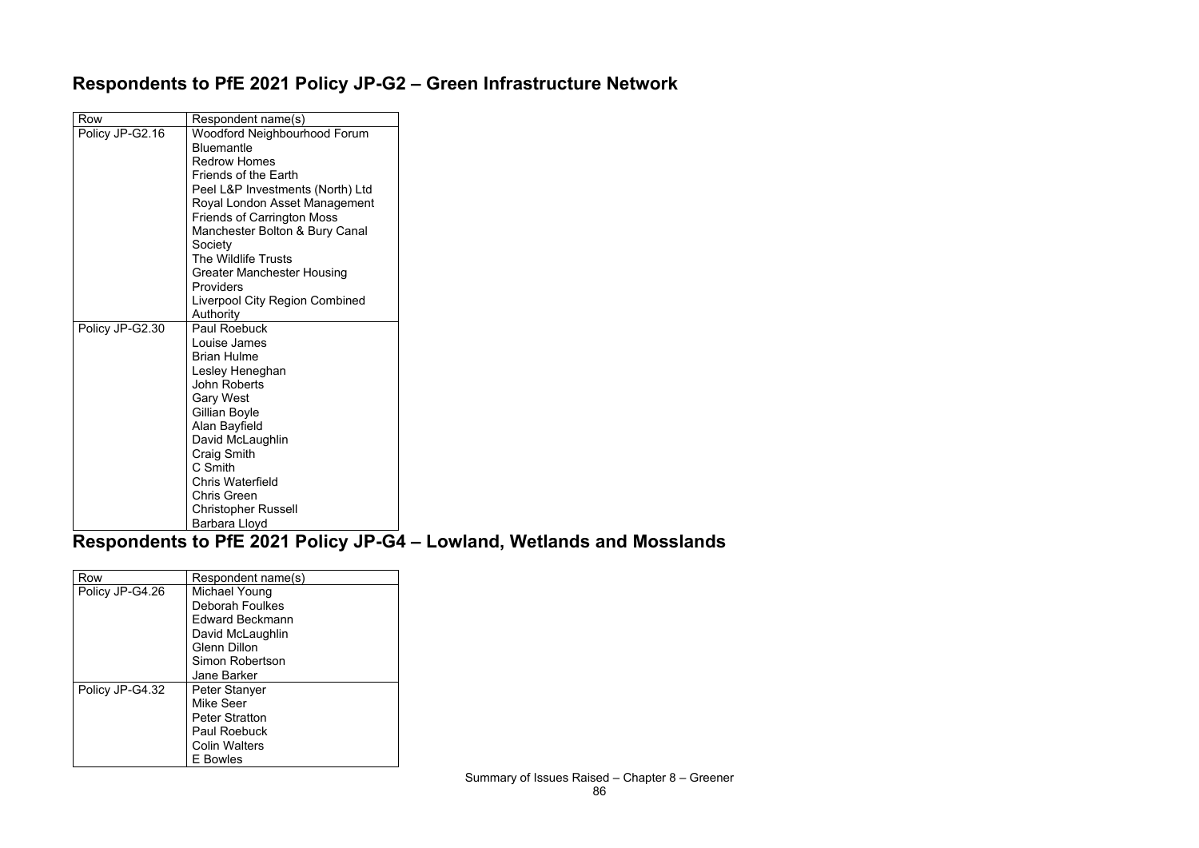## Respondents to PfE 2021 Policy JP-G2 – Green Infrastructure Network

| Row | Respondent name(s) |
|---|---|
| Policy JP-G2.16 | Woodford Neighbourhood Forum<br>Bluemantle<br>Redrow Homes<br>Friends of the Earth<br>Peel L&P Investments (North) Ltd<br>Royal London Asset Management<br>Friends of Carrington Moss<br>Manchester Bolton & Bury Canal Society<br>The Wildlife Trusts<br>Greater Manchester Housing Providers<br>Liverpool City Region Combined Authority |
| Policy JP-G2.30 | Paul Roebuck<br>Louise James<br>Brian Hulme<br>Lesley Heneghan<br>John Roberts<br>Gary West<br>Gillian Boyle<br>Alan Bayfield<br>David McLaughlin<br>Craig Smith<br>C Smith<br>Chris Waterfield<br>Chris Green<br>Christopher Russell<br>Barbara Lloyd |

## Respondents to PfE 2021 Policy JP-G4 – Lowland, Wetlands and Mosslands

| Row | Respondent name(s) |
|---|---|
| Policy JP-G4.26 | Michael Young<br>Deborah Foulkes<br>Edward Beckmann<br>David McLaughlin<br>Glenn Dillon<br>Simon Robertson<br>Jane Barker |
| Policy JP-G4.32 | Peter Stanyer<br>Mike Seer<br>Peter Stratton<br>Paul Roebuck<br>Colin Walters<br>E Bowles |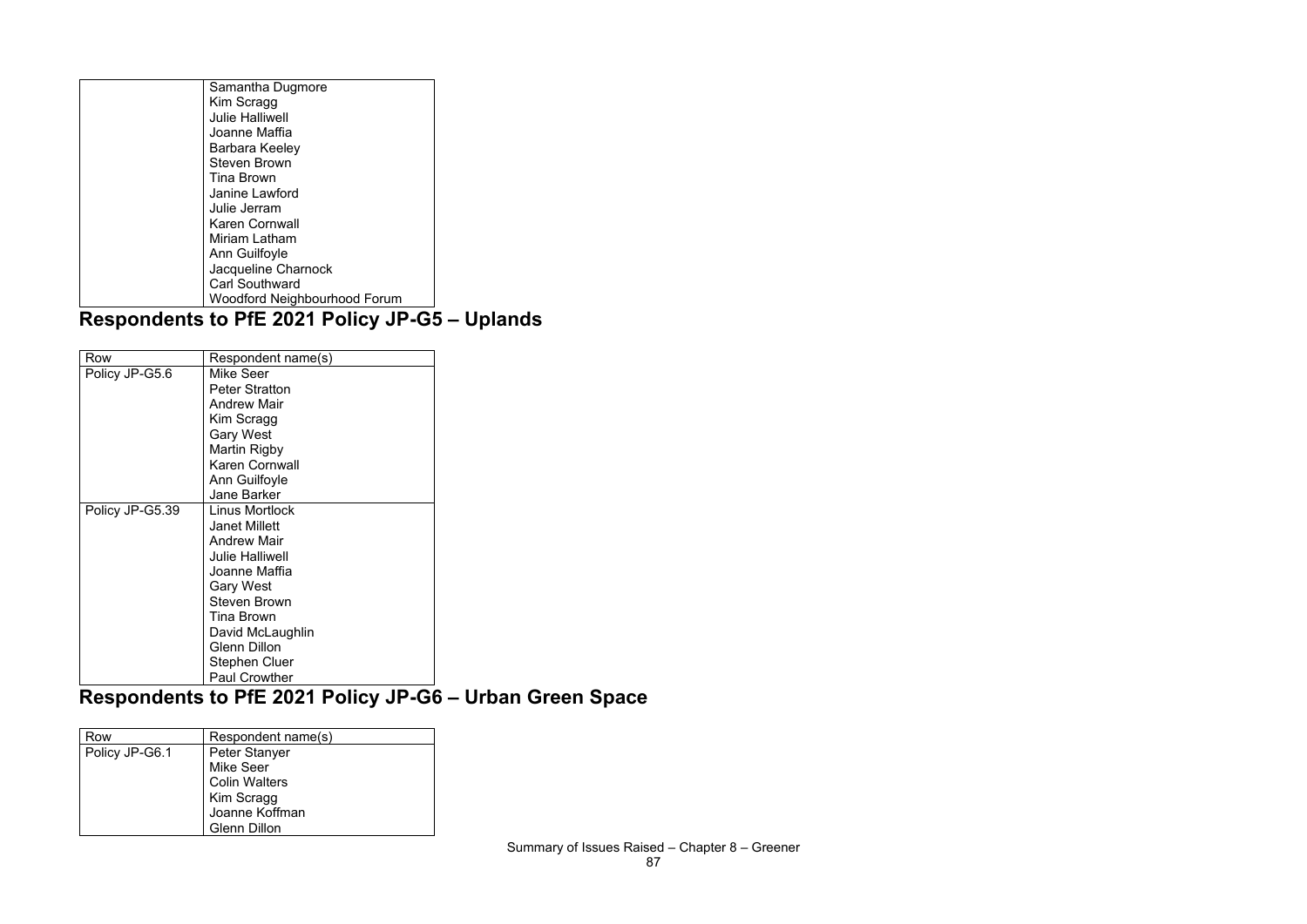| | |
|---|---|
| | Samantha Dugmore<br>Kim Scragg<br>Julie Halliwell<br>Joanne Maffia<br>Barbara Keeley<br>Steven Brown<br>Tina Brown<br>Janine Lawford<br>Julie Jerram<br>Karen Cornwall<br>Miriam Latham<br>Ann Guilfoyle<br>Jacqueline Charnock<br>Carl Southward<br>Woodford Neighbourhood Forum |

## Respondents to PfE 2021 Policy JP-G5 – Uplands

| Row | Respondent name(s) |
|---|---|
| Policy JP-G5.6 | Mike Seer<br>Peter Stratton<br>Andrew Mair<br>Kim Scragg<br>Gary West<br>Martin Rigby<br>Karen Cornwall<br>Ann Guilfoyle<br>Jane Barker |
| Policy JP-G5.39 | Linus Mortlock<br>Janet Millett<br>Andrew Mair<br>Julie Halliwell<br>Joanne Maffia<br>Gary West<br>Steven Brown<br>Tina Brown<br>David McLaughlin<br>Glenn Dillon<br>Stephen Cluer<br>Paul Crowther |

## Respondents to PfE 2021 Policy JP-G6 – Urban Green Space

| Row | Respondent name(s) |
|---|---|
| Policy JP-G6.1 | Peter Stanyer<br>Mike Seer<br>Colin Walters<br>Kim Scragg<br>Joanne Koffman<br>Glenn Dillon |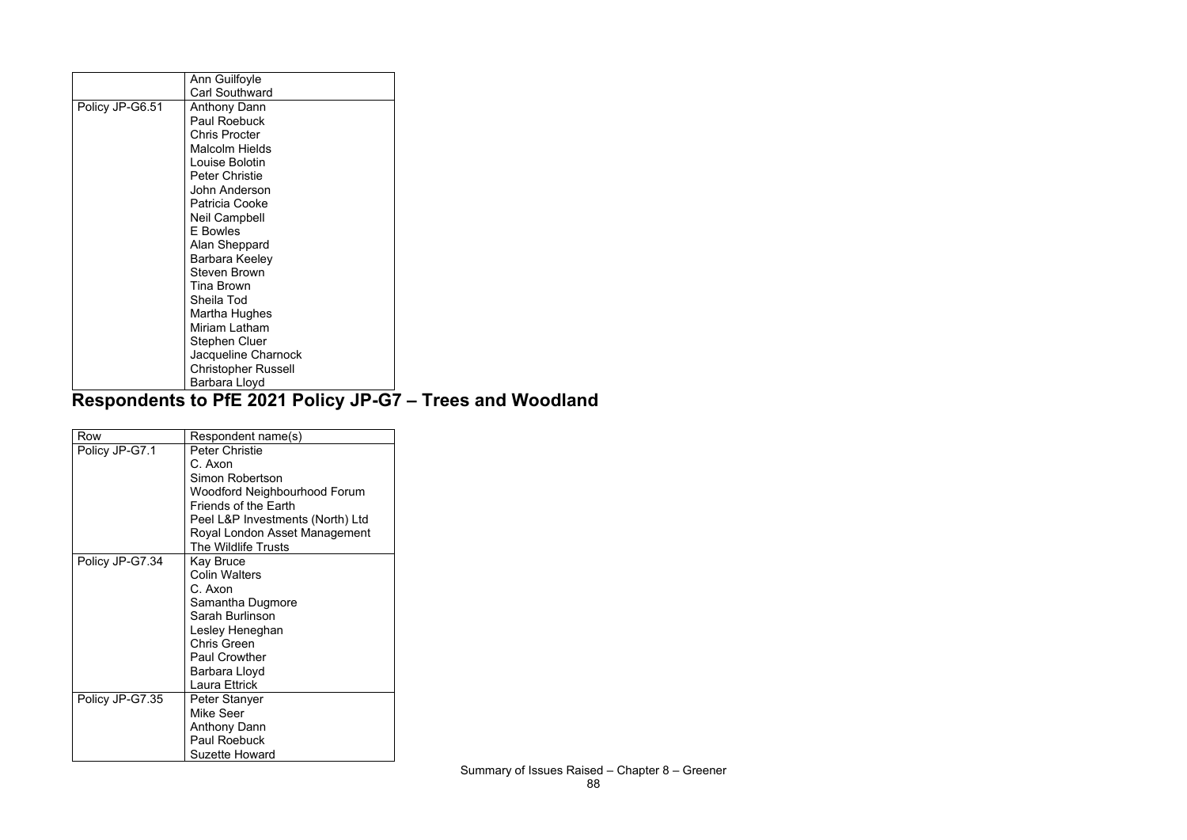| | |
|---|---|
| | Ann Guilfoyle<br>Carl Southward |
| Policy JP-G6.51 | Anthony Dann<br>Paul Roebuck<br>Chris Procter<br>Malcolm Hields<br>Louise Bolotin<br>Peter Christie<br>John Anderson<br>Patricia Cooke<br>Neil Campbell<br>E Bowles<br>Alan Sheppard<br>Barbara Keeley<br>Steven Brown<br>Tina Brown<br>Sheila Tod<br>Martha Hughes<br>Miriam Latham<br>Stephen Cluer<br>Jacqueline Charnock<br>Christopher Russell<br>Barbara Lloyd |

## Respondents to PfE 2021 Policy JP-G7 – Trees and Woodland

| Row | Respondent name(s) |
|---|---|
| Policy JP-G7.1 | Peter Christie<br>C. Axon<br>Simon Robertson<br>Woodford Neighbourhood Forum<br>Friends of the Earth<br>Peel L&P Investments (North) Ltd<br>Royal London Asset Management<br>The Wildlife Trusts |
| Policy JP-G7.34 | Kay Bruce<br>Colin Walters<br>C. Axon<br>Samantha Dugmore<br>Sarah Burlinson<br>Lesley Heneghan<br>Chris Green<br>Paul Crowther<br>Barbara Lloyd<br>Laura Ettrick |
| Policy JP-G7.35 | Peter Stanyer<br>Mike Seer<br>Anthony Dann<br>Paul Roebuck<br>Suzette Howard |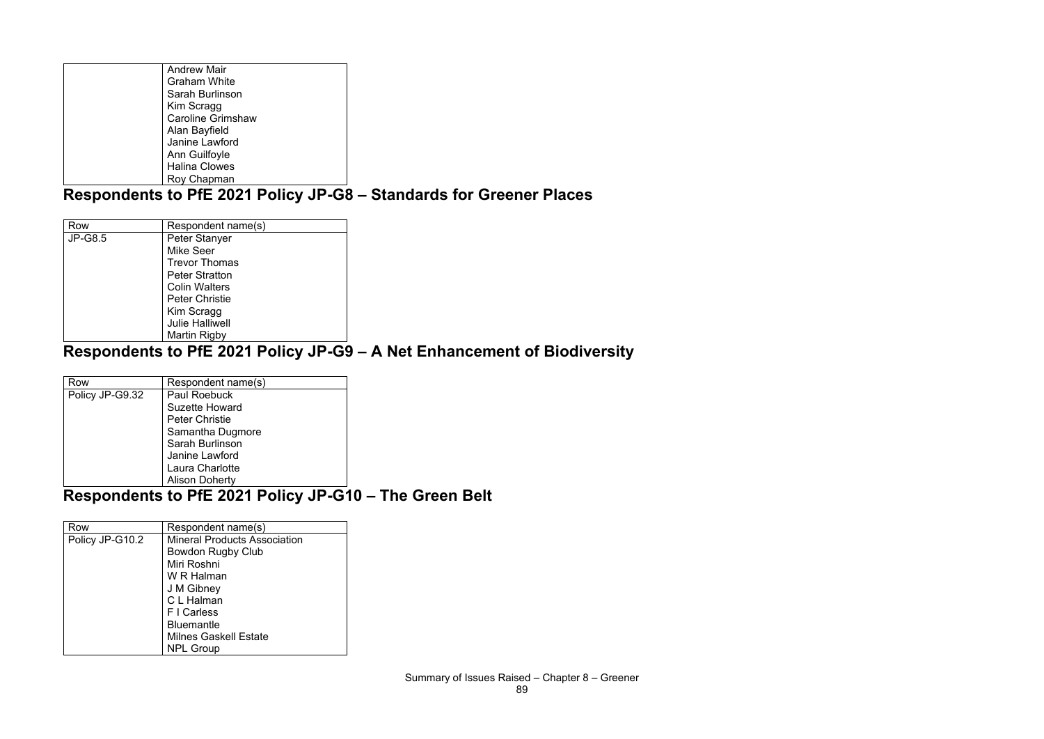| | |
|---|---|
| | Andrew Mair |
| | Graham White |
| | Sarah Burlinson |
| | Kim Scragg |
| | Caroline Grimshaw |
| | Alan Bayfield |
| | Janine Lawford |
| | Ann Guilfoyle |
| | Halina Clowes |
| | Roy Chapman |

## Respondents to PfE 2021 Policy JP-G8 – Standards for Greener Places

| Row | Respondent name(s) |
|---|---|
| JP-G8.5 | Peter Stanyer |
| | Mike Seer |
| | Trevor Thomas |
| | Peter Stratton |
| | Colin Walters |
| | Peter Christie |
| | Kim Scragg |
| | Julie Halliwell |
| | Martin Rigby |

## Respondents to PfE 2021 Policy JP-G9 – A Net Enhancement of Biodiversity

| Row | Respondent name(s) |
|---|---|
| Policy JP-G9.32 | Paul Roebuck |
| | Suzette Howard |
| | Peter Christie |
| | Samantha Dugmore |
| | Sarah Burlinson |
| | Janine Lawford |
| | Laura Charlotte |
| | Alison Doherty |

## Respondents to PfE 2021 Policy JP-G10 – The Green Belt

| Row | Respondent name(s) |
|---|---|
| Policy JP-G10.2 | Mineral Products Association |
| | Bowdon Rugby Club |
| | Miri Roshni |
| | W R Halman |
| | J M Gibney |
| | C L Halman |
| | F I Carless |
| | Bluemantle |
| | Milnes Gaskell Estate |
| | NPL Group |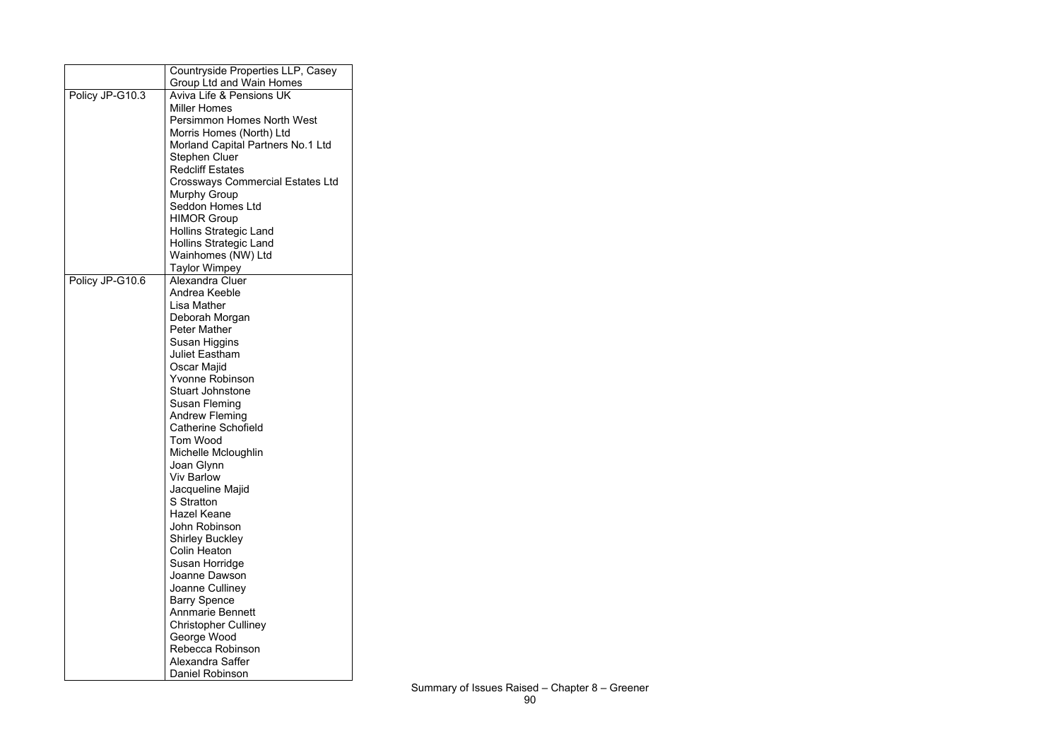| | |
|---|---|
| | Countryside Properties LLP, Casey Group Ltd and Wain Homes |
| Policy JP-G10.3 | Aviva Life & Pensions UK<br>Miller Homes<br>Persimmon Homes North West<br>Morris Homes (North) Ltd<br>Morland Capital Partners No.1 Ltd<br>Stephen Cluer<br>Redcliff Estates<br>Crossways Commercial Estates Ltd<br>Murphy Group<br>Seddon Homes Ltd<br>HIMOR Group<br>Hollins Strategic Land<br>Hollins Strategic Land<br>Wainhomes (NW) Ltd<br>Taylor Wimpey |
| Policy JP-G10.6 | Alexandra Cluer<br>Andrea Keeble<br>Lisa Mather<br>Deborah Morgan<br>Peter Mather<br>Susan Higgins<br>Juliet Eastham<br>Oscar Majid<br>Yvonne Robinson<br>Stuart Johnstone<br>Susan Fleming<br>Andrew Fleming<br>Catherine Schofield<br>Tom Wood<br>Michelle Mcloughlin<br>Joan Glynn<br>Viv Barlow<br>Jacqueline Majid<br>S Stratton<br>Hazel Keane<br>John Robinson<br>Shirley Buckley<br>Colin Heaton<br>Susan Horridge<br>Joanne Dawson<br>Joanne Culliney<br>Barry Spence<br>Annmarie Bennett<br>Christopher Culliney<br>George Wood<br>Rebecca Robinson<br>Alexandra Saffer<br>Daniel Robinson |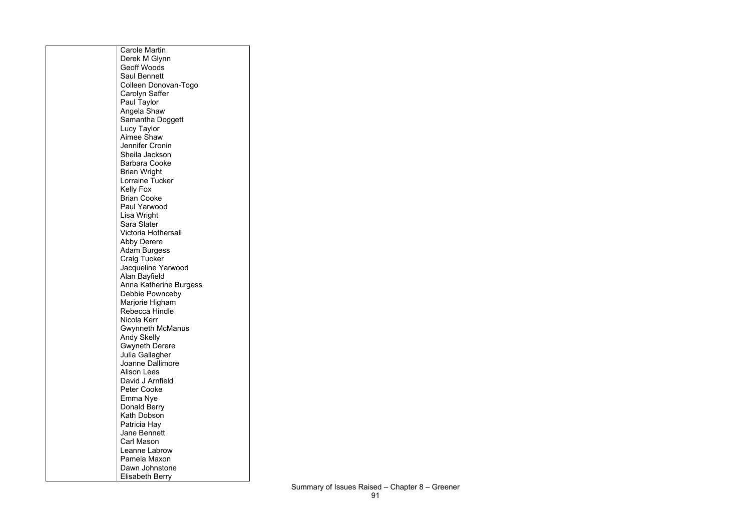| | |
|---|---|
| | Carole Martin<br>Derek M Glynn<br>Geoff Woods<br>Saul Bennett<br>Colleen Donovan-Togo<br>Carolyn Saffer<br>Paul Taylor<br>Angela Shaw<br>Samantha Doggett<br>Lucy Taylor<br>Aimee Shaw<br>Jennifer Cronin<br>Sheila Jackson<br>Barbara Cooke<br>Brian Wright<br>Lorraine Tucker<br>Kelly Fox<br>Brian Cooke<br>Paul Yarwood<br>Lisa Wright<br>Sara Slater<br>Victoria Hothersall<br>Abby Derere<br>Adam Burgess<br>Craig Tucker<br>Jacqueline Yarwood<br>Alan Bayfield<br>Anna Katherine Burgess<br>Debbie Pownceby<br>Marjorie Higham<br>Rebecca Hindle<br>Nicola Kerr<br>Gwynneth McManus<br>Andy Skelly<br>Gwyneth Derere<br>Julia Gallagher<br>Joanne Dallimore<br>Alison Lees<br>David J Arnfield<br>Peter Cooke<br>Emma Nye<br>Donald Berry<br>Kath Dobson<br>Patricia Hay<br>Jane Bennett<br>Carl Mason<br>Leanne Labrow<br>Pamela Maxon<br>Dawn Johnstone<br>Elisabeth Berry |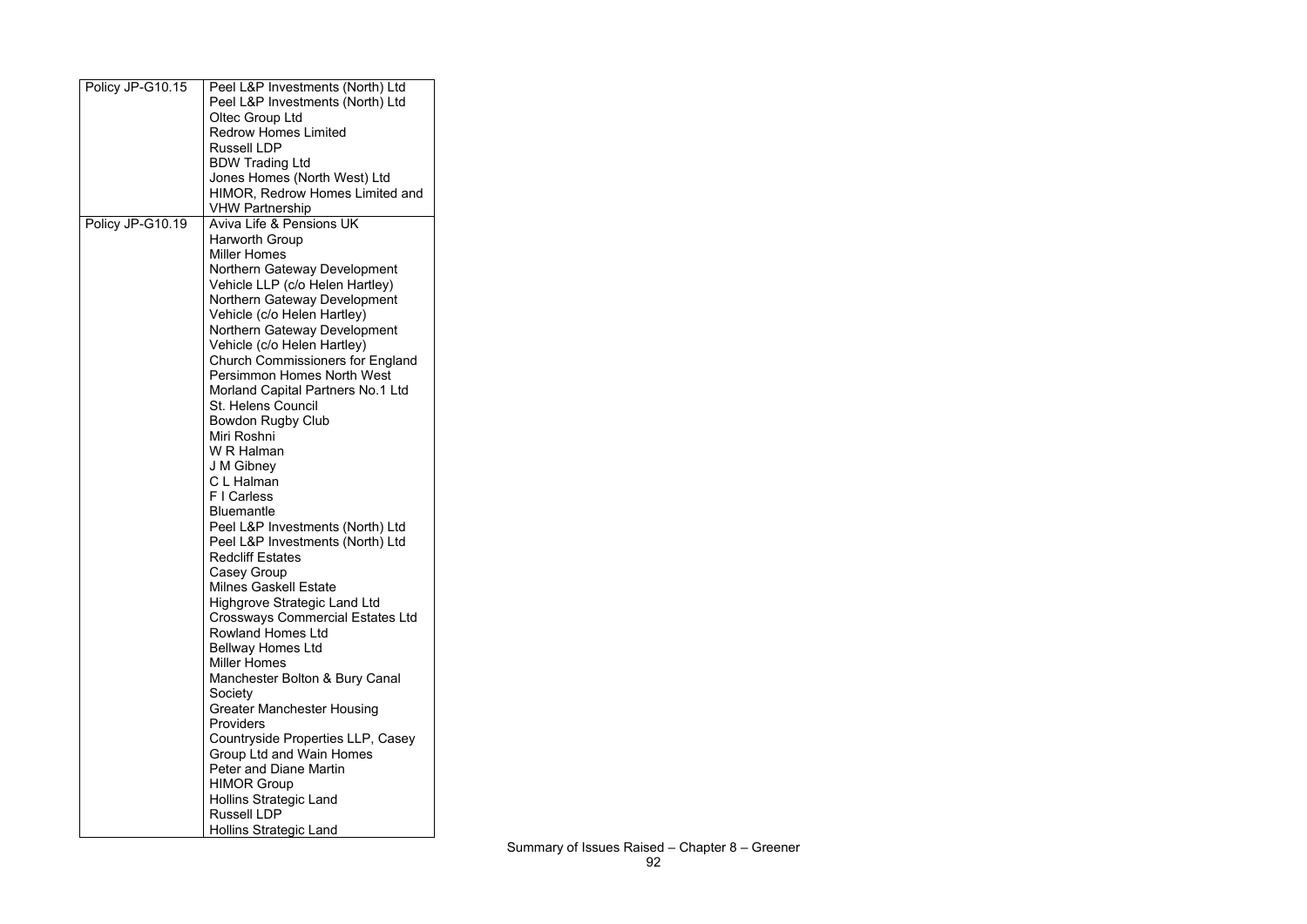| | |
|---|---|
| Policy JP-G10.15 | Peel L&P Investments (North) Ltd<br>Peel L&P Investments (North) Ltd<br>Oltec Group Ltd<br>Redrow Homes Limited<br>Russell LDP<br>BDW Trading Ltd<br>Jones Homes (North West) Ltd<br>HIMOR, Redrow Homes Limited and VHW Partnership |
| Policy JP-G10.19 | Aviva Life & Pensions UK<br>Harworth Group<br>Miller Homes<br>Northern Gateway Development Vehicle LLP (c/o Helen Hartley)<br>Northern Gateway Development Vehicle (c/o Helen Hartley)<br>Northern Gateway Development Vehicle (c/o Helen Hartley)<br>Church Commissioners for England<br>Persimmon Homes North West<br>Morland Capital Partners No.1 Ltd<br>St. Helens Council<br>Bowdon Rugby Club<br>Miri Roshni<br>W R Halman<br>J M Gibney<br>C L Halman<br>F I Carless<br>Bluemantle<br>Peel L&P Investments (North) Ltd<br>Peel L&P Investments (North) Ltd<br>Redcliff Estates<br>Casey Group<br>Milnes Gaskell Estate<br>Highgrove Strategic Land Ltd<br>Crossways Commercial Estates Ltd<br>Rowland Homes Ltd<br>Bellway Homes Ltd<br>Miller Homes<br>Manchester Bolton & Bury Canal Society<br>Greater Manchester Housing Providers<br>Countryside Properties LLP, Casey Group Ltd and Wain Homes<br>Peter and Diane Martin<br>HIMOR Group<br>Hollins Strategic Land<br>Russell LDP<br>Hollins Strategic Land |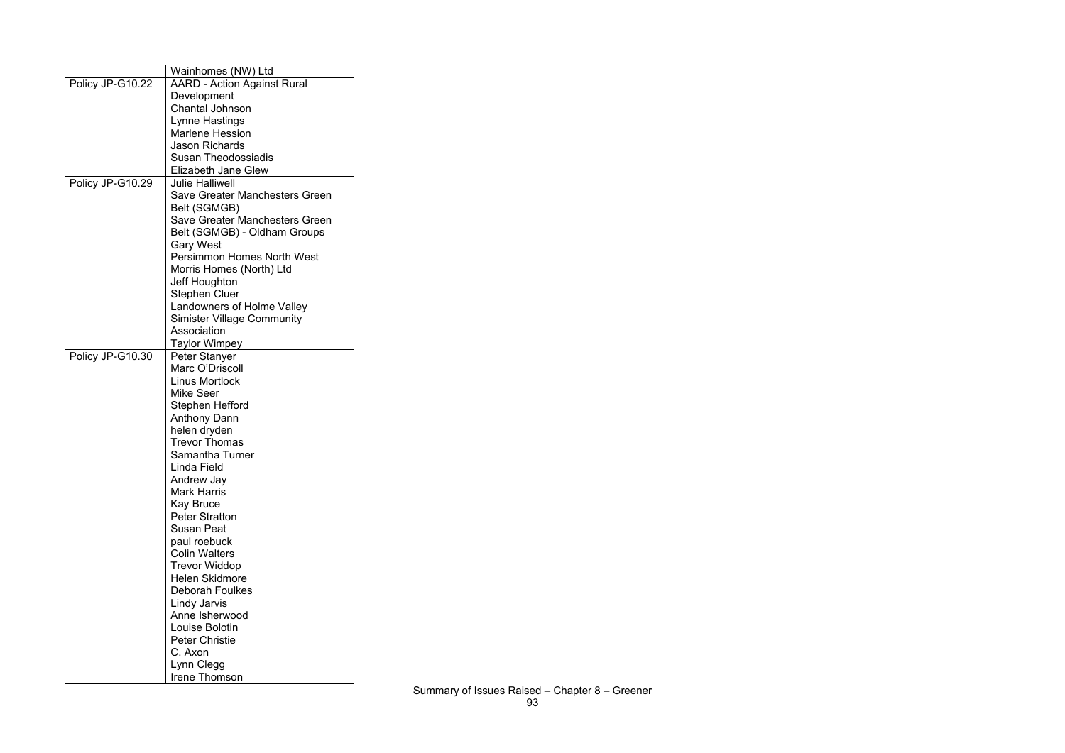| | |
|---|---|
| | Wainhomes (NW) Ltd |
| Policy JP-G10.22 | AARD - Action Against Rural Development<br>Chantal Johnson<br>Lynne Hastings<br>Marlene Hession<br>Jason Richards<br>Susan Theodossiadis<br>Elizabeth Jane Glew |
| Policy JP-G10.29 | Julie Halliwell<br>Save Greater Manchesters Green Belt (SGMGB)<br>Save Greater Manchesters Green Belt (SGMGB) - Oldham Groups<br>Gary West<br>Persimmon Homes North West<br>Morris Homes (North) Ltd<br>Jeff Houghton<br>Stephen Cluer<br>Landowners of Holme Valley<br>Simister Village Community Association<br>Taylor Wimpey |
| Policy JP-G10.30 | Peter Stanyer<br>Marc O'Driscoll<br>Linus Mortlock<br>Mike Seer<br>Stephen Hefford<br>Anthony Dann<br>helen dryden<br>Trevor Thomas<br>Samantha Turner<br>Linda Field<br>Andrew Jay<br>Mark Harris<br>Kay Bruce<br>Peter Stratton<br>Susan Peat<br>paul roebuck<br>Colin Walters<br>Trevor Widdop<br>Helen Skidmore<br>Deborah Foulkes<br>Lindy Jarvis<br>Anne Isherwood<br>Louise Bolotin<br>Peter Christie<br>C. Axon<br>Lynn Clegg<br>Irene Thomson |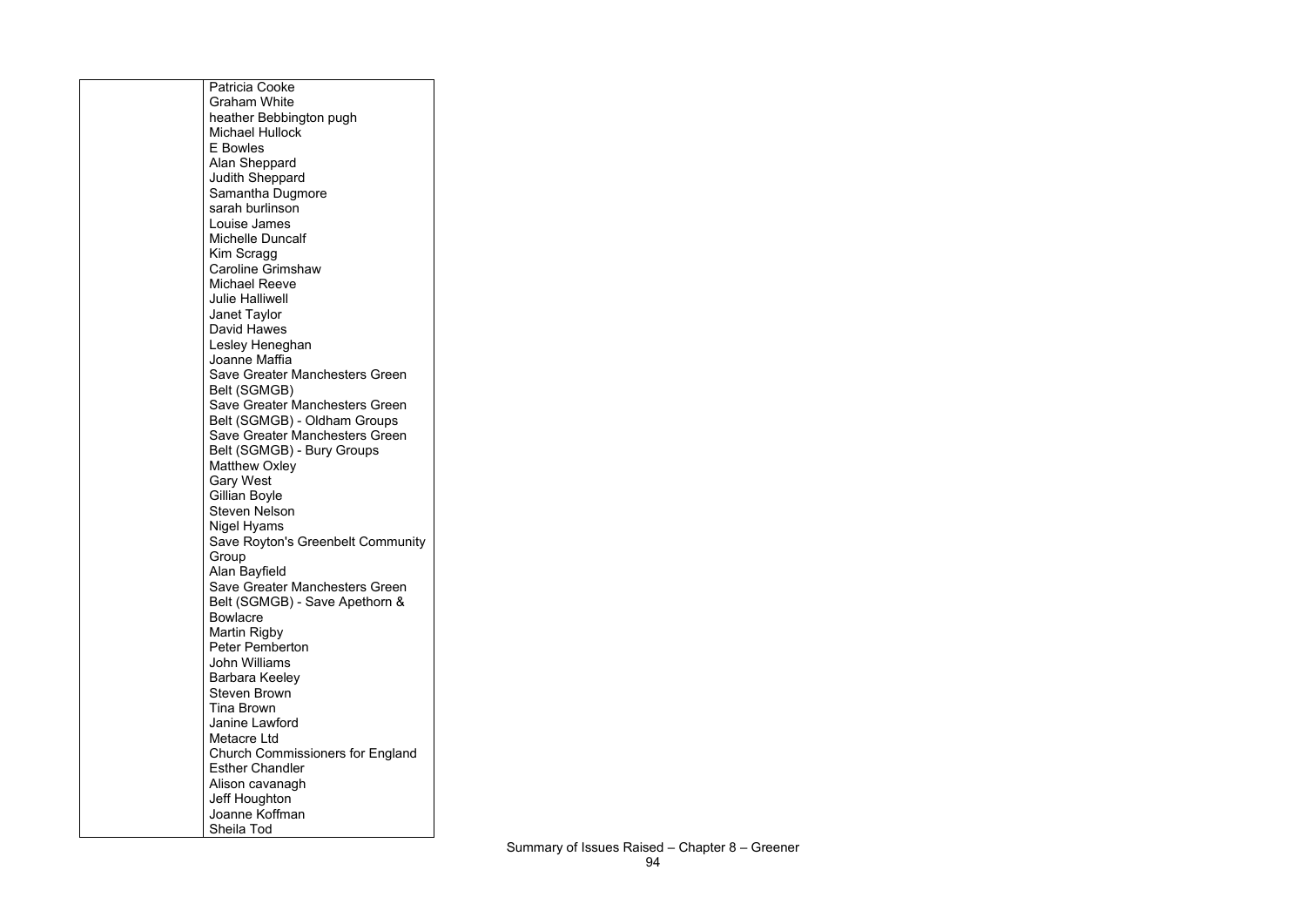|  | Patricia Cooke<br>Graham White<br>heather Bebbington pugh<br>Michael Hullock<br>E Bowles<br>Alan Sheppard<br>Judith Sheppard<br>Samantha Dugmore<br>sarah burlinson<br>Louise James<br>Michelle Duncalf<br>Kim Scragg<br>Caroline Grimshaw<br>Michael Reeve<br>Julie Halliwell<br>Janet Taylor<br>David Hawes<br>Lesley Heneghan<br>Joanne Maffia<br>Save Greater Manchesters Green Belt (SGMGB)<br>Save Greater Manchesters Green Belt (SGMGB) - Oldham Groups<br>Save Greater Manchesters Green Belt (SGMGB) - Bury Groups<br>Matthew Oxley<br>Gary West<br>Gillian Boyle<br>Steven Nelson<br>Nigel Hyams<br>Save Royton's Greenbelt Community Group<br>Alan Bayfield<br>Save Greater Manchesters Green Belt (SGMGB) - Save Apethorn & Bowlacre<br>Martin Rigby<br>Peter Pemberton<br>John Williams<br>Barbara Keeley<br>Steven Brown<br>Tina Brown<br>Janine Lawford<br>Metacre Ltd<br>Church Commissioners for England<br>Esther Chandler<br>Alison cavanagh<br>Jeff Houghton<br>Joanne Koffman<br>Sheila Tod |
|---|---|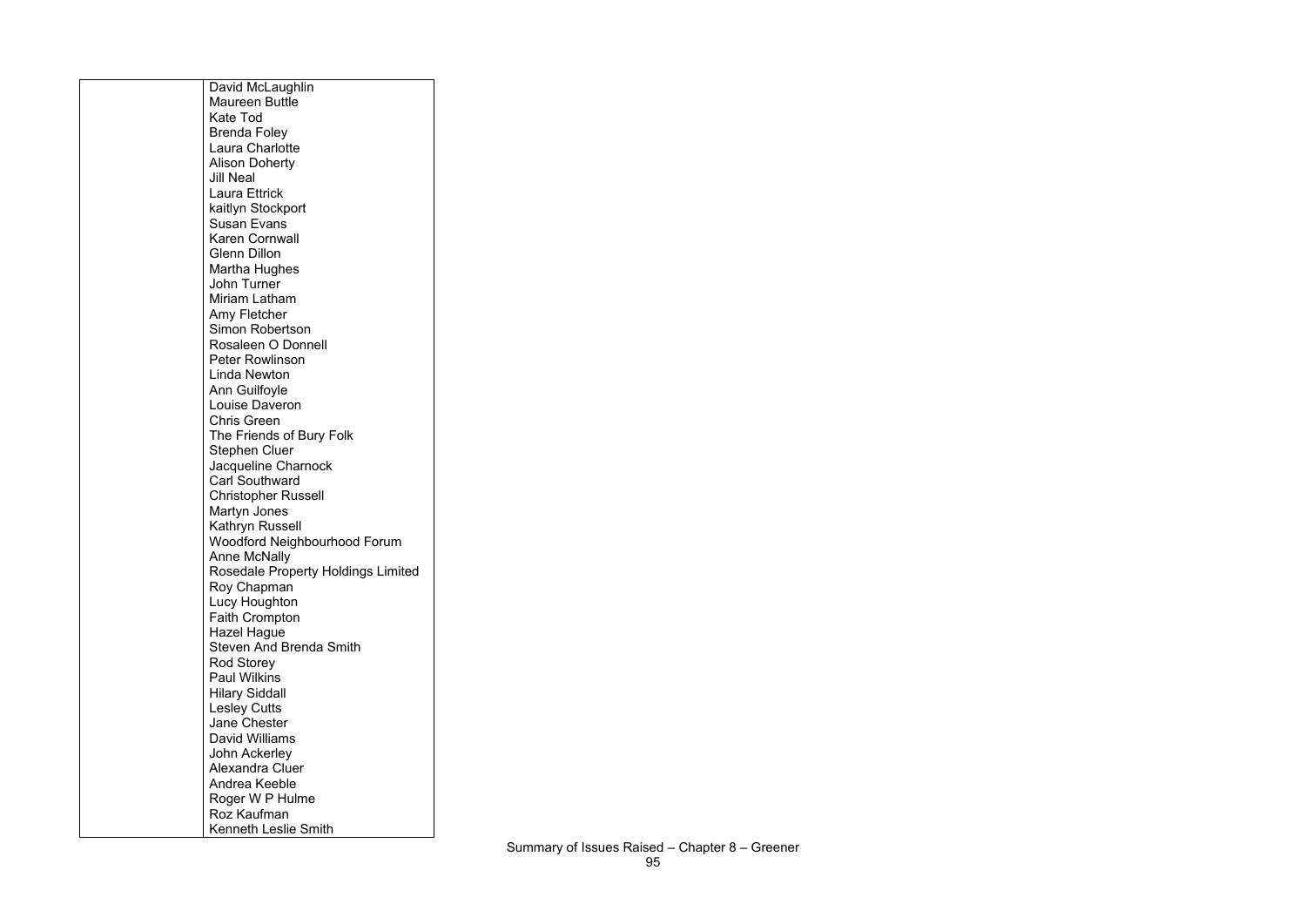| | |
|---|---|
| | David McLaughlin<br>Maureen Buttle<br>Kate Tod<br>Brenda Foley<br>Laura Charlotte<br>Alison Doherty<br>Jill Neal<br>Laura Ettrick<br>kaitlyn Stockport<br>Susan Evans<br>Karen Cornwall<br>Glenn Dillon<br>Martha Hughes<br>John Turner<br>Miriam Latham<br>Amy Fletcher<br>Simon Robertson<br>Rosaleen O Donnell<br>Peter Rowlinson<br>Linda Newton<br>Ann Guilfoyle<br>Louise Daveron<br>Chris Green<br>The Friends of Bury Folk<br>Stephen Cluer<br>Jacqueline Charnock<br>Carl Southward<br>Christopher Russell<br>Martyn Jones<br>Kathryn Russell<br>Woodford Neighbourhood Forum<br>Anne McNally<br>Rosedale Property Holdings Limited<br>Roy Chapman<br>Lucy Houghton<br>Faith Crompton<br>Hazel Hague<br>Steven And Brenda Smith<br>Rod Storey<br>Paul Wilkins<br>Hilary Siddall<br>Lesley Cutts<br>Jane Chester<br>David Williams<br>John Ackerley<br>Alexandra Cluer<br>Andrea Keeble<br>Roger W P Hulme<br>Roz Kaufman<br>Kenneth Leslie Smith |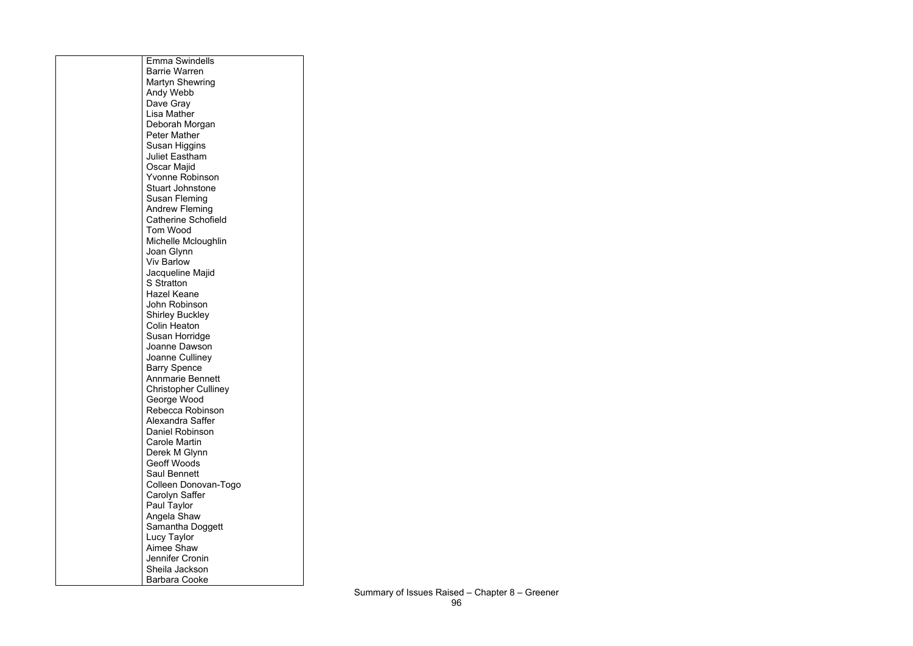|  |  |
|---|---|
|  | Emma Swindells<br>Barrie Warren<br>Martyn Shewring<br>Andy Webb<br>Dave Gray<br>Lisa Mather<br>Deborah Morgan<br>Peter Mather<br>Susan Higgins<br>Juliet Eastham<br>Oscar Majid<br>Yvonne Robinson<br>Stuart Johnstone<br>Susan Fleming<br>Andrew Fleming<br>Catherine Schofield<br>Tom Wood<br>Michelle Mcloughlin<br>Joan Glynn<br>Viv Barlow<br>Jacqueline Majid<br>S Stratton<br>Hazel Keane<br>John Robinson<br>Shirley Buckley<br>Colin Heaton<br>Susan Horridge<br>Joanne Dawson<br>Joanne Culliney<br>Barry Spence<br>Annmarie Bennett<br>Christopher Culliney<br>George Wood<br>Rebecca Robinson<br>Alexandra Saffer<br>Daniel Robinson<br>Carole Martin<br>Derek M Glynn<br>Geoff Woods<br>Saul Bennett<br>Colleen Donovan-Togo<br>Carolyn Saffer<br>Paul Taylor<br>Angela Shaw<br>Samantha Doggett<br>Lucy Taylor<br>Aimee Shaw<br>Jennifer Cronin<br>Sheila Jackson<br>Barbara Cooke |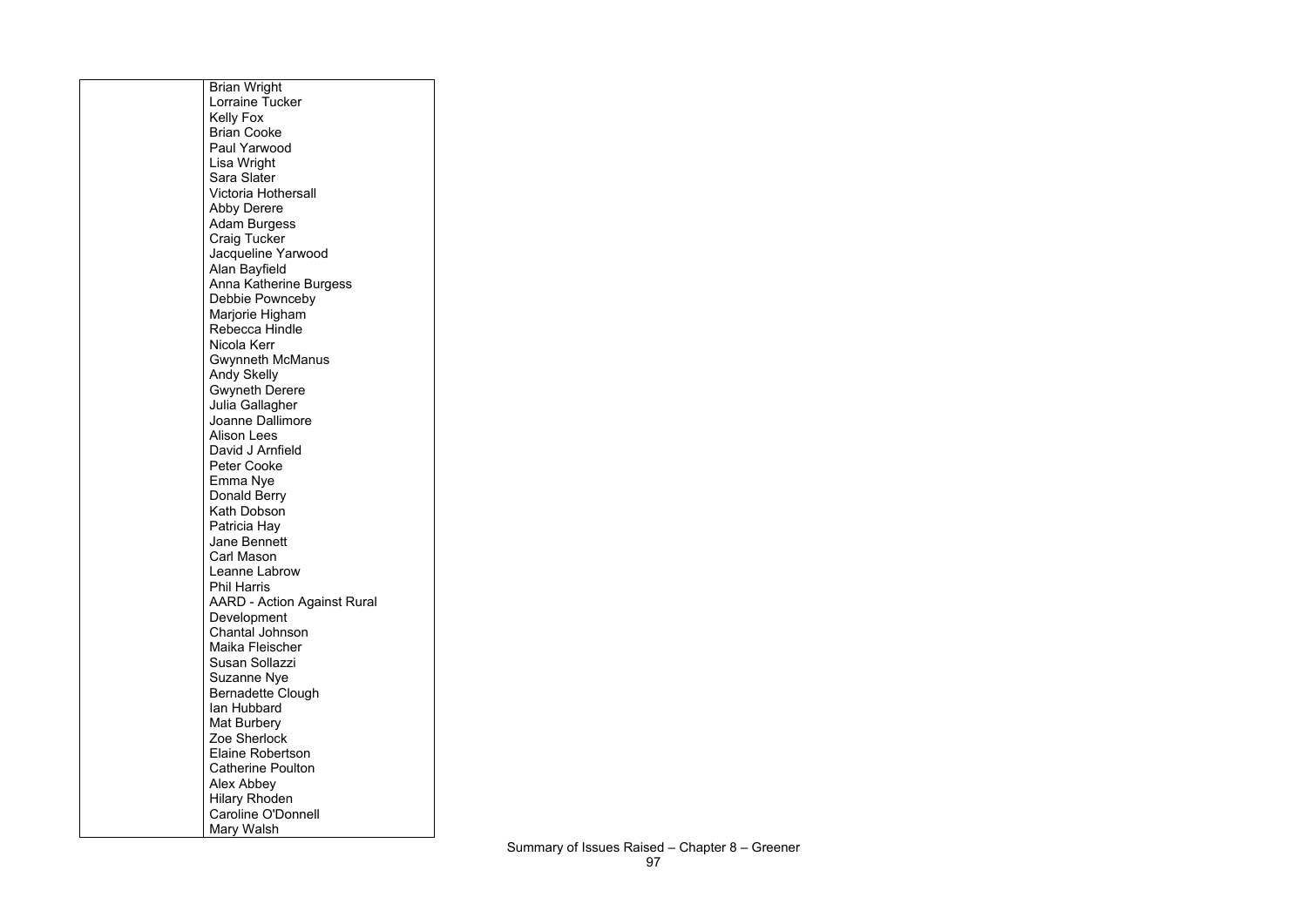| | |
|---|---|
| | Brian Wright<br>Lorraine Tucker<br>Kelly Fox<br>Brian Cooke<br>Paul Yarwood<br>Lisa Wright<br>Sara Slater<br>Victoria Hothersall<br>Abby Derere<br>Adam Burgess<br>Craig Tucker<br>Jacqueline Yarwood<br>Alan Bayfield<br>Anna Katherine Burgess<br>Debbie Pownceby<br>Marjorie Higham<br>Rebecca Hindle<br>Nicola Kerr<br>Gwynneth McManus<br>Andy Skelly<br>Gwyneth Derere<br>Julia Gallagher<br>Joanne Dallimore<br>Alison Lees<br>David J Arnfield<br>Peter Cooke<br>Emma Nye<br>Donald Berry<br>Kath Dobson<br>Patricia Hay<br>Jane Bennett<br>Carl Mason<br>Leanne Labrow<br>Phil Harris<br>AARD - Action Against Rural Development<br>Chantal Johnson<br>Maika Fleischer<br>Susan Sollazzi<br>Suzanne Nye<br>Bernadette Clough<br>Ian Hubbard<br>Mat Burbery<br>Zoe Sherlock<br>Elaine Robertson<br>Catherine Poulton<br>Alex Abbey<br>Hilary Rhoden<br>Caroline O'Donnell<br>Mary Walsh |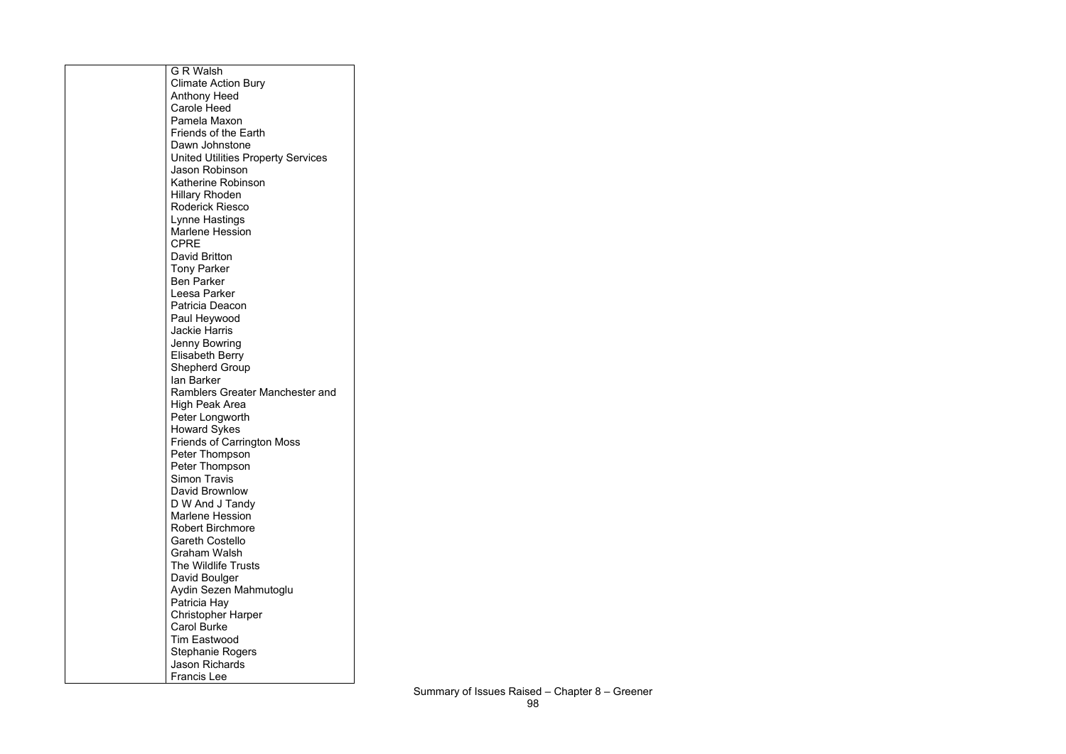|  | G R Walsh<br>Climate Action Bury<br>Anthony Heed<br>Carole Heed<br>Pamela Maxon<br>Friends of the Earth<br>Dawn Johnstone<br>United Utilities Property Services<br>Jason Robinson<br>Katherine Robinson<br>Hillary Rhoden<br>Roderick Riesco<br>Lynne Hastings<br>Marlene Hession<br>CPRE<br>David Britton<br>Tony Parker<br>Ben Parker<br>Leesa Parker<br>Patricia Deacon<br>Paul Heywood<br>Jackie Harris<br>Jenny Bowring<br>Elisabeth Berry<br>Shepherd Group<br>Ian Barker<br>Ramblers Greater Manchester and High Peak Area<br>Peter Longworth<br>Howard Sykes<br>Friends of Carrington Moss<br>Peter Thompson<br>Peter Thompson<br>Simon Travis<br>David Brownlow<br>D W And J Tandy<br>Marlene Hession<br>Robert Birchmore<br>Gareth Costello<br>Graham Walsh<br>The Wildlife Trusts<br>David Boulger<br>Aydin Sezen Mahmutoglu<br>Patricia Hay<br>Christopher Harper<br>Carol Burke<br>Tim Eastwood<br>Stephanie Rogers<br>Jason Richards<br>Francis Lee |
|---|---|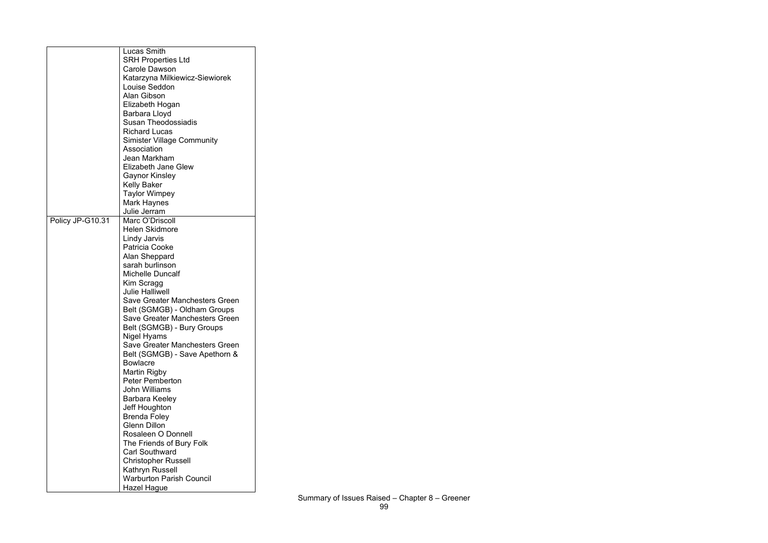| | |
|---|---|
| | Lucas Smith<br>SRH Properties Ltd<br>Carole Dawson<br>Katarzyna Milkiewicz-Siewiorek<br>Louise Seddon<br>Alan Gibson<br>Elizabeth Hogan<br>Barbara Lloyd<br>Susan Theodossiadis<br>Richard Lucas<br>Simister Village Community Association<br>Jean Markham<br>Elizabeth Jane Glew<br>Gaynor Kinsley<br>Kelly Baker<br>Taylor Wimpey<br>Mark Haynes<br>Julie Jerram |
| Policy JP-G10.31 | Marc O'Driscoll<br>Helen Skidmore<br>Lindy Jarvis<br>Patricia Cooke<br>Alan Sheppard<br>sarah burlinson<br>Michelle Duncalf<br>Kim Scragg<br>Julie Halliwell<br>Save Greater Manchesters Green Belt (SGMGB) - Oldham Groups<br>Save Greater Manchesters Green Belt (SGMGB) - Bury Groups<br>Nigel Hyams<br>Save Greater Manchesters Green Belt (SGMGB) - Save Apethorn & Bowlacre<br>Martin Rigby<br>Peter Pemberton<br>John Williams<br>Barbara Keeley<br>Jeff Houghton<br>Brenda Foley<br>Glenn Dillon<br>Rosaleen O Donnell<br>The Friends of Bury Folk<br>Carl Southward<br>Christopher Russell<br>Kathryn Russell<br>Warburton Parish Council<br>Hazel Hague |

Summary of Issues Raised – Chapter 8 – Greener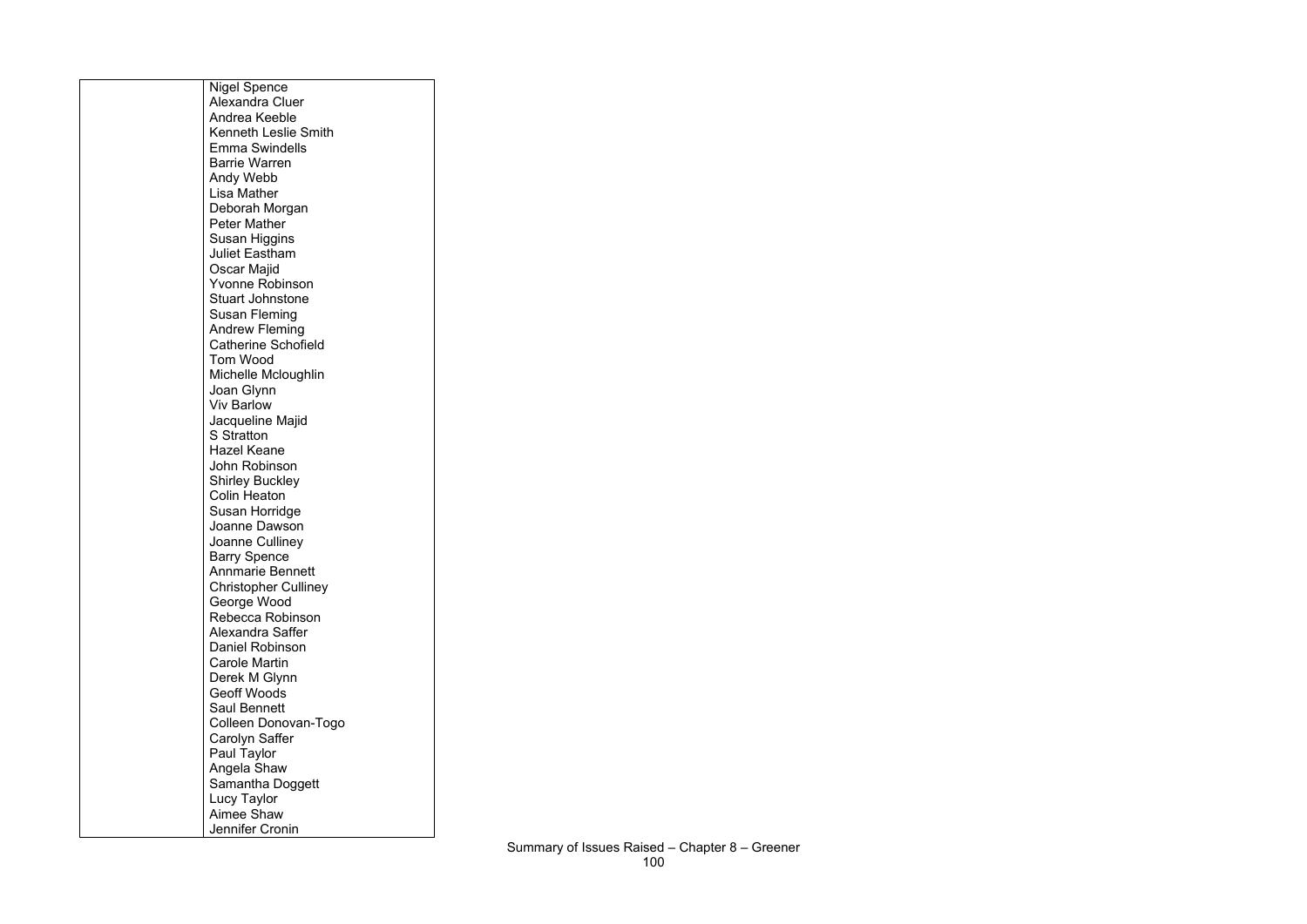| | |
|---|---|
| | Nigel Spence<br>Alexandra Cluer<br>Andrea Keeble<br>Kenneth Leslie Smith<br>Emma Swindells<br>Barrie Warren<br>Andy Webb<br>Lisa Mather<br>Deborah Morgan<br>Peter Mather<br>Susan Higgins<br>Juliet Eastham<br>Oscar Majid<br>Yvonne Robinson<br>Stuart Johnstone<br>Susan Fleming<br>Andrew Fleming<br>Catherine Schofield<br>Tom Wood<br>Michelle Mcloughlin<br>Joan Glynn<br>Viv Barlow<br>Jacqueline Majid<br>S Stratton<br>Hazel Keane<br>John Robinson<br>Shirley Buckley<br>Colin Heaton<br>Susan Horridge<br>Joanne Dawson<br>Joanne Culliney<br>Barry Spence<br>Annmarie Bennett<br>Christopher Culliney<br>George Wood<br>Rebecca Robinson<br>Alexandra Saffer<br>Daniel Robinson<br>Carole Martin<br>Derek M Glynn<br>Geoff Woods<br>Saul Bennett<br>Colleen Donovan-Togo<br>Carolyn Saffer<br>Paul Taylor<br>Angela Shaw<br>Samantha Doggett<br>Lucy Taylor<br>Aimee Shaw<br>Jennifer Cronin |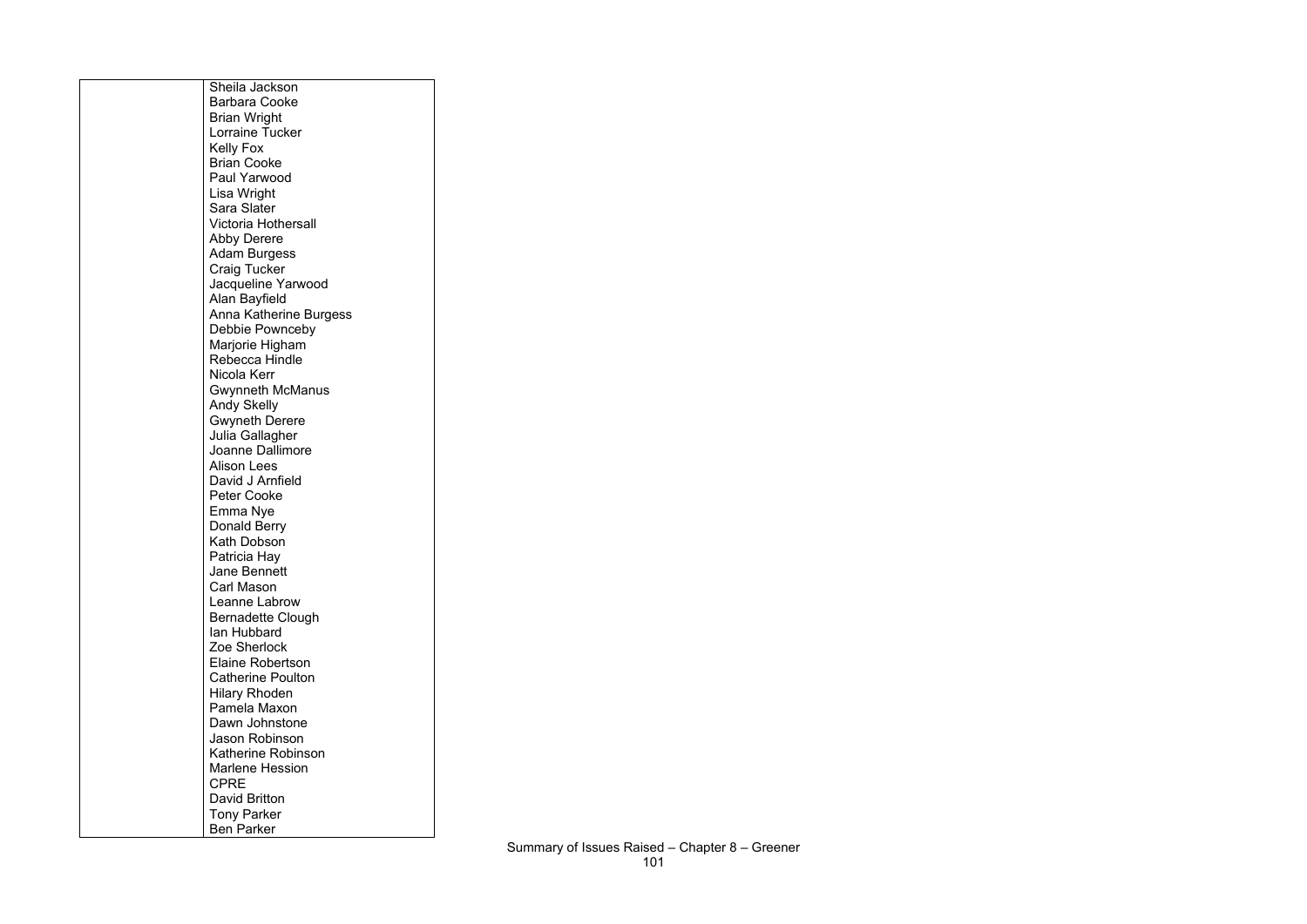|  | Sheila Jackson<br>Barbara Cooke<br>Brian Wright<br>Lorraine Tucker<br>Kelly Fox<br>Brian Cooke<br>Paul Yarwood<br>Lisa Wright<br>Sara Slater<br>Victoria Hothersall<br>Abby Derere<br>Adam Burgess<br>Craig Tucker<br>Jacqueline Yarwood<br>Alan Bayfield<br>Anna Katherine Burgess<br>Debbie Pownceby<br>Marjorie Higham<br>Rebecca Hindle<br>Nicola Kerr<br>Gwynneth McManus<br>Andy Skelly<br>Gwyneth Derere<br>Julia Gallagher<br>Joanne Dallimore<br>Alison Lees<br>David J Arnfield<br>Peter Cooke<br>Emma Nye<br>Donald Berry<br>Kath Dobson<br>Patricia Hay<br>Jane Bennett<br>Carl Mason<br>Leanne Labrow<br>Bernadette Clough<br>Ian Hubbard<br>Zoe Sherlock<br>Elaine Robertson<br>Catherine Poulton<br>Hilary Rhoden<br>Pamela Maxon<br>Dawn Johnstone<br>Jason Robinson<br>Katherine Robinson<br>Marlene Hession<br>CPRE<br>David Britton<br>Tony Parker<br>Ben Parker |
|---|---|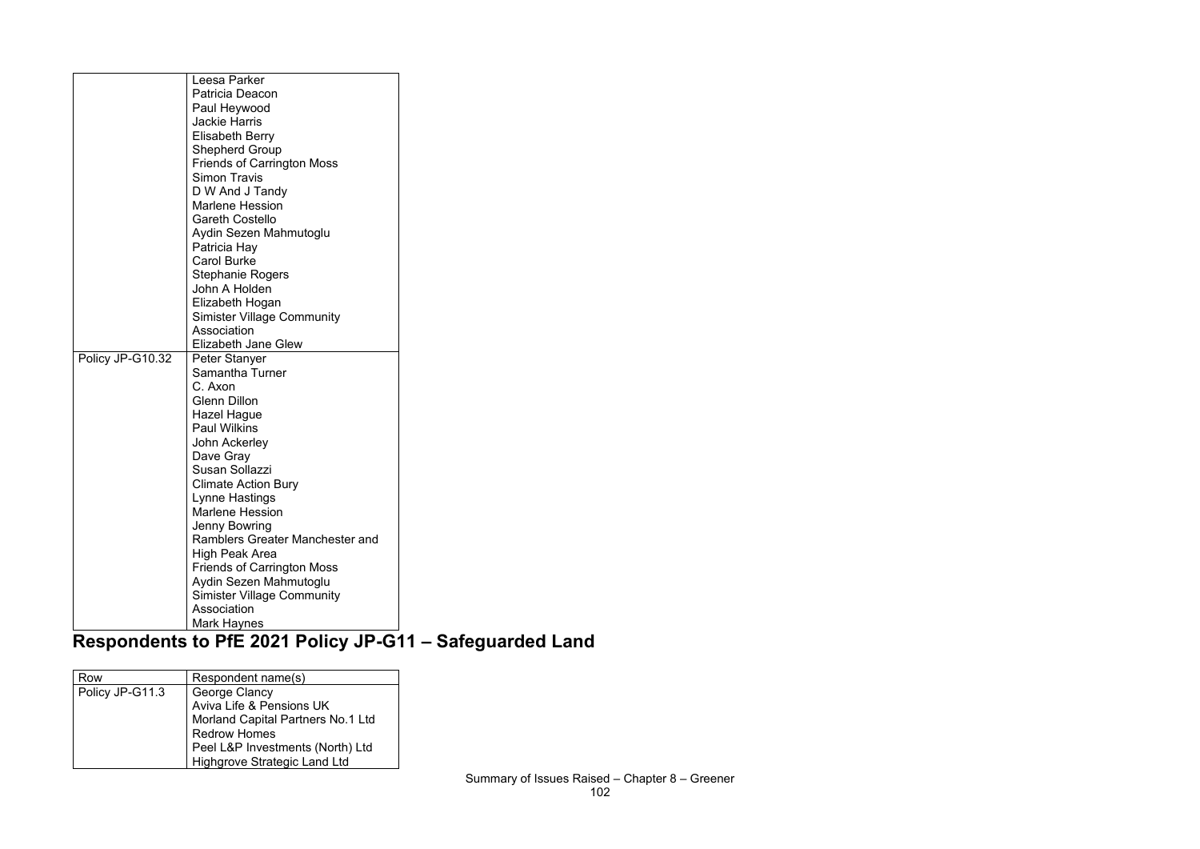| | |
|---|---|
| | Leesa Parker<br>Patricia Deacon<br>Paul Heywood<br>Jackie Harris<br>Elisabeth Berry<br>Shepherd Group<br>Friends of Carrington Moss<br>Simon Travis<br>D W And J Tandy<br>Marlene Hession<br>Gareth Costello<br>Aydin Sezen Mahmutoglu<br>Patricia Hay<br>Carol Burke<br>Stephanie Rogers<br>John A Holden<br>Elizabeth Hogan<br>Simister Village Community Association<br>Elizabeth Jane Glew |
| Policy JP-G10.32 | Peter Stanyer<br>Samantha Turner<br>C. Axon<br>Glenn Dillon<br>Hazel Hague<br>Paul Wilkins<br>John Ackerley<br>Dave Gray<br>Susan Sollazzi<br>Climate Action Bury<br>Lynne Hastings<br>Marlene Hession<br>Jenny Bowring<br>Ramblers Greater Manchester and High Peak Area<br>Friends of Carrington Moss<br>Aydin Sezen Mahmutoglu<br>Simister Village Community Association<br>Mark Haynes |

## Respondents to PfE 2021 Policy JP-G11 – Safeguarded Land

| Row | Respondent name(s) |
|---|---|
| Policy JP-G11.3 | George Clancy<br>Aviva Life & Pensions UK<br>Morland Capital Partners No.1 Ltd<br>Redrow Homes<br>Peel L&P Investments (North) Ltd<br>Highgrove Strategic Land Ltd |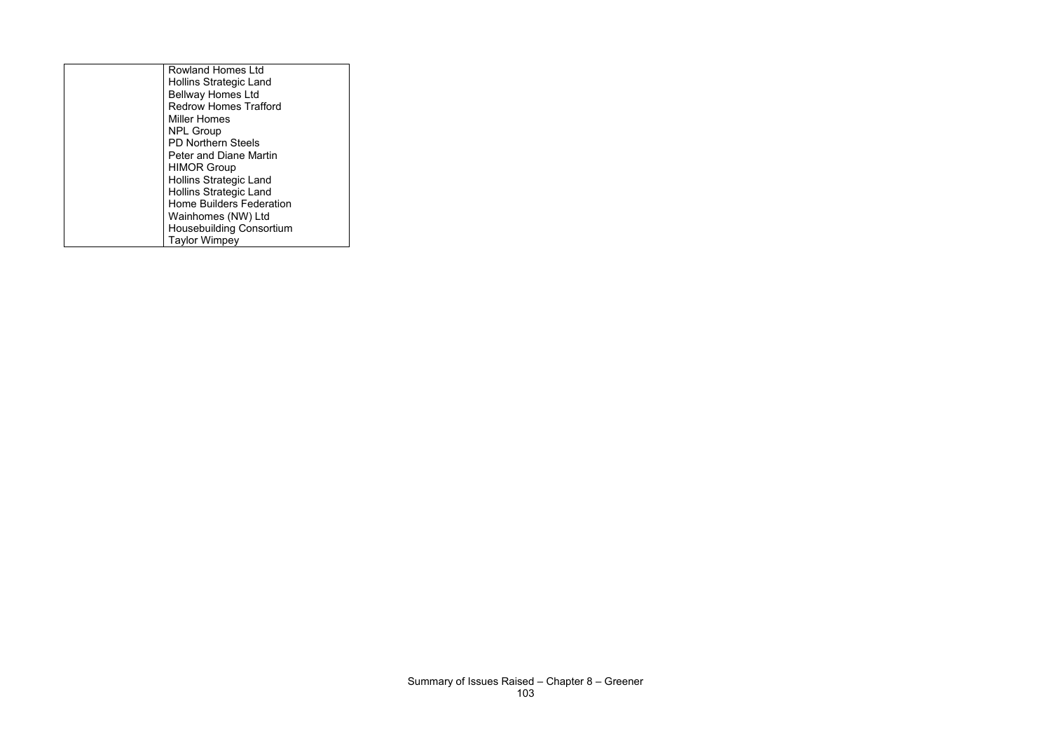| | |
|---|---|
| | Rowland Homes Ltd<br>Hollins Strategic Land<br>Bellway Homes Ltd<br>Redrow Homes Trafford<br>Miller Homes<br>NPL Group<br>PD Northern Steels<br>Peter and Diane Martin<br>HIMOR Group<br>Hollins Strategic Land<br>Hollins Strategic Land<br>Home Builders Federation<br>Wainhomes (NW) Ltd<br>Housebuilding Consortium<br>Taylor Wimpey |